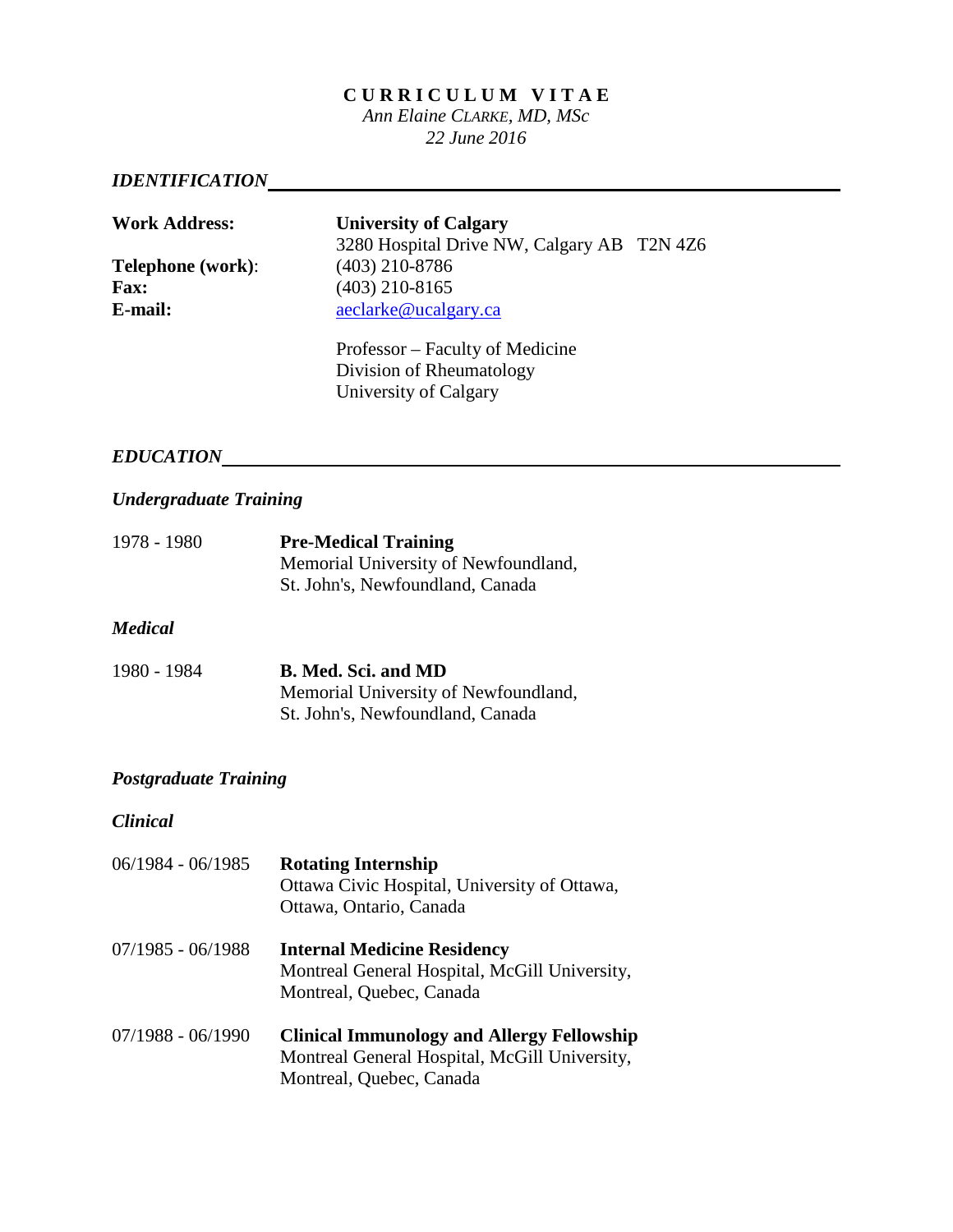# CURRICULUM VITAE

*Ann Elaine CLARKE, MD, MSc*

*22 June 2016*

## *IDENTIFICATION*

**Work Address:** **University of Calgary**
3280 Hospital Drive NW, Calgary AB T2N 4Z6

**Telephone (work)**: (403) 210-8786

**Fax:** (403) 210-8165

**E-mail:** aeclarke@ucalgary.ca

Professor – Faculty of Medicine
Division of Rheumatology
University of Calgary

## *EDUCATION*

### *Undergraduate Training*

1978 - 1980 **Pre-Medical Training**
Memorial University of Newfoundland,
St. John's, Newfoundland, Canada

### *Medical*

1980 - 1984 **B. Med. Sci. and MD**
Memorial University of Newfoundland,
St. John's, Newfoundland, Canada

### *Postgraduate Training*

### *Clinical*

06/1984 - 06/1985 **Rotating Internship**
Ottawa Civic Hospital, University of Ottawa,
Ottawa, Ontario, Canada

07/1985 - 06/1988 **Internal Medicine Residency**
Montreal General Hospital, McGill University,
Montreal, Quebec, Canada

07/1988 - 06/1990 **Clinical Immunology and Allergy Fellowship**
Montreal General Hospital, McGill University,
Montreal, Quebec, Canada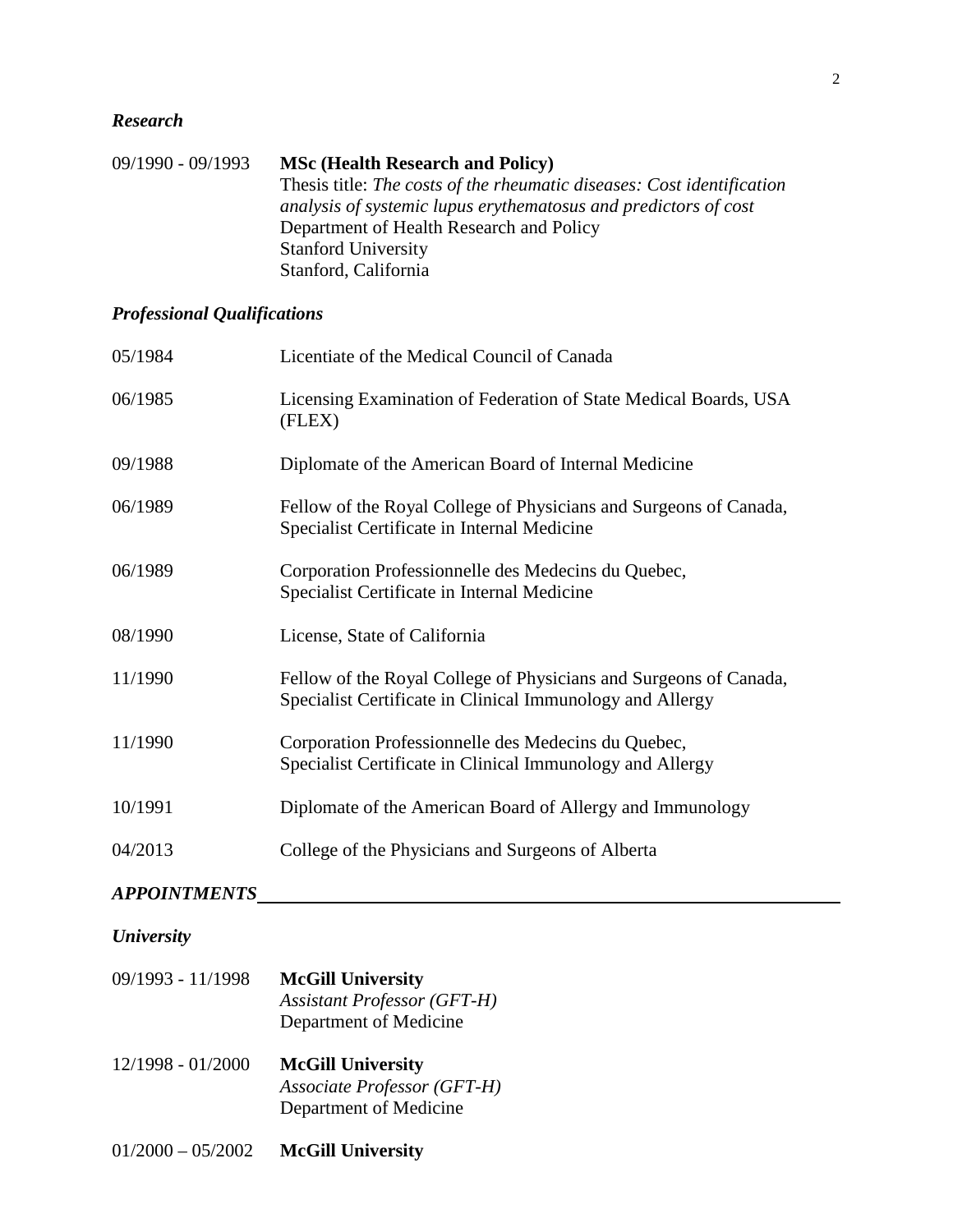### *Research*

09/1990 - 09/1993 **MSc (Health Research and Policy)**
Thesis title: *The costs of the rheumatic diseases: Cost identification analysis of systemic lupus erythematosus and predictors of cost*
Department of Health Research and Policy
Stanford University
Stanford, California

### *Professional Qualifications*

| | |
|---|---|
| 05/1984 | Licentiate of the Medical Council of Canada |
| 06/1985 | Licensing Examination of Federation of State Medical Boards, USA (FLEX) |
| 09/1988 | Diplomate of the American Board of Internal Medicine |
| 06/1989 | Fellow of the Royal College of Physicians and Surgeons of Canada, Specialist Certificate in Internal Medicine |
| 06/1989 | Corporation Professionnelle des Medecins du Quebec, Specialist Certificate in Internal Medicine |
| 08/1990 | License, State of California |
| 11/1990 | Fellow of the Royal College of Physicians and Surgeons of Canada, Specialist Certificate in Clinical Immunology and Allergy |
| 11/1990 | Corporation Professionnelle des Medecins du Quebec, Specialist Certificate in Clinical Immunology and Allergy |
| 10/1991 | Diplomate of the American Board of Allergy and Immunology |
| 04/2013 | College of the Physicians and Surgeons of Alberta |

## *APPOINTMENTS*

### *University*

09/1993 - 11/1998 **McGill University**
*Assistant Professor (GFT-H)*
Department of Medicine

12/1998 - 01/2000 **McGill University**
*Associate Professor (GFT-H)*
Department of Medicine

01/2000 – 05/2002 **McGill University**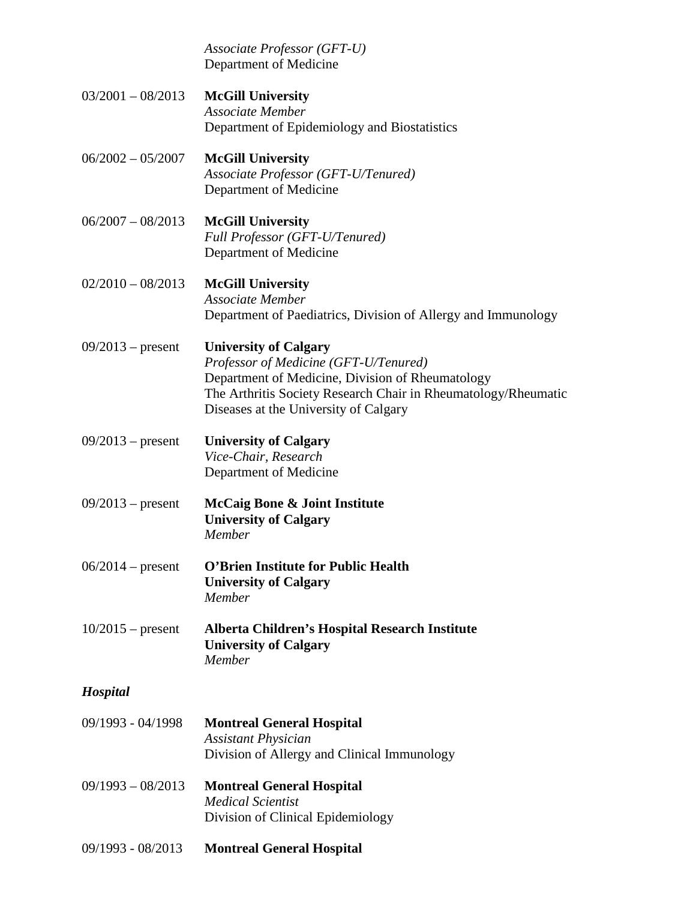*Associate Professor (GFT-U)*
Department of Medicine

03/2001 – 08/2013 **McGill University**
*Associate Member*
Department of Epidemiology and Biostatistics

06/2002 – 05/2007 **McGill University**
*Associate Professor (GFT-U/Tenured)*
Department of Medicine

06/2007 – 08/2013 **McGill University**
*Full Professor (GFT-U/Tenured)*
Department of Medicine

02/2010 – 08/2013 **McGill University**
*Associate Member*
Department of Paediatrics, Division of Allergy and Immunology

09/2013 – present **University of Calgary**
*Professor of Medicine (GFT-U/Tenured)*
Department of Medicine, Division of Rheumatology
The Arthritis Society Research Chair in Rheumatology/Rheumatic Diseases at the University of Calgary

09/2013 – present **University of Calgary**
*Vice-Chair, Research*
Department of Medicine

09/2013 – present **McCaig Bone & Joint Institute**
**University of Calgary**
*Member*

06/2014 – present **O'Brien Institute for Public Health**
**University of Calgary**
*Member*

10/2015 – present **Alberta Children's Hospital Research Institute**
**University of Calgary**
*Member*

### *Hospital*

09/1993 - 04/1998 **Montreal General Hospital**
*Assistant Physician*
Division of Allergy and Clinical Immunology

09/1993 – 08/2013 **Montreal General Hospital**
*Medical Scientist*
Division of Clinical Epidemiology

09/1993 - 08/2013 **Montreal General Hospital**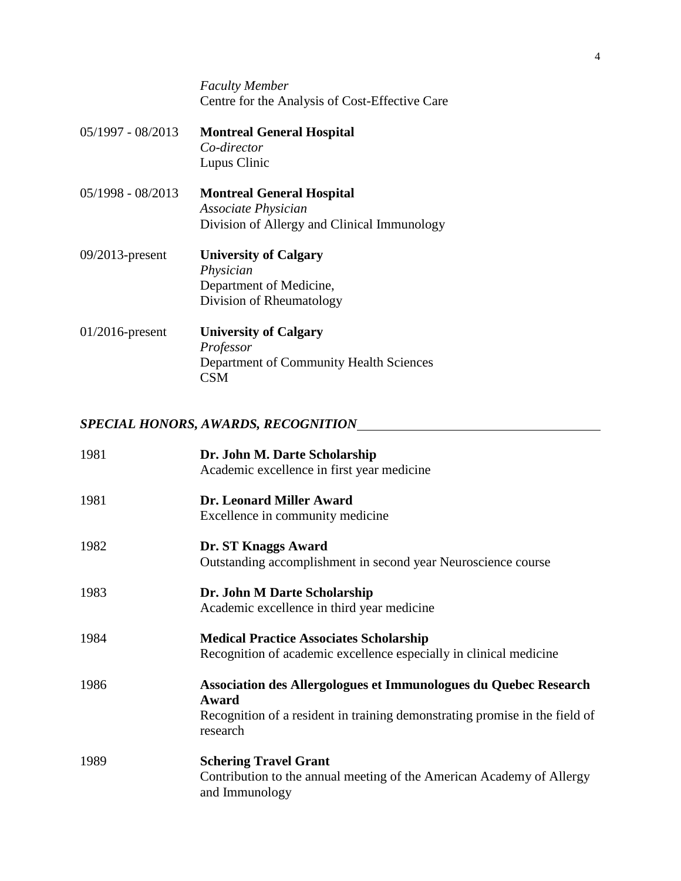*Faculty Member*
Centre for the Analysis of Cost-Effective Care

05/1997 - 08/2013 **Montreal General Hospital**
*Co-director*
Lupus Clinic

05/1998 - 08/2013 **Montreal General Hospital**
*Associate Physician*
Division of Allergy and Clinical Immunology

09/2013-present **University of Calgary**
*Physician*
Department of Medicine,
Division of Rheumatology

01/2016-present **University of Calgary**
*Professor*
Department of Community Health Sciences
CSM

## *SPECIAL HONORS, AWARDS, RECOGNITION*

1981 **Dr. John M. Darte Scholarship**
Academic excellence in first year medicine

1981 **Dr. Leonard Miller Award**
Excellence in community medicine

1982 **Dr. ST Knaggs Award**
Outstanding accomplishment in second year Neuroscience course

1983 **Dr. John M Darte Scholarship**
Academic excellence in third year medicine

1984 **Medical Practice Associates Scholarship**
Recognition of academic excellence especially in clinical medicine

1986 **Association des Allergologues et Immunologues du Quebec Research Award**
Recognition of a resident in training demonstrating promise in the field of research

1989 **Schering Travel Grant**
Contribution to the annual meeting of the American Academy of Allergy and Immunology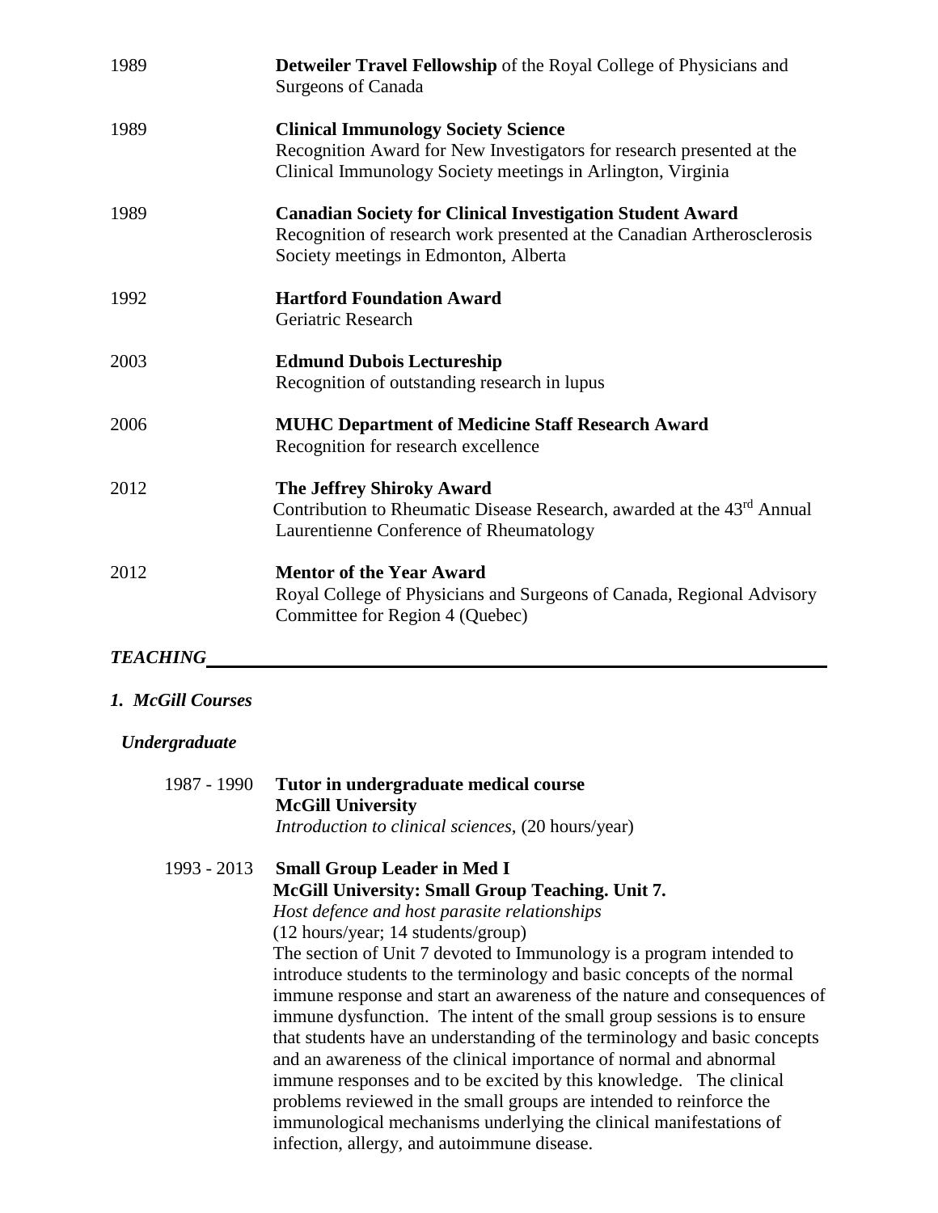1989 **Detweiler Travel Fellowship** of the Royal College of Physicians and Surgeons of Canada

1989 **Clinical Immunology Society Science**
Recognition Award for New Investigators for research presented at the Clinical Immunology Society meetings in Arlington, Virginia

1989 **Canadian Society for Clinical Investigation Student Award**
Recognition of research work presented at the Canadian Artherosclerosis Society meetings in Edmonton, Alberta

1992 **Hartford Foundation Award**
Geriatric Research

2003 **Edmund Dubois Lectureship**
Recognition of outstanding research in lupus

2006 **MUHC Department of Medicine Staff Research Award**
Recognition for research excellence

2012 **The Jeffrey Shiroky Award**
Contribution to Rheumatic Disease Research, awarded at the 43rd Annual Laurentienne Conference of Rheumatology

2012 **Mentor of the Year Award**
Royal College of Physicians and Surgeons of Canada, Regional Advisory Committee for Region 4 (Quebec)

## *TEACHING*

### *1. McGill Courses*

#### *Undergraduate*

1987 - 1990 **Tutor in undergraduate medical course**
**McGill University**
*Introduction to clinical sciences*, (20 hours/year)

1993 - 2013 **Small Group Leader in Med I**
**McGill University: Small Group Teaching. Unit 7.**
*Host defence and host parasite relationships*
(12 hours/year; 14 students/group)
The section of Unit 7 devoted to Immunology is a program intended to introduce students to the terminology and basic concepts of the normal immune response and start an awareness of the nature and consequences of immune dysfunction. The intent of the small group sessions is to ensure that students have an understanding of the terminology and basic concepts and an awareness of the clinical importance of normal and abnormal immune responses and to be excited by this knowledge. The clinical problems reviewed in the small groups are intended to reinforce the immunological mechanisms underlying the clinical manifestations of infection, allergy, and autoimmune disease.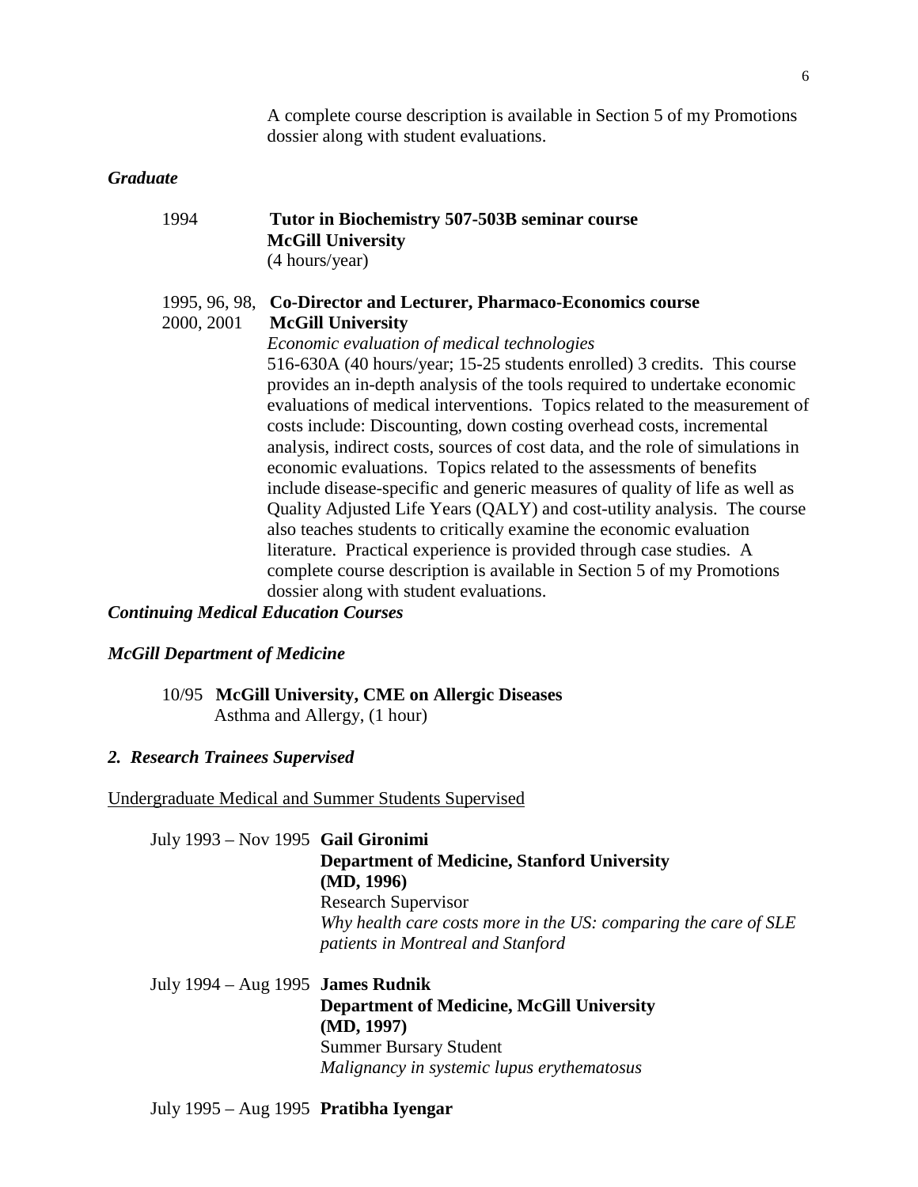A complete course description is available in Section 5 of my Promotions dossier along with student evaluations.

### *Graduate*

1994 **Tutor in Biochemistry 507-503B seminar course**
**McGill University**
(4 hours/year)

1995, 96, 98, 2000, 2001 **Co-Director and Lecturer, Pharmaco-Economics course**
**McGill University**
*Economic evaluation of medical technologies*
516-630A (40 hours/year; 15-25 students enrolled) 3 credits. This course provides an in-depth analysis of the tools required to undertake economic evaluations of medical interventions. Topics related to the measurement of costs include: Discounting, down costing overhead costs, incremental analysis, indirect costs, sources of cost data, and the role of simulations in economic evaluations. Topics related to the assessments of benefits include disease-specific and generic measures of quality of life as well as Quality Adjusted Life Years (QALY) and cost-utility analysis. The course also teaches students to critically examine the economic evaluation literature. Practical experience is provided through case studies. A complete course description is available in Section 5 of my Promotions dossier along with student evaluations.

### *Continuing Medical Education Courses*

### *McGill Department of Medicine*

10/95 **McGill University, CME on Allergic Diseases**
Asthma and Allergy, (1 hour)

## *2. Research Trainees Supervised*

Undergraduate Medical and Summer Students Supervised

July 1993 – Nov 1995 **Gail Gironimi**
**Department of Medicine, Stanford University**
**(MD, 1996)**
Research Supervisor
*Why health care costs more in the US: comparing the care of SLE patients in Montreal and Stanford*

July 1994 – Aug 1995 **James Rudnik**
**Department of Medicine, McGill University**
**(MD, 1997)**
Summer Bursary Student
*Malignancy in systemic lupus erythematosus*

July 1995 – Aug 1995 **Pratibha Iyengar**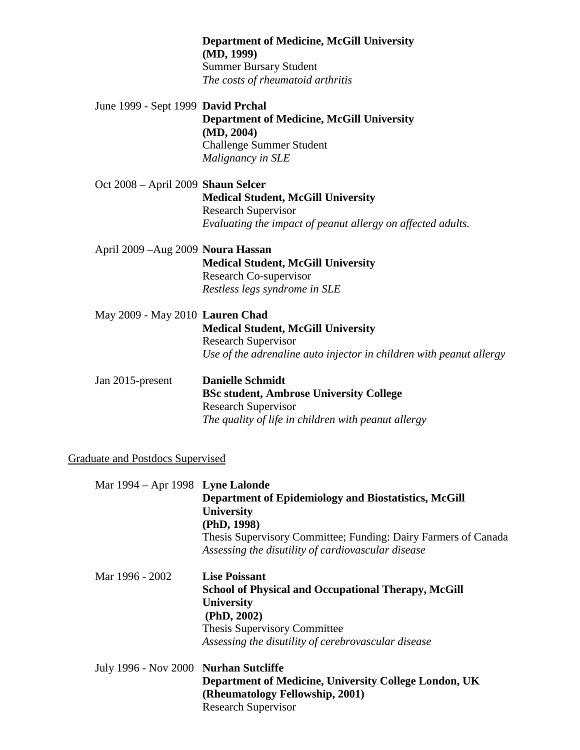**Department of Medicine, McGill University**
**(MD, 1999)**
Summer Bursary Student
*The costs of rheumatoid arthritis*

June 1999 - Sept 1999 **David Prchal**
**Department of Medicine, McGill University**
**(MD, 2004)**
Challenge Summer Student
*Malignancy in SLE*

Oct 2008 – April 2009 **Shaun Selcer**
**Medical Student, McGill University**
Research Supervisor
*Evaluating the impact of peanut allergy on affected adults.*

April 2009 –Aug 2009 **Noura Hassan**
**Medical Student, McGill University**
Research Co-supervisor
*Restless legs syndrome in SLE*

May 2009 - May 2010 **Lauren Chad**
**Medical Student, McGill University**
Research Supervisor
*Use of the adrenaline auto injector in children with peanut allergy*

Jan 2015-present **Danielle Schmidt**
**BSc student, Ambrose University College**
Research Supervisor
*The quality of life in children with peanut allergy*

Graduate and Postdocs Supervised

Mar 1994 – Apr 1998 **Lyne Lalonde**
**Department of Epidemiology and Biostatistics, McGill University**
**(PhD, 1998)**
Thesis Supervisory Committee; Funding: Dairy Farmers of Canada
*Assessing the disutility of cardiovascular disease*

Mar 1996 - 2002 **Lise Poissant**
**School of Physical and Occupational Therapy, McGill University**
**(PhD, 2002)**
Thesis Supervisory Committee
*Assessing the disutility of cerebrovascular disease*

July 1996 - Nov 2000 **Nurhan Sutcliffe**
**Department of Medicine, University College London, UK**
**(Rheumatology Fellowship, 2001)**
Research Supervisor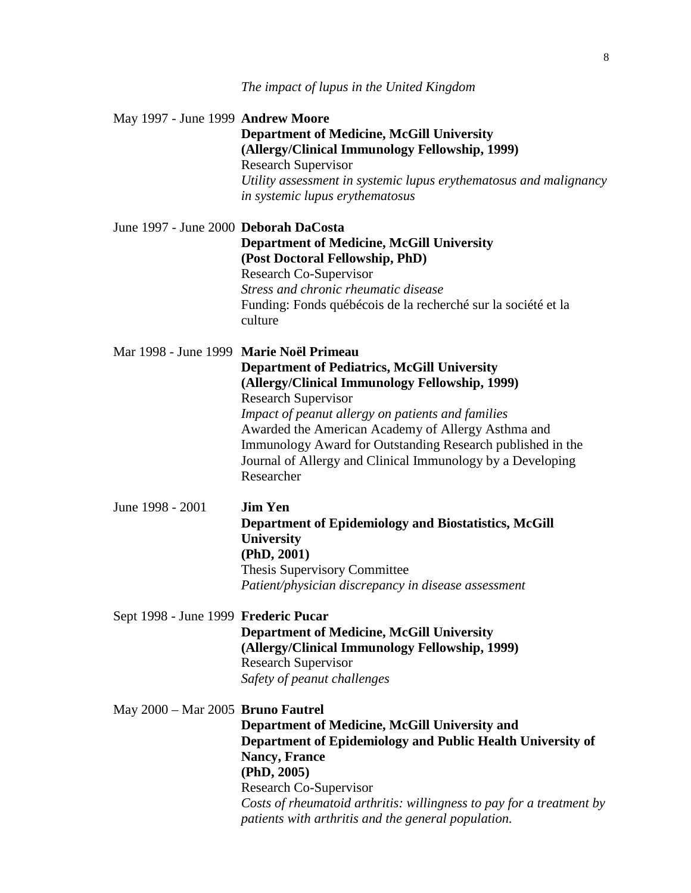*The impact of lupus in the United Kingdom*

May 1997 - June 1999 **Andrew Moore**
**Department of Medicine, McGill University**
**(Allergy/Clinical Immunology Fellowship, 1999)**
Research Supervisor
*Utility assessment in systemic lupus erythematosus and malignancy in systemic lupus erythematosus*

June 1997 - June 2000 **Deborah DaCosta**
**Department of Medicine, McGill University**
**(Post Doctoral Fellowship, PhD)**
Research Co-Supervisor
*Stress and chronic rheumatic disease*
Funding: Fonds québécois de la recherché sur la société et la culture

Mar 1998 - June 1999 **Marie Noël Primeau**
**Department of Pediatrics, McGill University**
**(Allergy/Clinical Immunology Fellowship, 1999)**
Research Supervisor
*Impact of peanut allergy on patients and families*
Awarded the American Academy of Allergy Asthma and Immunology Award for Outstanding Research published in the Journal of Allergy and Clinical Immunology by a Developing Researcher

June 1998 - 2001 **Jim Yen**
**Department of Epidemiology and Biostatistics, McGill University**
**(PhD, 2001)**
Thesis Supervisory Committee
*Patient/physician discrepancy in disease assessment*

Sept 1998 - June 1999 **Frederic Pucar**
**Department of Medicine, McGill University**
**(Allergy/Clinical Immunology Fellowship, 1999)**
Research Supervisor
*Safety of peanut challenges*

May 2000 – Mar 2005 **Bruno Fautrel**
**Department of Medicine, McGill University and Department of Epidemiology and Public Health University of Nancy, France**
**(PhD, 2005)**
Research Co-Supervisor
*Costs of rheumatoid arthritis: willingness to pay for a treatment by patients with arthritis and the general population.*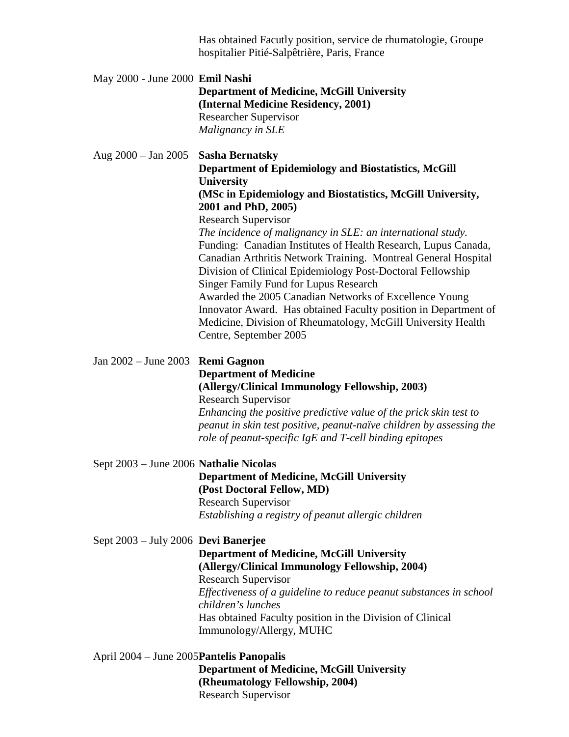Has obtained Facutly position, service de rhumatologie, Groupe hospitalier Pitié-Salpêtrière, Paris, France

May 2000 - June 2000 **Emil Nashi**
**Department of Medicine, McGill University**
**(Internal Medicine Residency, 2001)**
Researcher Supervisor
*Malignancy in SLE*

Aug 2000 – Jan 2005 **Sasha Bernatsky**
**Department of Epidemiology and Biostatistics, McGill University**
**(MSc in Epidemiology and Biostatistics, McGill University, 2001 and PhD, 2005)**
Research Supervisor
*The incidence of malignancy in SLE: an international study.*
Funding: Canadian Institutes of Health Research, Lupus Canada, Canadian Arthritis Network Training. Montreal General Hospital Division of Clinical Epidemiology Post-Doctoral Fellowship Singer Family Fund for Lupus Research
Awarded the 2005 Canadian Networks of Excellence Young Innovator Award. Has obtained Faculty position in Department of Medicine, Division of Rheumatology, McGill University Health Centre, September 2005

Jan 2002 – June 2003 **Remi Gagnon**
**Department of Medicine**
**(Allergy/Clinical Immunology Fellowship, 2003)**
Research Supervisor
*Enhancing the positive predictive value of the prick skin test to peanut in skin test positive, peanut-naïve children by assessing the role of peanut-specific IgE and T-cell binding epitopes*

Sept 2003 – June 2006 **Nathalie Nicolas**
**Department of Medicine, McGill University**
**(Post Doctoral Fellow, MD)**
Research Supervisor
*Establishing a registry of peanut allergic children*

Sept 2003 – July 2006 **Devi Banerjee**
**Department of Medicine, McGill University**
**(Allergy/Clinical Immunology Fellowship, 2004)**
Research Supervisor
*Effectiveness of a guideline to reduce peanut substances in school children's lunches*
Has obtained Faculty position in the Division of Clinical Immunology/Allergy, MUHC

April 2004 – June 2005 **Pantelis Panopalis**
**Department of Medicine, McGill University**
**(Rheumatology Fellowship, 2004)**
Research Supervisor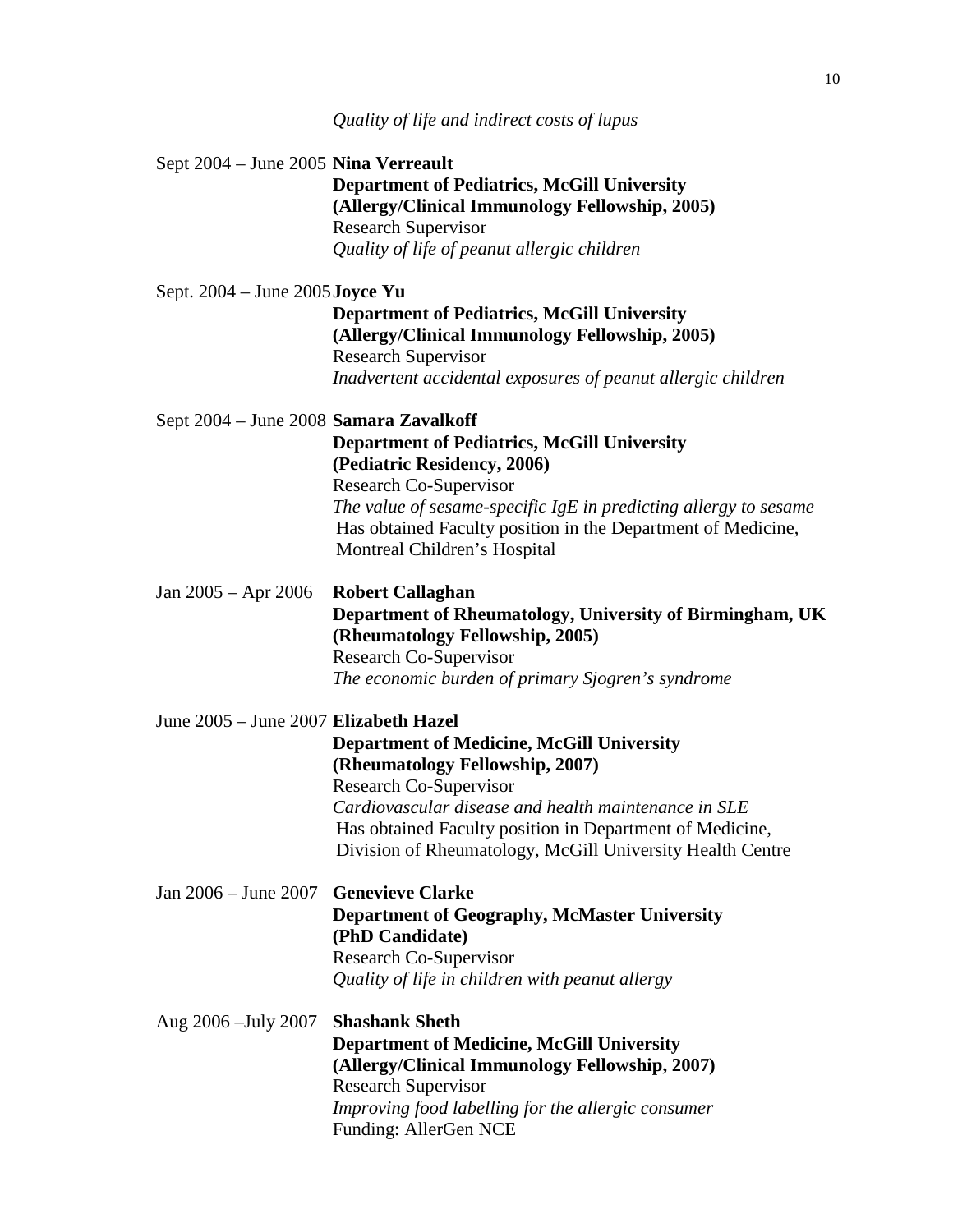*Quality of life and indirect costs of lupus*

Sept 2004 – June 2005 **Nina Verreault**
**Department of Pediatrics, McGill University**
**(Allergy/Clinical Immunology Fellowship, 2005)**
Research Supervisor
*Quality of life of peanut allergic children*

Sept. 2004 – June 2005 **Joyce Yu**
**Department of Pediatrics, McGill University**
**(Allergy/Clinical Immunology Fellowship, 2005)**
Research Supervisor
*Inadvertent accidental exposures of peanut allergic children*

Sept 2004 – June 2008 **Samara Zavalkoff**
**Department of Pediatrics, McGill University**
**(Pediatric Residency, 2006)**
Research Co-Supervisor
*The value of sesame-specific IgE in predicting allergy to sesame*
Has obtained Faculty position in the Department of Medicine, Montreal Children's Hospital

Jan 2005 – Apr 2006 **Robert Callaghan**
**Department of Rheumatology, University of Birmingham, UK**
**(Rheumatology Fellowship, 2005)**
Research Co-Supervisor
*The economic burden of primary Sjogren's syndrome*

June 2005 – June 2007 **Elizabeth Hazel**
**Department of Medicine, McGill University**
**(Rheumatology Fellowship, 2007)**
Research Co-Supervisor
*Cardiovascular disease and health maintenance in SLE*
Has obtained Faculty position in Department of Medicine, Division of Rheumatology, McGill University Health Centre

Jan 2006 – June 2007 **Genevieve Clarke**
**Department of Geography, McMaster University**
**(PhD Candidate)**
Research Co-Supervisor
*Quality of life in children with peanut allergy*

Aug 2006 –July 2007 **Shashank Sheth**
**Department of Medicine, McGill University**
**(Allergy/Clinical Immunology Fellowship, 2007)**
Research Supervisor
*Improving food labelling for the allergic consumer*
Funding: AllerGen NCE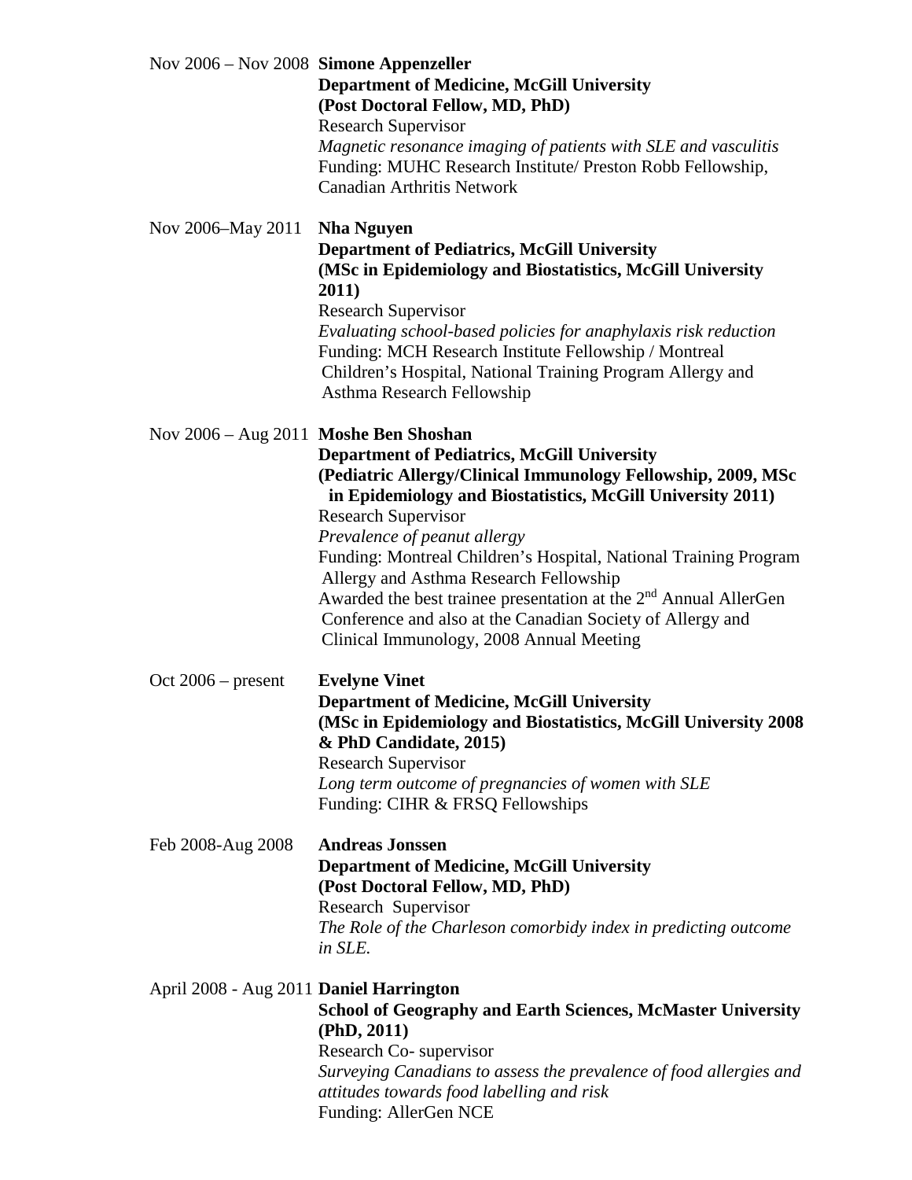Nov 2006 – Nov 2008 **Simone Appenzeller**
**Department of Medicine, McGill University**
**(Post Doctoral Fellow, MD, PhD)**
Research Supervisor
*Magnetic resonance imaging of patients with SLE and vasculitis*
Funding: MUHC Research Institute/ Preston Robb Fellowship, Canadian Arthritis Network

Nov 2006–May 2011 **Nha Nguyen**
**Department of Pediatrics, McGill University**
**(MSc in Epidemiology and Biostatistics, McGill University 2011)**
Research Supervisor
*Evaluating school-based policies for anaphylaxis risk reduction*
Funding: MCH Research Institute Fellowship / Montreal Children's Hospital, National Training Program Allergy and Asthma Research Fellowship

Nov 2006 – Aug 2011 **Moshe Ben Shoshan**
**Department of Pediatrics, McGill University**
**(Pediatric Allergy/Clinical Immunology Fellowship, 2009, MSc in Epidemiology and Biostatistics, McGill University 2011)**
Research Supervisor
*Prevalence of peanut allergy*
Funding: Montreal Children's Hospital, National Training Program Allergy and Asthma Research Fellowship
Awarded the best trainee presentation at the 2nd Annual AllerGen Conference and also at the Canadian Society of Allergy and Clinical Immunology, 2008 Annual Meeting

Oct 2006 – present **Evelyne Vinet**
**Department of Medicine, McGill University**
**(MSc in Epidemiology and Biostatistics, McGill University 2008 & PhD Candidate, 2015)**
Research Supervisor
*Long term outcome of pregnancies of women with SLE*
Funding: CIHR & FRSQ Fellowships

Feb 2008-Aug 2008 **Andreas Jonssen**
**Department of Medicine, McGill University**
**(Post Doctoral Fellow, MD, PhD)**
Research Supervisor
*The Role of the Charleson comorbidy index in predicting outcome in SLE.*

April 2008 - Aug 2011 **Daniel Harrington**
**School of Geography and Earth Sciences, McMaster University**
**(PhD, 2011)**
Research Co- supervisor
*Surveying Canadians to assess the prevalence of food allergies and attitudes towards food labelling and risk*
Funding: AllerGen NCE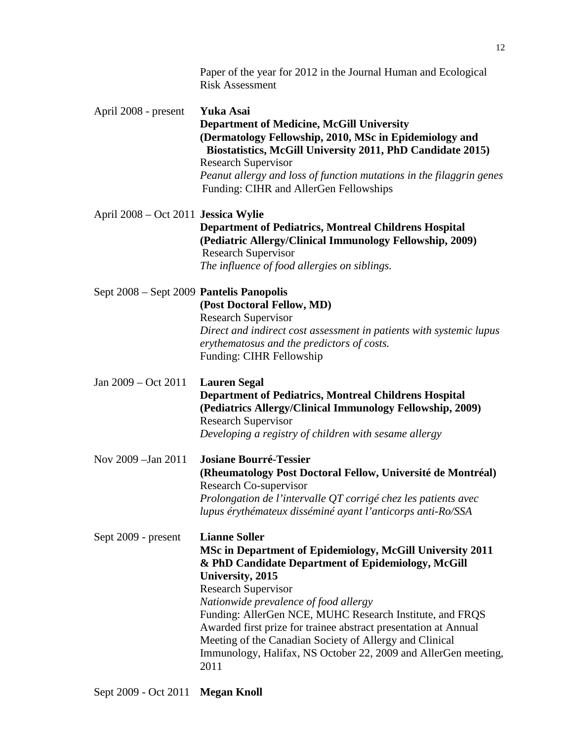Paper of the year for 2012 in the Journal Human and Ecological Risk Assessment

April 2008 - present **Yuka Asai**
**Department of Medicine, McGill University**
**(Dermatology Fellowship, 2010, MSc in Epidemiology and Biostatistics, McGill University 2011, PhD Candidate 2015)**
Research Supervisor
*Peanut allergy and loss of function mutations in the filaggrin genes*
Funding: CIHR and AllerGen Fellowships

April 2008 – Oct 2011 **Jessica Wylie**
**Department of Pediatrics, Montreal Childrens Hospital**
**(Pediatric Allergy/Clinical Immunology Fellowship, 2009)**
Research Supervisor
*The influence of food allergies on siblings.*

Sept 2008 – Sept 2009 **Pantelis Panopolis**
**(Post Doctoral Fellow, MD)**
Research Supervisor
*Direct and indirect cost assessment in patients with systemic lupus erythematosus and the predictors of costs.*
Funding: CIHR Fellowship

Jan 2009 – Oct 2011 **Lauren Segal**
**Department of Pediatrics, Montreal Childrens Hospital**
**(Pediatrics Allergy/Clinical Immunology Fellowship, 2009)**
Research Supervisor
*Developing a registry of children with sesame allergy*

Nov 2009 –Jan 2011 **Josiane Bourré-Tessier**
**(Rheumatology Post Doctoral Fellow, Université de Montréal)**
Research Co-supervisor
*Prolongation de l'intervalle QT corrigé chez les patients avec lupus érythémateux disséminé ayant l'anticorps anti-Ro/SSA*

Sept 2009 - present **Lianne Soller**
**MSc in Department of Epidemiology, McGill University 2011 & PhD Candidate Department of Epidemiology, McGill University, 2015**
Research Supervisor
*Nationwide prevalence of food allergy*
Funding: AllerGen NCE, MUHC Research Institute, and FRQS
Awarded first prize for trainee abstract presentation at Annual Meeting of the Canadian Society of Allergy and Clinical Immunology, Halifax, NS October 22, 2009 and AllerGen meeting, 2011

Sept 2009 - Oct 2011 **Megan Knoll**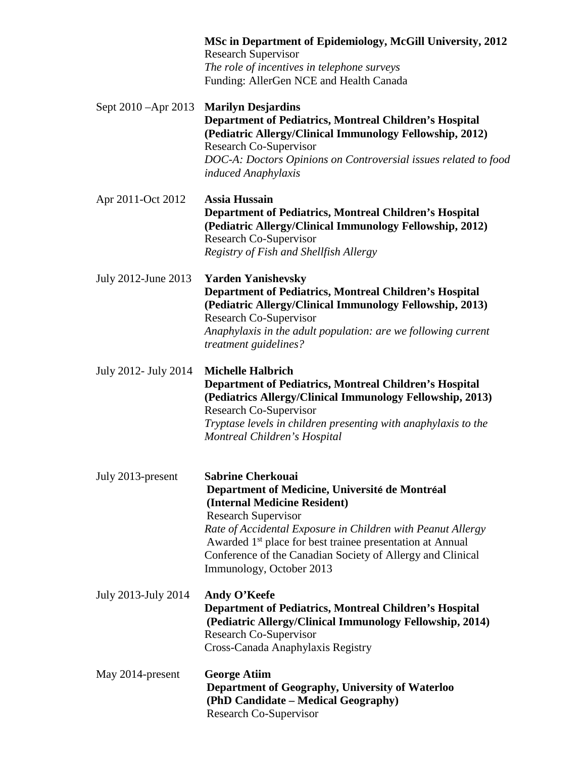**MSc in Department of Epidemiology, McGill University, 2012**
Research Supervisor
*The role of incentives in telephone surveys*
Funding: AllerGen NCE and Health Canada

Sept 2010 –Apr 2013 **Marilyn Desjardins**
**Department of Pediatrics, Montreal Children's Hospital (Pediatric Allergy/Clinical Immunology Fellowship, 2012)**
Research Co-Supervisor
*DOC-A: Doctors Opinions on Controversial issues related to food induced Anaphylaxis*

Apr 2011-Oct 2012 **Assia Hussain**
**Department of Pediatrics, Montreal Children's Hospital (Pediatric Allergy/Clinical Immunology Fellowship, 2012)**
Research Co-Supervisor
*Registry of Fish and Shellfish Allergy*

July 2012-June 2013 **Yarden Yanishevsky**
**Department of Pediatrics, Montreal Children's Hospital (Pediatric Allergy/Clinical Immunology Fellowship, 2013)**
Research Co-Supervisor
*Anaphylaxis in the adult population: are we following current treatment guidelines?*

July 2012- July 2014 **Michelle Halbrich**
**Department of Pediatrics, Montreal Children's Hospital (Pediatrics Allergy/Clinical Immunology Fellowship, 2013)**
Research Co-Supervisor
*Tryptase levels in children presenting with anaphylaxis to the Montreal Children's Hospital*

July 2013-present **Sabrine Cherkouai**
**Department of Medicine, Université de Montréal (Internal Medicine Resident)**
Research Supervisor
*Rate of Accidental Exposure in Children with Peanut Allergy*
Awarded 1st place for best trainee presentation at Annual Conference of the Canadian Society of Allergy and Clinical Immunology, October 2013

July 2013-July 2014 **Andy O'Keefe**
**Department of Pediatrics, Montreal Children's Hospital (Pediatric Allergy/Clinical Immunology Fellowship, 2014)**
Research Co-Supervisor
Cross-Canada Anaphylaxis Registry

May 2014-present **George Atiim**
**Department of Geography, University of Waterloo (PhD Candidate – Medical Geography)**
Research Co-Supervisor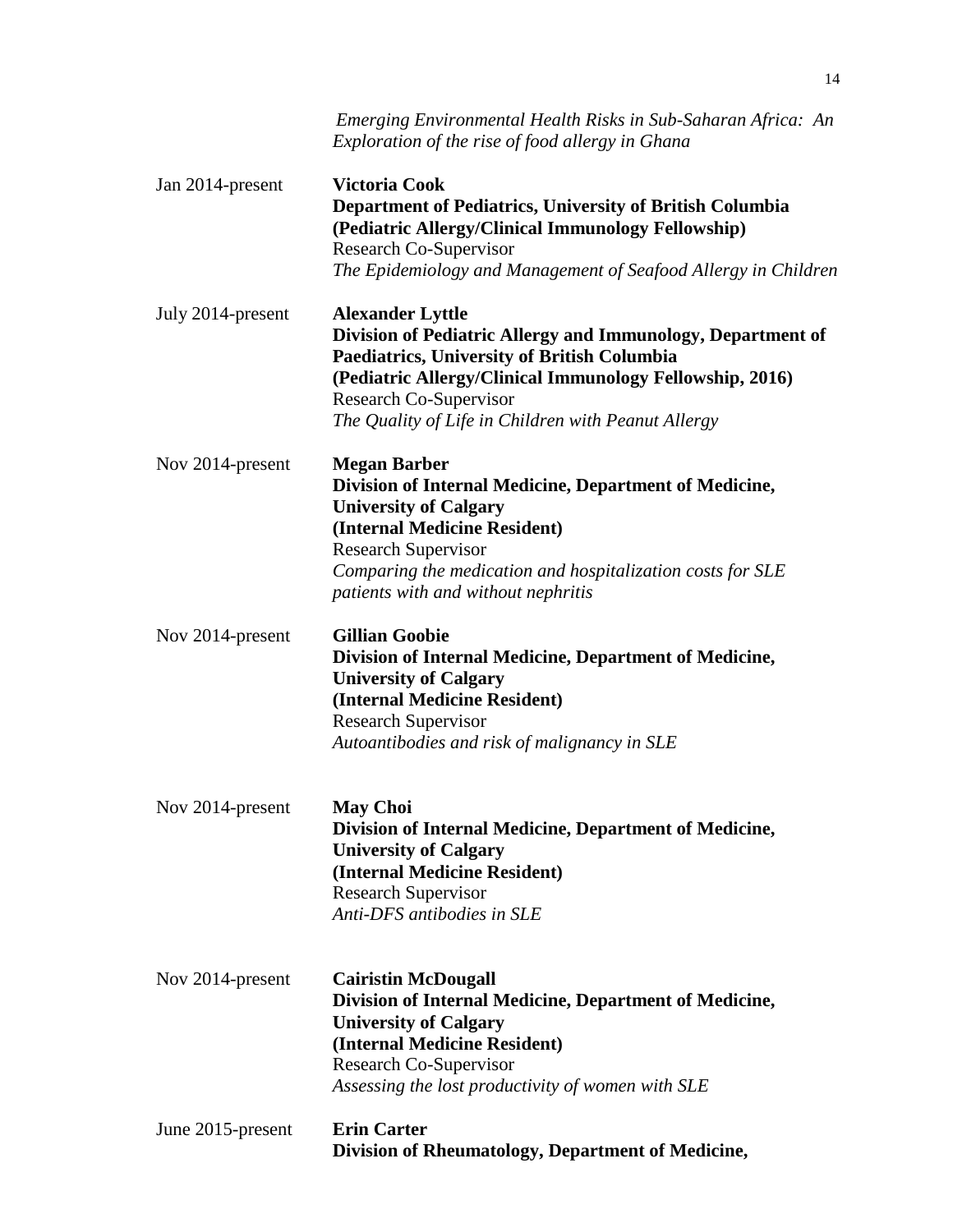*Emerging Environmental Health Risks in Sub-Saharan Africa: An Exploration of the rise of food allergy in Ghana*

Jan 2014-present **Victoria Cook**
**Department of Pediatrics, University of British Columbia**
**(Pediatric Allergy/Clinical Immunology Fellowship)**
Research Co-Supervisor
*The Epidemiology and Management of Seafood Allergy in Children*

July 2014-present **Alexander Lyttle**
**Division of Pediatric Allergy and Immunology, Department of Paediatrics, University of British Columbia**
**(Pediatric Allergy/Clinical Immunology Fellowship, 2016)**
Research Co-Supervisor
*The Quality of Life in Children with Peanut Allergy*

Nov 2014-present **Megan Barber**
**Division of Internal Medicine, Department of Medicine, University of Calgary**
**(Internal Medicine Resident)**
Research Supervisor
*Comparing the medication and hospitalization costs for SLE patients with and without nephritis*

Nov 2014-present **Gillian Goobie**
**Division of Internal Medicine, Department of Medicine, University of Calgary**
**(Internal Medicine Resident)**
Research Supervisor
*Autoantibodies and risk of malignancy in SLE*

Nov 2014-present **May Choi**
**Division of Internal Medicine, Department of Medicine, University of Calgary**
**(Internal Medicine Resident)**
Research Supervisor
*Anti-DFS antibodies in SLE*

Nov 2014-present **Cairistin McDougall**
**Division of Internal Medicine, Department of Medicine, University of Calgary**
**(Internal Medicine Resident)**
Research Co-Supervisor
*Assessing the lost productivity of women with SLE*

June 2015-present **Erin Carter**
**Division of Rheumatology, Department of Medicine,**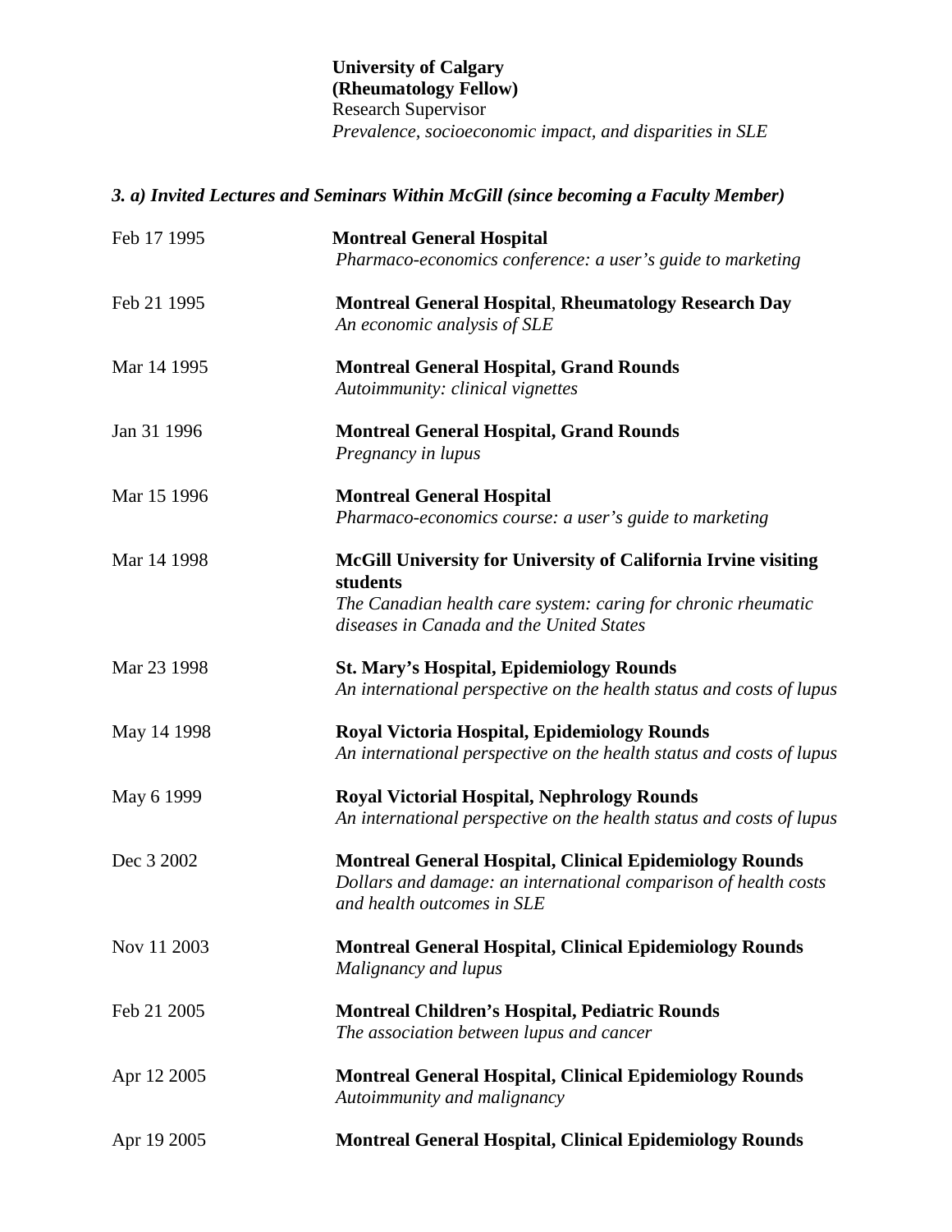**University of Calgary**
**(Rheumatology Fellow)**
Research Supervisor
*Prevalence, socioeconomic impact, and disparities in SLE*

### *3. a) Invited Lectures and Seminars Within McGill (since becoming a Faculty Member)*

| | |
|---|---|
| Feb 17 1995 | **Montreal General Hospital**<br>*Pharmaco-economics conference: a user's guide to marketing* |
| Feb 21 1995 | **Montreal General Hospital**, **Rheumatology Research Day**<br>*An economic analysis of SLE* |
| Mar 14 1995 | **Montreal General Hospital, Grand Rounds**<br>*Autoimmunity: clinical vignettes* |
| Jan 31 1996 | **Montreal General Hospital, Grand Rounds**<br>*Pregnancy in lupus* |
| Mar 15 1996 | **Montreal General Hospital**<br>*Pharmaco-economics course: a user's guide to marketing* |
| Mar 14 1998 | **McGill University for University of California Irvine visiting students**<br>*The Canadian health care system: caring for chronic rheumatic diseases in Canada and the United States* |
| Mar 23 1998 | **St. Mary's Hospital, Epidemiology Rounds**<br>*An international perspective on the health status and costs of lupus* |
| May 14 1998 | **Royal Victoria Hospital, Epidemiology Rounds**<br>*An international perspective on the health status and costs of lupus* |
| May 6 1999 | **Royal Victorial Hospital, Nephrology Rounds**<br>*An international perspective on the health status and costs of lupus* |
| Dec 3 2002 | **Montreal General Hospital, Clinical Epidemiology Rounds**<br>*Dollars and damage: an international comparison of health costs and health outcomes in SLE* |
| Nov 11 2003 | **Montreal General Hospital, Clinical Epidemiology Rounds**<br>*Malignancy and lupus* |
| Feb 21 2005 | **Montreal Children's Hospital, Pediatric Rounds**<br>*The association between lupus and cancer* |
| Apr 12 2005 | **Montreal General Hospital, Clinical Epidemiology Rounds**<br>*Autoimmunity and malignancy* |
| Apr 19 2005 | **Montreal General Hospital, Clinical Epidemiology Rounds** |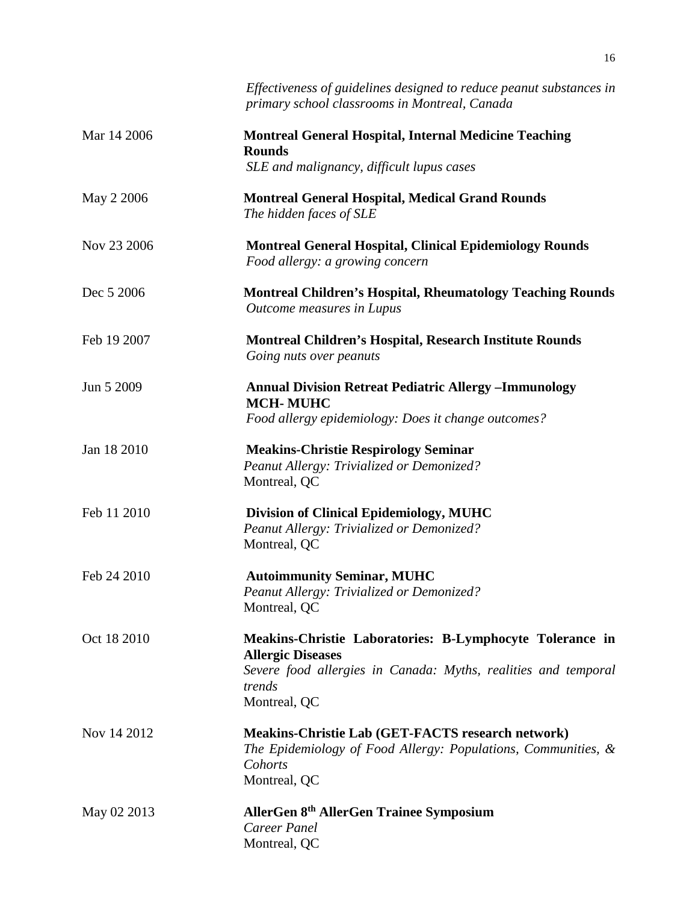*Effectiveness of guidelines designed to reduce peanut substances in primary school classrooms in Montreal, Canada*

Mar 14 2006 — **Montreal General Hospital, Internal Medicine Teaching Rounds**
*SLE and malignancy, difficult lupus cases*

May 2 2006 — **Montreal General Hospital, Medical Grand Rounds**
*The hidden faces of SLE*

Nov 23 2006 — **Montreal General Hospital, Clinical Epidemiology Rounds**
*Food allergy: a growing concern*

Dec 5 2006 — **Montreal Children's Hospital, Rheumatology Teaching Rounds**
*Outcome measures in Lupus*

Feb 19 2007 — **Montreal Children's Hospital, Research Institute Rounds**
*Going nuts over peanuts*

Jun 5 2009 — **Annual Division Retreat Pediatric Allergy –Immunology MCH- MUHC**
*Food allergy epidemiology: Does it change outcomes?*

Jan 18 2010 — **Meakins-Christie Respirology Seminar**
*Peanut Allergy: Trivialized or Demonized?*
Montreal, QC

Feb 11 2010 — **Division of Clinical Epidemiology, MUHC**
*Peanut Allergy: Trivialized or Demonized?*
Montreal, QC

Feb 24 2010 — **Autoimmunity Seminar, MUHC**
*Peanut Allergy: Trivialized or Demonized?*
Montreal, QC

Oct 18 2010 — **Meakins-Christie Laboratories: B-Lymphocyte Tolerance in Allergic Diseases**
*Severe food allergies in Canada: Myths, realities and temporal trends*
Montreal, QC

Nov 14 2012 — **Meakins-Christie Lab (GET-FACTS research network)**
*The Epidemiology of Food Allergy: Populations, Communities, & Cohorts*
Montreal, QC

May 02 2013 — **AllerGen 8th AllerGen Trainee Symposium**
*Career Panel*
Montreal, QC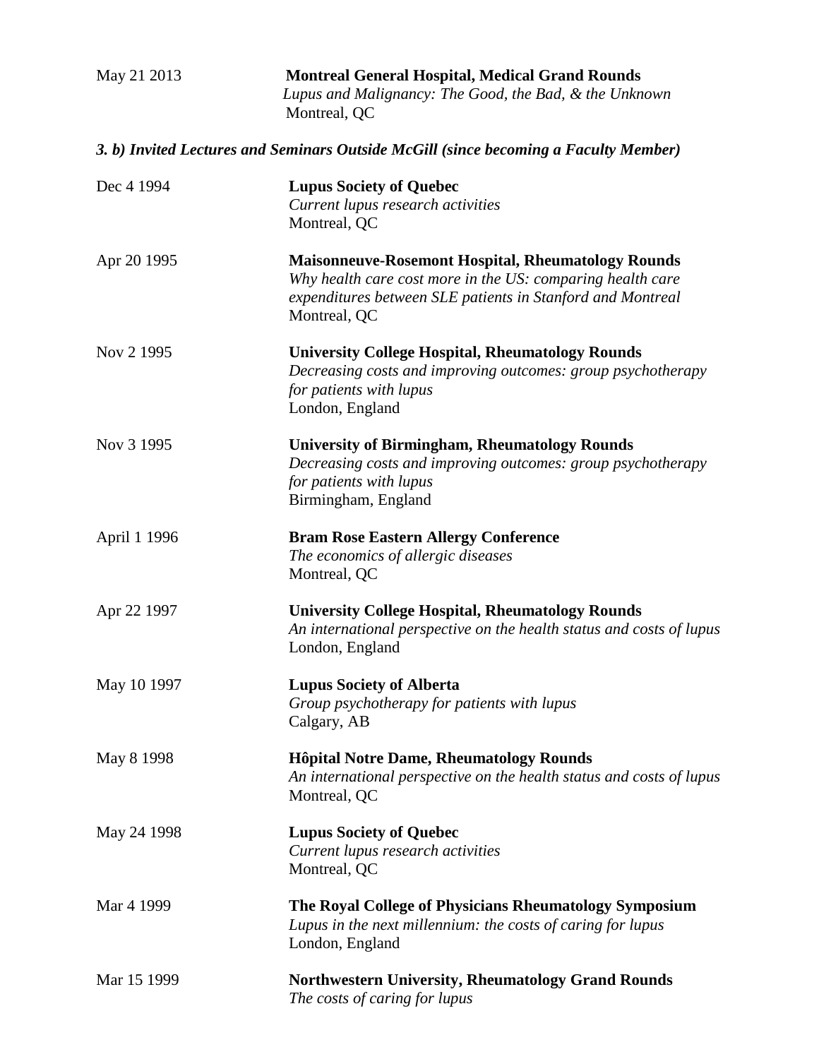May 21 2013 **Montreal General Hospital, Medical Grand Rounds**
*Lupus and Malignancy: The Good, the Bad, & the Unknown*
Montreal, QC

### *3. b) Invited Lectures and Seminars Outside McGill (since becoming a Faculty Member)*

Dec 4 1994 **Lupus Society of Quebec**
*Current lupus research activities*
Montreal, QC

Apr 20 1995 **Maisonneuve-Rosemont Hospital, Rheumatology Rounds**
*Why health care cost more in the US: comparing health care expenditures between SLE patients in Stanford and Montreal*
Montreal, QC

Nov 2 1995 **University College Hospital, Rheumatology Rounds**
*Decreasing costs and improving outcomes: group psychotherapy for patients with lupus*
London, England

Nov 3 1995 **University of Birmingham, Rheumatology Rounds**
*Decreasing costs and improving outcomes: group psychotherapy for patients with lupus*
Birmingham, England

April 1 1996 **Bram Rose Eastern Allergy Conference**
*The economics of allergic diseases*
Montreal, QC

Apr 22 1997 **University College Hospital, Rheumatology Rounds**
*An international perspective on the health status and costs of lupus*
London, England

May 10 1997 **Lupus Society of Alberta**
*Group psychotherapy for patients with lupus*
Calgary, AB

May 8 1998 **Hôpital Notre Dame, Rheumatology Rounds**
*An international perspective on the health status and costs of lupus*
Montreal, QC

May 24 1998 **Lupus Society of Quebec**
*Current lupus research activities*
Montreal, QC

Mar 4 1999 **The Royal College of Physicians Rheumatology Symposium**
*Lupus in the next millennium: the costs of caring for lupus*
London, England

Mar 15 1999 **Northwestern University, Rheumatology Grand Rounds**
*The costs of caring for lupus*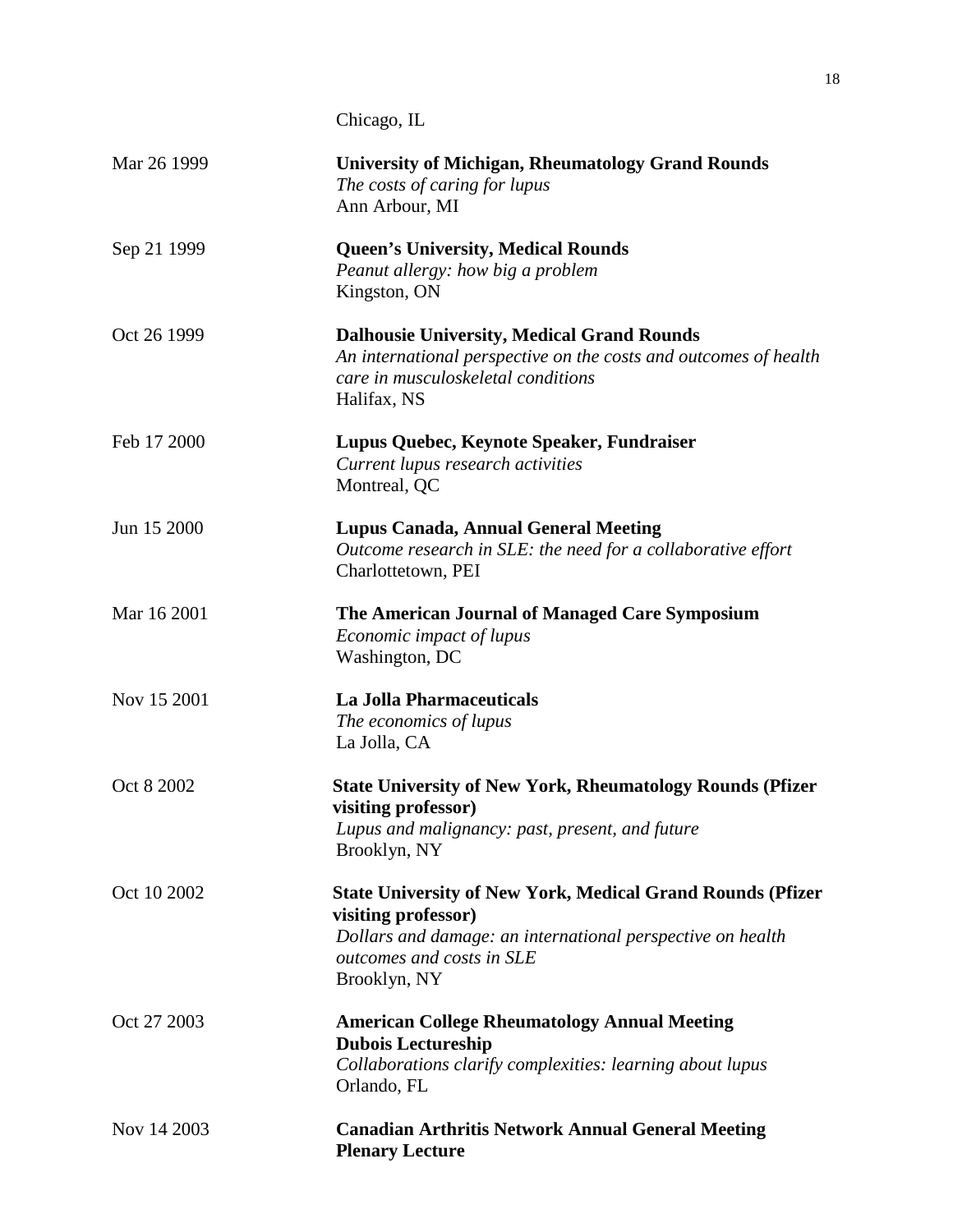Chicago, IL

Mar 26 1999 **University of Michigan, Rheumatology Grand Rounds**
*The costs of caring for lupus*
Ann Arbour, MI

Sep 21 1999 **Queen's University, Medical Rounds**
*Peanut allergy: how big a problem*
Kingston, ON

Oct 26 1999 **Dalhousie University, Medical Grand Rounds**
*An international perspective on the costs and outcomes of health care in musculoskeletal conditions*
Halifax, NS

Feb 17 2000 **Lupus Quebec, Keynote Speaker, Fundraiser**
*Current lupus research activities*
Montreal, QC

Jun 15 2000 **Lupus Canada, Annual General Meeting**
*Outcome research in SLE: the need for a collaborative effort*
Charlottetown, PEI

Mar 16 2001 **The American Journal of Managed Care Symposium**
*Economic impact of lupus*
Washington, DC

Nov 15 2001 **La Jolla Pharmaceuticals**
*The economics of lupus*
La Jolla, CA

Oct 8 2002 **State University of New York, Rheumatology Rounds (Pfizer visiting professor)**
*Lupus and malignancy: past, present, and future*
Brooklyn, NY

Oct 10 2002 **State University of New York, Medical Grand Rounds (Pfizer visiting professor)**
*Dollars and damage: an international perspective on health outcomes and costs in SLE*
Brooklyn, NY

Oct 27 2003 **American College Rheumatology Annual Meeting**
**Dubois Lectureship**
*Collaborations clarify complexities: learning about lupus*
Orlando, FL

Nov 14 2003 **Canadian Arthritis Network Annual General Meeting**
**Plenary Lecture**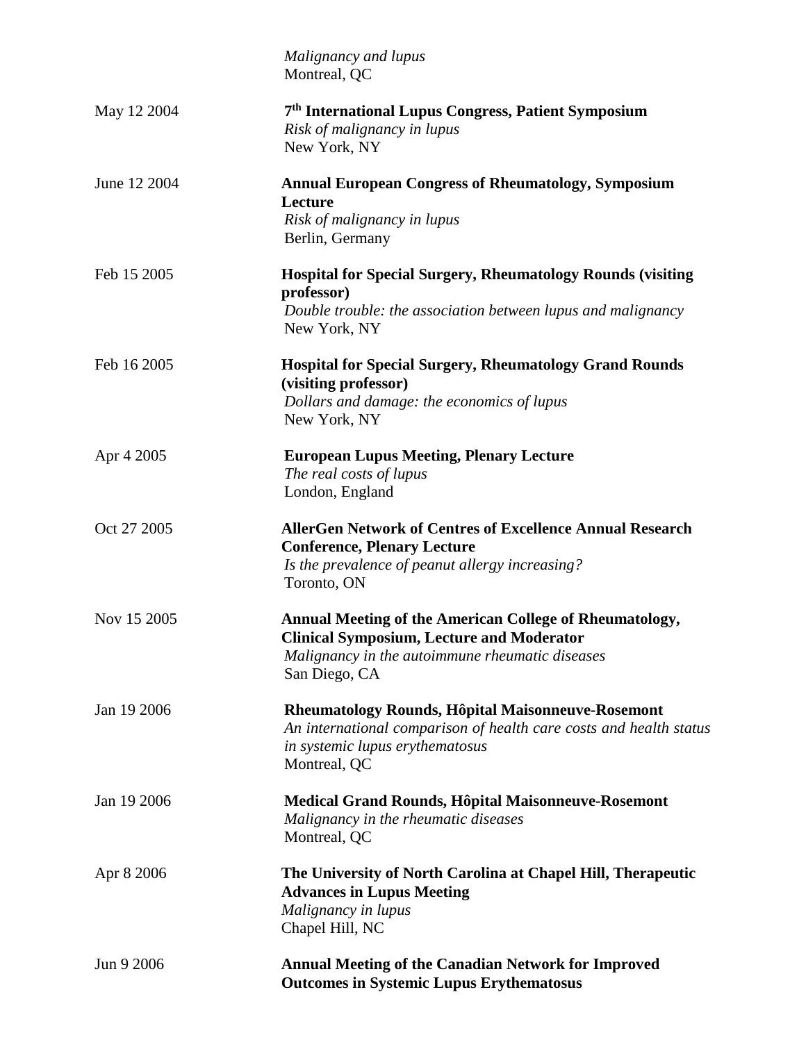*Malignancy and lupus*
Montreal, QC

| | |
|---|---|
| May 12 2004 | **7th International Lupus Congress, Patient Symposium**<br>*Risk of malignancy in lupus*<br>New York, NY |
| June 12 2004 | **Annual European Congress of Rheumatology, Symposium Lecture**<br>*Risk of malignancy in lupus*<br>Berlin, Germany |
| Feb 15 2005 | **Hospital for Special Surgery, Rheumatology Rounds (visiting professor)**<br>*Double trouble: the association between lupus and malignancy*<br>New York, NY |
| Feb 16 2005 | **Hospital for Special Surgery, Rheumatology Grand Rounds (visiting professor)**<br>*Dollars and damage: the economics of lupus*<br>New York, NY |
| Apr 4 2005 | **European Lupus Meeting, Plenary Lecture**<br>*The real costs of lupus*<br>London, England |
| Oct 27 2005 | **AllerGen Network of Centres of Excellence Annual Research Conference, Plenary Lecture**<br>*Is the prevalence of peanut allergy increasing?*<br>Toronto, ON |
| Nov 15 2005 | **Annual Meeting of the American College of Rheumatology, Clinical Symposium, Lecture and Moderator**<br>*Malignancy in the autoimmune rheumatic diseases*<br>San Diego, CA |
| Jan 19 2006 | **Rheumatology Rounds, Hôpital Maisonneuve-Rosemont**<br>*An international comparison of health care costs and health status in systemic lupus erythematosus*<br>Montreal, QC |
| Jan 19 2006 | **Medical Grand Rounds, Hôpital Maisonneuve-Rosemont**<br>*Malignancy in the rheumatic diseases*<br>Montreal, QC |
| Apr 8 2006 | **The University of North Carolina at Chapel Hill, Therapeutic Advances in Lupus Meeting**<br>*Malignancy in lupus*<br>Chapel Hill, NC |
| Jun 9 2006 | **Annual Meeting of the Canadian Network for Improved Outcomes in Systemic Lupus Erythematosus** |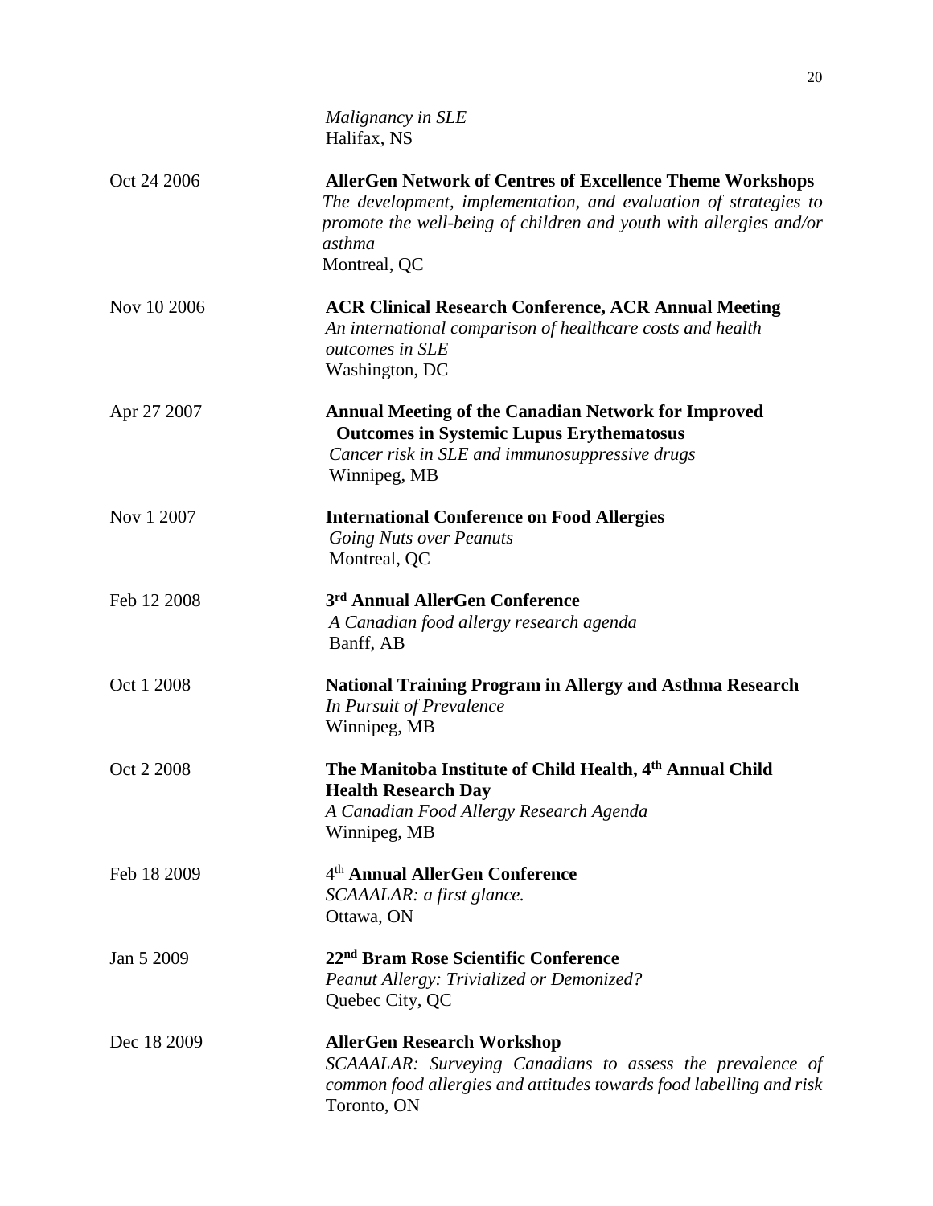| | |
|---|---|
| | *Malignancy in SLE*<br>Halifax, NS |
| Oct 24 2006 | **AllerGen Network of Centres of Excellence Theme Workshops**<br>*The development, implementation, and evaluation of strategies to promote the well-being of children and youth with allergies and/or asthma*<br>Montreal, QC |
| Nov 10 2006 | **ACR Clinical Research Conference, ACR Annual Meeting**<br>*An international comparison of healthcare costs and health outcomes in SLE*<br>Washington, DC |
| Apr 27 2007 | **Annual Meeting of the Canadian Network for Improved Outcomes in Systemic Lupus Erythematosus**<br>*Cancer risk in SLE and immunosuppressive drugs*<br>Winnipeg, MB |
| Nov 1 2007 | **International Conference on Food Allergies**<br>*Going Nuts over Peanuts*<br>Montreal, QC |
| Feb 12 2008 | **3rd Annual AllerGen Conference**<br>*A Canadian food allergy research agenda*<br>Banff, AB |
| Oct 1 2008 | **National Training Program in Allergy and Asthma Research**<br>*In Pursuit of Prevalence*<br>Winnipeg, MB |
| Oct 2 2008 | **The Manitoba Institute of Child Health, 4th Annual Child Health Research Day**<br>*A Canadian Food Allergy Research Agenda*<br>Winnipeg, MB |
| Feb 18 2009 | **4th Annual AllerGen Conference**<br>*SCAAALAR: a first glance.*<br>Ottawa, ON |
| Jan 5 2009 | **22nd Bram Rose Scientific Conference**<br>*Peanut Allergy: Trivialized or Demonized?*<br>Quebec City, QC |
| Dec 18 2009 | **AllerGen Research Workshop**<br>*SCAAALAR: Surveying Canadians to assess the prevalence of common food allergies and attitudes towards food labelling and risk*<br>Toronto, ON |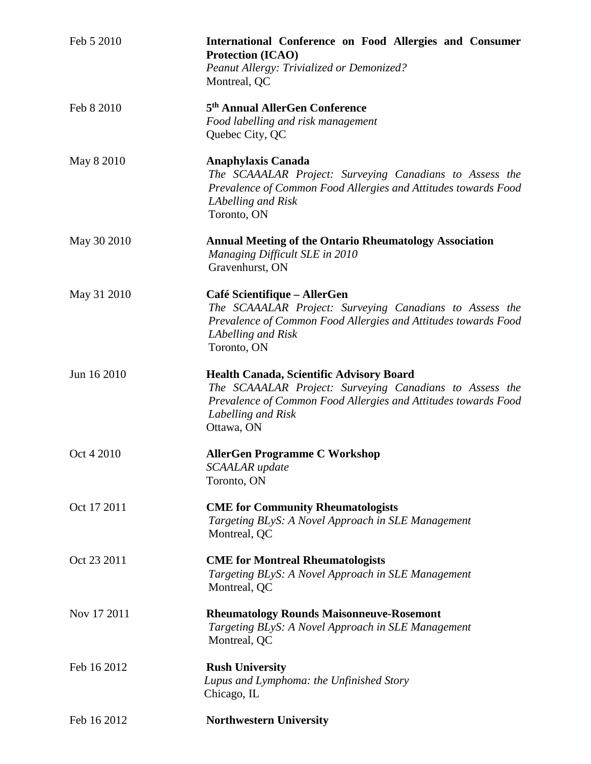| | |
|---|---|
| Feb 5 2010 | **International Conference on Food Allergies and Consumer Protection (ICAO)**<br>*Peanut Allergy: Trivialized or Demonized?*<br>Montreal, QC |
| Feb 8 2010 | **5th Annual AllerGen Conference**<br>*Food labelling and risk management*<br>Quebec City, QC |
| May 8 2010 | **Anaphylaxis Canada**<br>*The SCAAALAR Project: Surveying Canadians to Assess the Prevalence of Common Food Allergies and Attitudes towards Food LAbelling and Risk*<br>Toronto, ON |
| May 30 2010 | **Annual Meeting of the Ontario Rheumatology Association**<br>*Managing Difficult SLE in 2010*<br>Gravenhurst, ON |
| May 31 2010 | **Café Scientifique – AllerGen**<br>*The SCAAALAR Project: Surveying Canadians to Assess the Prevalence of Common Food Allergies and Attitudes towards Food LAbelling and Risk*<br>Toronto, ON |
| Jun 16 2010 | **Health Canada, Scientific Advisory Board**<br>*The SCAAALAR Project: Surveying Canadians to Assess the Prevalence of Common Food Allergies and Attitudes towards Food Labelling and Risk*<br>Ottawa, ON |
| Oct 4 2010 | **AllerGen Programme C Workshop**<br>*SCAALAR update*<br>Toronto, ON |
| Oct 17 2011 | **CME for Community Rheumatologists**<br>*Targeting BLyS: A Novel Approach in SLE Management*<br>Montreal, QC |
| Oct 23 2011 | **CME for Montreal Rheumatologists**<br>*Targeting BLyS: A Novel Approach in SLE Management*<br>Montreal, QC |
| Nov 17 2011 | **Rheumatology Rounds Maisonneuve-Rosemont**<br>*Targeting BLyS: A Novel Approach in SLE Management*<br>Montreal, QC |
| Feb 16 2012 | **Rush University**<br>*Lupus and Lymphoma: the Unfinished Story*<br>Chicago, IL |
| Feb 16 2012 | **Northwestern University** |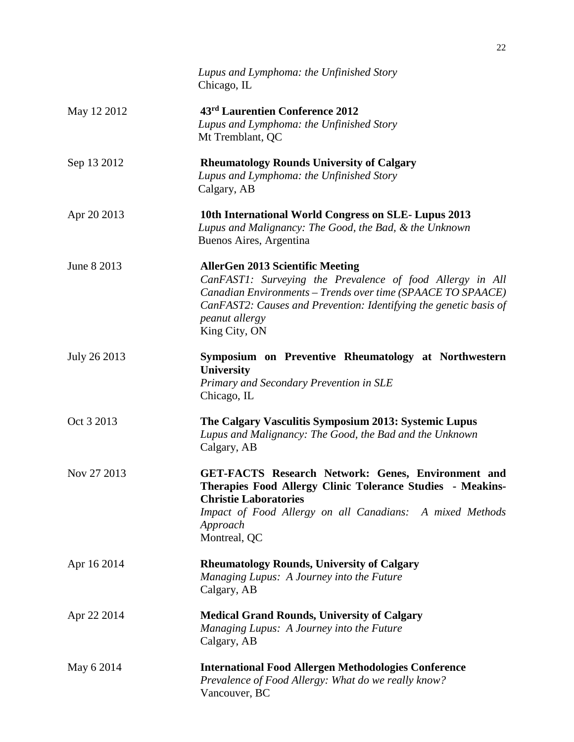*Lupus and Lymphoma: the Unfinished Story*
Chicago, IL

May 12 2012 **43rd Laurentien Conference 2012**
*Lupus and Lymphoma: the Unfinished Story*
Mt Tremblant, QC

Sep 13 2012 **Rheumatology Rounds University of Calgary**
*Lupus and Lymphoma: the Unfinished Story*
Calgary, AB

Apr 20 2013 **10th International World Congress on SLE- Lupus 2013**
*Lupus and Malignancy: The Good, the Bad, & the Unknown*
Buenos Aires, Argentina

June 8 2013 **AllerGen 2013 Scientific Meeting**
*CanFAST1: Surveying the Prevalence of food Allergy in All Canadian Environments – Trends over time (SPAACE TO SPAACE)*
*CanFAST2: Causes and Prevention: Identifying the genetic basis of peanut allergy*
King City, ON

July 26 2013 **Symposium on Preventive Rheumatology at Northwestern University**
*Primary and Secondary Prevention in SLE*
Chicago, IL

Oct 3 2013 **The Calgary Vasculitis Symposium 2013: Systemic Lupus**
*Lupus and Malignancy: The Good, the Bad and the Unknown*
Calgary, AB

Nov 27 2013 **GET-FACTS Research Network: Genes, Environment and Therapies Food Allergy Clinic Tolerance Studies - Meakins-Christie Laboratories**
*Impact of Food Allergy on all Canadians: A mixed Methods Approach*
Montreal, QC

Apr 16 2014 **Rheumatology Rounds, University of Calgary**
*Managing Lupus: A Journey into the Future*
Calgary, AB

Apr 22 2014 **Medical Grand Rounds, University of Calgary**
*Managing Lupus: A Journey into the Future*
Calgary, AB

May 6 2014 **International Food Allergen Methodologies Conference**
*Prevalence of Food Allergy: What do we really know?*
Vancouver, BC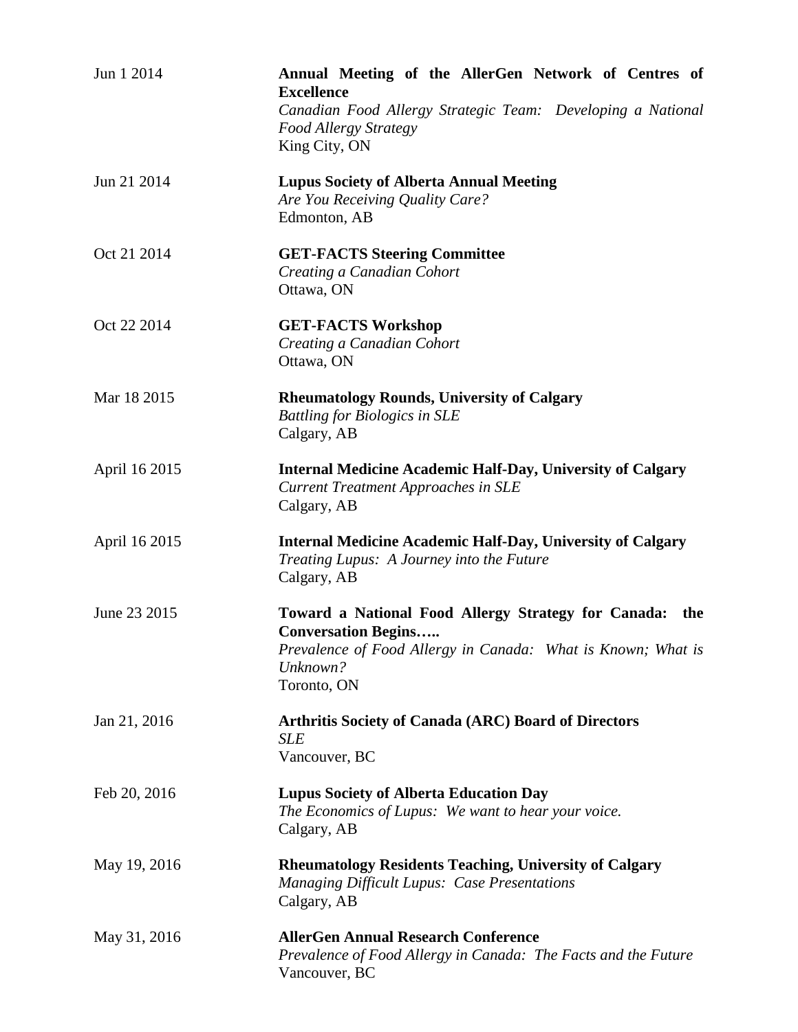| | |
|---|---|
| Jun 1 2014 | **Annual Meeting of the AllerGen Network of Centres of Excellence**<br>*Canadian Food Allergy Strategic Team: Developing a National Food Allergy Strategy*<br>King City, ON |
| Jun 21 2014 | **Lupus Society of Alberta Annual Meeting**<br>*Are You Receiving Quality Care?*<br>Edmonton, AB |
| Oct 21 2014 | **GET-FACTS Steering Committee**<br>*Creating a Canadian Cohort*<br>Ottawa, ON |
| Oct 22 2014 | **GET-FACTS Workshop**<br>*Creating a Canadian Cohort*<br>Ottawa, ON |
| Mar 18 2015 | **Rheumatology Rounds, University of Calgary**<br>*Battling for Biologics in SLE*<br>Calgary, AB |
| April 16 2015 | **Internal Medicine Academic Half-Day, University of Calgary**<br>*Current Treatment Approaches in SLE*<br>Calgary, AB |
| April 16 2015 | **Internal Medicine Academic Half-Day, University of Calgary**<br>*Treating Lupus: A Journey into the Future*<br>Calgary, AB |
| June 23 2015 | **Toward a National Food Allergy Strategy for Canada: the Conversation Begins…..**<br>*Prevalence of Food Allergy in Canada: What is Known; What is Unknown?*<br>Toronto, ON |
| Jan 21, 2016 | **Arthritis Society of Canada (ARC) Board of Directors**<br>*SLE*<br>Vancouver, BC |
| Feb 20, 2016 | **Lupus Society of Alberta Education Day**<br>*The Economics of Lupus: We want to hear your voice.*<br>Calgary, AB |
| May 19, 2016 | **Rheumatology Residents Teaching, University of Calgary**<br>*Managing Difficult Lupus: Case Presentations*<br>Calgary, AB |
| May 31, 2016 | **AllerGen Annual Research Conference**<br>*Prevalence of Food Allergy in Canada: The Facts and the Future*<br>Vancouver, BC |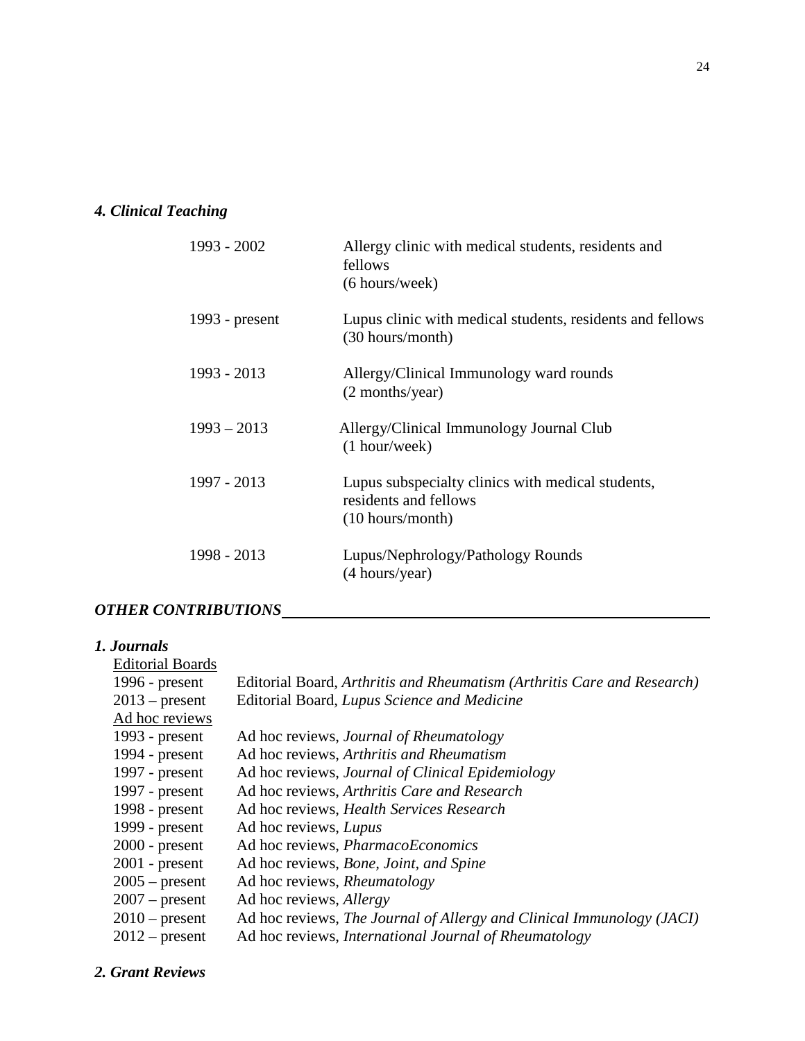### *4. Clinical Teaching*

| | |
|---|---|
| 1993 - 2002 | Allergy clinic with medical students, residents and fellows (6 hours/week) |
| 1993 - present | Lupus clinic with medical students, residents and fellows (30 hours/month) |
| 1993 - 2013 | Allergy/Clinical Immunology ward rounds (2 months/year) |
| 1993 – 2013 | Allergy/Clinical Immunology Journal Club (1 hour/week) |
| 1997 - 2013 | Lupus subspecialty clinics with medical students, residents and fellows (10 hours/month) |
| 1998 - 2013 | Lupus/Nephrology/Pathology Rounds (4 hours/year) |

## *OTHER CONTRIBUTIONS*

### *1. Journals*

Editorial Boards

| | |
|---|---|
| 1996 - present | Editorial Board, *Arthritis and Rheumatism (Arthritis Care and Research)* |
| 2013 – present | Editorial Board, *Lupus Science and Medicine* |

Ad hoc reviews

| | |
|---|---|
| 1993 - present | Ad hoc reviews, *Journal of Rheumatology* |
| 1994 - present | Ad hoc reviews, *Arthritis and Rheumatism* |
| 1997 - present | Ad hoc reviews, *Journal of Clinical Epidemiology* |
| 1997 - present | Ad hoc reviews, *Arthritis Care and Research* |
| 1998 - present | Ad hoc reviews, *Health Services Research* |
| 1999 - present | Ad hoc reviews, *Lupus* |
| 2000 - present | Ad hoc reviews, *PharmacoEconomics* |
| 2001 - present | Ad hoc reviews, *Bone, Joint, and Spine* |
| 2005 – present | Ad hoc reviews, *Rheumatology* |
| 2007 – present | Ad hoc reviews, *Allergy* |
| 2010 – present | Ad hoc reviews, *The Journal of Allergy and Clinical Immunology (JACI)* |
| 2012 – present | Ad hoc reviews, *International Journal of Rheumatology* |

### *2. Grant Reviews*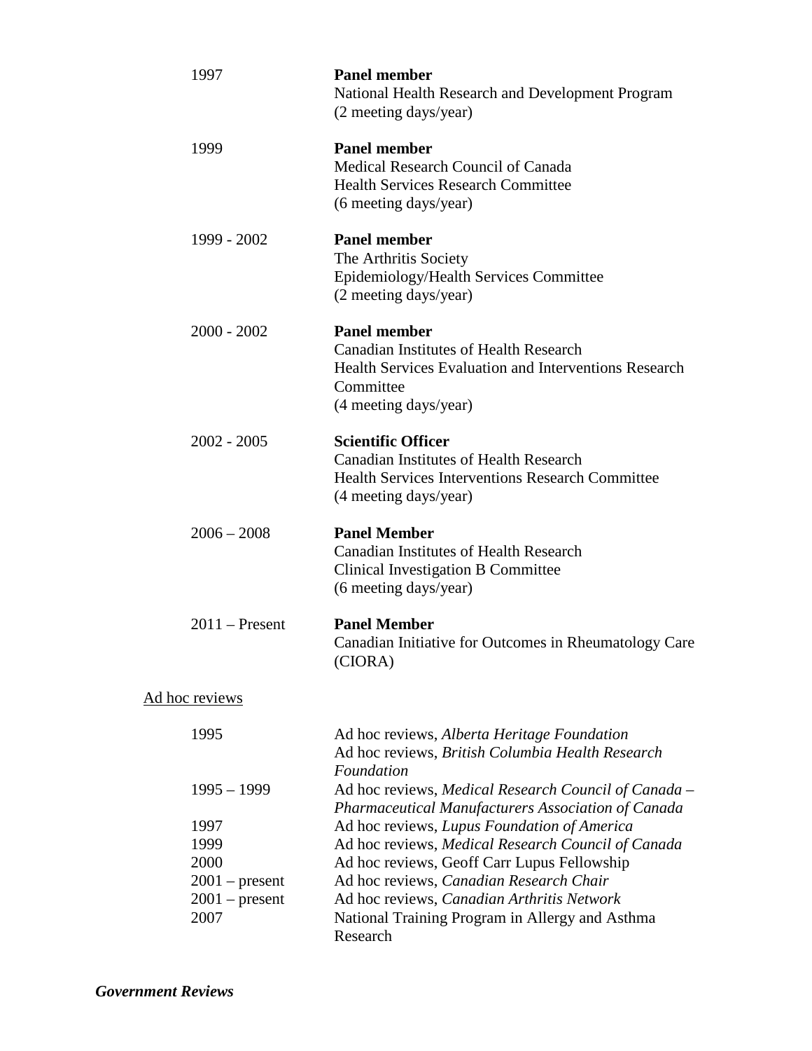| | |
|---|---|
| 1997 | **Panel member**<br>National Health Research and Development Program<br>(2 meeting days/year) |
| 1999 | **Panel member**<br>Medical Research Council of Canada<br>Health Services Research Committee<br>(6 meeting days/year) |
| 1999 - 2002 | **Panel member**<br>The Arthritis Society<br>Epidemiology/Health Services Committee<br>(2 meeting days/year) |
| 2000 - 2002 | **Panel member**<br>Canadian Institutes of Health Research<br>Health Services Evaluation and Interventions Research Committee<br>(4 meeting days/year) |
| 2002 - 2005 | **Scientific Officer**<br>Canadian Institutes of Health Research<br>Health Services Interventions Research Committee<br>(4 meeting days/year) |
| 2006 – 2008 | **Panel Member**<br>Canadian Institutes of Health Research<br>Clinical Investigation B Committee<br>(6 meeting days/year) |
| 2011 – Present | **Panel Member**<br>Canadian Initiative for Outcomes in Rheumatology Care (CIORA) |

<u>Ad hoc reviews</u>

| | |
|---|---|
| 1995 | Ad hoc reviews, *Alberta Heritage Foundation*<br>Ad hoc reviews, *British Columbia Health Research Foundation* |
| 1995 – 1999 | Ad hoc reviews, *Medical Research Council of Canada – Pharmaceutical Manufacturers Association of Canada* |
| 1997 | Ad hoc reviews, *Lupus Foundation of America* |
| 1999 | Ad hoc reviews, *Medical Research Council of Canada* |
| 2000 | Ad hoc reviews, Geoff Carr Lupus Fellowship |
| 2001 – present | Ad hoc reviews, *Canadian Research Chair* |
| 2001 – present | Ad hoc reviews, *Canadian Arthritis Network* |
| 2007 | National Training Program in Allergy and Asthma Research |

***Government Reviews***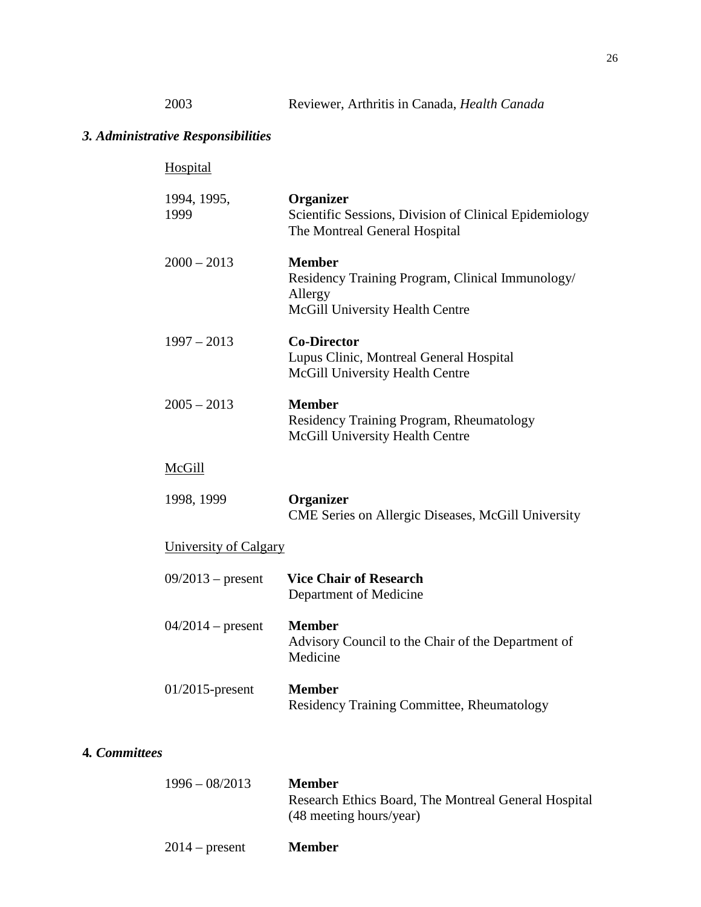2003 Reviewer, Arthritis in Canada, *Health Canada*

### *3. Administrative Responsibilities*

<u>Hospital</u>

1994, 1995, 1999 — **Organizer**
Scientific Sessions, Division of Clinical Epidemiology
The Montreal General Hospital

2000 – 2013 — **Member**
Residency Training Program, Clinical Immunology/ Allergy
McGill University Health Centre

1997 – 2013 — **Co-Director**
Lupus Clinic, Montreal General Hospital
McGill University Health Centre

2005 – 2013 — **Member**
Residency Training Program, Rheumatology
McGill University Health Centre

<u>McGill</u>

1998, 1999 — **Organizer**
CME Series on Allergic Diseases, McGill University

<u>University of Calgary</u>

09/2013 – present — **Vice Chair of Research**
Department of Medicine

04/2014 – present — **Member**
Advisory Council to the Chair of the Department of Medicine

01/2015-present — **Member**
Residency Training Committee, Rheumatology

### **4.** *Committees*

1996 – 08/2013 — **Member**
Research Ethics Board, The Montreal General Hospital
(48 meeting hours/year)

2014 – present — **Member**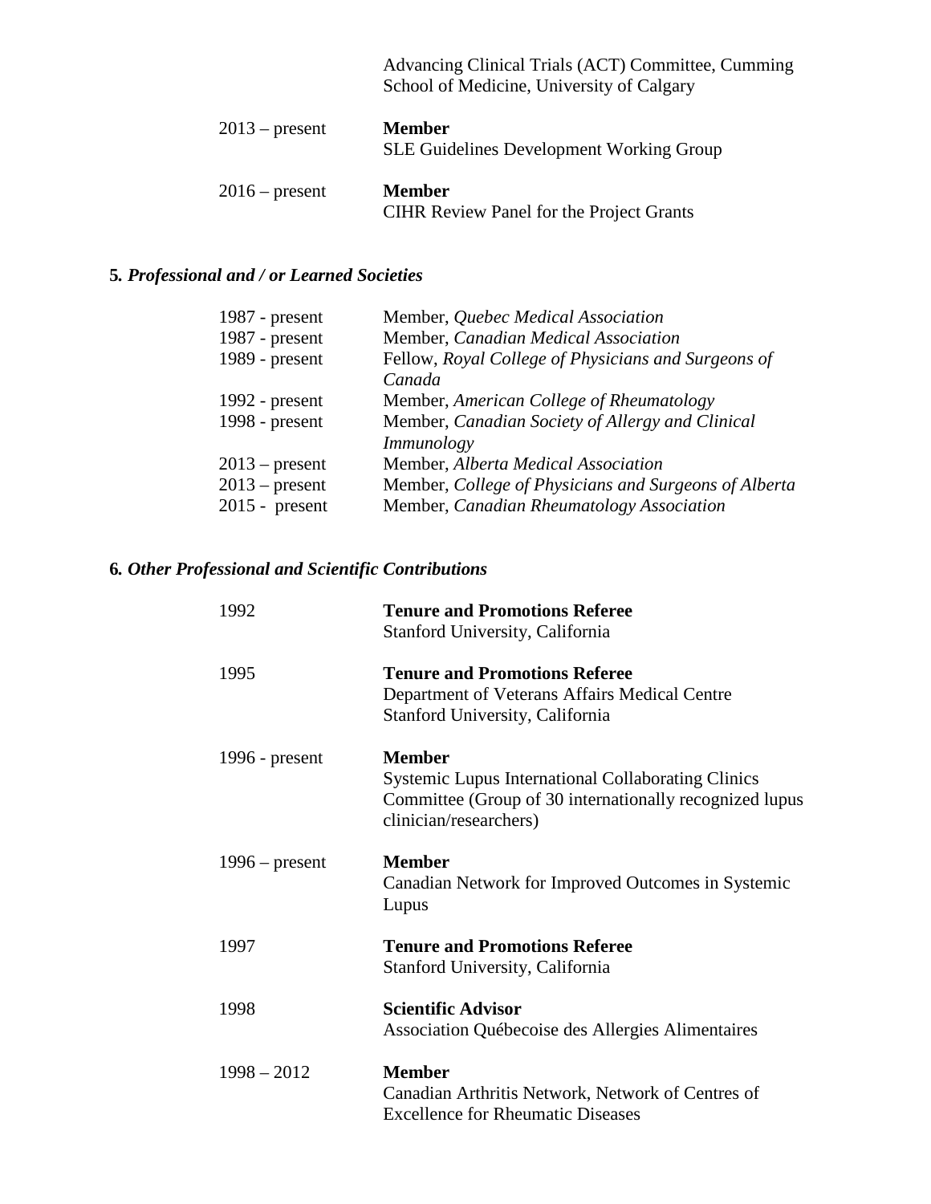| | |
|---|---|
| | Advancing Clinical Trials (ACT) Committee, Cumming School of Medicine, University of Calgary |
| 2013 – present | **Member**<br>SLE Guidelines Development Working Group |
| 2016 – present | **Member**<br>CIHR Review Panel for the Project Grants |

### 5. *Professional and / or Learned Societies*

| | |
|---|---|
| 1987 - present | Member, *Quebec Medical Association* |
| 1987 - present | Member, *Canadian Medical Association* |
| 1989 - present | Fellow, *Royal College of Physicians and Surgeons of Canada* |
| 1992 - present | Member, *American College of Rheumatology* |
| 1998 - present | Member, *Canadian Society of Allergy and Clinical Immunology* |
| 2013 – present | Member, *Alberta Medical Association* |
| 2013 – present | Member, *College of Physicians and Surgeons of Alberta* |
| 2015 - present | Member, *Canadian Rheumatology Association* |

### 6. *Other Professional and Scientific Contributions*

| | |
|---|---|
| 1992 | **Tenure and Promotions Referee**<br>Stanford University, California |
| 1995 | **Tenure and Promotions Referee**<br>Department of Veterans Affairs Medical Centre<br>Stanford University, California |
| 1996 - present | **Member**<br>Systemic Lupus International Collaborating Clinics Committee (Group of 30 internationally recognized lupus clinician/researchers) |
| 1996 – present | **Member**<br>Canadian Network for Improved Outcomes in Systemic Lupus |
| 1997 | **Tenure and Promotions Referee**<br>Stanford University, California |
| 1998 | **Scientific Advisor**<br>Association Québecoise des Allergies Alimentaires |
| 1998 – 2012 | **Member**<br>Canadian Arthritis Network, Network of Centres of Excellence for Rheumatic Diseases |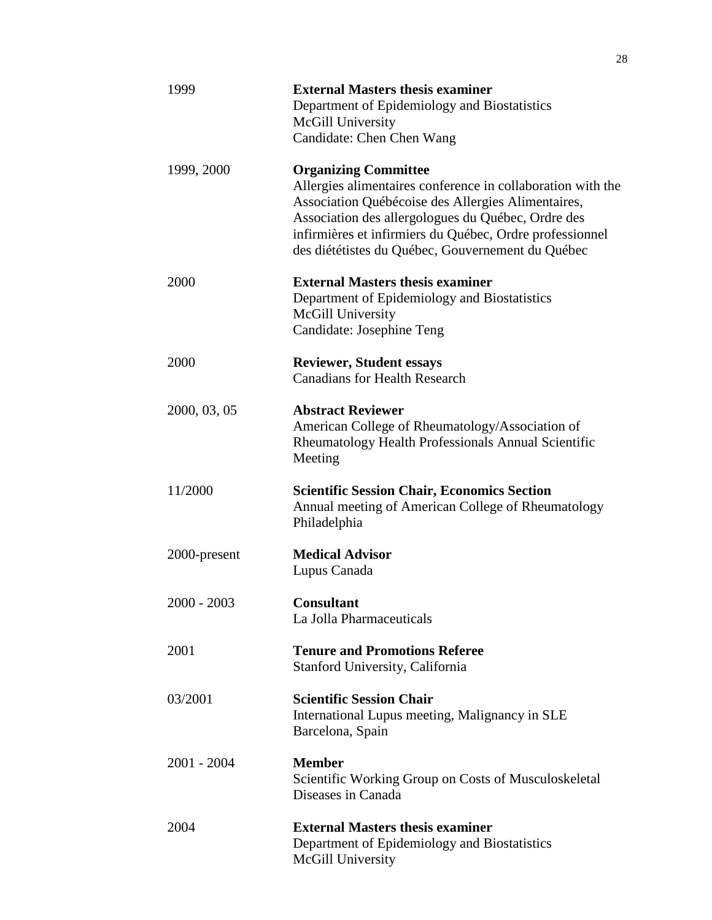| | |
|---|---|
| 1999 | **External Masters thesis examiner**<br>Department of Epidemiology and Biostatistics<br>McGill University<br>Candidate: Chen Chen Wang |
| 1999, 2000 | **Organizing Committee**<br>Allergies alimentaires conference in collaboration with the Association Québécoise des Allergies Alimentaires, Association des allergologues du Québec, Ordre des infirmières et infirmiers du Québec, Ordre professionnel des diététistes du Québec, Gouvernement du Québec |
| 2000 | **External Masters thesis examiner**<br>Department of Epidemiology and Biostatistics<br>McGill University<br>Candidate: Josephine Teng |
| 2000 | **Reviewer, Student essays**<br>Canadians for Health Research |
| 2000, 03, 05 | **Abstract Reviewer**<br>American College of Rheumatology/Association of Rheumatology Health Professionals Annual Scientific Meeting |
| 11/2000 | **Scientific Session Chair, Economics Section**<br>Annual meeting of American College of Rheumatology<br>Philadelphia |
| 2000-present | **Medical Advisor**<br>Lupus Canada |
| 2000 - 2003 | **Consultant**<br>La Jolla Pharmaceuticals |
| 2001 | **Tenure and Promotions Referee**<br>Stanford University, California |
| 03/2001 | **Scientific Session Chair**<br>International Lupus meeting, Malignancy in SLE<br>Barcelona, Spain |
| 2001 - 2004 | **Member**<br>Scientific Working Group on Costs of Musculoskeletal Diseases in Canada |
| 2004 | **External Masters thesis examiner**<br>Department of Epidemiology and Biostatistics<br>McGill University |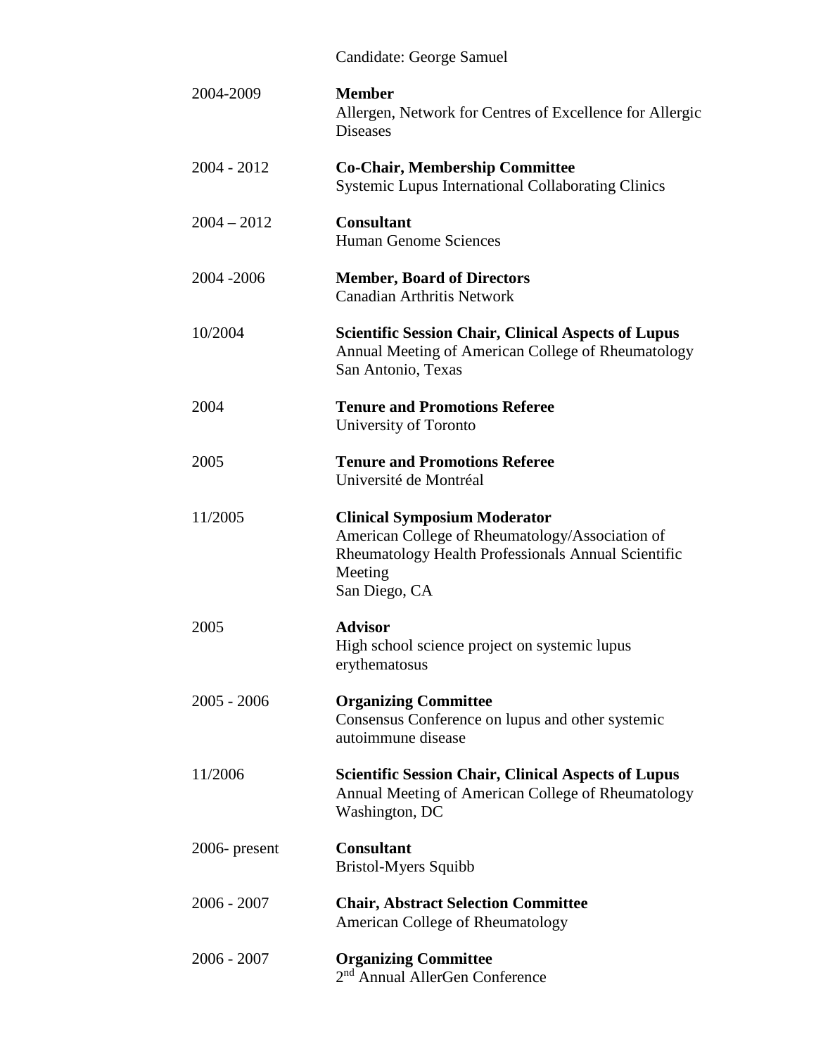Candidate: George Samuel

| | |
|---|---|
| 2004-2009 | **Member**<br>Allergen, Network for Centres of Excellence for Allergic Diseases |
| 2004 - 2012 | **Co-Chair, Membership Committee**<br>Systemic Lupus International Collaborating Clinics |
| 2004 – 2012 | **Consultant**<br>Human Genome Sciences |
| 2004 -2006 | **Member, Board of Directors**<br>Canadian Arthritis Network |
| 10/2004 | **Scientific Session Chair, Clinical Aspects of Lupus**<br>Annual Meeting of American College of Rheumatology<br>San Antonio, Texas |
| 2004 | **Tenure and Promotions Referee**<br>University of Toronto |
| 2005 | **Tenure and Promotions Referee**<br>Université de Montréal |
| 11/2005 | **Clinical Symposium Moderator**<br>American College of Rheumatology/Association of Rheumatology Health Professionals Annual Scientific Meeting<br>San Diego, CA |
| 2005 | **Advisor**<br>High school science project on systemic lupus erythematosus |
| 2005 - 2006 | **Organizing Committee**<br>Consensus Conference on lupus and other systemic autoimmune disease |
| 11/2006 | **Scientific Session Chair, Clinical Aspects of Lupus**<br>Annual Meeting of American College of Rheumatology<br>Washington, DC |
| 2006- present | **Consultant**<br>Bristol-Myers Squibb |
| 2006 - 2007 | **Chair, Abstract Selection Committee**<br>American College of Rheumatology |
| 2006 - 2007 | **Organizing Committee**<br>2nd Annual AllerGen Conference |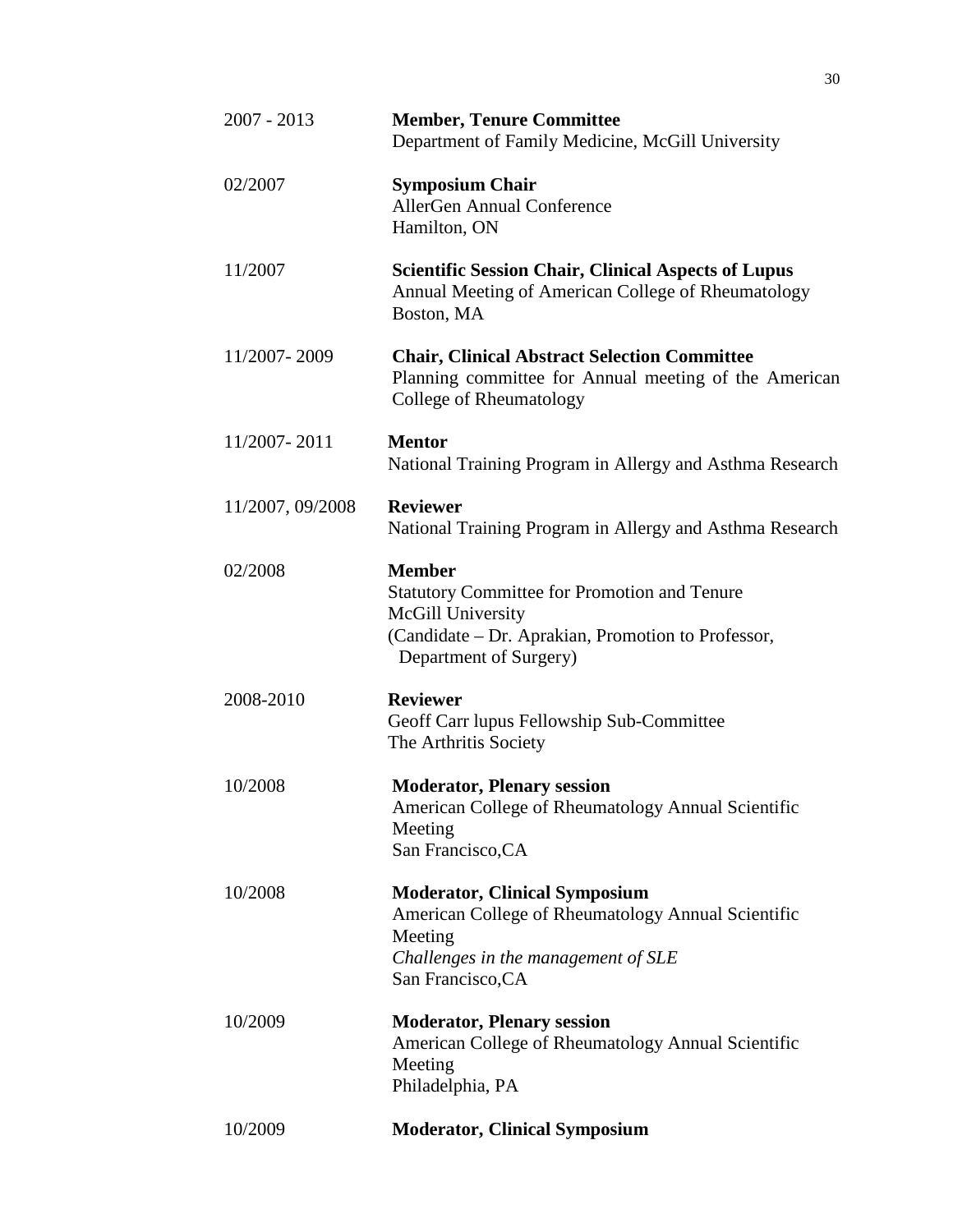2007 - 2013 **Member, Tenure Committee**
Department of Family Medicine, McGill University

02/2007 **Symposium Chair**
AllerGen Annual Conference
Hamilton, ON

11/2007 **Scientific Session Chair, Clinical Aspects of Lupus**
Annual Meeting of American College of Rheumatology
Boston, MA

11/2007- 2009 **Chair, Clinical Abstract Selection Committee**
Planning committee for Annual meeting of the American College of Rheumatology

11/2007- 2011 **Mentor**
National Training Program in Allergy and Asthma Research

11/2007, 09/2008 **Reviewer**
National Training Program in Allergy and Asthma Research

02/2008 **Member**
Statutory Committee for Promotion and Tenure
McGill University
(Candidate – Dr. Aprakian, Promotion to Professor, Department of Surgery)

2008-2010 **Reviewer**
Geoff Carr lupus Fellowship Sub-Committee
The Arthritis Society

10/2008 **Moderator, Plenary session**
American College of Rheumatology Annual Scientific Meeting
San Francisco,CA

10/2008 **Moderator, Clinical Symposium**
American College of Rheumatology Annual Scientific Meeting
*Challenges in the management of SLE*
San Francisco,CA

10/2009 **Moderator, Plenary session**
American College of Rheumatology Annual Scientific Meeting
Philadelphia, PA

10/2009 **Moderator, Clinical Symposium**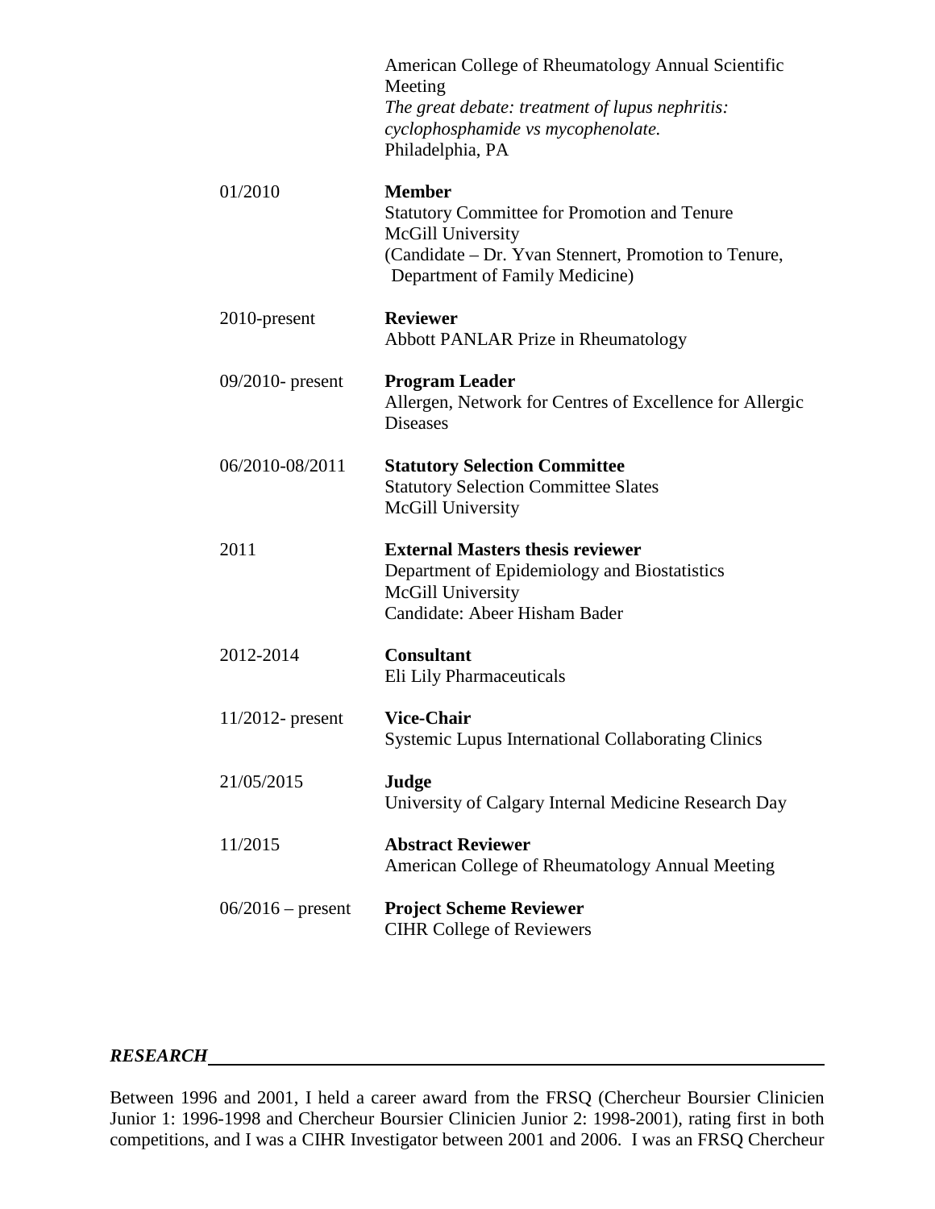| | |
|---|---|
| | American College of Rheumatology Annual Scientific Meeting<br>*The great debate: treatment of lupus nephritis: cyclophosphamide vs mycophenolate.*<br>Philadelphia, PA |
| 01/2010 | **Member**<br>Statutory Committee for Promotion and Tenure<br>McGill University<br>(Candidate – Dr. Yvan Stennert, Promotion to Tenure, Department of Family Medicine) |
| 2010-present | **Reviewer**<br>Abbott PANLAR Prize in Rheumatology |
| 09/2010- present | **Program Leader**<br>Allergen, Network for Centres of Excellence for Allergic Diseases |
| 06/2010-08/2011 | **Statutory Selection Committee**<br>Statutory Selection Committee Slates<br>McGill University |
| 2011 | **External Masters thesis reviewer**<br>Department of Epidemiology and Biostatistics<br>McGill University<br>Candidate: Abeer Hisham Bader |
| 2012-2014 | **Consultant**<br>Eli Lily Pharmaceuticals |
| 11/2012- present | **Vice-Chair**<br>Systemic Lupus International Collaborating Clinics |
| 21/05/2015 | **Judge**<br>University of Calgary Internal Medicine Research Day |
| 11/2015 | **Abstract Reviewer**<br>American College of Rheumatology Annual Meeting |
| 06/2016 – present | **Project Scheme Reviewer**<br>CIHR College of Reviewers |

## *RESEARCH*

Between 1996 and 2001, I held a career award from the FRSQ (Chercheur Boursier Clinicien Junior 1: 1996-1998 and Chercheur Boursier Clinicien Junior 2: 1998-2001), rating first in both competitions, and I was a CIHR Investigator between 2001 and 2006. I was an FRSQ Chercheur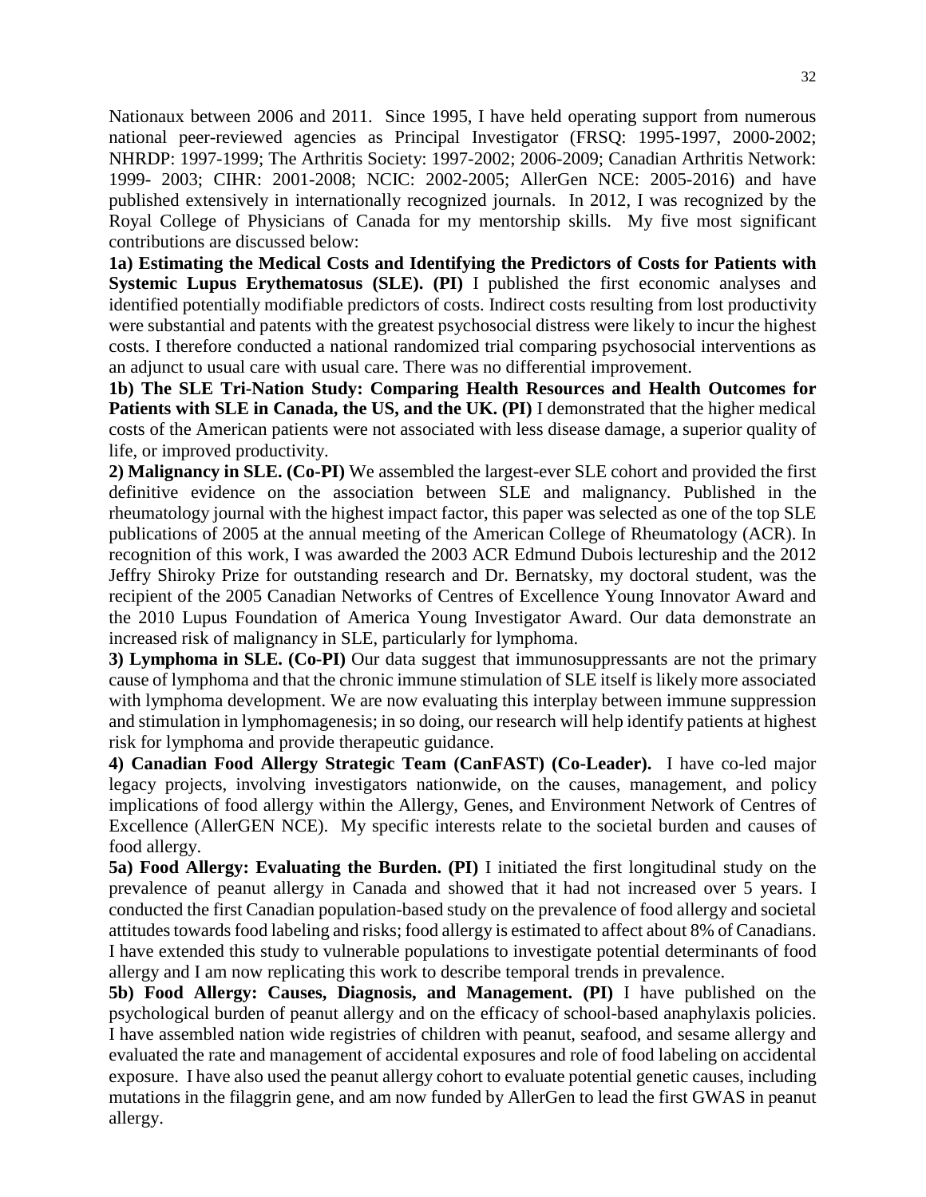Nationaux between 2006 and 2011. Since 1995, I have held operating support from numerous national peer-reviewed agencies as Principal Investigator (FRSQ: 1995-1997, 2000-2002; NHRDP: 1997-1999; The Arthritis Society: 1997-2002; 2006-2009; Canadian Arthritis Network: 1999- 2003; CIHR: 2001-2008; NCIC: 2002-2005; AllerGen NCE: 2005-2016) and have published extensively in internationally recognized journals. In 2012, I was recognized by the Royal College of Physicians of Canada for my mentorship skills. My five most significant contributions are discussed below:

**1a) Estimating the Medical Costs and Identifying the Predictors of Costs for Patients with Systemic Lupus Erythematosus (SLE). (PI)** I published the first economic analyses and identified potentially modifiable predictors of costs. Indirect costs resulting from lost productivity were substantial and patents with the greatest psychosocial distress were likely to incur the highest costs. I therefore conducted a national randomized trial comparing psychosocial interventions as an adjunct to usual care with usual care. There was no differential improvement.

**1b) The SLE Tri-Nation Study: Comparing Health Resources and Health Outcomes for Patients with SLE in Canada, the US, and the UK. (PI)** I demonstrated that the higher medical costs of the American patients were not associated with less disease damage, a superior quality of life, or improved productivity.

**2) Malignancy in SLE. (Co-PI)** We assembled the largest-ever SLE cohort and provided the first definitive evidence on the association between SLE and malignancy. Published in the rheumatology journal with the highest impact factor, this paper was selected as one of the top SLE publications of 2005 at the annual meeting of the American College of Rheumatology (ACR). In recognition of this work, I was awarded the 2003 ACR Edmund Dubois lectureship and the 2012 Jeffry Shiroky Prize for outstanding research and Dr. Bernatsky, my doctoral student, was the recipient of the 2005 Canadian Networks of Centres of Excellence Young Innovator Award and the 2010 Lupus Foundation of America Young Investigator Award. Our data demonstrate an increased risk of malignancy in SLE, particularly for lymphoma.

**3) Lymphoma in SLE. (Co-PI)** Our data suggest that immunosuppressants are not the primary cause of lymphoma and that the chronic immune stimulation of SLE itself is likely more associated with lymphoma development. We are now evaluating this interplay between immune suppression and stimulation in lymphomagenesis; in so doing, our research will help identify patients at highest risk for lymphoma and provide therapeutic guidance.

**4) Canadian Food Allergy Strategic Team (CanFAST) (Co-Leader).** I have co-led major legacy projects, involving investigators nationwide, on the causes, management, and policy implications of food allergy within the Allergy, Genes, and Environment Network of Centres of Excellence (AllerGEN NCE). My specific interests relate to the societal burden and causes of food allergy.

**5a) Food Allergy: Evaluating the Burden. (PI)** I initiated the first longitudinal study on the prevalence of peanut allergy in Canada and showed that it had not increased over 5 years. I conducted the first Canadian population-based study on the prevalence of food allergy and societal attitudes towards food labeling and risks; food allergy is estimated to affect about 8% of Canadians. I have extended this study to vulnerable populations to investigate potential determinants of food allergy and I am now replicating this work to describe temporal trends in prevalence.

**5b) Food Allergy: Causes, Diagnosis, and Management. (PI)** I have published on the psychological burden of peanut allergy and on the efficacy of school-based anaphylaxis policies. I have assembled nation wide registries of children with peanut, seafood, and sesame allergy and evaluated the rate and management of accidental exposures and role of food labeling on accidental exposure. I have also used the peanut allergy cohort to evaluate potential genetic causes, including mutations in the filaggrin gene, and am now funded by AllerGen to lead the first GWAS in peanut allergy.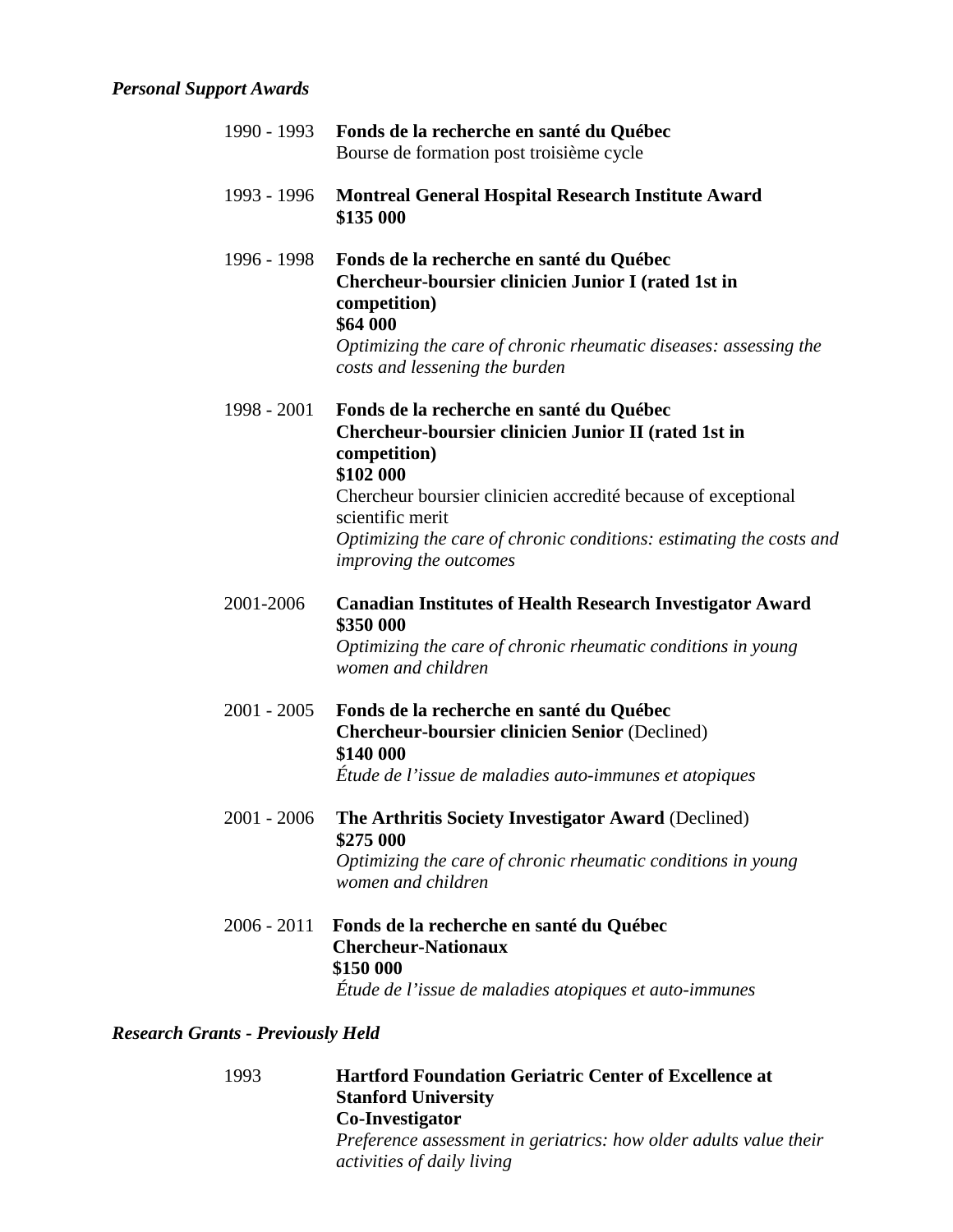***Personal Support Awards***

1990 - 1993 **Fonds de la recherche en santé du Québec**
Bourse de formation post troisième cycle

1993 - 1996 **Montreal General Hospital Research Institute Award**
**$135 000**

1996 - 1998 **Fonds de la recherche en santé du Québec**
**Chercheur-boursier clinicien Junior I (rated 1st in competition)**
**$64 000**
*Optimizing the care of chronic rheumatic diseases: assessing the costs and lessening the burden*

1998 - 2001 **Fonds de la recherche en santé du Québec**
**Chercheur-boursier clinicien Junior II (rated 1st in competition)**
**$102 000**
Chercheur boursier clinicien accredité because of exceptional scientific merit
*Optimizing the care of chronic conditions: estimating the costs and improving the outcomes*

2001-2006 **Canadian Institutes of Health Research Investigator Award**
**$350 000**
*Optimizing the care of chronic rheumatic conditions in young women and children*

2001 - 2005 **Fonds de la recherche en santé du Québec**
**Chercheur-boursier clinicien Senior** (Declined)
**$140 000**
*Étude de l'issue de maladies auto-immunes et atopiques*

2001 - 2006 **The Arthritis Society Investigator Award** (Declined)
**$275 000**
*Optimizing the care of chronic rheumatic conditions in young women and children*

2006 - 2011 **Fonds de la recherche en santé du Québec**
**Chercheur-Nationaux**
**$150 000**
*Étude de l'issue de maladies atopiques et auto-immunes*

***Research Grants - Previously Held***

1993 **Hartford Foundation Geriatric Center of Excellence at Stanford University**
**Co-Investigator**
*Preference assessment in geriatrics: how older adults value their activities of daily living*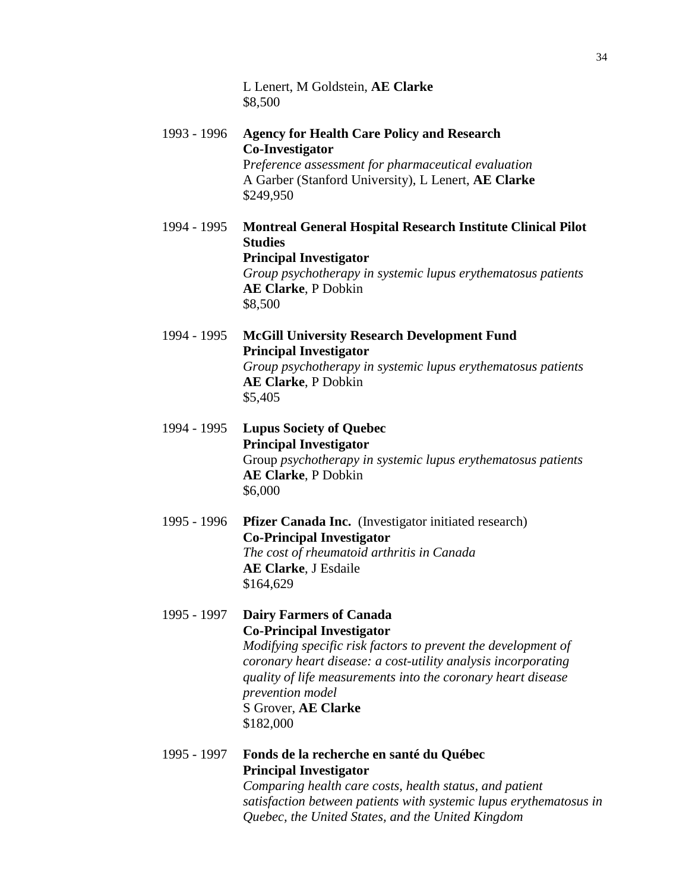L Lenert, M Goldstein, **AE Clarke**
$8,500

1993 - 1996 **Agency for Health Care Policy and Research**
**Co-Investigator**
P*reference assessment for pharmaceutical evaluation*
A Garber (Stanford University), L Lenert, **AE Clarke**
$249,950

1994 - 1995 **Montreal General Hospital Research Institute Clinical Pilot Studies**
**Principal Investigator**
*Group psychotherapy in systemic lupus erythematosus patients*
**AE Clarke**, P Dobkin
$8,500

1994 - 1995 **McGill University Research Development Fund**
**Principal Investigator**
*Group psychotherapy in systemic lupus erythematosus patients*
**AE Clarke**, P Dobkin
$5,405

1994 - 1995 **Lupus Society of Quebec**
**Principal Investigator**
Group *psychotherapy in systemic lupus erythematosus patients*
**AE Clarke**, P Dobkin
$6,000

1995 - 1996 **Pfizer Canada Inc.** (Investigator initiated research)
**Co-Principal Investigator**
*The cost of rheumatoid arthritis in Canada*
**AE Clarke**, J Esdaile
$164,629

1995 - 1997 **Dairy Farmers of Canada**
**Co-Principal Investigator**
*Modifying specific risk factors to prevent the development of coronary heart disease: a cost-utility analysis incorporating quality of life measurements into the coronary heart disease prevention model*
S Grover, **AE Clarke**
$182,000

1995 - 1997 **Fonds de la recherche en santé du Québec**
**Principal Investigator**
*Comparing health care costs, health status, and patient satisfaction between patients with systemic lupus erythematosus in Quebec, the United States, and the United Kingdom*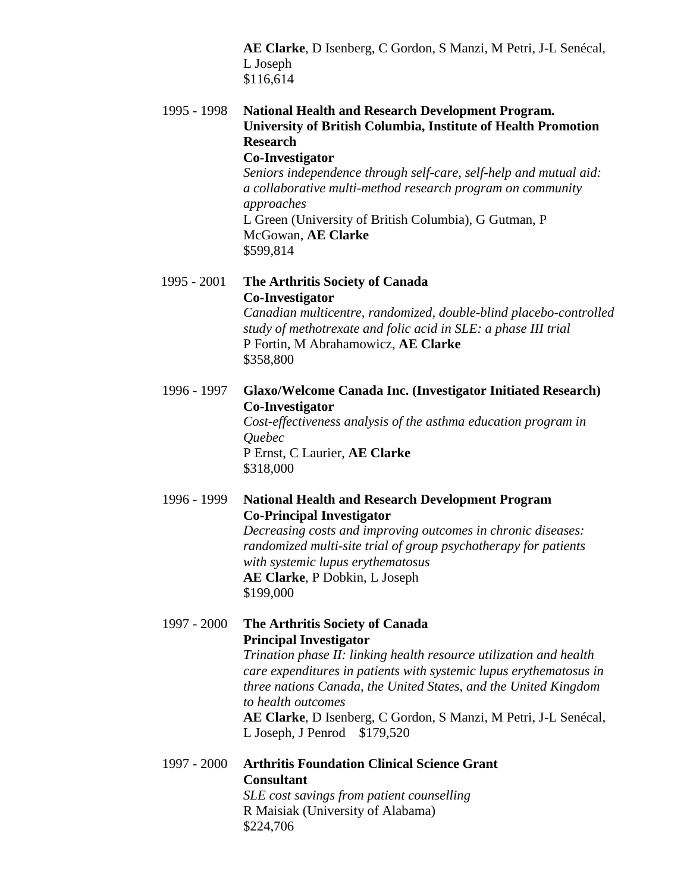**AE Clarke**, D Isenberg, C Gordon, S Manzi, M Petri, J-L Senécal, L Joseph
$116,614

1995 - 1998 **National Health and Research Development Program. University of British Columbia, Institute of Health Promotion Research**
**Co-Investigator**
*Seniors independence through self-care, self-help and mutual aid: a collaborative multi-method research program on community approaches*
L Green (University of British Columbia), G Gutman, P McGowan, **AE Clarke**
$599,814

1995 - 2001 **The Arthritis Society of Canada**
**Co-Investigator**
*Canadian multicentre, randomized, double-blind placebo-controlled study of methotrexate and folic acid in SLE: a phase III trial*
P Fortin, M Abrahamowicz, **AE Clarke**
$358,800

1996 - 1997 **Glaxo/Welcome Canada Inc. (Investigator Initiated Research)**
**Co-Investigator**
*Cost-effectiveness analysis of the asthma education program in Quebec*
P Ernst, C Laurier, **AE Clarke**
$318,000

1996 - 1999 **National Health and Research Development Program**
**Co-Principal Investigator**
*Decreasing costs and improving outcomes in chronic diseases: randomized multi-site trial of group psychotherapy for patients with systemic lupus erythematosus*
**AE Clarke**, P Dobkin, L Joseph
$199,000

1997 - 2000 **The Arthritis Society of Canada**
**Principal Investigator**
*Trination phase II: linking health resource utilization and health care expenditures in patients with systemic lupus erythematosus in three nations Canada, the United States, and the United Kingdom to health outcomes*
**AE Clarke**, D Isenberg, C Gordon, S Manzi, M Petri, J-L Senécal, L Joseph, J Penrod $179,520

1997 - 2000 **Arthritis Foundation Clinical Science Grant**
**Consultant**
*SLE cost savings from patient counselling*
R Maisiak (University of Alabama)
$224,706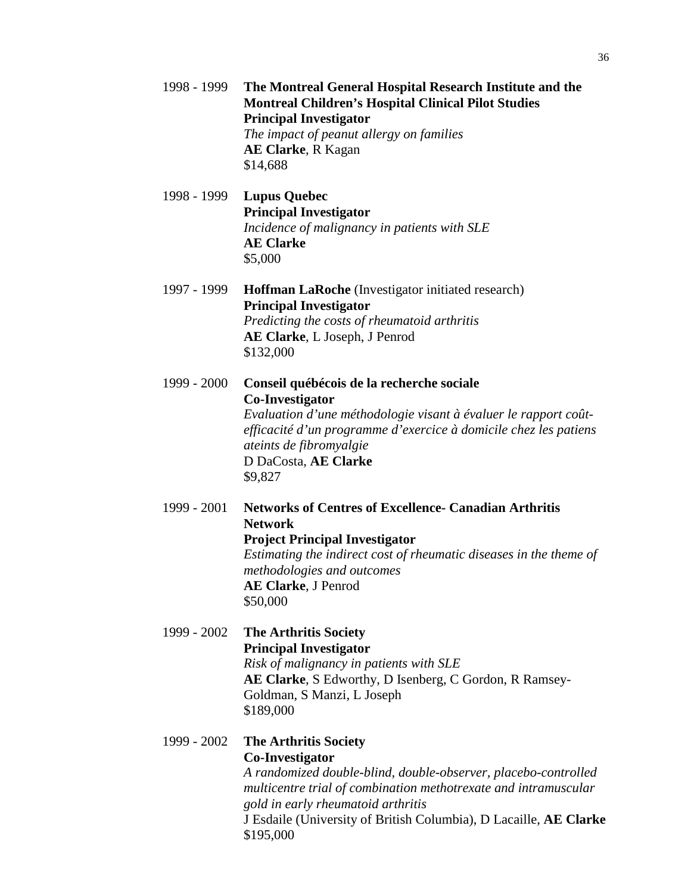1998 - 1999 **The Montreal General Hospital Research Institute and the Montreal Children's Hospital Clinical Pilot Studies**
**Principal Investigator**
*The impact of peanut allergy on families*
**AE Clarke**, R Kagan
$14,688

1998 - 1999 **Lupus Quebec**
**Principal Investigator**
*Incidence of malignancy in patients with SLE*
**AE Clarke**
$5,000

1997 - 1999 **Hoffman LaRoche** (Investigator initiated research)
**Principal Investigator**
*Predicting the costs of rheumatoid arthritis*
**AE Clarke**, L Joseph, J Penrod
$132,000

1999 - 2000 **Conseil québécois de la recherche sociale**
**Co-Investigator**
*Evaluation d'une méthodologie visant à évaluer le rapport coût-efficacité d'un programme d'exercice à domicile chez les patiens ateints de fibromyalgie*
D DaCosta, **AE Clarke**
$9,827

1999 - 2001 **Networks of Centres of Excellence- Canadian Arthritis Network**
**Project Principal Investigator**
*Estimating the indirect cost of rheumatic diseases in the theme of methodologies and outcomes*
**AE Clarke**, J Penrod
$50,000

1999 - 2002 **The Arthritis Society**
**Principal Investigator**
*Risk of malignancy in patients with SLE*
**AE Clarke**, S Edworthy, D Isenberg, C Gordon, R Ramsey-Goldman, S Manzi, L Joseph
$189,000

1999 - 2002 **The Arthritis Society**
**Co-Investigator**
*A randomized double-blind, double-observer, placebo-controlled multicentre trial of combination methotrexate and intramuscular gold in early rheumatoid arthritis*
J Esdaile (University of British Columbia), D Lacaille, **AE Clarke**
$195,000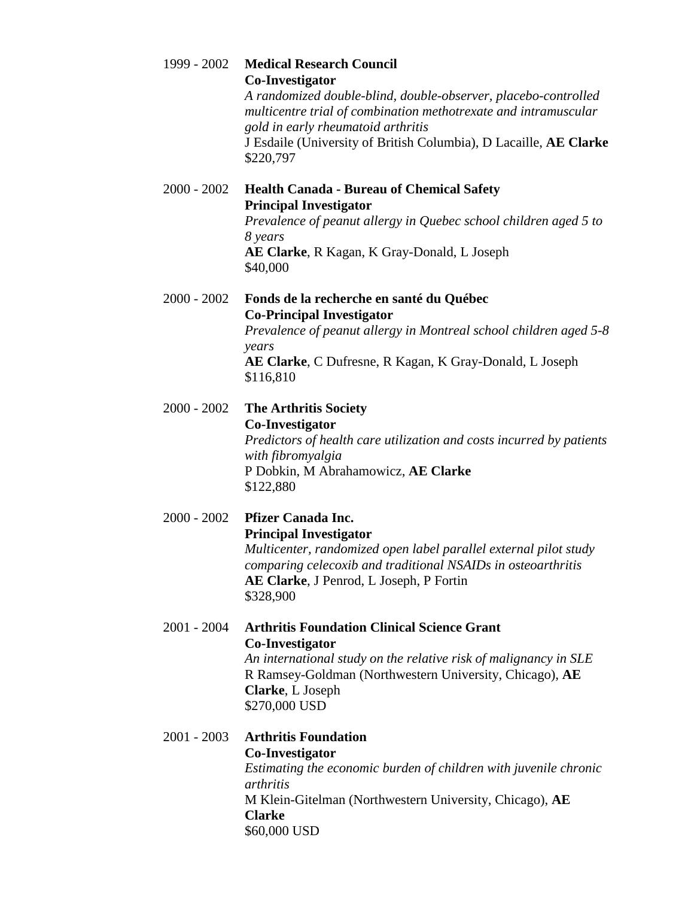1999 - 2002 **Medical Research Council**
**Co-Investigator**
*A randomized double-blind, double-observer, placebo-controlled multicentre trial of combination methotrexate and intramuscular gold in early rheumatoid arthritis*
J Esdaile (University of British Columbia), D Lacaille, **AE Clarke**
$220,797

2000 - 2002 **Health Canada - Bureau of Chemical Safety**
**Principal Investigator**
*Prevalence of peanut allergy in Quebec school children aged 5 to 8 years*
**AE Clarke**, R Kagan, K Gray-Donald, L Joseph
$40,000

2000 - 2002 **Fonds de la recherche en santé du Québec**
**Co-Principal Investigator**
*Prevalence of peanut allergy in Montreal school children aged 5-8 years*
**AE Clarke**, C Dufresne, R Kagan, K Gray-Donald, L Joseph
$116,810

2000 - 2002 **The Arthritis Society**
**Co-Investigator**
*Predictors of health care utilization and costs incurred by patients with fibromyalgia*
P Dobkin, M Abrahamowicz, **AE Clarke**
$122,880

2000 - 2002 **Pfizer Canada Inc.**
**Principal Investigator**
*Multicenter, randomized open label parallel external pilot study comparing celecoxib and traditional NSAIDs in osteoarthritis*
**AE Clarke**, J Penrod, L Joseph, P Fortin
$328,900

2001 - 2004 **Arthritis Foundation Clinical Science Grant**
**Co-Investigator**
*An international study on the relative risk of malignancy in SLE*
R Ramsey-Goldman (Northwestern University, Chicago), **AE Clarke**, L Joseph
$270,000 USD

2001 - 2003 **Arthritis Foundation**
**Co-Investigator**
*Estimating the economic burden of children with juvenile chronic arthritis*
M Klein-Gitelman (Northwestern University, Chicago), **AE Clarke**
$60,000 USD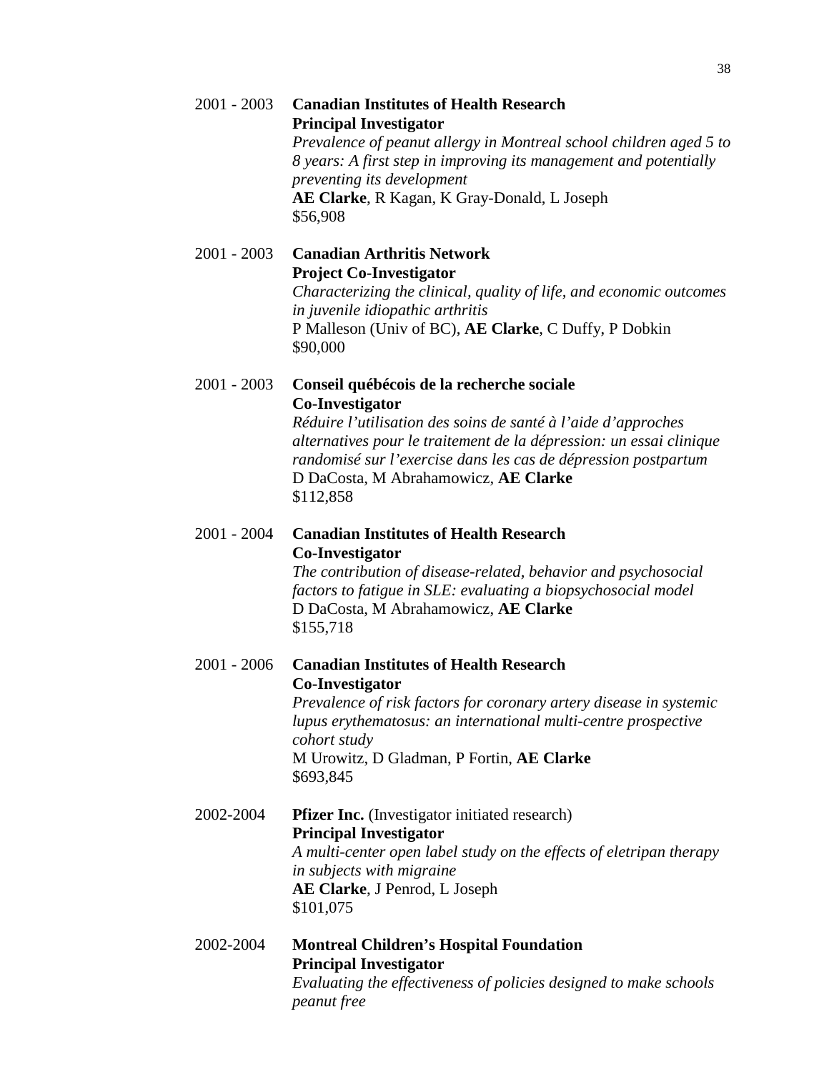2001 - 2003 **Canadian Institutes of Health Research**
**Principal Investigator**
*Prevalence of peanut allergy in Montreal school children aged 5 to 8 years: A first step in improving its management and potentially preventing its development*
**AE Clarke**, R Kagan, K Gray-Donald, L Joseph
$56,908

2001 - 2003 **Canadian Arthritis Network**
**Project Co-Investigator**
*Characterizing the clinical, quality of life, and economic outcomes in juvenile idiopathic arthritis*
P Malleson (Univ of BC), **AE Clarke**, C Duffy, P Dobkin
$90,000

2001 - 2003 **Conseil québécois de la recherche sociale**
**Co-Investigator**
*Réduire l'utilisation des soins de santé à l'aide d'approches alternatives pour le traitement de la dépression: un essai clinique randomisé sur l'exercise dans les cas de dépression postpartum*
D DaCosta, M Abrahamowicz, **AE Clarke**
$112,858

2001 - 2004 **Canadian Institutes of Health Research**
**Co-Investigator**
*The contribution of disease-related, behavior and psychosocial factors to fatigue in SLE: evaluating a biopsychosocial model*
D DaCosta, M Abrahamowicz, **AE Clarke**
$155,718

2001 - 2006 **Canadian Institutes of Health Research**
**Co-Investigator**
*Prevalence of risk factors for coronary artery disease in systemic lupus erythematosus: an international multi-centre prospective cohort study*
M Urowitz, D Gladman, P Fortin, **AE Clarke**
$693,845

2002-2004 **Pfizer Inc.** (Investigator initiated research)
**Principal Investigator**
*A multi-center open label study on the effects of eletripan therapy in subjects with migraine*
**AE Clarke**, J Penrod, L Joseph
$101,075

2002-2004 **Montreal Children's Hospital Foundation**
**Principal Investigator**
*Evaluating the effectiveness of policies designed to make schools peanut free*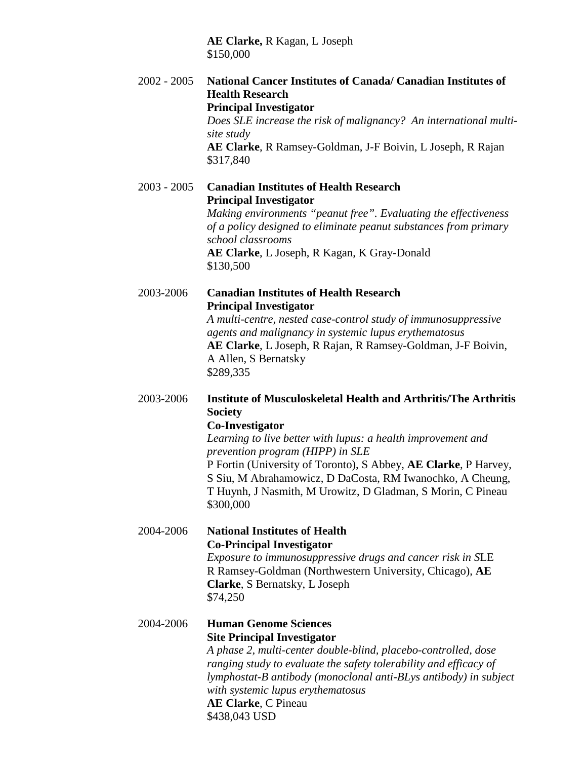**AE Clarke,** R Kagan, L Joseph
$150,000

2002 - 2005 **National Cancer Institutes of Canada/ Canadian Institutes of Health Research**
**Principal Investigator**
*Does SLE increase the risk of malignancy? An international multi-site study*
**AE Clarke**, R Ramsey-Goldman, J-F Boivin, L Joseph, R Rajan
$317,840

2003 - 2005 **Canadian Institutes of Health Research**
**Principal Investigator**
*Making environments "peanut free". Evaluating the effectiveness of a policy designed to eliminate peanut substances from primary school classrooms*
**AE Clarke**, L Joseph, R Kagan, K Gray-Donald
$130,500

2003-2006 **Canadian Institutes of Health Research**
**Principal Investigator**
*A multi-centre, nested case-control study of immunosuppressive agents and malignancy in systemic lupus erythematosus*
**AE Clarke**, L Joseph, R Rajan, R Ramsey-Goldman, J-F Boivin, A Allen, S Bernatsky
$289,335

2003-2006 **Institute of Musculoskeletal Health and Arthritis/The Arthritis Society**
**Co-Investigator**
*Learning to live better with lupus: a health improvement and prevention program (HIPP) in SLE*
P Fortin (University of Toronto), S Abbey, **AE Clarke**, P Harvey, S Siu, M Abrahamowicz, D DaCosta, RM Iwanochko, A Cheung, T Huynh, J Nasmith, M Urowitz, D Gladman, S Morin, C Pineau
$300,000

2004-2006 **National Institutes of Health**
**Co-Principal Investigator**
*Exposure to immunosuppressive drugs and cancer risk in S*LE
R Ramsey-Goldman (Northwestern University, Chicago), **AE Clarke**, S Bernatsky, L Joseph
$74,250

2004-2006 **Human Genome Sciences**
**Site Principal Investigator**
*A phase 2, multi-center double-blind, placebo-controlled, dose ranging study to evaluate the safety tolerability and efficacy of lymphostat-B antibody (monoclonal anti-BLys antibody) in subject with systemic lupus erythematosus*
**AE Clarke**, C Pineau
$438,043 USD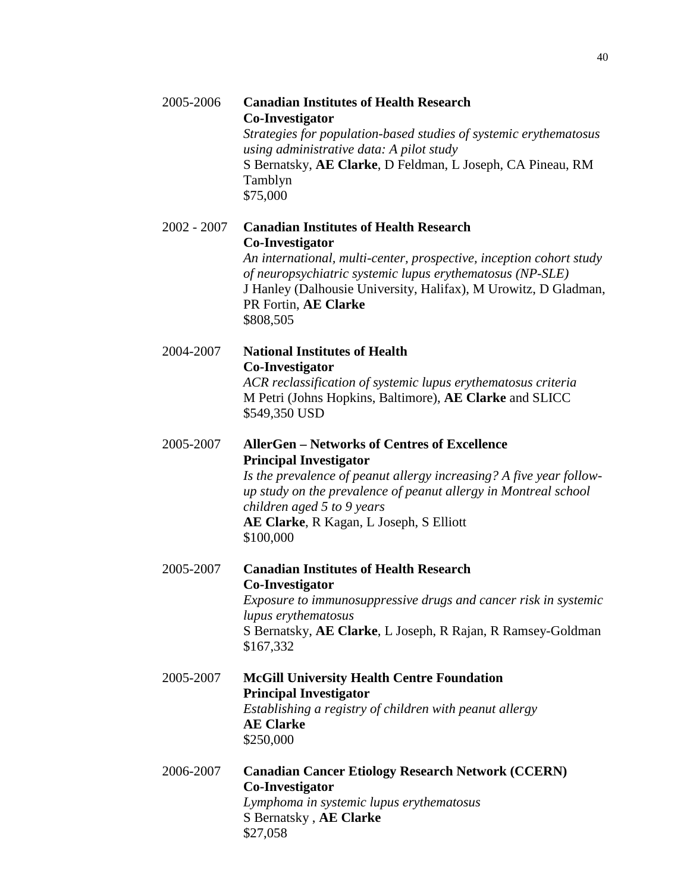2005-2006 **Canadian Institutes of Health Research**
**Co-Investigator**
*Strategies for population-based studies of systemic erythematosus using administrative data: A pilot study*
S Bernatsky, **AE Clarke**, D Feldman, L Joseph, CA Pineau, RM Tamblyn
$75,000

2002 - 2007 **Canadian Institutes of Health Research**
**Co-Investigator**
*An international, multi-center, prospective, inception cohort study of neuropsychiatric systemic lupus erythematosus (NP-SLE)*
J Hanley (Dalhousie University, Halifax), M Urowitz, D Gladman, PR Fortin, **AE Clarke**
$808,505

2004-2007 **National Institutes of Health**
**Co-Investigator**
*ACR reclassification of systemic lupus erythematosus criteria*
M Petri (Johns Hopkins, Baltimore), **AE Clarke** and SLICC
$549,350 USD

2005-2007 **AllerGen – Networks of Centres of Excellence**
**Principal Investigator**
*Is the prevalence of peanut allergy increasing? A five year follow-up study on the prevalence of peanut allergy in Montreal school children aged 5 to 9 years*
**AE Clarke**, R Kagan, L Joseph, S Elliott
$100,000

2005-2007 **Canadian Institutes of Health Research**
**Co-Investigator**
*Exposure to immunosuppressive drugs and cancer risk in systemic lupus erythematosus*
S Bernatsky, **AE Clarke**, L Joseph, R Rajan, R Ramsey-Goldman
$167,332

2005-2007 **McGill University Health Centre Foundation**
**Principal Investigator**
*Establishing a registry of children with peanut allergy*
**AE Clarke**
$250,000

2006-2007 **Canadian Cancer Etiology Research Network (CCERN)**
**Co-Investigator**
*Lymphoma in systemic lupus erythematosus*
S Bernatsky , **AE Clarke**
$27,058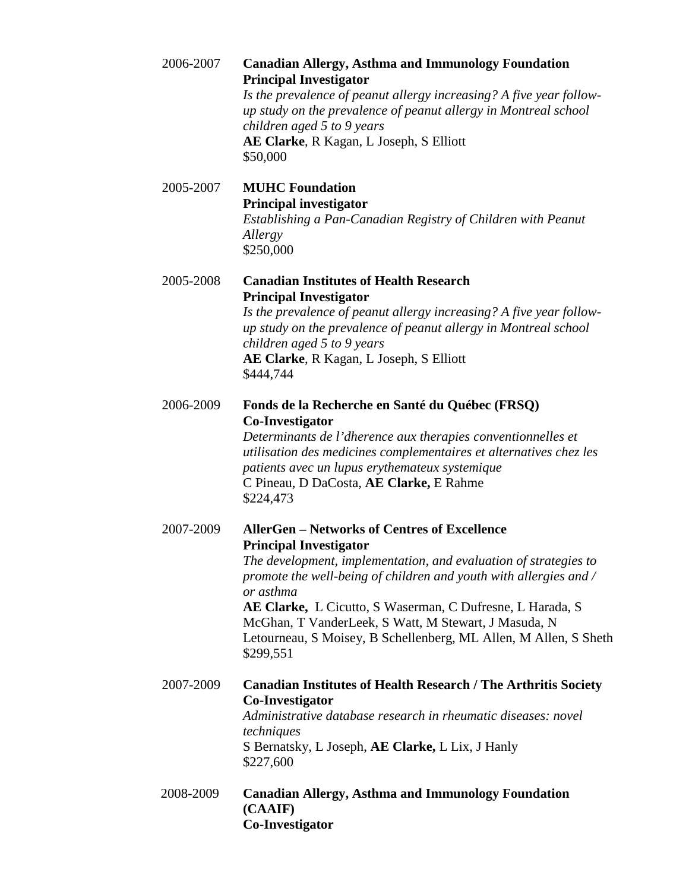2006-2007 **Canadian Allergy, Asthma and Immunology Foundation**
**Principal Investigator**
*Is the prevalence of peanut allergy increasing? A five year follow-up study on the prevalence of peanut allergy in Montreal school children aged 5 to 9 years*
**AE Clarke**, R Kagan, L Joseph, S Elliott
$50,000

2005-2007 **MUHC Foundation**
**Principal investigator**
*Establishing a Pan-Canadian Registry of Children with Peanut Allergy*
$250,000

2005-2008 **Canadian Institutes of Health Research**
**Principal Investigator**
*Is the prevalence of peanut allergy increasing? A five year follow-up study on the prevalence of peanut allergy in Montreal school children aged 5 to 9 years*
**AE Clarke**, R Kagan, L Joseph, S Elliott
$444,744

2006-2009 **Fonds de la Recherche en Santé du Québec (FRSQ)**
**Co-Investigator**
*Determinants de l'dherence aux therapies conventionnelles et utilisation des medicines complementaires et alternatives chez les patients avec un lupus erythemateux systemique*
C Pineau, D DaCosta, **AE Clarke,** E Rahme
$224,473

2007-2009 **AllerGen – Networks of Centres of Excellence**
**Principal Investigator**
*The development, implementation, and evaluation of strategies to promote the well-being of children and youth with allergies and / or asthma*
**AE Clarke,** L Cicutto, S Waserman, C Dufresne, L Harada, S McGhan, T VanderLeek, S Watt, M Stewart, J Masuda, N Letourneau, S Moisey, B Schellenberg, ML Allen, M Allen, S Sheth
$299,551

2007-2009 **Canadian Institutes of Health Research / The Arthritis Society**
**Co-Investigator**
*Administrative database research in rheumatic diseases: novel techniques*
S Bernatsky, L Joseph, **AE Clarke,** L Lix, J Hanly
$227,600

2008-2009 **Canadian Allergy, Asthma and Immunology Foundation (CAAIF)**
**Co-Investigator**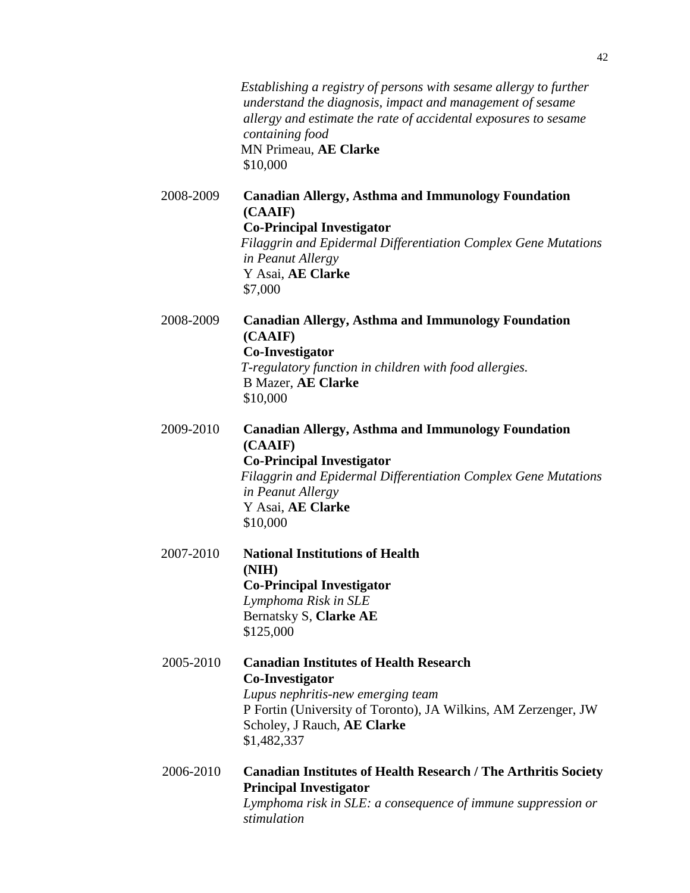*Establishing a registry of persons with sesame allergy to further understand the diagnosis, impact and management of sesame allergy and estimate the rate of accidental exposures to sesame containing food*
MN Primeau, **AE Clarke**
$10,000

2008-2009 **Canadian Allergy, Asthma and Immunology Foundation (CAAIF)**
**Co-Principal Investigator**
*Filaggrin and Epidermal Differentiation Complex Gene Mutations in Peanut Allergy*
Y Asai, **AE Clarke**
$7,000

2008-2009 **Canadian Allergy, Asthma and Immunology Foundation (CAAIF)**
**Co-Investigator**
*T-regulatory function in children with food allergies.*
B Mazer, **AE Clarke**
$10,000

2009-2010 **Canadian Allergy, Asthma and Immunology Foundation (CAAIF)**
**Co-Principal Investigator**
*Filaggrin and Epidermal Differentiation Complex Gene Mutations in Peanut Allergy*
Y Asai, **AE Clarke**
$10,000

2007-2010 **National Institutions of Health (NIH)**
**Co-Principal Investigator**
*Lymphoma Risk in SLE*
Bernatsky S, **Clarke AE**
$125,000

2005-2010 **Canadian Institutes of Health Research**
**Co-Investigator**
*Lupus nephritis-new emerging team*
P Fortin (University of Toronto), JA Wilkins, AM Zerzenger, JW Scholey, J Rauch, **AE Clarke**
$1,482,337

2006-2010 **Canadian Institutes of Health Research / The Arthritis Society**
**Principal Investigator**
*Lymphoma risk in SLE: a consequence of immune suppression or stimulation*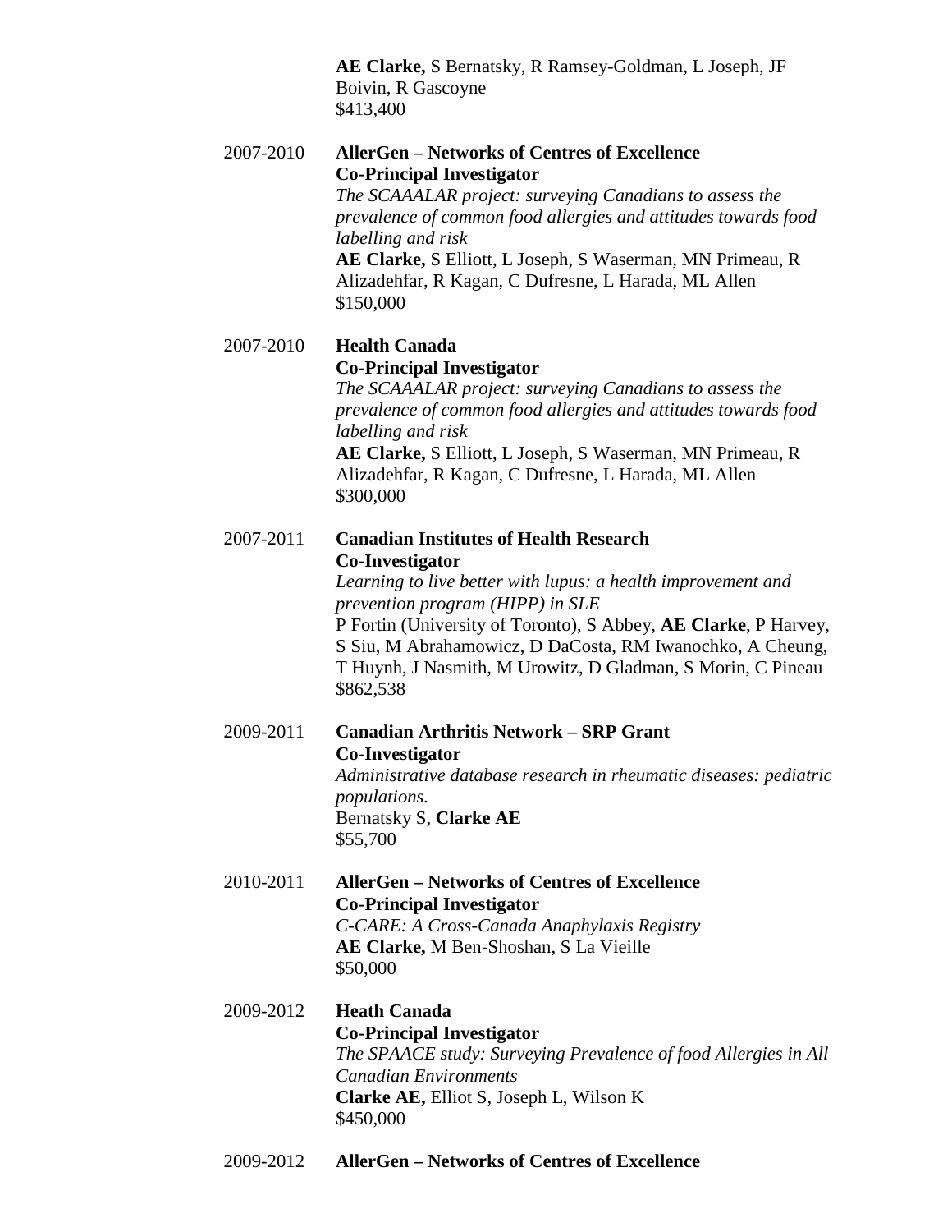**AE Clarke,** S Bernatsky, R Ramsey-Goldman, L Joseph, JF Boivin, R Gascoyne
$413,400

2007-2010 **AllerGen – Networks of Centres of Excellence**
**Co-Principal Investigator**
*The SCAAALAR project: surveying Canadians to assess the prevalence of common food allergies and attitudes towards food labelling and risk*
**AE Clarke,** S Elliott, L Joseph, S Waserman, MN Primeau, R Alizadehfar, R Kagan, C Dufresne, L Harada, ML Allen
$150,000

2007-2010 **Health Canada**
**Co-Principal Investigator**
*The SCAAALAR project: surveying Canadians to assess the prevalence of common food allergies and attitudes towards food labelling and risk*
**AE Clarke,** S Elliott, L Joseph, S Waserman, MN Primeau, R Alizadehfar, R Kagan, C Dufresne, L Harada, ML Allen
$300,000

2007-2011 **Canadian Institutes of Health Research**
**Co-Investigator**
*Learning to live better with lupus: a health improvement and prevention program (HIPP) in SLE*
P Fortin (University of Toronto), S Abbey, **AE Clarke**, P Harvey, S Siu, M Abrahamowicz, D DaCosta, RM Iwanochko, A Cheung, T Huynh, J Nasmith, M Urowitz, D Gladman, S Morin, C Pineau
$862,538

2009-2011 **Canadian Arthritis Network – SRP Grant**
**Co-Investigator**
*Administrative database research in rheumatic diseases: pediatric populations.*
Bernatsky S, **Clarke AE**
$55,700

2010-2011 **AllerGen – Networks of Centres of Excellence**
**Co-Principal Investigator**
*C-CARE: A Cross-Canada Anaphylaxis Registry*
**AE Clarke,** M Ben-Shoshan, S La Vieille
$50,000

2009-2012 **Heath Canada**
**Co-Principal Investigator**
*The SPAACE study: Surveying Prevalence of food Allergies in All Canadian Environments*
**Clarke AE,** Elliot S, Joseph L, Wilson K
$450,000

2009-2012 **AllerGen – Networks of Centres of Excellence**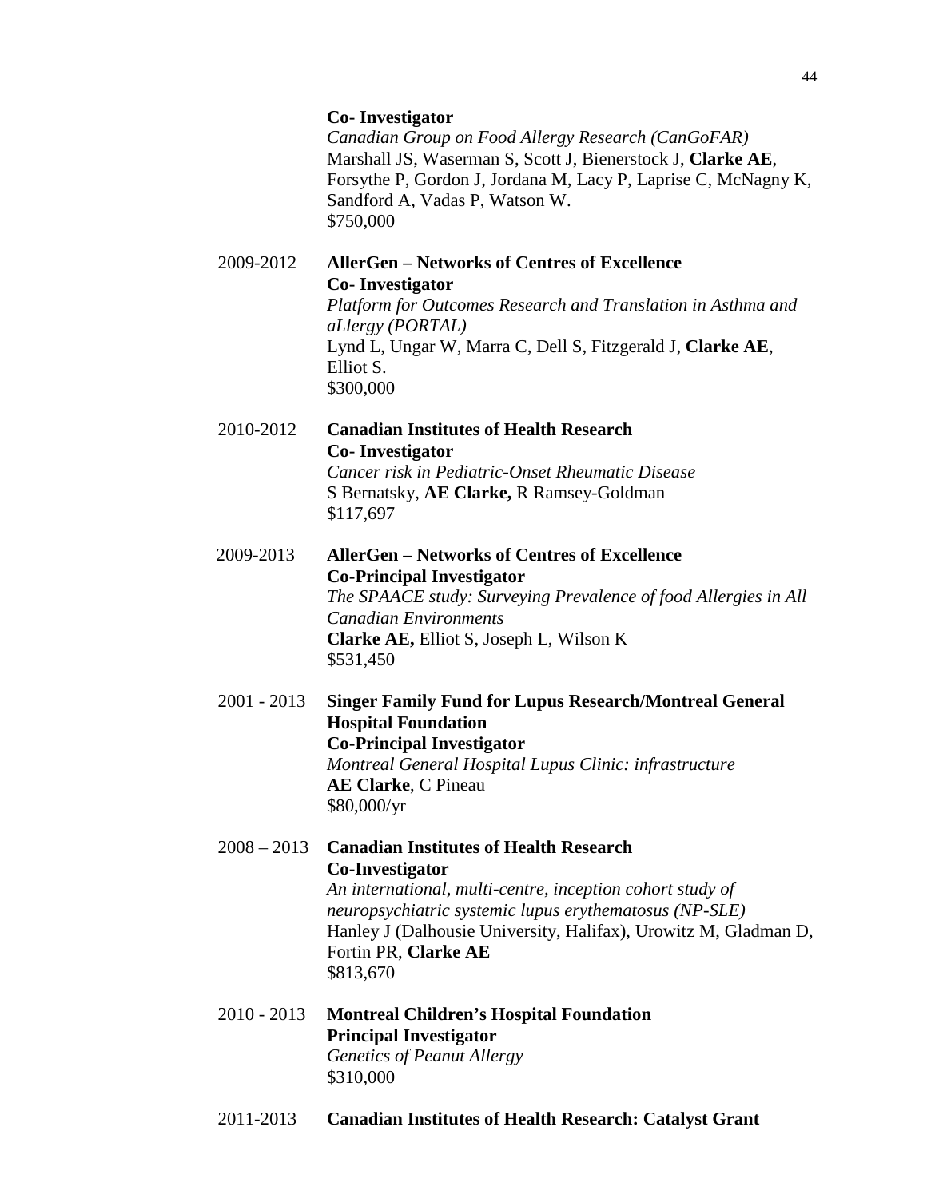**Co- Investigator**
*Canadian Group on Food Allergy Research (CanGoFAR)*
Marshall JS, Waserman S, Scott J, Bienerstock J, **Clarke AE**, Forsythe P, Gordon J, Jordana M, Lacy P, Laprise C, McNagny K, Sandford A, Vadas P, Watson W.
$750,000

2009-2012 **AllerGen – Networks of Centres of Excellence**
**Co- Investigator**
*Platform for Outcomes Research and Translation in Asthma and aLlergy (PORTAL)*
Lynd L, Ungar W, Marra C, Dell S, Fitzgerald J, **Clarke AE**, Elliot S.
$300,000

2010-2012 **Canadian Institutes of Health Research**
**Co- Investigator**
*Cancer risk in Pediatric-Onset Rheumatic Disease*
S Bernatsky, **AE Clarke,** R Ramsey-Goldman
$117,697

2009-2013 **AllerGen – Networks of Centres of Excellence**
**Co-Principal Investigator**
*The SPAACE study: Surveying Prevalence of food Allergies in All Canadian Environments*
**Clarke AE,** Elliot S, Joseph L, Wilson K
$531,450

2001 - 2013 **Singer Family Fund for Lupus Research/Montreal General Hospital Foundation**
**Co-Principal Investigator**
*Montreal General Hospital Lupus Clinic: infrastructure*
**AE Clarke**, C Pineau
$80,000/yr

2008 – 2013 **Canadian Institutes of Health Research**
**Co-Investigator**
*An international, multi-centre, inception cohort study of neuropsychiatric systemic lupus erythematosus (NP-SLE)*
Hanley J (Dalhousie University, Halifax), Urowitz M, Gladman D, Fortin PR, **Clarke AE**
$813,670

2010 - 2013 **Montreal Children's Hospital Foundation**
**Principal Investigator**
*Genetics of Peanut Allergy*
$310,000

2011-2013 **Canadian Institutes of Health Research: Catalyst Grant**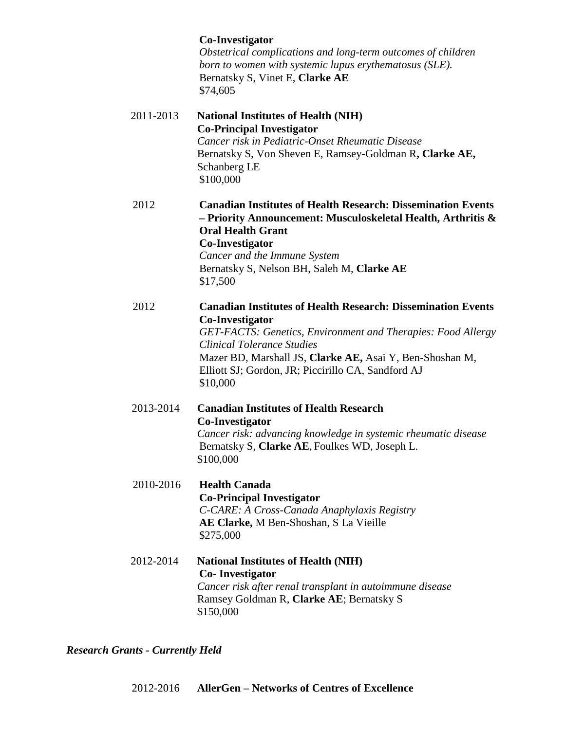**Co-Investigator**
*Obstetrical complications and long-term outcomes of children born to women with systemic lupus erythematosus (SLE).*
Bernatsky S, Vinet E, **Clarke AE**
$74,605

2011-2013 **National Institutes of Health (NIH)**
**Co-Principal Investigator**
*Cancer risk in Pediatric-Onset Rheumatic Disease*
Bernatsky S, Von Sheven E, Ramsey-Goldman R**, Clarke AE,** Schanberg LE
$100,000

2012 **Canadian Institutes of Health Research: Dissemination Events – Priority Announcement: Musculoskeletal Health, Arthritis & Oral Health Grant**
**Co-Investigator**
*Cancer and the Immune System*
Bernatsky S, Nelson BH, Saleh M, **Clarke AE**
$17,500

2012 **Canadian Institutes of Health Research: Dissemination Events**
**Co-Investigator**
*GET-FACTS: Genetics, Environment and Therapies: Food Allergy Clinical Tolerance Studies*
Mazer BD, Marshall JS, **Clarke AE,** Asai Y, Ben-Shoshan M, Elliott SJ; Gordon, JR; Piccirillo CA, Sandford AJ
$10,000

2013-2014 **Canadian Institutes of Health Research**
**Co-Investigator**
*Cancer risk: advancing knowledge in systemic rheumatic disease*
Bernatsky S, **Clarke AE**, Foulkes WD, Joseph L.
$100,000

2010-2016 **Health Canada**
**Co-Principal Investigator**
*C-CARE: A Cross-Canada Anaphylaxis Registry*
**AE Clarke,** M Ben-Shoshan, S La Vieille
$275,000

2012-2014 **National Institutes of Health (NIH)**
**Co- Investigator**
*Cancer risk after renal transplant in autoimmune disease*
Ramsey Goldman R, **Clarke AE**; Bernatsky S
$150,000

***Research Grants - Currently Held***

2012-2016 **AllerGen – Networks of Centres of Excellence**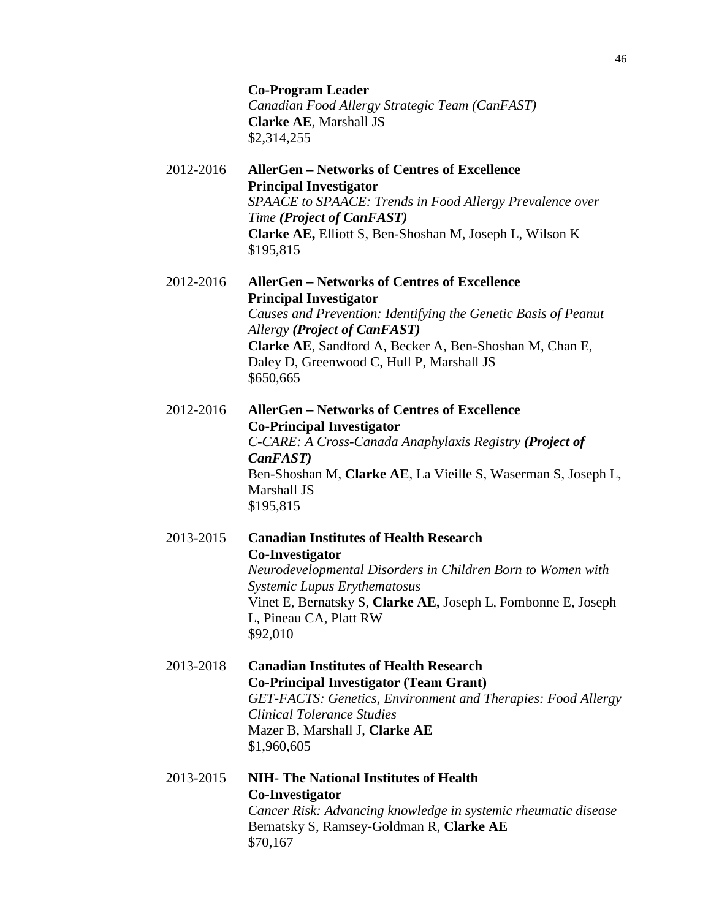**Co-Program Leader**
*Canadian Food Allergy Strategic Team (CanFAST)*
**Clarke AE**, Marshall JS
$2,314,255

2012-2016 **AllerGen – Networks of Centres of Excellence**
**Principal Investigator**
*SPAACE to SPAACE: Trends in Food Allergy Prevalence over Time* ***(Project of CanFAST)***
**Clarke AE,** Elliott S, Ben-Shoshan M, Joseph L, Wilson K
$195,815

2012-2016 **AllerGen – Networks of Centres of Excellence**
**Principal Investigator**
*Causes and Prevention: Identifying the Genetic Basis of Peanut Allergy* ***(Project of CanFAST)***
**Clarke AE**, Sandford A, Becker A, Ben-Shoshan M, Chan E, Daley D, Greenwood C, Hull P, Marshall JS
$650,665

2012-2016 **AllerGen – Networks of Centres of Excellence**
**Co-Principal Investigator**
*C-CARE: A Cross-Canada Anaphylaxis Registry* ***(Project of CanFAST)***
Ben-Shoshan M, **Clarke AE**, La Vieille S, Waserman S, Joseph L, Marshall JS
$195,815

2013-2015 **Canadian Institutes of Health Research**
**Co-Investigator**
*Neurodevelopmental Disorders in Children Born to Women with Systemic Lupus Erythematosus*
Vinet E, Bernatsky S, **Clarke AE,** Joseph L, Fombonne E, Joseph L, Pineau CA, Platt RW
$92,010

2013-2018 **Canadian Institutes of Health Research**
**Co-Principal Investigator (Team Grant)**
*GET-FACTS: Genetics, Environment and Therapies: Food Allergy Clinical Tolerance Studies*
Mazer B, Marshall J, **Clarke AE**
$1,960,605

2013-2015 **NIH- The National Institutes of Health**
**Co-Investigator**
*Cancer Risk: Advancing knowledge in systemic rheumatic disease*
Bernatsky S, Ramsey-Goldman R, **Clarke AE**
$70,167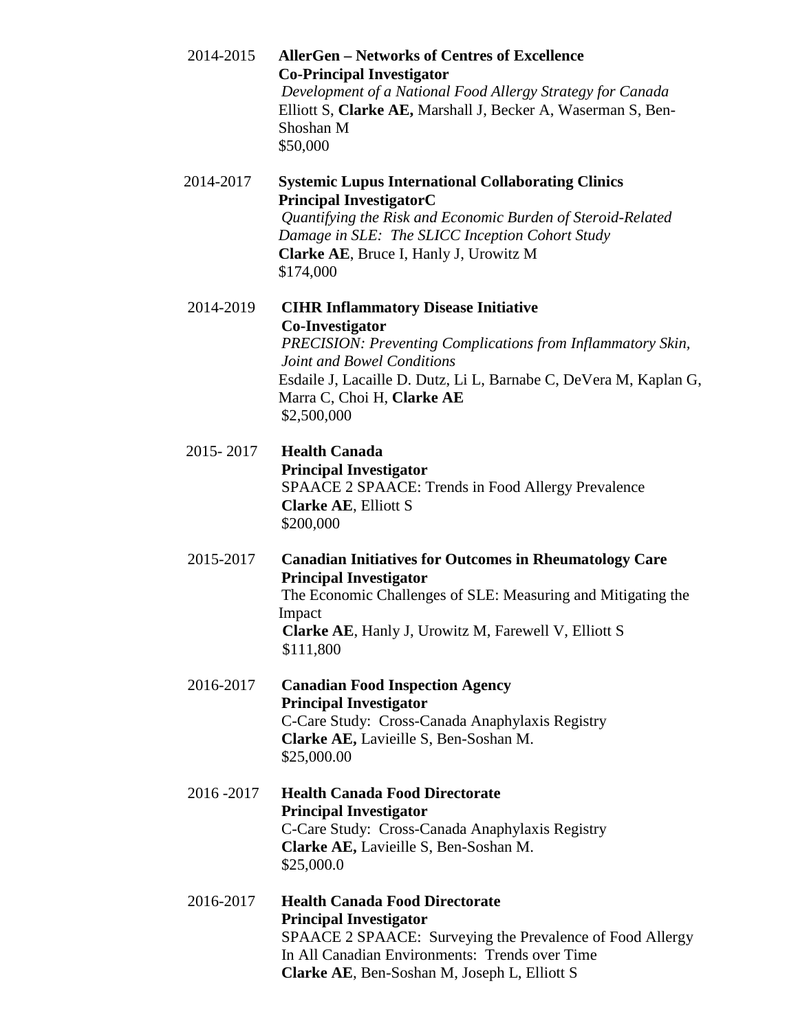2014-2015 **AllerGen – Networks of Centres of Excellence**
**Co-Principal Investigator**
*Development of a National Food Allergy Strategy for Canada*
Elliott S, **Clarke AE,** Marshall J, Becker A, Waserman S, Ben-Shoshan M
$50,000

2014-2017 **Systemic Lupus International Collaborating Clinics**
**Principal InvestigatorC**
*Quantifying the Risk and Economic Burden of Steroid-Related Damage in SLE: The SLICC Inception Cohort Study*
**Clarke AE**, Bruce I, Hanly J, Urowitz M
$174,000

2014-2019 **CIHR Inflammatory Disease Initiative**
**Co-Investigator**
*PRECISION: Preventing Complications from Inflammatory Skin, Joint and Bowel Conditions*
Esdaile J, Lacaille D. Dutz, Li L, Barnabe C, DeVera M, Kaplan G, Marra C, Choi H, **Clarke AE**
$2,500,000

2015- 2017 **Health Canada**
**Principal Investigator**
SPAACE 2 SPAACE: Trends in Food Allergy Prevalence
**Clarke AE**, Elliott S
$200,000

2015-2017 **Canadian Initiatives for Outcomes in Rheumatology Care**
**Principal Investigator**
The Economic Challenges of SLE: Measuring and Mitigating the Impact
**Clarke AE**, Hanly J, Urowitz M, Farewell V, Elliott S
$111,800

2016-2017 **Canadian Food Inspection Agency**
**Principal Investigator**
C-Care Study: Cross-Canada Anaphylaxis Registry
**Clarke AE,** Lavieille S, Ben-Soshan M.
$25,000.00

2016 -2017 **Health Canada Food Directorate**
**Principal Investigator**
C-Care Study: Cross-Canada Anaphylaxis Registry
**Clarke AE,** Lavieille S, Ben-Soshan M.
$25,000.0

2016-2017 **Health Canada Food Directorate**
**Principal Investigator**
SPAACE 2 SPAACE: Surveying the Prevalence of Food Allergy In All Canadian Environments: Trends over Time
**Clarke AE**, Ben-Soshan M, Joseph L, Elliott S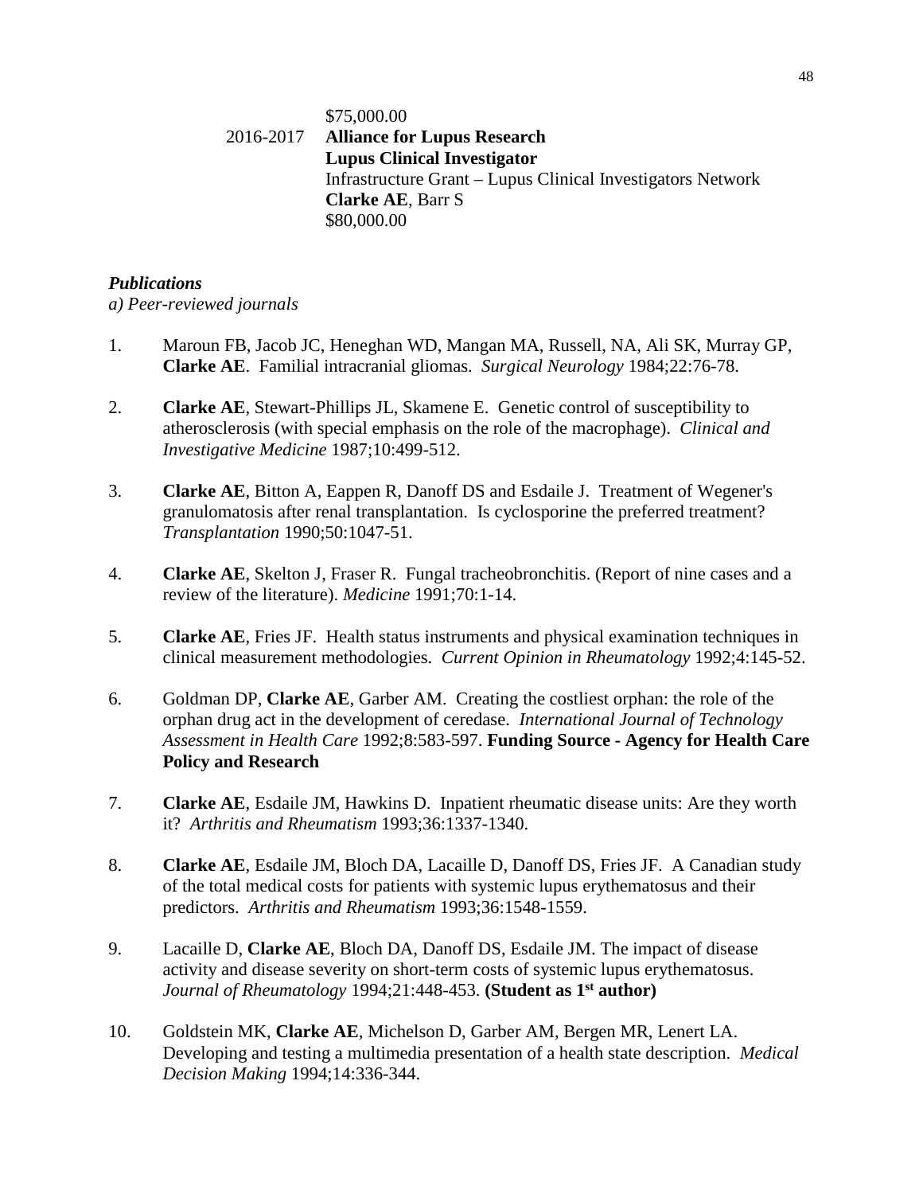$75,000.00

2016-2017 **Alliance for Lupus Research**
**Lupus Clinical Investigator**
Infrastructure Grant – Lupus Clinical Investigators Network
**Clarke AE**, Barr S
$80,000.00

***Publications***

*a) Peer-reviewed journals*

1. Maroun FB, Jacob JC, Heneghan WD, Mangan MA, Russell, NA, Ali SK, Murray GP, **Clarke AE**. Familial intracranial gliomas. *Surgical Neurology* 1984;22:76-78.

2. **Clarke AE**, Stewart-Phillips JL, Skamene E. Genetic control of susceptibility to atherosclerosis (with special emphasis on the role of the macrophage). *Clinical and Investigative Medicine* 1987;10:499-512.

3. **Clarke AE**, Bitton A, Eappen R, Danoff DS and Esdaile J. Treatment of Wegener's granulomatosis after renal transplantation. Is cyclosporine the preferred treatment? *Transplantation* 1990;50:1047-51.

4. **Clarke AE**, Skelton J, Fraser R. Fungal tracheobronchitis. (Report of nine cases and a review of the literature). *Medicine* 1991;70:1-14.

5. **Clarke AE**, Fries JF. Health status instruments and physical examination techniques in clinical measurement methodologies. *Current Opinion in Rheumatology* 1992;4:145-52.

6. Goldman DP, **Clarke AE**, Garber AM. Creating the costliest orphan: the role of the orphan drug act in the development of ceredase. *International Journal of Technology Assessment in Health Care* 1992;8:583-597. **Funding Source - Agency for Health Care Policy and Research**

7. **Clarke AE**, Esdaile JM, Hawkins D. Inpatient rheumatic disease units: Are they worth it? *Arthritis and Rheumatism* 1993;36:1337-1340.

8. **Clarke AE**, Esdaile JM, Bloch DA, Lacaille D, Danoff DS, Fries JF. A Canadian study of the total medical costs for patients with systemic lupus erythematosus and their predictors. *Arthritis and Rheumatism* 1993;36:1548-1559.

9. Lacaille D, **Clarke AE**, Bloch DA, Danoff DS, Esdaile JM. The impact of disease activity and disease severity on short-term costs of systemic lupus erythematosus. *Journal of Rheumatology* 1994;21:448-453. **(Student as 1st author)**

10. Goldstein MK, **Clarke AE**, Michelson D, Garber AM, Bergen MR, Lenert LA. Developing and testing a multimedia presentation of a health state description. *Medical Decision Making* 1994;14:336-344.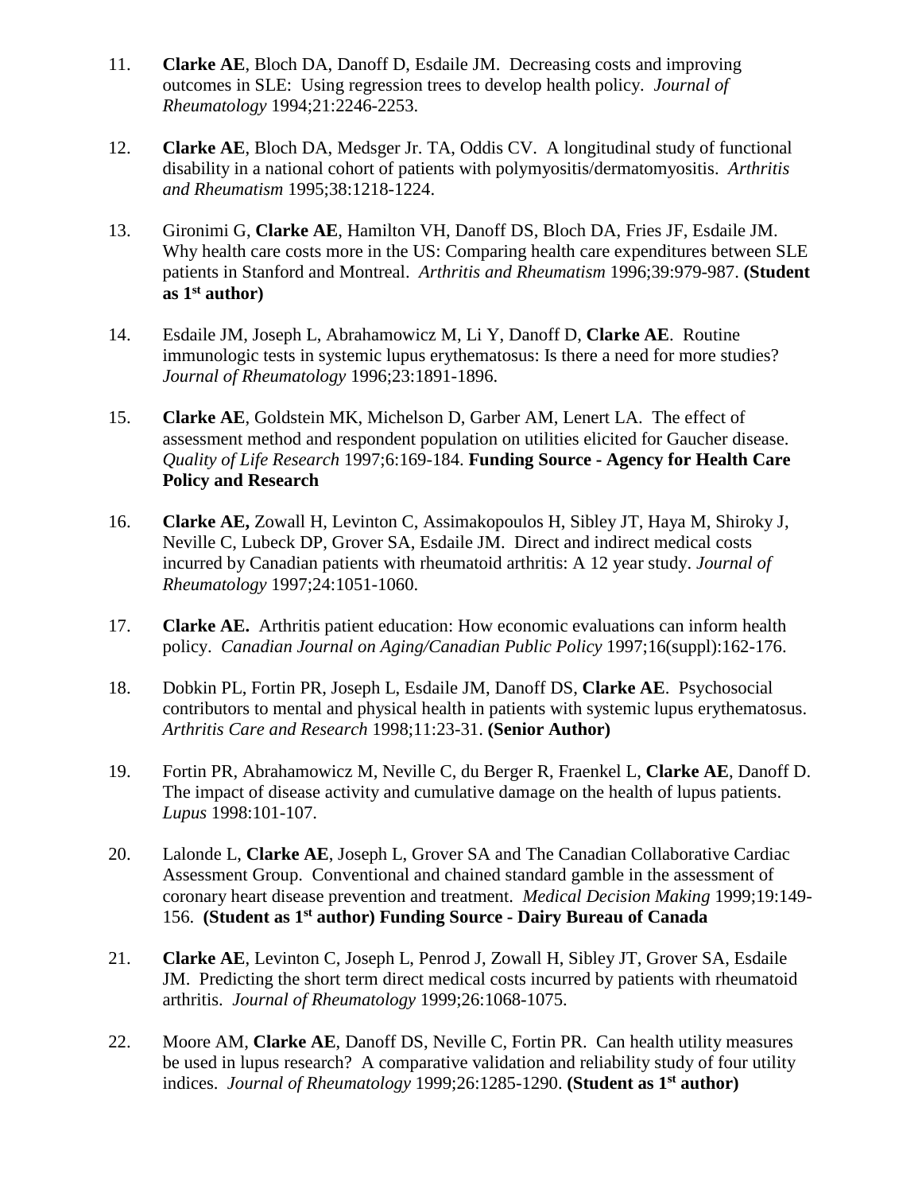11. **Clarke AE**, Bloch DA, Danoff D, Esdaile JM. Decreasing costs and improving outcomes in SLE: Using regression trees to develop health policy. *Journal of Rheumatology* 1994;21:2246-2253.

12. **Clarke AE**, Bloch DA, Medsger Jr. TA, Oddis CV. A longitudinal study of functional disability in a national cohort of patients with polymyositis/dermatomyositis. *Arthritis and Rheumatism* 1995;38:1218-1224.

13. Gironimi G, **Clarke AE**, Hamilton VH, Danoff DS, Bloch DA, Fries JF, Esdaile JM. Why health care costs more in the US: Comparing health care expenditures between SLE patients in Stanford and Montreal. *Arthritis and Rheumatism* 1996;39:979-987. **(Student as 1st author)**

14. Esdaile JM, Joseph L, Abrahamowicz M, Li Y, Danoff D, **Clarke AE**. Routine immunologic tests in systemic lupus erythematosus: Is there a need for more studies? *Journal of Rheumatology* 1996;23:1891-1896.

15. **Clarke AE**, Goldstein MK, Michelson D, Garber AM, Lenert LA. The effect of assessment method and respondent population on utilities elicited for Gaucher disease. *Quality of Life Research* 1997;6:169-184. **Funding Source - Agency for Health Care Policy and Research**

16. **Clarke AE,** Zowall H, Levinton C, Assimakopoulos H, Sibley JT, Haya M, Shiroky J, Neville C, Lubeck DP, Grover SA, Esdaile JM. Direct and indirect medical costs incurred by Canadian patients with rheumatoid arthritis: A 12 year study. *Journal of Rheumatology* 1997;24:1051-1060.

17. **Clarke AE.** Arthritis patient education: How economic evaluations can inform health policy. *Canadian Journal on Aging/Canadian Public Policy* 1997;16(suppl):162-176.

18. Dobkin PL, Fortin PR, Joseph L, Esdaile JM, Danoff DS, **Clarke AE**. Psychosocial contributors to mental and physical health in patients with systemic lupus erythematosus. *Arthritis Care and Research* 1998;11:23-31. **(Senior Author)**

19. Fortin PR, Abrahamowicz M, Neville C, du Berger R, Fraenkel L, **Clarke AE**, Danoff D. The impact of disease activity and cumulative damage on the health of lupus patients. *Lupus* 1998:101-107.

20. Lalonde L, **Clarke AE**, Joseph L, Grover SA and The Canadian Collaborative Cardiac Assessment Group. Conventional and chained standard gamble in the assessment of coronary heart disease prevention and treatment. *Medical Decision Making* 1999;19:149-156. **(Student as 1st author) Funding Source - Dairy Bureau of Canada**

21. **Clarke AE**, Levinton C, Joseph L, Penrod J, Zowall H, Sibley JT, Grover SA, Esdaile JM. Predicting the short term direct medical costs incurred by patients with rheumatoid arthritis. *Journal of Rheumatology* 1999;26:1068-1075.

22. Moore AM, **Clarke AE**, Danoff DS, Neville C, Fortin PR. Can health utility measures be used in lupus research? A comparative validation and reliability study of four utility indices. *Journal of Rheumatology* 1999;26:1285-1290. **(Student as 1st author)**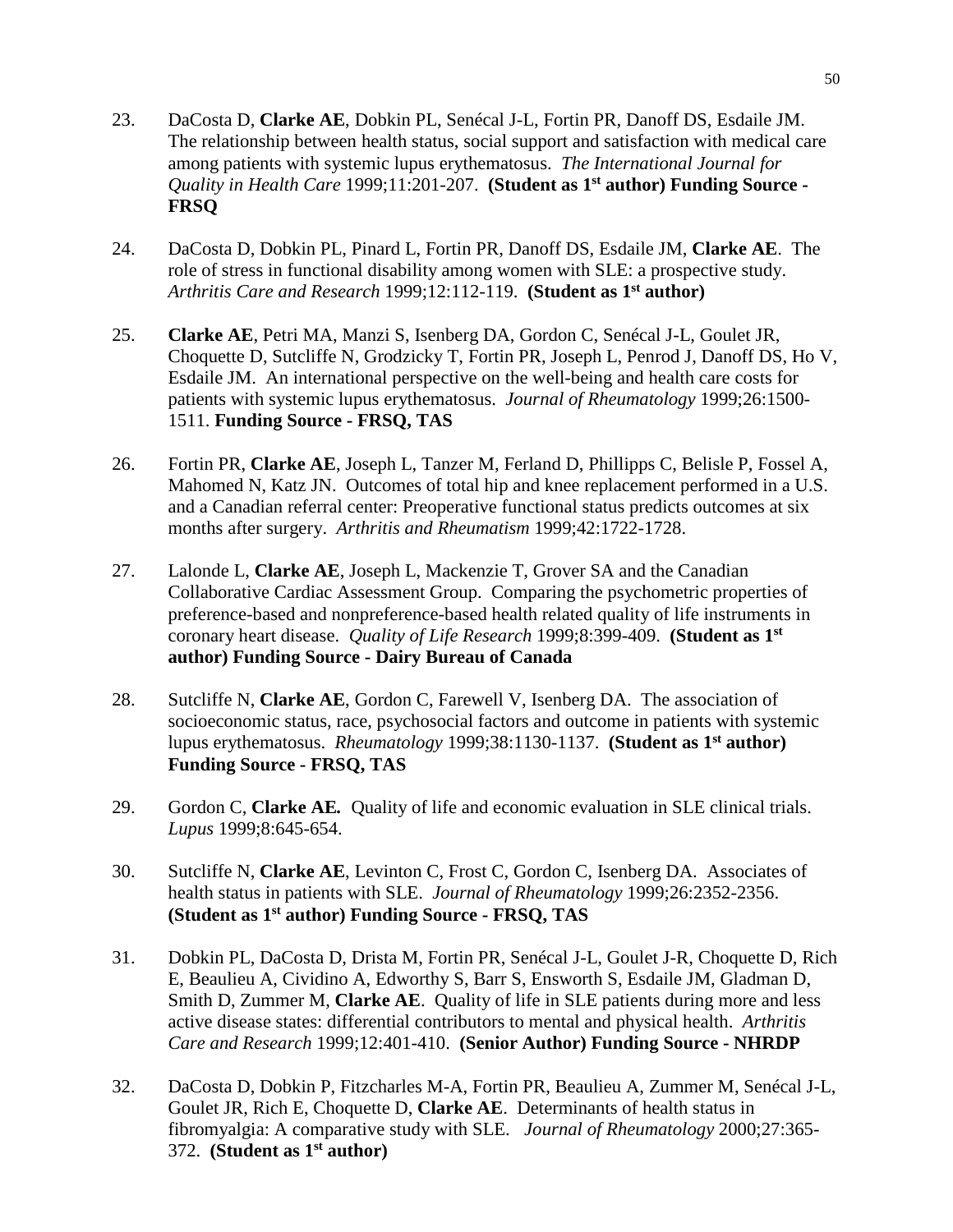23. DaCosta D, **Clarke AE**, Dobkin PL, Senécal J-L, Fortin PR, Danoff DS, Esdaile JM. The relationship between health status, social support and satisfaction with medical care among patients with systemic lupus erythematosus. *The International Journal for Quality in Health Care* 1999;11:201-207. **(Student as 1st author) Funding Source - FRSQ**

24. DaCosta D, Dobkin PL, Pinard L, Fortin PR, Danoff DS, Esdaile JM, **Clarke AE**. The role of stress in functional disability among women with SLE: a prospective study. *Arthritis Care and Research* 1999;12:112-119. **(Student as 1st author)**

25. **Clarke AE**, Petri MA, Manzi S, Isenberg DA, Gordon C, Senécal J-L, Goulet JR, Choquette D, Sutcliffe N, Grodzicky T, Fortin PR, Joseph L, Penrod J, Danoff DS, Ho V, Esdaile JM. An international perspective on the well-being and health care costs for patients with systemic lupus erythematosus. *Journal of Rheumatology* 1999;26:1500-1511. **Funding Source - FRSQ, TAS**

26. Fortin PR, **Clarke AE**, Joseph L, Tanzer M, Ferland D, Phillipps C, Belisle P, Fossel A, Mahomed N, Katz JN. Outcomes of total hip and knee replacement performed in a U.S. and a Canadian referral center: Preoperative functional status predicts outcomes at six months after surgery. *Arthritis and Rheumatism* 1999;42:1722-1728.

27. Lalonde L, **Clarke AE**, Joseph L, Mackenzie T, Grover SA and the Canadian Collaborative Cardiac Assessment Group. Comparing the psychometric properties of preference-based and nonpreference-based health related quality of life instruments in coronary heart disease. *Quality of Life Research* 1999;8:399-409. **(Student as 1st author) Funding Source - Dairy Bureau of Canada**

28. Sutcliffe N, **Clarke AE**, Gordon C, Farewell V, Isenberg DA. The association of socioeconomic status, race, psychosocial factors and outcome in patients with systemic lupus erythematosus. *Rheumatology* 1999;38:1130-1137. **(Student as 1st author) Funding Source - FRSQ, TAS**

29. Gordon C, **Clarke AE.** Quality of life and economic evaluation in SLE clinical trials. *Lupus* 1999;8:645-654.

30. Sutcliffe N, **Clarke AE**, Levinton C, Frost C, Gordon C, Isenberg DA. Associates of health status in patients with SLE. *Journal of Rheumatology* 1999;26:2352-2356. **(Student as 1st author) Funding Source - FRSQ, TAS**

31. Dobkin PL, DaCosta D, Drista M, Fortin PR, Senécal J-L, Goulet J-R, Choquette D, Rich E, Beaulieu A, Cividino A, Edworthy S, Barr S, Ensworth S, Esdaile JM, Gladman D, Smith D, Zummer M, **Clarke AE**. Quality of life in SLE patients during more and less active disease states: differential contributors to mental and physical health. *Arthritis Care and Research* 1999;12:401-410. **(Senior Author) Funding Source - NHRDP**

32. DaCosta D, Dobkin P, Fitzcharles M-A, Fortin PR, Beaulieu A, Zummer M, Senécal J-L, Goulet JR, Rich E, Choquette D, **Clarke AE**. Determinants of health status in fibromyalgia: A comparative study with SLE. *Journal of Rheumatology* 2000;27:365-372. **(Student as 1st author)**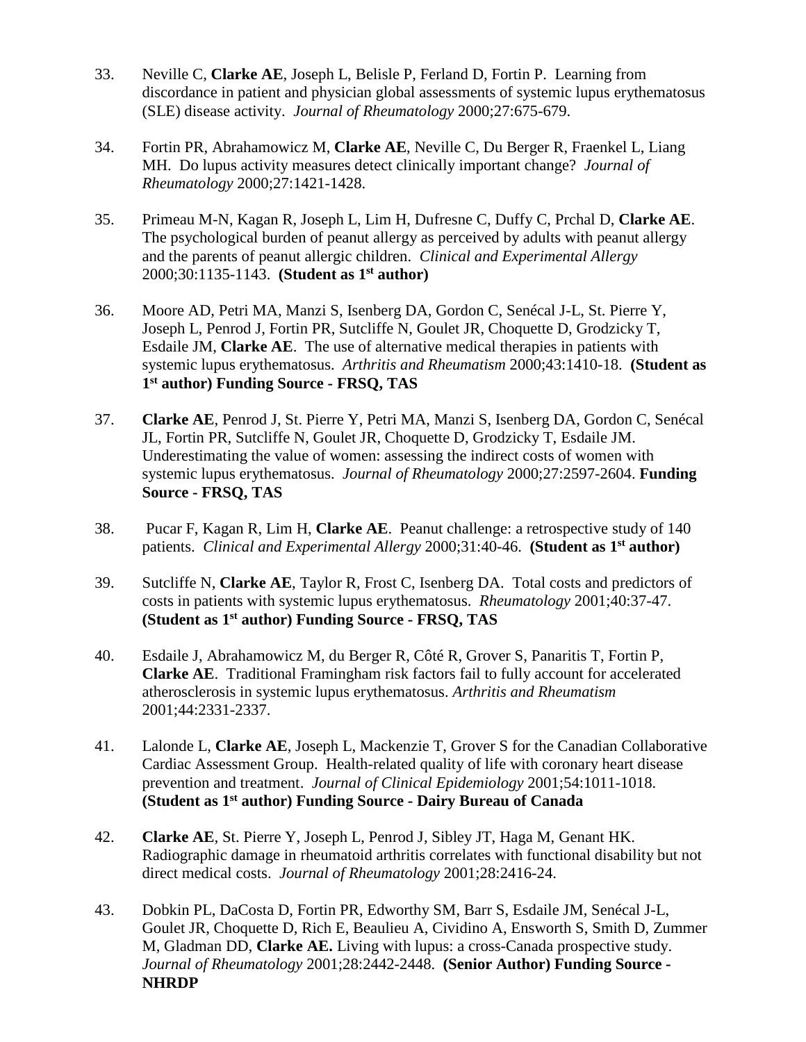33. Neville C, **Clarke AE**, Joseph L, Belisle P, Ferland D, Fortin P. Learning from discordance in patient and physician global assessments of systemic lupus erythematosus (SLE) disease activity. *Journal of Rheumatology* 2000;27:675-679.

34. Fortin PR, Abrahamowicz M, **Clarke AE**, Neville C, Du Berger R, Fraenkel L, Liang MH. Do lupus activity measures detect clinically important change? *Journal of Rheumatology* 2000;27:1421-1428.

35. Primeau M-N, Kagan R, Joseph L, Lim H, Dufresne C, Duffy C, Prchal D, **Clarke AE**. The psychological burden of peanut allergy as perceived by adults with peanut allergy and the parents of peanut allergic children. *Clinical and Experimental Allergy* 2000;30:1135-1143. **(Student as 1st author)**

36. Moore AD, Petri MA, Manzi S, Isenberg DA, Gordon C, Senécal J-L, St. Pierre Y, Joseph L, Penrod J, Fortin PR, Sutcliffe N, Goulet JR, Choquette D, Grodzicky T, Esdaile JM, **Clarke AE**. The use of alternative medical therapies in patients with systemic lupus erythematosus. *Arthritis and Rheumatism* 2000;43:1410-18. **(Student as 1st author) Funding Source - FRSQ, TAS**

37. **Clarke AE**, Penrod J, St. Pierre Y, Petri MA, Manzi S, Isenberg DA, Gordon C, Senécal JL, Fortin PR, Sutcliffe N, Goulet JR, Choquette D, Grodzicky T, Esdaile JM. Underestimating the value of women: assessing the indirect costs of women with systemic lupus erythematosus. *Journal of Rheumatology* 2000;27:2597-2604. **Funding Source - FRSQ, TAS**

38. Pucar F, Kagan R, Lim H, **Clarke AE**. Peanut challenge: a retrospective study of 140 patients. *Clinical and Experimental Allergy* 2000;31:40-46. **(Student as 1st author)**

39. Sutcliffe N, **Clarke AE**, Taylor R, Frost C, Isenberg DA. Total costs and predictors of costs in patients with systemic lupus erythematosus. *Rheumatology* 2001;40:37-47. **(Student as 1st author) Funding Source - FRSQ, TAS**

40. Esdaile J, Abrahamowicz M, du Berger R, Côté R, Grover S, Panaritis T, Fortin P, **Clarke AE**. Traditional Framingham risk factors fail to fully account for accelerated atherosclerosis in systemic lupus erythematosus. *Arthritis and Rheumatism* 2001;44:2331-2337.

41. Lalonde L, **Clarke AE**, Joseph L, Mackenzie T, Grover S for the Canadian Collaborative Cardiac Assessment Group. Health-related quality of life with coronary heart disease prevention and treatment. *Journal of Clinical Epidemiology* 2001;54:1011-1018. **(Student as 1st author) Funding Source - Dairy Bureau of Canada**

42. **Clarke AE**, St. Pierre Y, Joseph L, Penrod J, Sibley JT, Haga M, Genant HK. Radiographic damage in rheumatoid arthritis correlates with functional disability but not direct medical costs. *Journal of Rheumatology* 2001;28:2416-24.

43. Dobkin PL, DaCosta D, Fortin PR, Edworthy SM, Barr S, Esdaile JM, Senécal J-L, Goulet JR, Choquette D, Rich E, Beaulieu A, Cividino A, Ensworth S, Smith D, Zummer M, Gladman DD, **Clarke AE.** Living with lupus: a cross-Canada prospective study. *Journal of Rheumatology* 2001;28:2442-2448. **(Senior Author) Funding Source - NHRDP**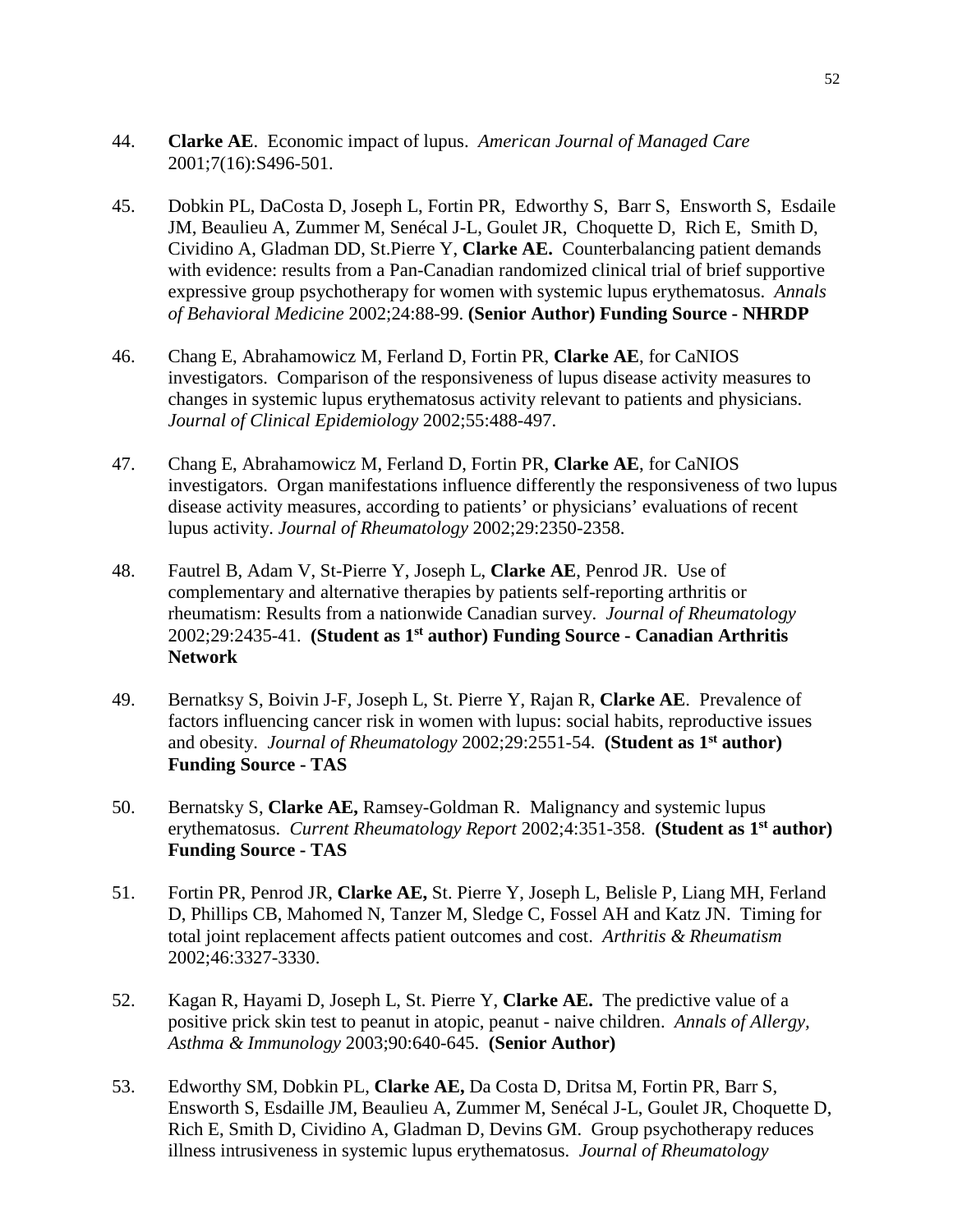44. **Clarke AE**. Economic impact of lupus. *American Journal of Managed Care* 2001;7(16):S496-501.

45. Dobkin PL, DaCosta D, Joseph L, Fortin PR, Edworthy S, Barr S, Ensworth S, Esdaile JM, Beaulieu A, Zummer M, Senécal J-L, Goulet JR, Choquette D, Rich E, Smith D, Cividino A, Gladman DD, St.Pierre Y, **Clarke AE.** Counterbalancing patient demands with evidence: results from a Pan-Canadian randomized clinical trial of brief supportive expressive group psychotherapy for women with systemic lupus erythematosus. *Annals of Behavioral Medicine* 2002;24:88-99. **(Senior Author) Funding Source - NHRDP**

46. Chang E, Abrahamowicz M, Ferland D, Fortin PR, **Clarke AE**, for CaNIOS investigators. Comparison of the responsiveness of lupus disease activity measures to changes in systemic lupus erythematosus activity relevant to patients and physicians. *Journal of Clinical Epidemiology* 2002;55:488-497.

47. Chang E, Abrahamowicz M, Ferland D, Fortin PR, **Clarke AE**, for CaNIOS investigators. Organ manifestations influence differently the responsiveness of two lupus disease activity measures, according to patients' or physicians' evaluations of recent lupus activity. *Journal of Rheumatology* 2002;29:2350-2358.

48. Fautrel B, Adam V, St-Pierre Y, Joseph L, **Clarke AE**, Penrod JR. Use of complementary and alternative therapies by patients self-reporting arthritis or rheumatism: Results from a nationwide Canadian survey. *Journal of Rheumatology* 2002;29:2435-41. **(Student as 1st author) Funding Source - Canadian Arthritis Network**

49. Bernatksy S, Boivin J-F, Joseph L, St. Pierre Y, Rajan R, **Clarke AE**. Prevalence of factors influencing cancer risk in women with lupus: social habits, reproductive issues and obesity. *Journal of Rheumatology* 2002;29:2551-54. **(Student as 1st author) Funding Source - TAS**

50. Bernatsky S, **Clarke AE,** Ramsey-Goldman R. Malignancy and systemic lupus erythematosus. *Current Rheumatology Report* 2002;4:351-358. **(Student as 1st author) Funding Source - TAS**

51. Fortin PR, Penrod JR, **Clarke AE,** St. Pierre Y, Joseph L, Belisle P, Liang MH, Ferland D, Phillips CB, Mahomed N, Tanzer M, Sledge C, Fossel AH and Katz JN. Timing for total joint replacement affects patient outcomes and cost. *Arthritis & Rheumatism* 2002;46:3327-3330.

52. Kagan R, Hayami D, Joseph L, St. Pierre Y, **Clarke AE.** The predictive value of a positive prick skin test to peanut in atopic, peanut - naive children. *Annals of Allergy, Asthma & Immunology* 2003;90:640-645. **(Senior Author)**

53. Edworthy SM, Dobkin PL, **Clarke AE,** Da Costa D, Dritsa M, Fortin PR, Barr S, Ensworth S, Esdaille JM, Beaulieu A, Zummer M, Senécal J-L, Goulet JR, Choquette D, Rich E, Smith D, Cividino A, Gladman D, Devins GM. Group psychotherapy reduces illness intrusiveness in systemic lupus erythematosus. *Journal of Rheumatology*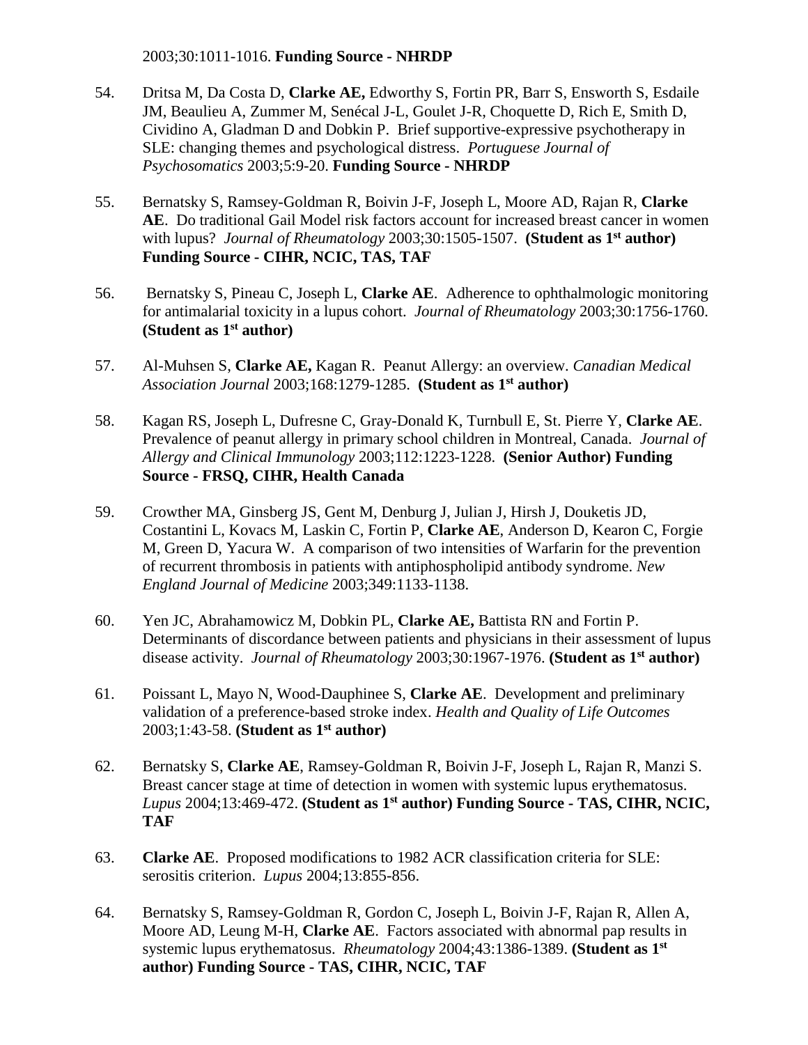2003;30:1011-1016. **Funding Source - NHRDP**

54. Dritsa M, Da Costa D, **Clarke AE,** Edworthy S, Fortin PR, Barr S, Ensworth S, Esdaile JM, Beaulieu A, Zummer M, Senécal J-L, Goulet J-R, Choquette D, Rich E, Smith D, Cividino A, Gladman D and Dobkin P. Brief supportive-expressive psychotherapy in SLE: changing themes and psychological distress. *Portuguese Journal of Psychosomatics* 2003;5:9-20. **Funding Source - NHRDP**

55. Bernatsky S, Ramsey-Goldman R, Boivin J-F, Joseph L, Moore AD, Rajan R, **Clarke AE**. Do traditional Gail Model risk factors account for increased breast cancer in women with lupus? *Journal of Rheumatology* 2003;30:1505-1507. **(Student as 1st author) Funding Source - CIHR, NCIC, TAS, TAF**

56. Bernatsky S, Pineau C, Joseph L, **Clarke AE**. Adherence to ophthalmologic monitoring for antimalarial toxicity in a lupus cohort. *Journal of Rheumatology* 2003;30:1756-1760. **(Student as 1st author)**

57. Al-Muhsen S, **Clarke AE,** Kagan R. Peanut Allergy: an overview. *Canadian Medical Association Journal* 2003;168:1279-1285. **(Student as 1st author)**

58. Kagan RS, Joseph L, Dufresne C, Gray-Donald K, Turnbull E, St. Pierre Y, **Clarke AE**. Prevalence of peanut allergy in primary school children in Montreal, Canada. *Journal of Allergy and Clinical Immunology* 2003;112:1223-1228. **(Senior Author) Funding Source - FRSQ, CIHR, Health Canada**

59. Crowther MA, Ginsberg JS, Gent M, Denburg J, Julian J, Hirsh J, Douketis JD, Costantini L, Kovacs M, Laskin C, Fortin P, **Clarke AE**, Anderson D, Kearon C, Forgie M, Green D, Yacura W. A comparison of two intensities of Warfarin for the prevention of recurrent thrombosis in patients with antiphospholipid antibody syndrome. *New England Journal of Medicine* 2003;349:1133-1138.

60. Yen JC, Abrahamowicz M, Dobkin PL, **Clarke AE,** Battista RN and Fortin P. Determinants of discordance between patients and physicians in their assessment of lupus disease activity. *Journal of Rheumatology* 2003;30:1967-1976. **(Student as 1st author)**

61. Poissant L, Mayo N, Wood-Dauphinee S, **Clarke AE**. Development and preliminary validation of a preference-based stroke index. *Health and Quality of Life Outcomes* 2003;1:43-58. **(Student as 1st author)**

62. Bernatsky S, **Clarke AE**, Ramsey-Goldman R, Boivin J-F, Joseph L, Rajan R, Manzi S. Breast cancer stage at time of detection in women with systemic lupus erythematosus. *Lupus* 2004;13:469-472. **(Student as 1st author) Funding Source - TAS, CIHR, NCIC, TAF**

63. **Clarke AE**. Proposed modifications to 1982 ACR classification criteria for SLE: serositis criterion. *Lupus* 2004;13:855-856.

64. Bernatsky S, Ramsey-Goldman R, Gordon C, Joseph L, Boivin J-F, Rajan R, Allen A, Moore AD, Leung M-H, **Clarke AE**. Factors associated with abnormal pap results in systemic lupus erythematosus. *Rheumatology* 2004;43:1386-1389. **(Student as 1st author) Funding Source - TAS, CIHR, NCIC, TAF**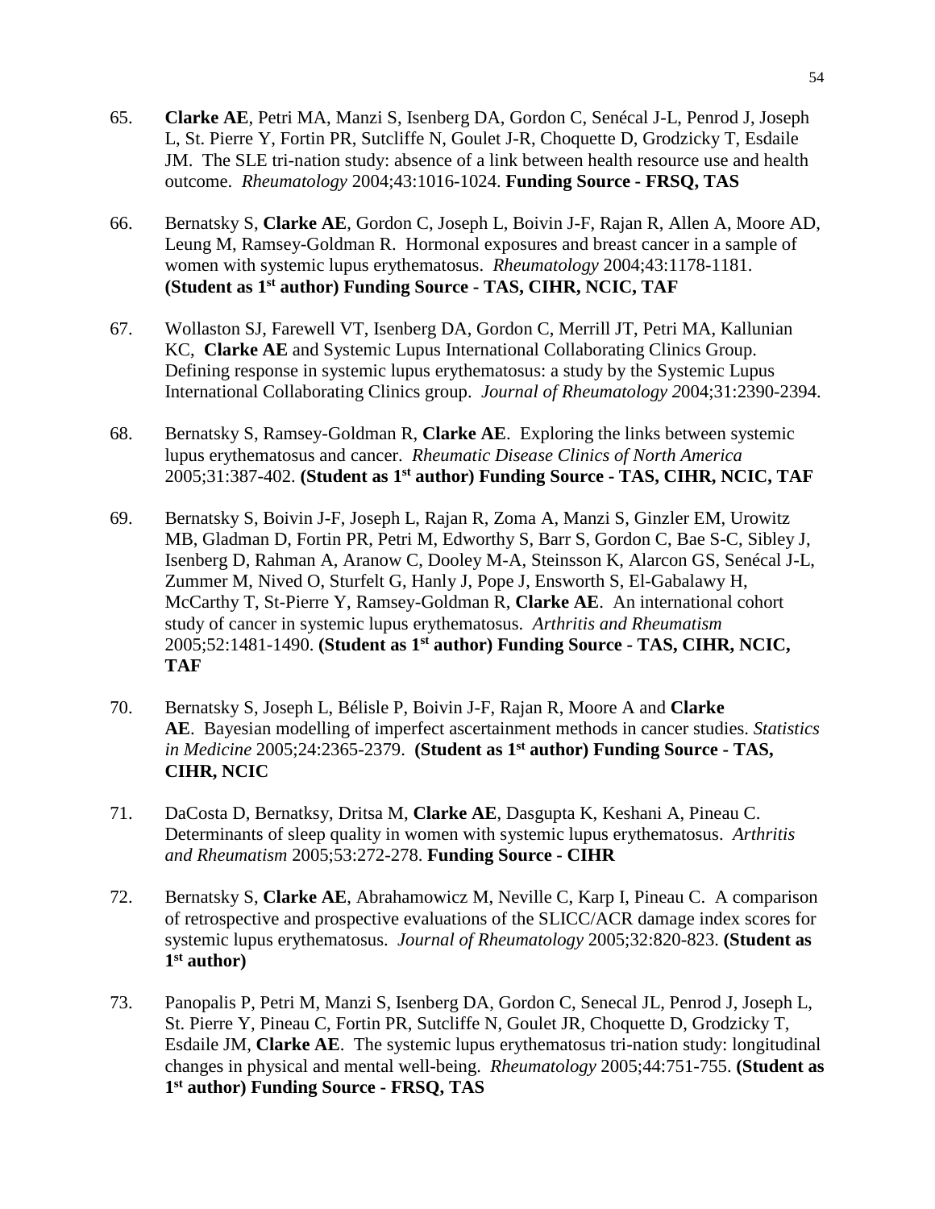65. **Clarke AE**, Petri MA, Manzi S, Isenberg DA, Gordon C, Senécal J-L, Penrod J, Joseph L, St. Pierre Y, Fortin PR, Sutcliffe N, Goulet J-R, Choquette D, Grodzicky T, Esdaile JM. The SLE tri-nation study: absence of a link between health resource use and health outcome. *Rheumatology* 2004;43:1016-1024. **Funding Source - FRSQ, TAS**

66. Bernatsky S, **Clarke AE**, Gordon C, Joseph L, Boivin J-F, Rajan R, Allen A, Moore AD, Leung M, Ramsey-Goldman R. Hormonal exposures and breast cancer in a sample of women with systemic lupus erythematosus. *Rheumatology* 2004;43:1178-1181. **(Student as 1st author) Funding Source - TAS, CIHR, NCIC, TAF**

67. Wollaston SJ, Farewell VT, Isenberg DA, Gordon C, Merrill JT, Petri MA, Kallunian KC, **Clarke AE** and Systemic Lupus International Collaborating Clinics Group. Defining response in systemic lupus erythematosus: a study by the Systemic Lupus International Collaborating Clinics group. *Journal of Rheumatology 2*004;31:2390-2394.

68. Bernatsky S, Ramsey-Goldman R, **Clarke AE**. Exploring the links between systemic lupus erythematosus and cancer. *Rheumatic Disease Clinics of North America* 2005;31:387-402. **(Student as 1st author) Funding Source - TAS, CIHR, NCIC, TAF**

69. Bernatsky S, Boivin J-F, Joseph L, Rajan R, Zoma A, Manzi S, Ginzler EM, Urowitz MB, Gladman D, Fortin PR, Petri M, Edworthy S, Barr S, Gordon C, Bae S-C, Sibley J, Isenberg D, Rahman A, Aranow C, Dooley M-A, Steinsson K, Alarcon GS, Senécal J-L, Zummer M, Nived O, Sturfelt G, Hanly J, Pope J, Ensworth S, El-Gabalawy H, McCarthy T, St-Pierre Y, Ramsey-Goldman R, **Clarke AE**. An international cohort study of cancer in systemic lupus erythematosus. *Arthritis and Rheumatism* 2005;52:1481-1490. **(Student as 1st author) Funding Source - TAS, CIHR, NCIC, TAF**

70. Bernatsky S, Joseph L, Bélisle P, Boivin J-F, Rajan R, Moore A and **Clarke AE**. Bayesian modelling of imperfect ascertainment methods in cancer studies. *Statistics in Medicine* 2005;24:2365-2379. **(Student as 1st author) Funding Source - TAS, CIHR, NCIC**

71. DaCosta D, Bernatksy, Dritsa M, **Clarke AE**, Dasgupta K, Keshani A, Pineau C. Determinants of sleep quality in women with systemic lupus erythematosus. *Arthritis and Rheumatism* 2005;53:272-278. **Funding Source - CIHR**

72. Bernatsky S, **Clarke AE**, Abrahamowicz M, Neville C, Karp I, Pineau C. A comparison of retrospective and prospective evaluations of the SLICC/ACR damage index scores for systemic lupus erythematosus. *Journal of Rheumatology* 2005;32:820-823. **(Student as 1st author)**

73. Panopalis P, Petri M, Manzi S, Isenberg DA, Gordon C, Senecal JL, Penrod J, Joseph L, St. Pierre Y, Pineau C, Fortin PR, Sutcliffe N, Goulet JR, Choquette D, Grodzicky T, Esdaile JM, **Clarke AE**. The systemic lupus erythematosus tri-nation study: longitudinal changes in physical and mental well-being. *Rheumatology* 2005;44:751-755. **(Student as 1st author) Funding Source - FRSQ, TAS**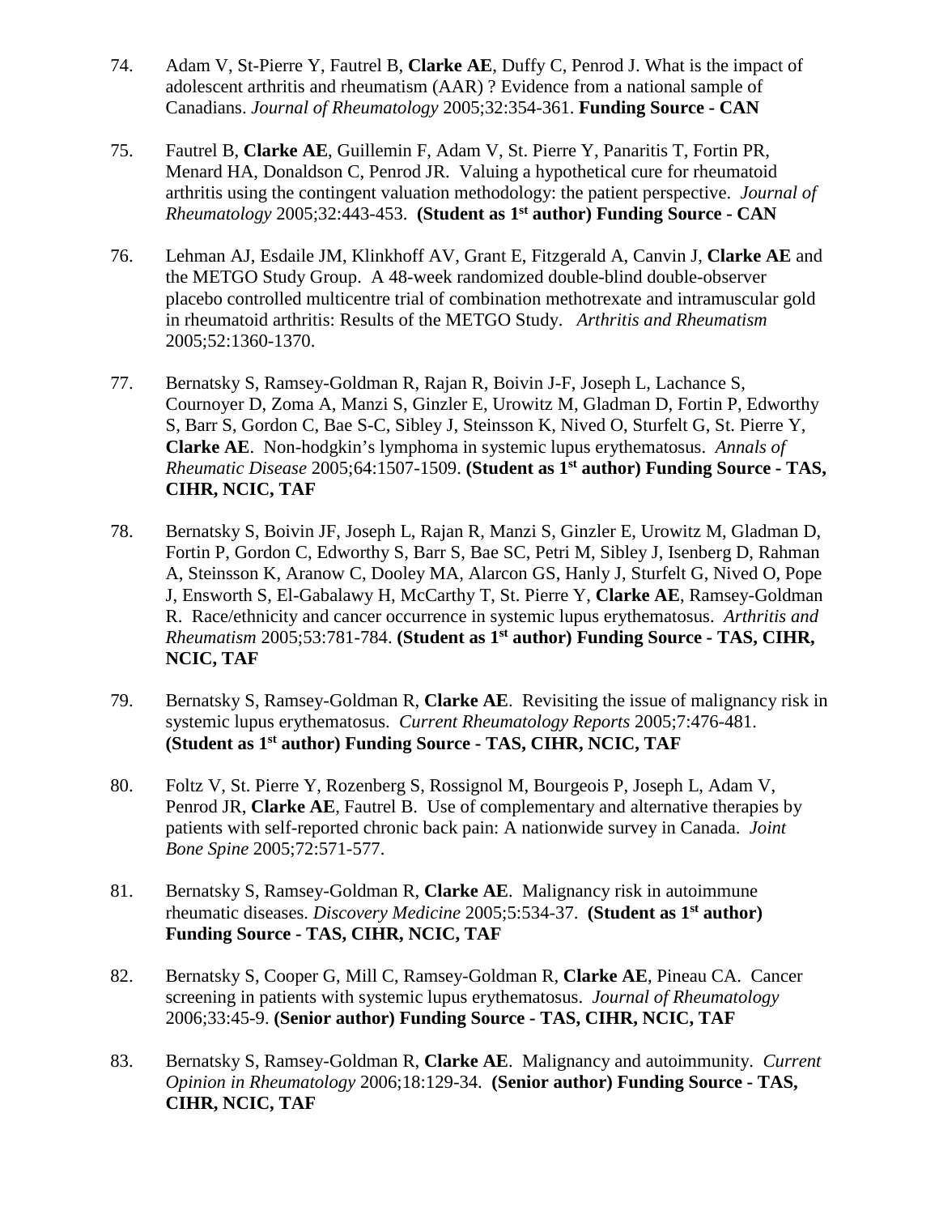74. Adam V, St-Pierre Y, Fautrel B, **Clarke AE**, Duffy C, Penrod J. What is the impact of adolescent arthritis and rheumatism (AAR) ? Evidence from a national sample of Canadians. *Journal of Rheumatology* 2005;32:354-361. **Funding Source - CAN**

75. Fautrel B, **Clarke AE**, Guillemin F, Adam V, St. Pierre Y, Panaritis T, Fortin PR, Menard HA, Donaldson C, Penrod JR. Valuing a hypothetical cure for rheumatoid arthritis using the contingent valuation methodology: the patient perspective. *Journal of Rheumatology* 2005;32:443-453. **(Student as 1st author) Funding Source - CAN**

76. Lehman AJ, Esdaile JM, Klinkhoff AV, Grant E, Fitzgerald A, Canvin J, **Clarke AE** and the METGO Study Group. A 48-week randomized double-blind double-observer placebo controlled multicentre trial of combination methotrexate and intramuscular gold in rheumatoid arthritis: Results of the METGO Study. *Arthritis and Rheumatism* 2005;52:1360-1370.

77. Bernatsky S, Ramsey-Goldman R, Rajan R, Boivin J-F, Joseph L, Lachance S, Cournoyer D, Zoma A, Manzi S, Ginzler E, Urowitz M, Gladman D, Fortin P, Edworthy S, Barr S, Gordon C, Bae S-C, Sibley J, Steinsson K, Nived O, Sturfelt G, St. Pierre Y, **Clarke AE**. Non-hodgkin's lymphoma in systemic lupus erythematosus. *Annals of Rheumatic Disease* 2005;64:1507-1509. **(Student as 1st author) Funding Source - TAS, CIHR, NCIC, TAF**

78. Bernatsky S, Boivin JF, Joseph L, Rajan R, Manzi S, Ginzler E, Urowitz M, Gladman D, Fortin P, Gordon C, Edworthy S, Barr S, Bae SC, Petri M, Sibley J, Isenberg D, Rahman A, Steinsson K, Aranow C, Dooley MA, Alarcon GS, Hanly J, Sturfelt G, Nived O, Pope J, Ensworth S, El-Gabalawy H, McCarthy T, St. Pierre Y, **Clarke AE**, Ramsey-Goldman R. Race/ethnicity and cancer occurrence in systemic lupus erythematosus. *Arthritis and Rheumatism* 2005;53:781-784. **(Student as 1st author) Funding Source - TAS, CIHR, NCIC, TAF**

79. Bernatsky S, Ramsey-Goldman R, **Clarke AE**. Revisiting the issue of malignancy risk in systemic lupus erythematosus. *Current Rheumatology Reports* 2005;7:476-481. **(Student as 1st author) Funding Source - TAS, CIHR, NCIC, TAF**

80. Foltz V, St. Pierre Y, Rozenberg S, Rossignol M, Bourgeois P, Joseph L, Adam V, Penrod JR, **Clarke AE**, Fautrel B. Use of complementary and alternative therapies by patients with self-reported chronic back pain: A nationwide survey in Canada. *Joint Bone Spine* 2005;72:571-577.

81. Bernatsky S, Ramsey-Goldman R, **Clarke AE**. Malignancy risk in autoimmune rheumatic diseases. *Discovery Medicine* 2005;5:534-37. **(Student as 1st author) Funding Source - TAS, CIHR, NCIC, TAF**

82. Bernatsky S, Cooper G, Mill C, Ramsey-Goldman R, **Clarke AE**, Pineau CA. Cancer screening in patients with systemic lupus erythematosus. *Journal of Rheumatology* 2006;33:45-9. **(Senior author) Funding Source - TAS, CIHR, NCIC, TAF**

83. Bernatsky S, Ramsey-Goldman R, **Clarke AE**. Malignancy and autoimmunity. *Current Opinion in Rheumatology* 2006;18:129-34. **(Senior author) Funding Source - TAS, CIHR, NCIC, TAF**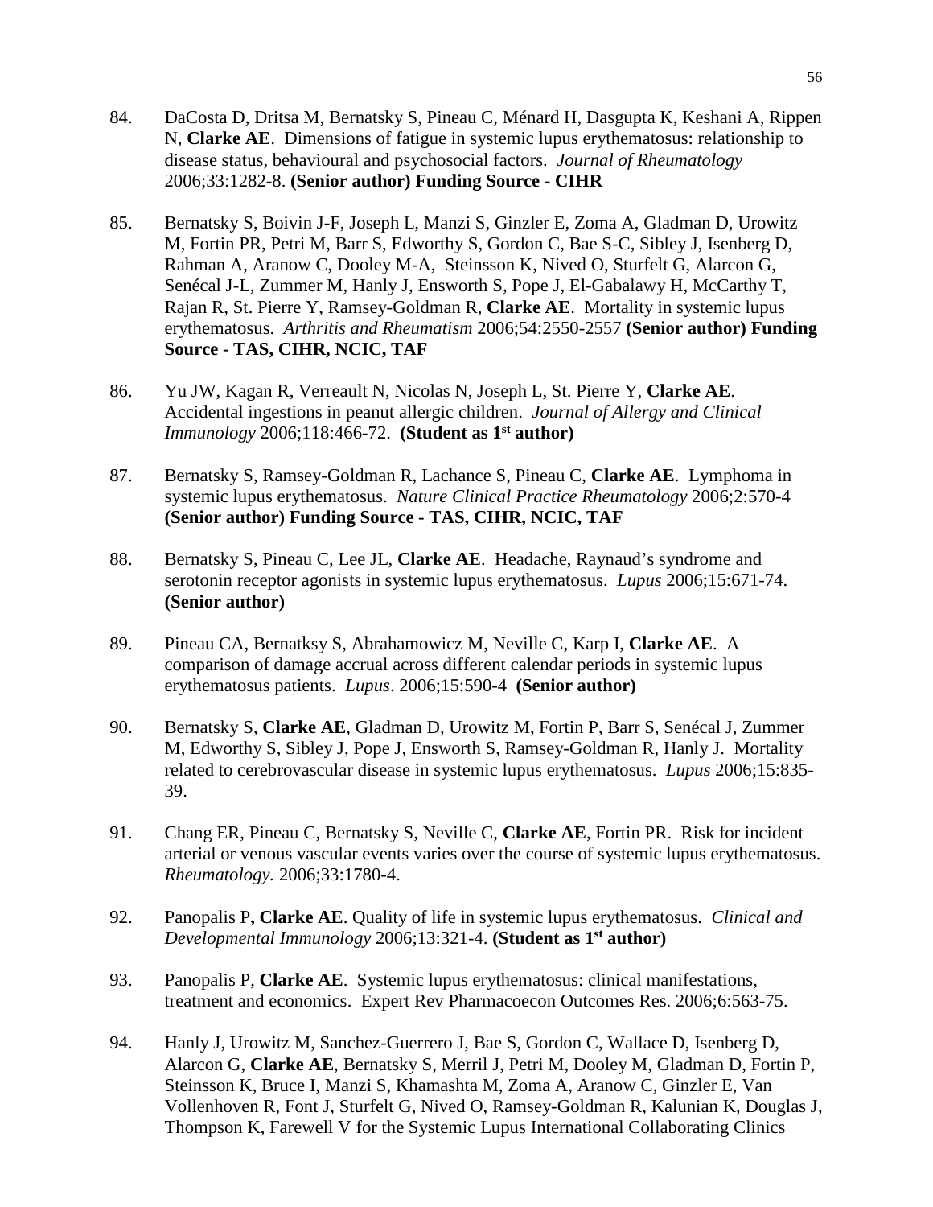84. DaCosta D, Dritsa M, Bernatsky S, Pineau C, Ménard H, Dasgupta K, Keshani A, Rippen N, **Clarke AE**. Dimensions of fatigue in systemic lupus erythematosus: relationship to disease status, behavioural and psychosocial factors. *Journal of Rheumatology* 2006;33:1282-8. **(Senior author) Funding Source - CIHR**

85. Bernatsky S, Boivin J-F, Joseph L, Manzi S, Ginzler E, Zoma A, Gladman D, Urowitz M, Fortin PR, Petri M, Barr S, Edworthy S, Gordon C, Bae S-C, Sibley J, Isenberg D, Rahman A, Aranow C, Dooley M-A, Steinsson K, Nived O, Sturfelt G, Alarcon G, Senécal J-L, Zummer M, Hanly J, Ensworth S, Pope J, El-Gabalawy H, McCarthy T, Rajan R, St. Pierre Y, Ramsey-Goldman R, **Clarke AE**. Mortality in systemic lupus erythematosus. *Arthritis and Rheumatism* 2006;54:2550-2557 **(Senior author) Funding Source - TAS, CIHR, NCIC, TAF**

86. Yu JW, Kagan R, Verreault N, Nicolas N, Joseph L, St. Pierre Y, **Clarke AE**. Accidental ingestions in peanut allergic children. *Journal of Allergy and Clinical Immunology* 2006;118:466-72. **(Student as 1st author)**

87. Bernatsky S, Ramsey-Goldman R, Lachance S, Pineau C, **Clarke AE**. Lymphoma in systemic lupus erythematosus. *Nature Clinical Practice Rheumatology* 2006;2:570-4 **(Senior author) Funding Source - TAS, CIHR, NCIC, TAF**

88. Bernatsky S, Pineau C, Lee JL, **Clarke AE**. Headache, Raynaud's syndrome and serotonin receptor agonists in systemic lupus erythematosus. *Lupus* 2006;15:671-74. **(Senior author)**

89. Pineau CA, Bernatksy S, Abrahamowicz M, Neville C, Karp I, **Clarke AE**. A comparison of damage accrual across different calendar periods in systemic lupus erythematosus patients. *Lupus*. 2006;15:590-4 **(Senior author)**

90. Bernatsky S, **Clarke AE**, Gladman D, Urowitz M, Fortin P, Barr S, Senécal J, Zummer M, Edworthy S, Sibley J, Pope J, Ensworth S, Ramsey-Goldman R, Hanly J. Mortality related to cerebrovascular disease in systemic lupus erythematosus. *Lupus* 2006;15:835-39.

91. Chang ER, Pineau C, Bernatsky S, Neville C, **Clarke AE**, Fortin PR. Risk for incident arterial or venous vascular events varies over the course of systemic lupus erythematosus. *Rheumatology.* 2006;33:1780-4.

92. Panopalis P**, Clarke AE**. Quality of life in systemic lupus erythematosus. *Clinical and Developmental Immunology* 2006;13:321-4. **(Student as 1st author)**

93. Panopalis P, **Clarke AE**. Systemic lupus erythematosus: clinical manifestations, treatment and economics. Expert Rev Pharmacoecon Outcomes Res. 2006;6:563-75.

94. Hanly J, Urowitz M, Sanchez-Guerrero J, Bae S, Gordon C, Wallace D, Isenberg D, Alarcon G, **Clarke AE**, Bernatsky S, Merril J, Petri M, Dooley M, Gladman D, Fortin P, Steinsson K, Bruce I, Manzi S, Khamashta M, Zoma A, Aranow C, Ginzler E, Van Vollenhoven R, Font J, Sturfelt G, Nived O, Ramsey-Goldman R, Kalunian K, Douglas J, Thompson K, Farewell V for the Systemic Lupus International Collaborating Clinics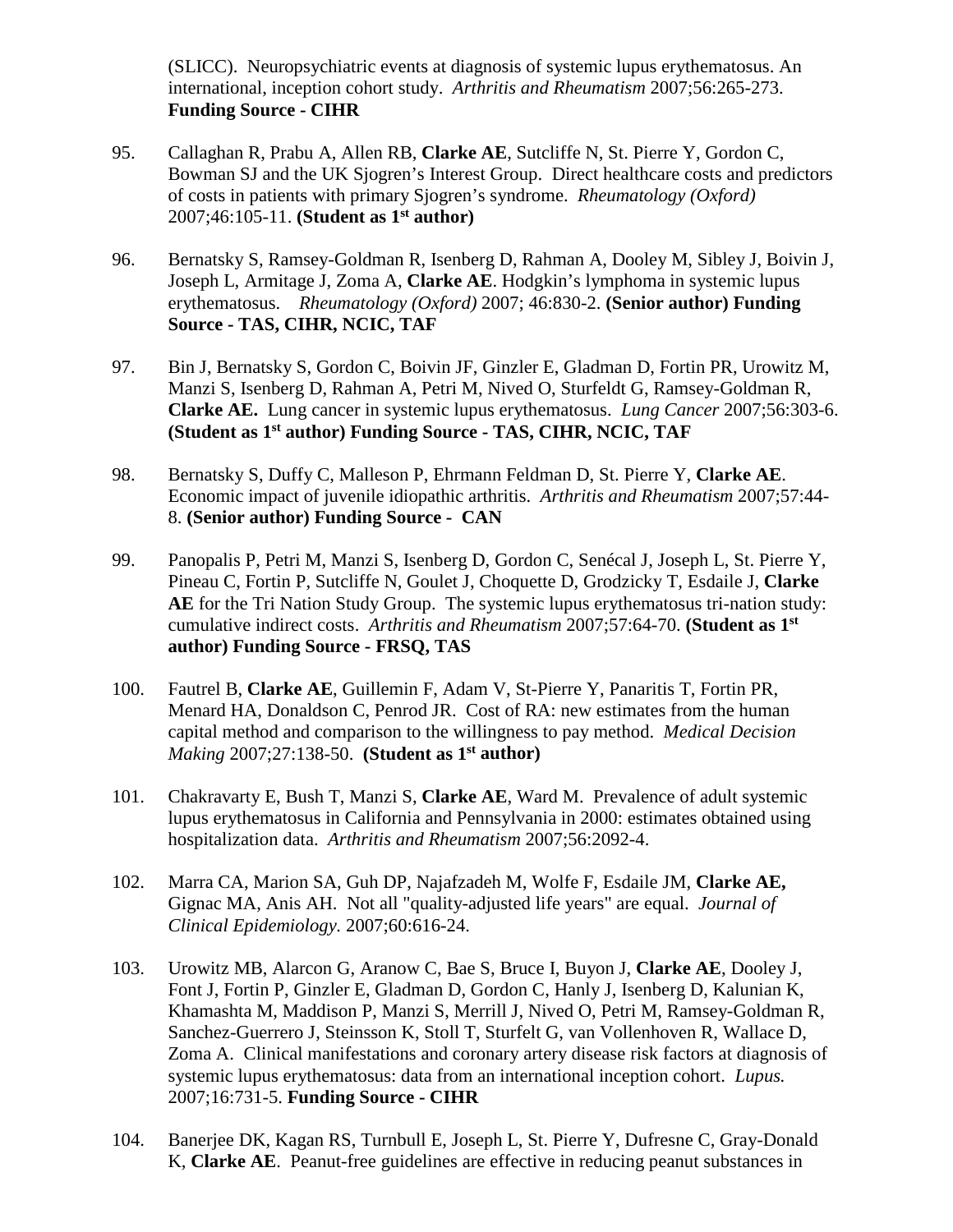(SLICC). Neuropsychiatric events at diagnosis of systemic lupus erythematosus. An international, inception cohort study. *Arthritis and Rheumatism* 2007;56:265-273. **Funding Source - CIHR**

95. Callaghan R, Prabu A, Allen RB, **Clarke AE**, Sutcliffe N, St. Pierre Y, Gordon C, Bowman SJ and the UK Sjogren's Interest Group. Direct healthcare costs and predictors of costs in patients with primary Sjogren's syndrome. *Rheumatology (Oxford)* 2007;46:105-11. **(Student as 1st author)**

96. Bernatsky S, Ramsey-Goldman R, Isenberg D, Rahman A, Dooley M, Sibley J, Boivin J, Joseph L, Armitage J, Zoma A, **Clarke AE**. Hodgkin's lymphoma in systemic lupus erythematosus. *Rheumatology (Oxford)* 2007; 46:830-2. **(Senior author) Funding Source - TAS, CIHR, NCIC, TAF**

97. Bin J, Bernatsky S, Gordon C, Boivin JF, Ginzler E, Gladman D, Fortin PR, Urowitz M, Manzi S, Isenberg D, Rahman A, Petri M, Nived O, Sturfeldt G, Ramsey-Goldman R, **Clarke AE.** Lung cancer in systemic lupus erythematosus. *Lung Cancer* 2007;56:303-6. **(Student as 1st author) Funding Source - TAS, CIHR, NCIC, TAF**

98. Bernatsky S, Duffy C, Malleson P, Ehrmann Feldman D, St. Pierre Y, **Clarke AE**. Economic impact of juvenile idiopathic arthritis. *Arthritis and Rheumatism* 2007;57:44-8. **(Senior author) Funding Source - CAN**

99. Panopalis P, Petri M, Manzi S, Isenberg D, Gordon C, Senécal J, Joseph L, St. Pierre Y, Pineau C, Fortin P, Sutcliffe N, Goulet J, Choquette D, Grodzicky T, Esdaile J, **Clarke AE** for the Tri Nation Study Group. The systemic lupus erythematosus tri-nation study: cumulative indirect costs. *Arthritis and Rheumatism* 2007;57:64-70. **(Student as 1st author) Funding Source - FRSQ, TAS**

100. Fautrel B, **Clarke AE**, Guillemin F, Adam V, St-Pierre Y, Panaritis T, Fortin PR, Menard HA, Donaldson C, Penrod JR. Cost of RA: new estimates from the human capital method and comparison to the willingness to pay method. *Medical Decision Making* 2007;27:138-50. **(Student as 1st author)**

101. Chakravarty E, Bush T, Manzi S, **Clarke AE**, Ward M. Prevalence of adult systemic lupus erythematosus in California and Pennsylvania in 2000: estimates obtained using hospitalization data. *Arthritis and Rheumatism* 2007;56:2092-4.

102. Marra CA, Marion SA, Guh DP, Najafzadeh M, Wolfe F, Esdaile JM, **Clarke AE,** Gignac MA, Anis AH. Not all "quality-adjusted life years" are equal. *Journal of Clinical Epidemiology.* 2007;60:616-24.

103. Urowitz MB, Alarcon G, Aranow C, Bae S, Bruce I, Buyon J, **Clarke AE**, Dooley J, Font J, Fortin P, Ginzler E, Gladman D, Gordon C, Hanly J, Isenberg D, Kalunian K, Khamashta M, Maddison P, Manzi S, Merrill J, Nived O, Petri M, Ramsey-Goldman R, Sanchez-Guerrero J, Steinsson K, Stoll T, Sturfelt G, van Vollenhoven R, Wallace D, Zoma A. Clinical manifestations and coronary artery disease risk factors at diagnosis of systemic lupus erythematosus: data from an international inception cohort. *Lupus.* 2007;16:731-5. **Funding Source - CIHR**

104. Banerjee DK, Kagan RS, Turnbull E, Joseph L, St. Pierre Y, Dufresne C, Gray-Donald K, **Clarke AE**. Peanut-free guidelines are effective in reducing peanut substances in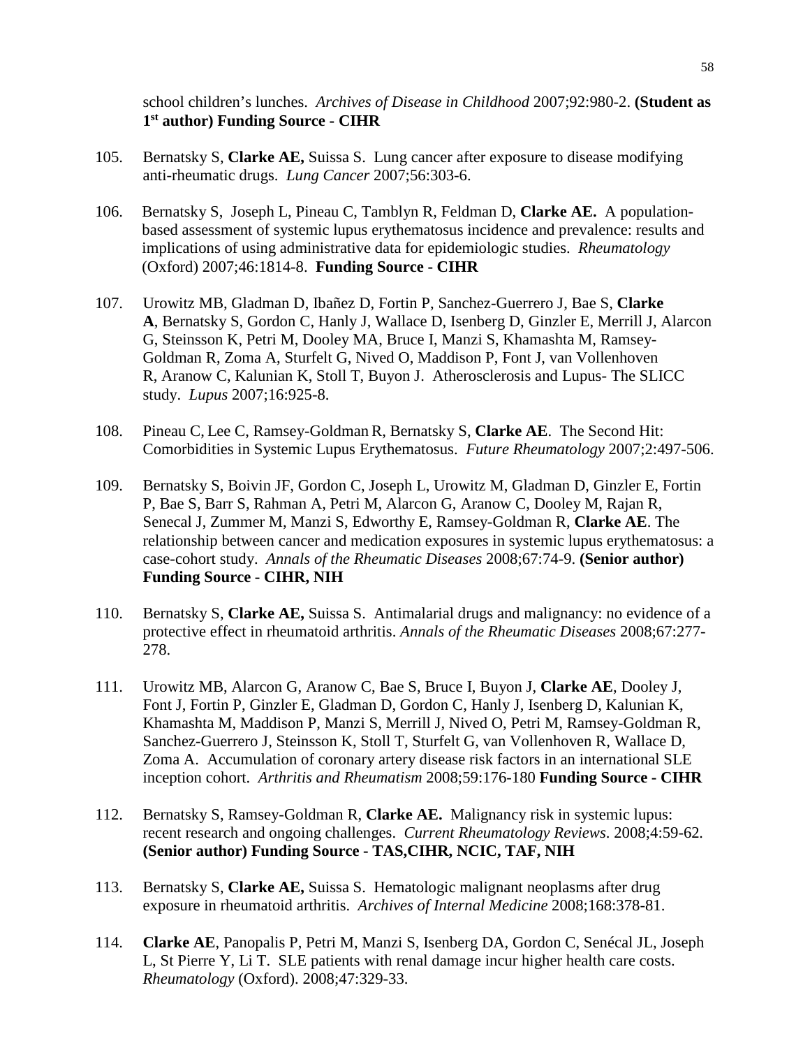school children's lunches. *Archives of Disease in Childhood* 2007;92:980-2. **(Student as 1[st] author) Funding Source - CIHR**

105. Bernatsky S, **Clarke AE,** Suissa S. Lung cancer after exposure to disease modifying anti-rheumatic drugs. *Lung Cancer* 2007;56:303-6.

106. Bernatsky S, Joseph L, Pineau C, Tamblyn R, Feldman D, **Clarke AE.** A population-based assessment of systemic lupus erythematosus incidence and prevalence: results and implications of using administrative data for epidemiologic studies. *Rheumatology* (Oxford) 2007;46:1814-8. **Funding Source - CIHR**

107. Urowitz MB, Gladman D, Ibañez D, Fortin P, Sanchez-Guerrero J, Bae S, **Clarke A**, Bernatsky S, Gordon C, Hanly J, Wallace D, Isenberg D, Ginzler E, Merrill J, Alarcon G, Steinsson K, Petri M, Dooley MA, Bruce I, Manzi S, Khamashta M, Ramsey-Goldman R, Zoma A, Sturfelt G, Nived O, Maddison P, Font J, van Vollenhoven R, Aranow C, Kalunian K, Stoll T, Buyon J. Atherosclerosis and Lupus- The SLICC study. *Lupus* 2007;16:925-8.

108. Pineau C, Lee C, Ramsey-Goldman R, Bernatsky S, **Clarke AE**. The Second Hit: Comorbidities in Systemic Lupus Erythematosus. *Future Rheumatology* 2007;2:497-506.

109. Bernatsky S, Boivin JF, Gordon C, Joseph L, Urowitz M, Gladman D, Ginzler E, Fortin P, Bae S, Barr S, Rahman A, Petri M, Alarcon G, Aranow C, Dooley M, Rajan R, Senecal J, Zummer M, Manzi S, Edworthy E, Ramsey-Goldman R, **Clarke AE**. The relationship between cancer and medication exposures in systemic lupus erythematosus: a case-cohort study. *Annals of the Rheumatic Diseases* 2008;67:74-9. **(Senior author) Funding Source - CIHR, NIH**

110. Bernatsky S, **Clarke AE,** Suissa S. Antimalarial drugs and malignancy: no evidence of a protective effect in rheumatoid arthritis. *Annals of the Rheumatic Diseases* 2008;67:277-278.

111. Urowitz MB, Alarcon G, Aranow C, Bae S, Bruce I, Buyon J, **Clarke AE**, Dooley J, Font J, Fortin P, Ginzler E, Gladman D, Gordon C, Hanly J, Isenberg D, Kalunian K, Khamashta M, Maddison P, Manzi S, Merrill J, Nived O, Petri M, Ramsey-Goldman R, Sanchez-Guerrero J, Steinsson K, Stoll T, Sturfelt G, van Vollenhoven R, Wallace D, Zoma A. Accumulation of coronary artery disease risk factors in an international SLE inception cohort. *Arthritis and Rheumatism* 2008;59:176-180 **Funding Source - CIHR**

112. Bernatsky S, Ramsey-Goldman R, **Clarke AE.** Malignancy risk in systemic lupus: recent research and ongoing challenges. *Current Rheumatology Reviews*. 2008;4:59-62. **(Senior author) Funding Source - TAS,CIHR, NCIC, TAF, NIH**

113. Bernatsky S, **Clarke AE,** Suissa S. Hematologic malignant neoplasms after drug exposure in rheumatoid arthritis. *Archives of Internal Medicine* 2008;168:378-81.

114. **Clarke AE**, Panopalis P, Petri M, Manzi S, Isenberg DA, Gordon C, Senécal JL, Joseph L, St Pierre Y, Li T. SLE patients with renal damage incur higher health care costs. *Rheumatology* (Oxford). 2008;47:329-33.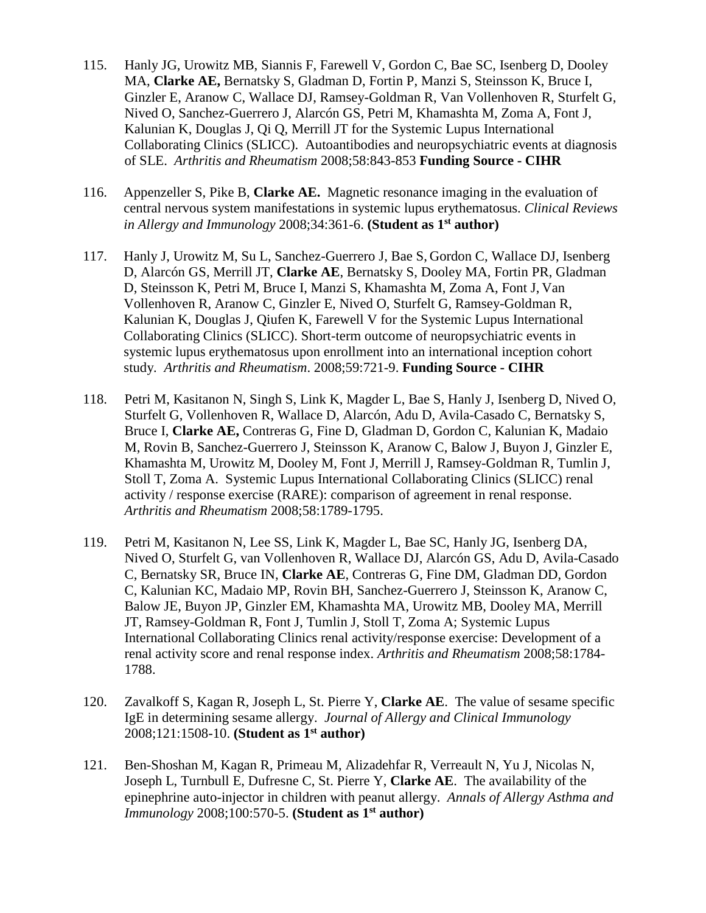115. Hanly JG, Urowitz MB, Siannis F, Farewell V, Gordon C, Bae SC, Isenberg D, Dooley MA, **Clarke AE,** Bernatsky S, Gladman D, Fortin P, Manzi S, Steinsson K, Bruce I, Ginzler E, Aranow C, Wallace DJ, Ramsey-Goldman R, Van Vollenhoven R, Sturfelt G, Nived O, Sanchez-Guerrero J, Alarcón GS, Petri M, Khamashta M, Zoma A, Font J, Kalunian K, Douglas J, Qi Q, Merrill JT for the Systemic Lupus International Collaborating Clinics (SLICC). Autoantibodies and neuropsychiatric events at diagnosis of SLE. *Arthritis and Rheumatism* 2008;58:843-853 **Funding Source - CIHR**

116. Appenzeller S, Pike B, **Clarke AE.** Magnetic resonance imaging in the evaluation of central nervous system manifestations in systemic lupus erythematosus. *Clinical Reviews in Allergy and Immunology* 2008;34:361-6. **(Student as 1st author)**

117. Hanly J, Urowitz M, Su L, Sanchez-Guerrero J, Bae S, Gordon C, Wallace DJ, Isenberg D, Alarcón GS, Merrill JT, **Clarke AE**, Bernatsky S, Dooley MA, Fortin PR, Gladman D, Steinsson K, Petri M, Bruce I, Manzi S, Khamashta M, Zoma A, Font J, Van Vollenhoven R, Aranow C, Ginzler E, Nived O, Sturfelt G, Ramsey-Goldman R, Kalunian K, Douglas J, Qiufen K, Farewell V for the Systemic Lupus International Collaborating Clinics (SLICC). Short-term outcome of neuropsychiatric events in systemic lupus erythematosus upon enrollment into an international inception cohort study. *Arthritis and Rheumatism*. 2008;59:721-9. **Funding Source - CIHR**

118. Petri M, Kasitanon N, Singh S, Link K, Magder L, Bae S, Hanly J, Isenberg D, Nived O, Sturfelt G, Vollenhoven R, Wallace D, Alarcón, Adu D, Avila-Casado C, Bernatsky S, Bruce I, **Clarke AE,** Contreras G, Fine D, Gladman D, Gordon C, Kalunian K, Madaio M, Rovin B, Sanchez-Guerrero J, Steinsson K, Aranow C, Balow J, Buyon J, Ginzler E, Khamashta M, Urowitz M, Dooley M, Font J, Merrill J, Ramsey-Goldman R, Tumlin J, Stoll T, Zoma A. Systemic Lupus International Collaborating Clinics (SLICC) renal activity / response exercise (RARE): comparison of agreement in renal response. *Arthritis and Rheumatism* 2008;58:1789-1795.

119. Petri M, Kasitanon N, Lee SS, Link K, Magder L, Bae SC, Hanly JG, Isenberg DA, Nived O, Sturfelt G, van Vollenhoven R, Wallace DJ, Alarcón GS, Adu D, Avila-Casado C, Bernatsky SR, Bruce IN, **Clarke AE**, Contreras G, Fine DM, Gladman DD, Gordon C, Kalunian KC, Madaio MP, Rovin BH, Sanchez-Guerrero J, Steinsson K, Aranow C, Balow JE, Buyon JP, Ginzler EM, Khamashta MA, Urowitz MB, Dooley MA, Merrill JT, Ramsey-Goldman R, Font J, Tumlin J, Stoll T, Zoma A; Systemic Lupus International Collaborating Clinics renal activity/response exercise: Development of a renal activity score and renal response index. *Arthritis and Rheumatism* 2008;58:1784-1788.

120. Zavalkoff S, Kagan R, Joseph L, St. Pierre Y, **Clarke AE**. The value of sesame specific IgE in determining sesame allergy. *Journal of Allergy and Clinical Immunology* 2008;121:1508-10. **(Student as 1st author)**

121. Ben-Shoshan M, Kagan R, Primeau M, Alizadehfar R, Verreault N, Yu J, Nicolas N, Joseph L, Turnbull E, Dufresne C, St. Pierre Y, **Clarke AE**. The availability of the epinephrine auto-injector in children with peanut allergy. *Annals of Allergy Asthma and Immunology* 2008;100:570-5. **(Student as 1st author)**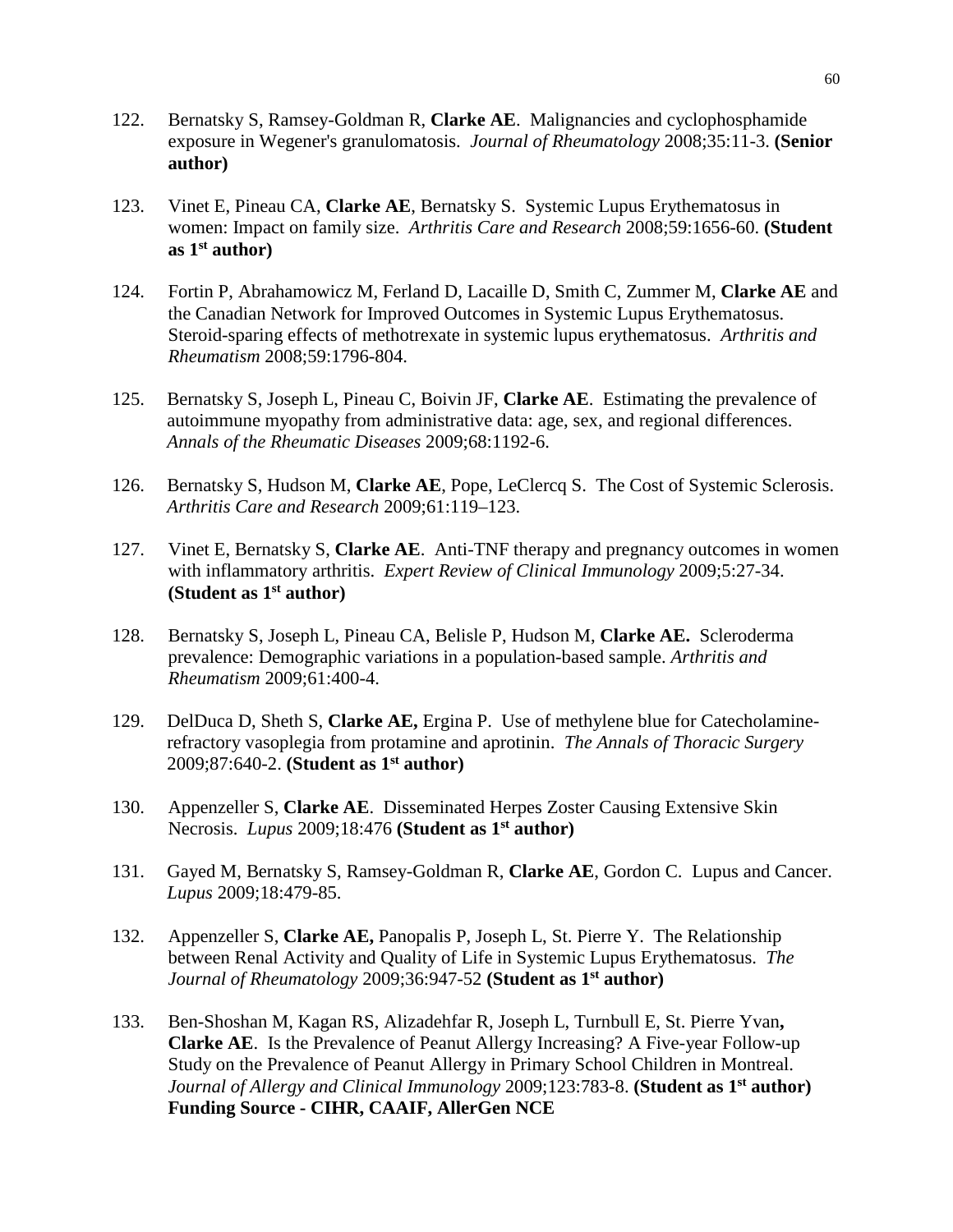122. Bernatsky S, Ramsey-Goldman R, **Clarke AE**. Malignancies and cyclophosphamide exposure in Wegener's granulomatosis. *Journal of Rheumatology* 2008;35:11-3. **(Senior author)**

123. Vinet E, Pineau CA, **Clarke AE**, Bernatsky S. Systemic Lupus Erythematosus in women: Impact on family size. *Arthritis Care and Research* 2008;59:1656-60. **(Student as 1st author)**

124. Fortin P, Abrahamowicz M, Ferland D, Lacaille D, Smith C, Zummer M, **Clarke AE** and the Canadian Network for Improved Outcomes in Systemic Lupus Erythematosus. Steroid-sparing effects of methotrexate in systemic lupus erythematosus. *Arthritis and Rheumatism* 2008;59:1796-804.

125. Bernatsky S, Joseph L, Pineau C, Boivin JF, **Clarke AE**. Estimating the prevalence of autoimmune myopathy from administrative data: age, sex, and regional differences. *Annals of the Rheumatic Diseases* 2009;68:1192-6.

126. Bernatsky S, Hudson M, **Clarke AE**, Pope, LeClercq S. The Cost of Systemic Sclerosis. *Arthritis Care and Research* 2009;61:119–123.

127. Vinet E, Bernatsky S, **Clarke AE**. Anti-TNF therapy and pregnancy outcomes in women with inflammatory arthritis. *Expert Review of Clinical Immunology* 2009;5:27-34. **(Student as 1st author)**

128. Bernatsky S, Joseph L, Pineau CA, Belisle P, Hudson M, **Clarke AE.** Scleroderma prevalence: Demographic variations in a population-based sample. *Arthritis and Rheumatism* 2009;61:400-4.

129. DelDuca D, Sheth S, **Clarke AE,** Ergina P. Use of methylene blue for Catecholamine-refractory vasoplegia from protamine and aprotinin. *The Annals of Thoracic Surgery* 2009;87:640-2. **(Student as 1st author)**

130. Appenzeller S, **Clarke AE**. Disseminated Herpes Zoster Causing Extensive Skin Necrosis. *Lupus* 2009;18:476 **(Student as 1st author)**

131. Gayed M, Bernatsky S, Ramsey-Goldman R, **Clarke AE**, Gordon C. Lupus and Cancer. *Lupus* 2009;18:479-85.

132. Appenzeller S, **Clarke AE,** Panopalis P, Joseph L, St. Pierre Y. The Relationship between Renal Activity and Quality of Life in Systemic Lupus Erythematosus. *The Journal of Rheumatology* 2009;36:947-52 **(Student as 1st author)**

133. Ben-Shoshan M, Kagan RS, Alizadehfar R, Joseph L, Turnbull E, St. Pierre Yvan**, Clarke AE**. Is the Prevalence of Peanut Allergy Increasing? A Five-year Follow-up Study on the Prevalence of Peanut Allergy in Primary School Children in Montreal. *Journal of Allergy and Clinical Immunology* 2009;123:783-8. **(Student as 1st author) Funding Source - CIHR, CAAIF, AllerGen NCE**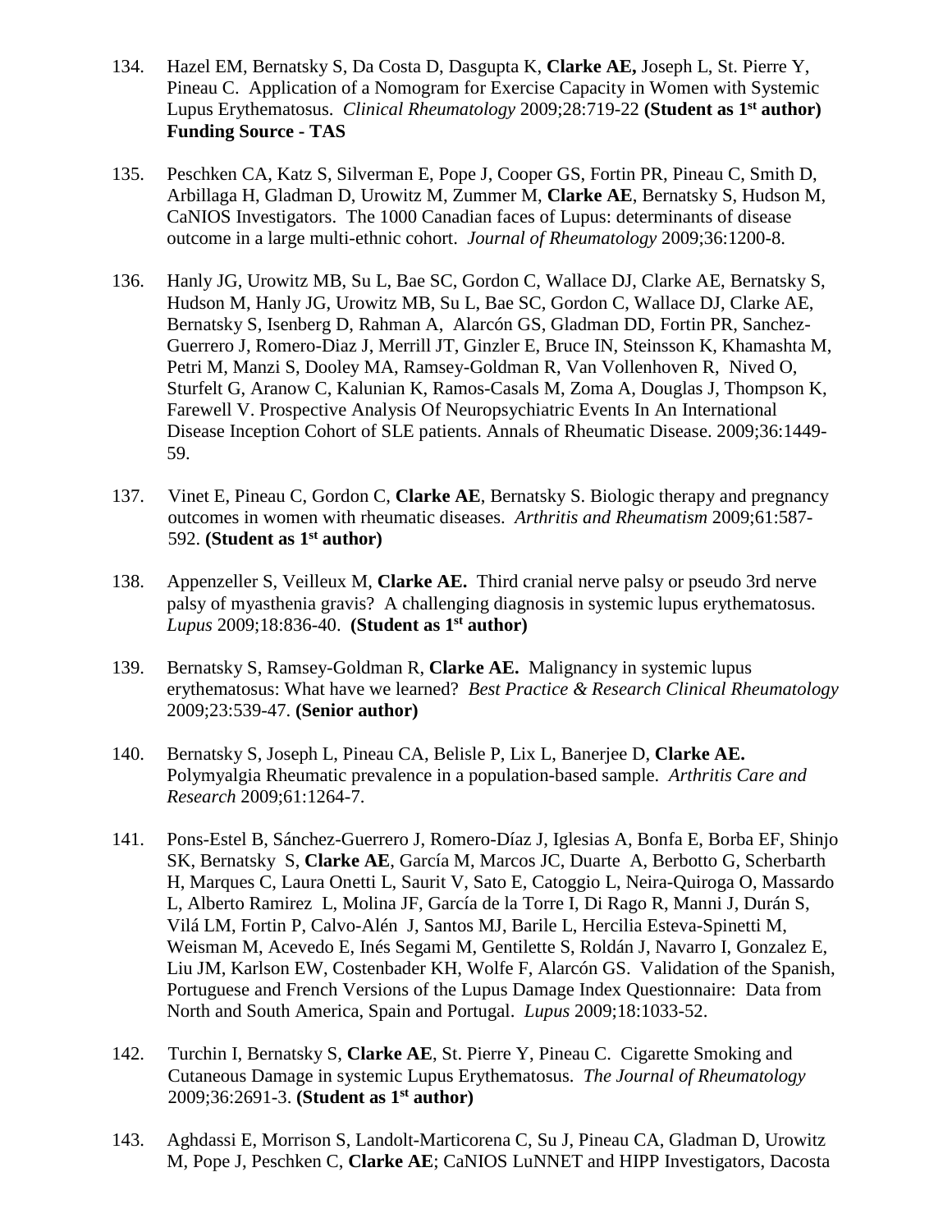134. Hazel EM, Bernatsky S, Da Costa D, Dasgupta K, **Clarke AE,** Joseph L, St. Pierre Y, Pineau C. Application of a Nomogram for Exercise Capacity in Women with Systemic Lupus Erythematosus. *Clinical Rheumatology* 2009;28:719-22 **(Student as 1st author) Funding Source - TAS**

135. Peschken CA, Katz S, Silverman E, Pope J, Cooper GS, Fortin PR, Pineau C, Smith D, Arbillaga H, Gladman D, Urowitz M, Zummer M, **Clarke AE**, Bernatsky S, Hudson M, CaNIOS Investigators. The 1000 Canadian faces of Lupus: determinants of disease outcome in a large multi-ethnic cohort. *Journal of Rheumatology* 2009;36:1200-8.

136. Hanly JG, Urowitz MB, Su L, Bae SC, Gordon C, Wallace DJ, Clarke AE, Bernatsky S, Hudson M, Hanly JG, Urowitz MB, Su L, Bae SC, Gordon C, Wallace DJ, Clarke AE, Bernatsky S, Isenberg D, Rahman A, Alarcón GS, Gladman DD, Fortin PR, Sanchez-Guerrero J, Romero-Diaz J, Merrill JT, Ginzler E, Bruce IN, Steinsson K, Khamashta M, Petri M, Manzi S, Dooley MA, Ramsey-Goldman R, Van Vollenhoven R, Nived O, Sturfelt G, Aranow C, Kalunian K, Ramos-Casals M, Zoma A, Douglas J, Thompson K, Farewell V. Prospective Analysis Of Neuropsychiatric Events In An International Disease Inception Cohort of SLE patients. Annals of Rheumatic Disease. 2009;36:1449-59.

137. Vinet E, Pineau C, Gordon C, **Clarke AE**, Bernatsky S. Biologic therapy and pregnancy outcomes in women with rheumatic diseases. *Arthritis and Rheumatism* 2009;61:587-592. **(Student as 1st author)**

138. Appenzeller S, Veilleux M, **Clarke AE.** Third cranial nerve palsy or pseudo 3rd nerve palsy of myasthenia gravis? A challenging diagnosis in systemic lupus erythematosus. *Lupus* 2009;18:836-40. **(Student as 1st author)**

139. Bernatsky S, Ramsey-Goldman R, **Clarke AE.** Malignancy in systemic lupus erythematosus: What have we learned? *Best Practice & Research Clinical Rheumatology* 2009;23:539-47. **(Senior author)**

140. Bernatsky S, Joseph L, Pineau CA, Belisle P, Lix L, Banerjee D, **Clarke AE.** Polymyalgia Rheumatic prevalence in a population-based sample. *Arthritis Care and Research* 2009;61:1264-7.

141. Pons-Estel B, Sánchez-Guerrero J, Romero-Díaz J, Iglesias A, Bonfa E, Borba EF, Shinjo SK, Bernatsky S, **Clarke AE**, García M, Marcos JC, Duarte A, Berbotto G, Scherbarth H, Marques C, Laura Onetti L, Saurit V, Sato E, Catoggio L, Neira-Quiroga O, Massardo L, Alberto Ramirez L, Molina JF, García de la Torre I, Di Rago R, Manni J, Durán S, Vilá LM, Fortin P, Calvo-Alén J, Santos MJ, Barile L, Hercilia Esteva-Spinetti M, Weisman M, Acevedo E, Inés Segami M, Gentilette S, Roldán J, Navarro I, Gonzalez E, Liu JM, Karlson EW, Costenbader KH, Wolfe F, Alarcón GS. Validation of the Spanish, Portuguese and French Versions of the Lupus Damage Index Questionnaire: Data from North and South America, Spain and Portugal. *Lupus* 2009;18:1033-52.

142. Turchin I, Bernatsky S, **Clarke AE**, St. Pierre Y, Pineau C. Cigarette Smoking and Cutaneous Damage in systemic Lupus Erythematosus. *The Journal of Rheumatology* 2009;36:2691-3. **(Student as 1st author)**

143. Aghdassi E, Morrison S, Landolt-Marticorena C, Su J, Pineau CA, Gladman D, Urowitz M, Pope J, Peschken C, **Clarke AE**; CaNIOS LuNNET and HIPP Investigators, Dacosta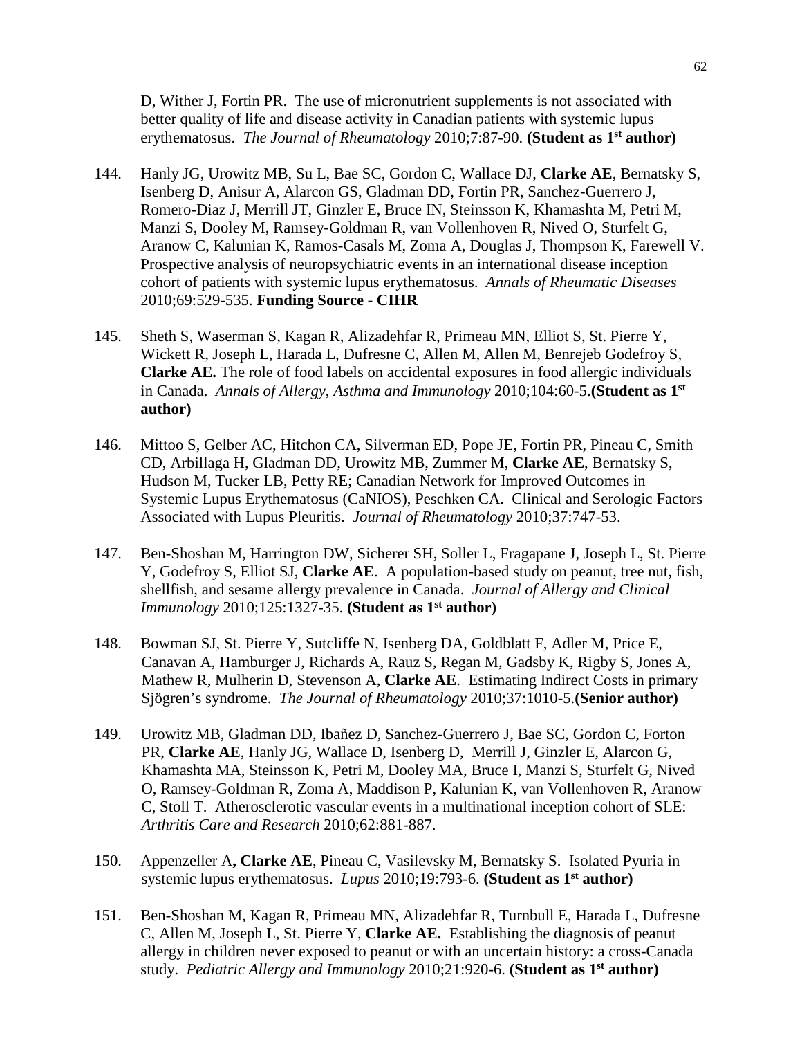D, Wither J, Fortin PR. The use of micronutrient supplements is not associated with better quality of life and disease activity in Canadian patients with systemic lupus erythematosus. *The Journal of Rheumatology* 2010;7:87-90. **(Student as 1st author)**

144. Hanly JG, Urowitz MB, Su L, Bae SC, Gordon C, Wallace DJ, **Clarke AE**, Bernatsky S, Isenberg D, Anisur A, Alarcon GS, Gladman DD, Fortin PR, Sanchez-Guerrero J, Romero-Diaz J, Merrill JT, Ginzler E, Bruce IN, Steinsson K, Khamashta M, Petri M, Manzi S, Dooley M, Ramsey-Goldman R, van Vollenhoven R, Nived O, Sturfelt G, Aranow C, Kalunian K, Ramos-Casals M, Zoma A, Douglas J, Thompson K, Farewell V. Prospective analysis of neuropsychiatric events in an international disease inception cohort of patients with systemic lupus erythematosus. *Annals of Rheumatic Diseases* 2010;69:529-535. **Funding Source - CIHR**

145. Sheth S, Waserman S, Kagan R, Alizadehfar R, Primeau MN, Elliot S, St. Pierre Y, Wickett R, Joseph L, Harada L, Dufresne C, Allen M, Allen M, Benrejeb Godefroy S, **Clarke AE.** The role of food labels on accidental exposures in food allergic individuals in Canada. *Annals of Allergy, Asthma and Immunology* 2010;104:60-5.**(Student as 1st author)**

146. Mittoo S, Gelber AC, Hitchon CA, Silverman ED, Pope JE, Fortin PR, Pineau C, Smith CD, Arbillaga H, Gladman DD, Urowitz MB, Zummer M, **Clarke AE**, Bernatsky S, Hudson M, Tucker LB, Petty RE; Canadian Network for Improved Outcomes in Systemic Lupus Erythematosus (CaNIOS), Peschken CA. Clinical and Serologic Factors Associated with Lupus Pleuritis. *Journal of Rheumatology* 2010;37:747-53.

147. Ben-Shoshan M, Harrington DW, Sicherer SH, Soller L, Fragapane J, Joseph L, St. Pierre Y, Godefroy S, Elliot SJ, **Clarke AE**. A population-based study on peanut, tree nut, fish, shellfish, and sesame allergy prevalence in Canada. *Journal of Allergy and Clinical Immunology* 2010;125:1327-35. **(Student as 1st author)**

148. Bowman SJ, St. Pierre Y, Sutcliffe N, Isenberg DA, Goldblatt F, Adler M, Price E, Canavan A, Hamburger J, Richards A, Rauz S, Regan M, Gadsby K, Rigby S, Jones A, Mathew R, Mulherin D, Stevenson A, **Clarke AE**. Estimating Indirect Costs in primary Sjögren's syndrome. *The Journal of Rheumatology* 2010;37:1010-5.**(Senior author)**

149. Urowitz MB, Gladman DD, Ibañez D, Sanchez-Guerrero J, Bae SC, Gordon C, Forton PR, **Clarke AE**, Hanly JG, Wallace D, Isenberg D, Merrill J, Ginzler E, Alarcon G, Khamashta MA, Steinsson K, Petri M, Dooley MA, Bruce I, Manzi S, Sturfelt G, Nived O, Ramsey-Goldman R, Zoma A, Maddison P, Kalunian K, van Vollenhoven R, Aranow C, Stoll T. Atherosclerotic vascular events in a multinational inception cohort of SLE: *Arthritis Care and Research* 2010;62:881-887.

150. Appenzeller A**, Clarke AE**, Pineau C, Vasilevsky M, Bernatsky S. Isolated Pyuria in systemic lupus erythematosus. *Lupus* 2010;19:793-6. **(Student as 1st author)**

151. Ben-Shoshan M, Kagan R, Primeau MN, Alizadehfar R, Turnbull E, Harada L, Dufresne C, Allen M, Joseph L, St. Pierre Y, **Clarke AE.** Establishing the diagnosis of peanut allergy in children never exposed to peanut or with an uncertain history: a cross-Canada study. *Pediatric Allergy and Immunology* 2010;21:920-6. **(Student as 1st author)**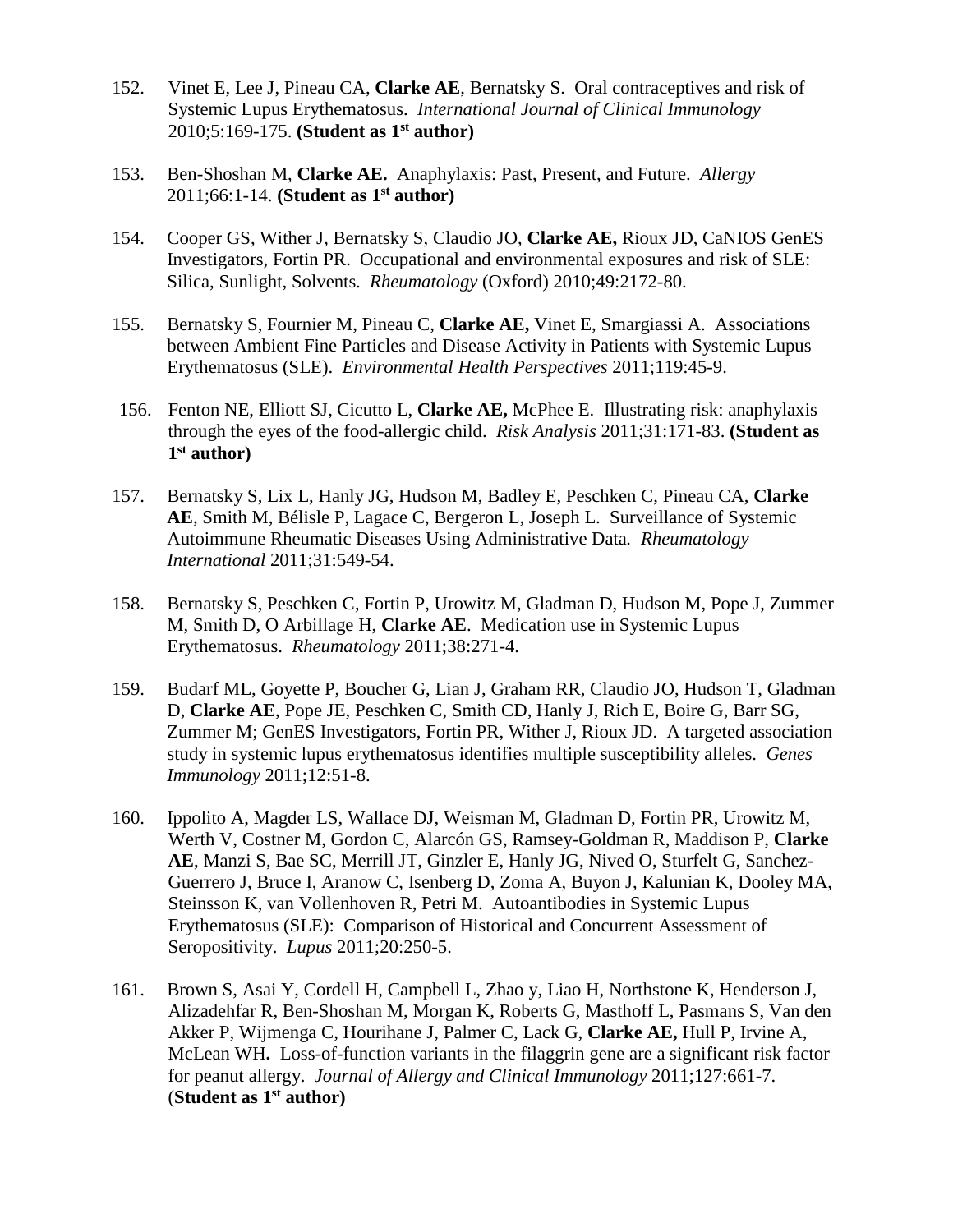152. Vinet E, Lee J, Pineau CA, **Clarke AE**, Bernatsky S. Oral contraceptives and risk of Systemic Lupus Erythematosus. *International Journal of Clinical Immunology* 2010;5:169-175. **(Student as 1st author)**

153. Ben-Shoshan M, **Clarke AE.** Anaphylaxis: Past, Present, and Future. *Allergy* 2011;66:1-14. **(Student as 1st author)**

154. Cooper GS, Wither J, Bernatsky S, Claudio JO, **Clarke AE,** Rioux JD, CaNIOS GenES Investigators, Fortin PR. Occupational and environmental exposures and risk of SLE: Silica, Sunlight, Solvents. *Rheumatology* (Oxford) 2010;49:2172-80.

155. Bernatsky S, Fournier M, Pineau C, **Clarke AE,** Vinet E, Smargiassi A. Associations between Ambient Fine Particles and Disease Activity in Patients with Systemic Lupus Erythematosus (SLE). *Environmental Health Perspectives* 2011;119:45-9.

156. Fenton NE, Elliott SJ, Cicutto L, **Clarke AE,** McPhee E. Illustrating risk: anaphylaxis through the eyes of the food-allergic child. *Risk Analysis* 2011;31:171-83. **(Student as 1st author)**

157. Bernatsky S, Lix L, Hanly JG, Hudson M, Badley E, Peschken C, Pineau CA, **Clarke AE**, Smith M, Bélisle P, Lagace C, Bergeron L, Joseph L. Surveillance of Systemic Autoimmune Rheumatic Diseases Using Administrative Data*. Rheumatology International* 2011;31:549-54.

158. Bernatsky S, Peschken C, Fortin P, Urowitz M, Gladman D, Hudson M, Pope J, Zummer M, Smith D, O Arbillage H, **Clarke AE**. Medication use in Systemic Lupus Erythematosus. *Rheumatology* 2011;38:271-4.

159. Budarf ML, Goyette P, Boucher G, Lian J, Graham RR, Claudio JO, Hudson T, Gladman D, **Clarke AE**, Pope JE, Peschken C, Smith CD, Hanly J, Rich E, Boire G, Barr SG, Zummer M; GenES Investigators, Fortin PR, Wither J, Rioux JD. A targeted association study in systemic lupus erythematosus identifies multiple susceptibility alleles. *Genes Immunology* 2011;12:51-8.

160. Ippolito A, Magder LS, Wallace DJ, Weisman M, Gladman D, Fortin PR, Urowitz M, Werth V, Costner M, Gordon C, Alarcón GS, Ramsey-Goldman R, Maddison P, **Clarke AE**, Manzi S, Bae SC, Merrill JT, Ginzler E, Hanly JG, Nived O, Sturfelt G, Sanchez-Guerrero J, Bruce I, Aranow C, Isenberg D, Zoma A, Buyon J, Kalunian K, Dooley MA, Steinsson K, van Vollenhoven R, Petri M. Autoantibodies in Systemic Lupus Erythematosus (SLE): Comparison of Historical and Concurrent Assessment of Seropositivity. *Lupus* 2011;20:250-5.

161. Brown S, Asai Y, Cordell H, Campbell L, Zhao y, Liao H, Northstone K, Henderson J, Alizadehfar R, Ben-Shoshan M, Morgan K, Roberts G, Masthoff L, Pasmans S, Van den Akker P, Wijmenga C, Hourihane J, Palmer C, Lack G, **Clarke AE,** Hull P, Irvine A, McLean WH**.** Loss-of-function variants in the filaggrin gene are a significant risk factor for peanut allergy. *Journal of Allergy and Clinical Immunology* 2011;127:661-7. (**Student as 1st author)**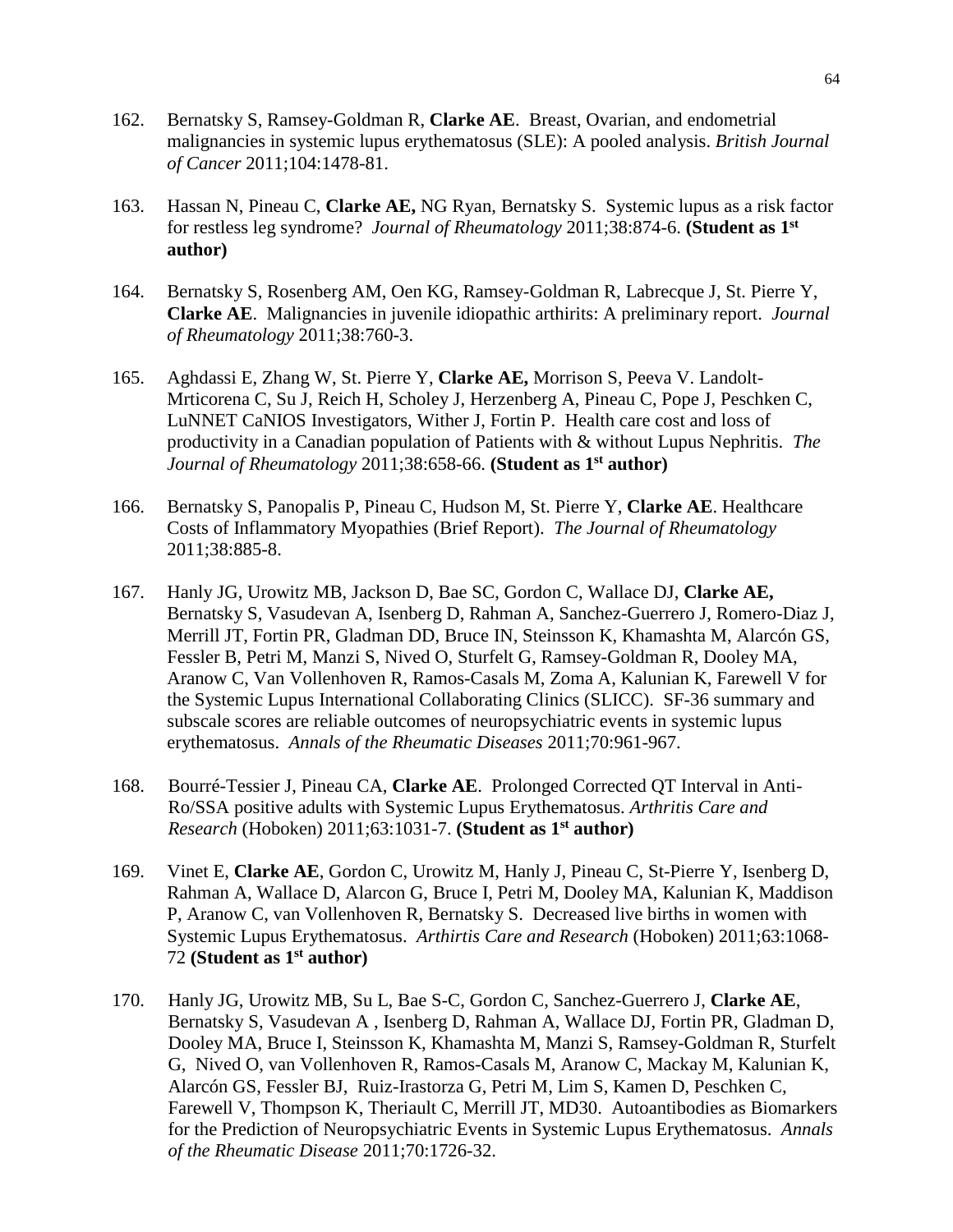162. Bernatsky S, Ramsey-Goldman R, **Clarke AE**. Breast, Ovarian, and endometrial malignancies in systemic lupus erythematosus (SLE): A pooled analysis. *British Journal of Cancer* 2011;104:1478-81.

163. Hassan N, Pineau C, **Clarke AE,** NG Ryan, Bernatsky S. Systemic lupus as a risk factor for restless leg syndrome? *Journal of Rheumatology* 2011;38:874-6. **(Student as 1st author)**

164. Bernatsky S, Rosenberg AM, Oen KG, Ramsey-Goldman R, Labrecque J, St. Pierre Y, **Clarke AE**. Malignancies in juvenile idiopathic arthirits: A preliminary report. *Journal of Rheumatology* 2011;38:760-3.

165. Aghdassi E, Zhang W, St. Pierre Y, **Clarke AE,** Morrison S, Peeva V. Landolt-Mrticorena C, Su J, Reich H, Scholey J, Herzenberg A, Pineau C, Pope J, Peschken C, LuNNET CaNIOS Investigators, Wither J, Fortin P. Health care cost and loss of productivity in a Canadian population of Patients with & without Lupus Nephritis. *The Journal of Rheumatology* 2011;38:658-66. **(Student as 1st author)**

166. Bernatsky S, Panopalis P, Pineau C, Hudson M, St. Pierre Y, **Clarke AE**. Healthcare Costs of Inflammatory Myopathies (Brief Report). *The Journal of Rheumatology* 2011;38:885-8.

167. Hanly JG, Urowitz MB, Jackson D, Bae SC, Gordon C, Wallace DJ, **Clarke AE,** Bernatsky S, Vasudevan A, Isenberg D, Rahman A, Sanchez-Guerrero J, Romero-Diaz J, Merrill JT, Fortin PR, Gladman DD, Bruce IN, Steinsson K, Khamashta M, Alarcón GS, Fessler B, Petri M, Manzi S, Nived O, Sturfelt G, Ramsey-Goldman R, Dooley MA, Aranow C, Van Vollenhoven R, Ramos-Casals M, Zoma A, Kalunian K, Farewell V for the Systemic Lupus International Collaborating Clinics (SLICC). SF-36 summary and subscale scores are reliable outcomes of neuropsychiatric events in systemic lupus erythematosus. *Annals of the Rheumatic Diseases* 2011;70:961-967.

168. Bourré-Tessier J, Pineau CA, **Clarke AE**. Prolonged Corrected QT Interval in Anti-Ro/SSA positive adults with Systemic Lupus Erythematosus. *Arthritis Care and Research* (Hoboken) 2011;63:1031-7. **(Student as 1st author)**

169. Vinet E, **Clarke AE**, Gordon C, Urowitz M, Hanly J, Pineau C, St-Pierre Y, Isenberg D, Rahman A, Wallace D, Alarcon G, Bruce I, Petri M, Dooley MA, Kalunian K, Maddison P, Aranow C, van Vollenhoven R, Bernatsky S. Decreased live births in women with Systemic Lupus Erythematosus. *Arthirtis Care and Research* (Hoboken) 2011;63:1068-72 **(Student as 1st author)**

170. Hanly JG, Urowitz MB, Su L, Bae S-C, Gordon C, Sanchez-Guerrero J, **Clarke AE**, Bernatsky S, Vasudevan A , Isenberg D, Rahman A, Wallace DJ, Fortin PR, Gladman D, Dooley MA, Bruce I, Steinsson K, Khamashta M, Manzi S, Ramsey-Goldman R, Sturfelt G, Nived O, van Vollenhoven R, Ramos-Casals M, Aranow C, Mackay M, Kalunian K, Alarcón GS, Fessler BJ, Ruiz-Irastorza G, Petri M, Lim S, Kamen D, Peschken C, Farewell V, Thompson K, Theriault C, Merrill JT, MD30. Autoantibodies as Biomarkers for the Prediction of Neuropsychiatric Events in Systemic Lupus Erythematosus. *Annals of the Rheumatic Disease* 2011;70:1726-32.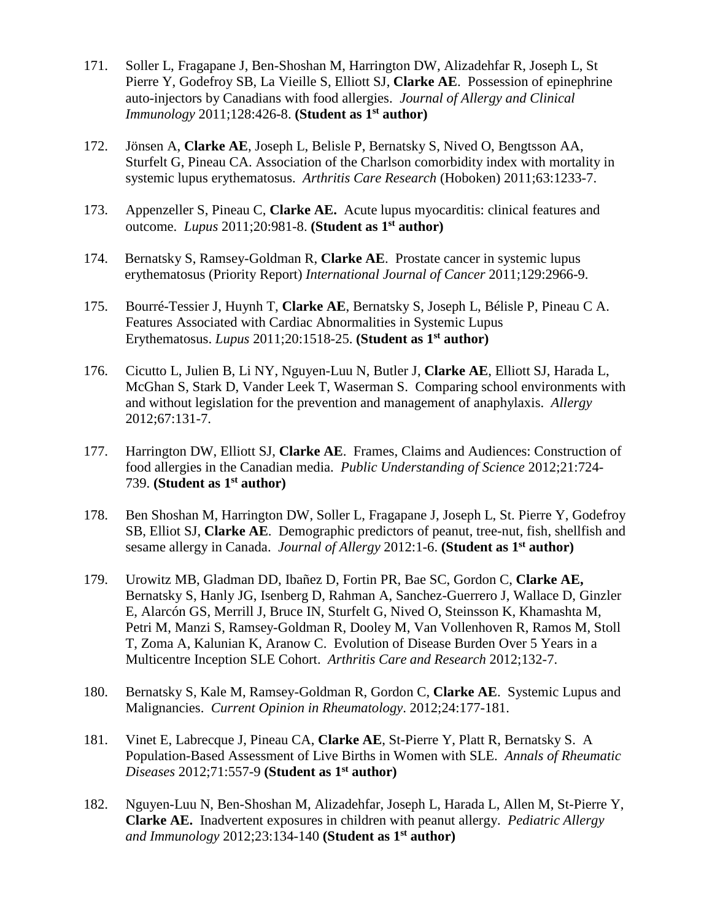171. Soller L, Fragapane J, Ben-Shoshan M, Harrington DW, Alizadehfar R, Joseph L, St Pierre Y, Godefroy SB, La Vieille S, Elliott SJ, **Clarke AE**. Possession of epinephrine auto-injectors by Canadians with food allergies. *Journal of Allergy and Clinical Immunology* 2011;128:426-8. **(Student as 1st author)**

172. Jönsen A, **Clarke AE**, Joseph L, Belisle P, Bernatsky S, Nived O, Bengtsson AA, Sturfelt G, Pineau CA. Association of the Charlson comorbidity index with mortality in systemic lupus erythematosus. *Arthritis Care Research* (Hoboken) 2011;63:1233-7.

173. Appenzeller S, Pineau C, **Clarke AE.** Acute lupus myocarditis: clinical features and outcome. *Lupus* 2011;20:981-8. **(Student as 1st author)**

174. Bernatsky S, Ramsey-Goldman R, **Clarke AE**. Prostate cancer in systemic lupus erythematosus (Priority Report) *International Journal of Cancer* 2011;129:2966-9.

175. Bourré-Tessier J, Huynh T, **Clarke AE**, Bernatsky S, Joseph L, Bélisle P, Pineau C A. Features Associated with Cardiac Abnormalities in Systemic Lupus Erythematosus. *Lupus* 2011;20:1518-25. **(Student as 1st author)**

176. Cicutto L, Julien B, Li NY, Nguyen-Luu N, Butler J, **Clarke AE**, Elliott SJ, Harada L, McGhan S, Stark D, Vander Leek T, Waserman S. Comparing school environments with and without legislation for the prevention and management of anaphylaxis. *Allergy* 2012;67:131-7.

177. Harrington DW, Elliott SJ, **Clarke AE**. Frames, Claims and Audiences: Construction of food allergies in the Canadian media. *Public Understanding of Science* 2012;21:724-739. **(Student as 1st author)**

178. Ben Shoshan M, Harrington DW, Soller L, Fragapane J, Joseph L, St. Pierre Y, Godefroy SB, Elliot SJ, **Clarke AE**. Demographic predictors of peanut, tree-nut, fish, shellfish and sesame allergy in Canada. *Journal of Allergy* 2012:1-6. **(Student as 1st author)**

179. Urowitz MB, Gladman DD, Ibañez D, Fortin PR, Bae SC, Gordon C, **Clarke AE,** Bernatsky S, Hanly JG, Isenberg D, Rahman A, Sanchez-Guerrero J, Wallace D, Ginzler E, Alarcón GS, Merrill J, Bruce IN, Sturfelt G, Nived O, Steinsson K, Khamashta M, Petri M, Manzi S, Ramsey-Goldman R, Dooley M, Van Vollenhoven R, Ramos M, Stoll T, Zoma A, Kalunian K, Aranow C. Evolution of Disease Burden Over 5 Years in a Multicentre Inception SLE Cohort. *Arthritis Care and Research* 2012;132-7.

180. Bernatsky S, Kale M, Ramsey-Goldman R, Gordon C, **Clarke AE**. Systemic Lupus and Malignancies. *Current Opinion in Rheumatology*. 2012;24:177-181.

181. Vinet E, Labrecque J, Pineau CA, **Clarke AE**, St-Pierre Y, Platt R, Bernatsky S. A Population-Based Assessment of Live Births in Women with SLE. *Annals of Rheumatic Diseases* 2012;71:557-9 **(Student as 1st author)**

182. Nguyen-Luu N, Ben-Shoshan M, Alizadehfar, Joseph L, Harada L, Allen M, St-Pierre Y, **Clarke AE.** Inadvertent exposures in children with peanut allergy. *Pediatric Allergy and Immunology* 2012;23:134-140 **(Student as 1st author)**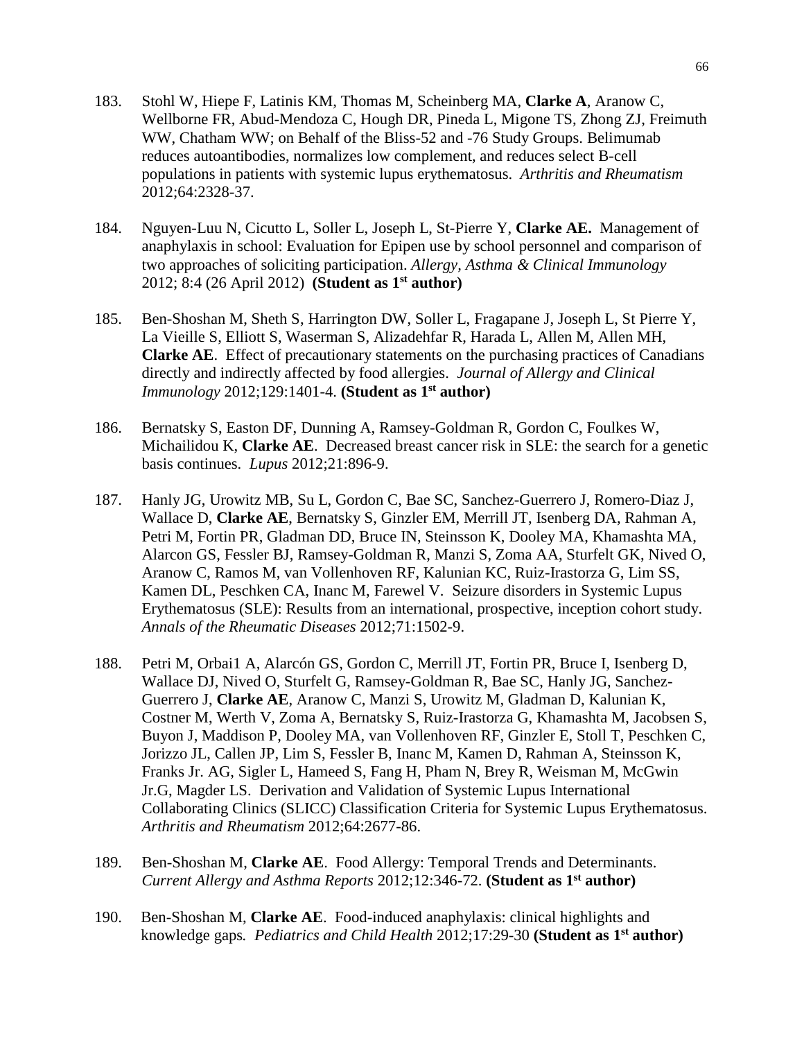183. Stohl W, Hiepe F, Latinis KM, Thomas M, Scheinberg MA, **Clarke A**, Aranow C, Wellborne FR, Abud-Mendoza C, Hough DR, Pineda L, Migone TS, Zhong ZJ, Freimuth WW, Chatham WW; on Behalf of the Bliss-52 and -76 Study Groups. Belimumab reduces autoantibodies, normalizes low complement, and reduces select B-cell populations in patients with systemic lupus erythematosus. *Arthritis and Rheumatism* 2012;64:2328-37.

184. Nguyen-Luu N, Cicutto L, Soller L, Joseph L, St-Pierre Y, **Clarke AE.** Management of anaphylaxis in school: Evaluation for Epipen use by school personnel and comparison of two approaches of soliciting participation. *Allergy, Asthma & Clinical Immunology* 2012; 8:4 (26 April 2012) **(Student as 1st author)**

185. Ben-Shoshan M, Sheth S, Harrington DW, Soller L, Fragapane J, Joseph L, St Pierre Y, La Vieille S, Elliott S, Waserman S, Alizadehfar R, Harada L, Allen M, Allen MH, **Clarke AE**. Effect of precautionary statements on the purchasing practices of Canadians directly and indirectly affected by food allergies. *Journal of Allergy and Clinical Immunology* 2012;129:1401-4. **(Student as 1st author)**

186. Bernatsky S, Easton DF, Dunning A, Ramsey-Goldman R, Gordon C, Foulkes W, Michailidou K, **Clarke AE**. Decreased breast cancer risk in SLE: the search for a genetic basis continues. *Lupus* 2012;21:896-9.

187. Hanly JG, Urowitz MB, Su L, Gordon C, Bae SC, Sanchez-Guerrero J, Romero-Diaz J, Wallace D, **Clarke AE**, Bernatsky S, Ginzler EM, Merrill JT, Isenberg DA, Rahman A, Petri M, Fortin PR, Gladman DD, Bruce IN, Steinsson K, Dooley MA, Khamashta MA, Alarcon GS, Fessler BJ, Ramsey-Goldman R, Manzi S, Zoma AA, Sturfelt GK, Nived O, Aranow C, Ramos M, van Vollenhoven RF, Kalunian KC, Ruiz-Irastorza G, Lim SS, Kamen DL, Peschken CA, Inanc M, Farewel V. Seizure disorders in Systemic Lupus Erythematosus (SLE): Results from an international, prospective, inception cohort study. *Annals of the Rheumatic Diseases* 2012;71:1502-9.

188. Petri M, Orbai1 A, Alarcón GS, Gordon C, Merrill JT, Fortin PR, Bruce I, Isenberg D, Wallace DJ, Nived O, Sturfelt G, Ramsey-Goldman R, Bae SC, Hanly JG, Sanchez-Guerrero J, **Clarke AE**, Aranow C, Manzi S, Urowitz M, Gladman D, Kalunian K, Costner M, Werth V, Zoma A, Bernatsky S, Ruiz-Irastorza G, Khamashta M, Jacobsen S, Buyon J, Maddison P, Dooley MA, van Vollenhoven RF, Ginzler E, Stoll T, Peschken C, Jorizzo JL, Callen JP, Lim S, Fessler B, Inanc M, Kamen D, Rahman A, Steinsson K, Franks Jr. AG, Sigler L, Hameed S, Fang H, Pham N, Brey R, Weisman M, McGwin Jr.G, Magder LS. Derivation and Validation of Systemic Lupus International Collaborating Clinics (SLICC) Classification Criteria for Systemic Lupus Erythematosus. *Arthritis and Rheumatism* 2012;64:2677-86.

189. Ben-Shoshan M, **Clarke AE**. Food Allergy: Temporal Trends and Determinants. *Current Allergy and Asthma Reports* 2012;12:346-72. **(Student as 1st author)**

190. Ben-Shoshan M, **Clarke AE**. Food-induced anaphylaxis: clinical highlights and knowledge gaps. *Pediatrics and Child Health* 2012;17:29-30 **(Student as 1st author)**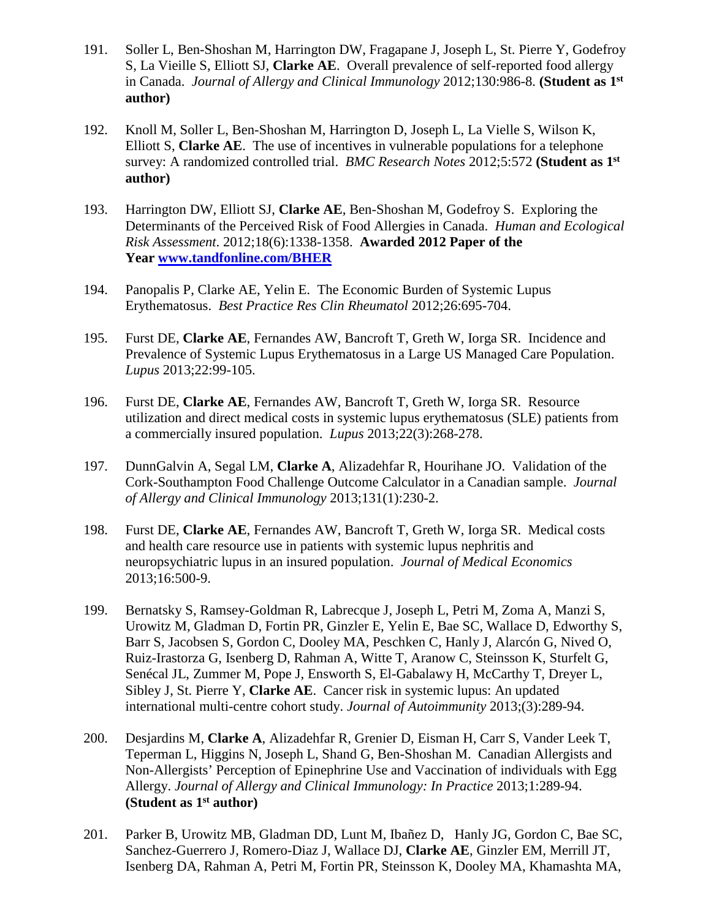191. Soller L, Ben-Shoshan M, Harrington DW, Fragapane J, Joseph L, St. Pierre Y, Godefroy S, La Vieille S, Elliott SJ, **Clarke AE**. Overall prevalence of self-reported food allergy in Canada. *Journal of Allergy and Clinical Immunology* 2012;130:986-8. **(Student as 1st author)**

192. Knoll M, Soller L, Ben-Shoshan M, Harrington D, Joseph L, La Vielle S, Wilson K, Elliott S, **Clarke AE**. The use of incentives in vulnerable populations for a telephone survey: A randomized controlled trial. *BMC Research Notes* 2012;5:572 **(Student as 1st author)**

193. Harrington DW, Elliott SJ, **Clarke AE**, Ben-Shoshan M, Godefroy S. Exploring the Determinants of the Perceived Risk of Food Allergies in Canada. *Human and Ecological Risk Assessment*. 2012;18(6):1338-1358. **Awarded 2012 Paper of the Year [www.tandfonline.com/BHER](www.tandfonline.com/BHER)**

194. Panopalis P, Clarke AE, Yelin E. The Economic Burden of Systemic Lupus Erythematosus. *Best Practice Res Clin Rheumatol* 2012;26:695-704.

195. Furst DE, **Clarke AE**, Fernandes AW, Bancroft T, Greth W, Iorga SR. Incidence and Prevalence of Systemic Lupus Erythematosus in a Large US Managed Care Population. *Lupus* 2013;22:99-105.

196. Furst DE, **Clarke AE**, Fernandes AW, Bancroft T, Greth W, Iorga SR. Resource utilization and direct medical costs in systemic lupus erythematosus (SLE) patients from a commercially insured population. *Lupus* 2013;22(3):268-278.

197. DunnGalvin A, Segal LM, **Clarke A**, Alizadehfar R, Hourihane JO. Validation of the Cork-Southampton Food Challenge Outcome Calculator in a Canadian sample. *Journal of Allergy and Clinical Immunology* 2013;131(1):230-2.

198. Furst DE, **Clarke AE**, Fernandes AW, Bancroft T, Greth W, Iorga SR. Medical costs and health care resource use in patients with systemic lupus nephritis and neuropsychiatric lupus in an insured population. *Journal of Medical Economics* 2013;16:500-9.

199. Bernatsky S, Ramsey-Goldman R, Labrecque J, Joseph L, Petri M, Zoma A, Manzi S, Urowitz M, Gladman D, Fortin PR, Ginzler E, Yelin E, Bae SC, Wallace D, Edworthy S, Barr S, Jacobsen S, Gordon C, Dooley MA, Peschken C, Hanly J, Alarcón G, Nived O, Ruiz-Irastorza G, Isenberg D, Rahman A, Witte T, Aranow C, Steinsson K, Sturfelt G, Senécal JL, Zummer M, Pope J, Ensworth S, El-Gabalawy H, McCarthy T, Dreyer L, Sibley J, St. Pierre Y, **Clarke AE**. Cancer risk in systemic lupus: An updated international multi-centre cohort study. *Journal of Autoimmunity* 2013;(3):289-94.

200. Desjardins M, **Clarke A**, Alizadehfar R, Grenier D, Eisman H, Carr S, Vander Leek T, Teperman L, Higgins N, Joseph L, Shand G, Ben-Shoshan M. Canadian Allergists and Non-Allergists' Perception of Epinephrine Use and Vaccination of individuals with Egg Allergy. *Journal of Allergy and Clinical Immunology: In Practice* 2013;1:289-94. **(Student as 1st author)**

201. Parker B, Urowitz MB, Gladman DD, Lunt M, Ibañez D, Hanly JG, Gordon C, Bae SC, Sanchez-Guerrero J, Romero-Diaz J, Wallace DJ, **Clarke AE**, Ginzler EM, Merrill JT, Isenberg DA, Rahman A, Petri M, Fortin PR, Steinsson K, Dooley MA, Khamashta MA,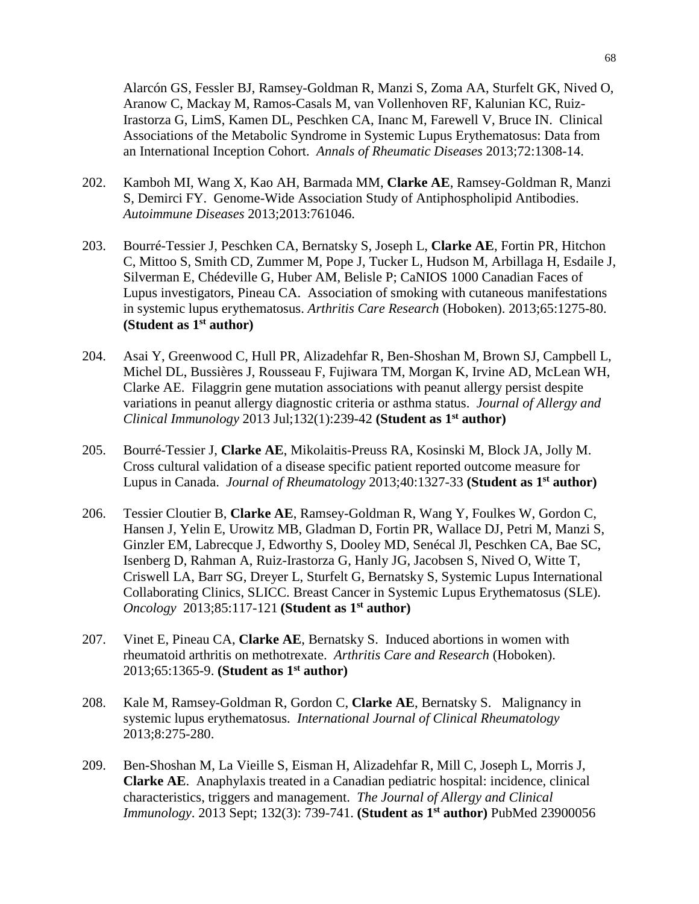Alarcón GS, Fessler BJ, Ramsey-Goldman R, Manzi S, Zoma AA, Sturfelt GK, Nived O, Aranow C, Mackay M, Ramos-Casals M, van Vollenhoven RF, Kalunian KC, Ruiz-Irastorza G, LimS, Kamen DL, Peschken CA, Inanc M, Farewell V, Bruce IN. Clinical Associations of the Metabolic Syndrome in Systemic Lupus Erythematosus: Data from an International Inception Cohort. *Annals of Rheumatic Diseases* 2013;72:1308-14.

202. Kamboh MI, Wang X, Kao AH, Barmada MM, **Clarke AE**, Ramsey-Goldman R, Manzi S, Demirci FY. Genome-Wide Association Study of Antiphospholipid Antibodies. *Autoimmune Diseases* 2013;2013:761046.

203. Bourré-Tessier J, Peschken CA, Bernatsky S, Joseph L, **Clarke AE**, Fortin PR, Hitchon C, Mittoo S, Smith CD, Zummer M, Pope J, Tucker L, Hudson M, Arbillaga H, Esdaile J, Silverman E, Chédeville G, Huber AM, Belisle P; CaNIOS 1000 Canadian Faces of Lupus investigators, Pineau CA. Association of smoking with cutaneous manifestations in systemic lupus erythematosus. *Arthritis Care Research* (Hoboken). 2013;65:1275-80. **(Student as 1st author)**

204. Asai Y, Greenwood C, Hull PR, Alizadehfar R, Ben-Shoshan M, Brown SJ, Campbell L, Michel DL, Bussières J, Rousseau F, Fujiwara TM, Morgan K, Irvine AD, McLean WH, Clarke AE. Filaggrin gene mutation associations with peanut allergy persist despite variations in peanut allergy diagnostic criteria or asthma status. *Journal of Allergy and Clinical Immunology* 2013 Jul;132(1):239-42 **(Student as 1st author)**

205. Bourré-Tessier J, **Clarke AE**, Mikolaitis-Preuss RA, Kosinski M, Block JA, Jolly M. Cross cultural validation of a disease specific patient reported outcome measure for Lupus in Canada. *Journal of Rheumatology* 2013;40:1327-33 **(Student as 1st author)**

206. Tessier Cloutier B, **Clarke AE**, Ramsey-Goldman R, Wang Y, Foulkes W, Gordon C, Hansen J, Yelin E, Urowitz MB, Gladman D, Fortin PR, Wallace DJ, Petri M, Manzi S, Ginzler EM, Labrecque J, Edworthy S, Dooley MD, Senécal Jl, Peschken CA, Bae SC, Isenberg D, Rahman A, Ruiz-Irastorza G, Hanly JG, Jacobsen S, Nived O, Witte T, Criswell LA, Barr SG, Dreyer L, Sturfelt G, Bernatsky S, Systemic Lupus International Collaborating Clinics, SLICC. Breast Cancer in Systemic Lupus Erythematosus (SLE). *Oncology* 2013;85:117-121 **(Student as 1st author)**

207. Vinet E, Pineau CA, **Clarke AE**, Bernatsky S. Induced abortions in women with rheumatoid arthritis on methotrexate. *Arthritis Care and Research* (Hoboken). 2013;65:1365-9. **(Student as 1st author)**

208. Kale M, Ramsey-Goldman R, Gordon C, **Clarke AE**, Bernatsky S. Malignancy in systemic lupus erythematosus. *International Journal of Clinical Rheumatology* 2013;8:275-280.

209. Ben-Shoshan M, La Vieille S, Eisman H, Alizadehfar R, Mill C, Joseph L, Morris J, **Clarke AE**. Anaphylaxis treated in a Canadian pediatric hospital: incidence, clinical characteristics, triggers and management. *The Journal of Allergy and Clinical Immunology*. 2013 Sept; 132(3): 739-741. **(Student as 1st author)** PubMed 23900056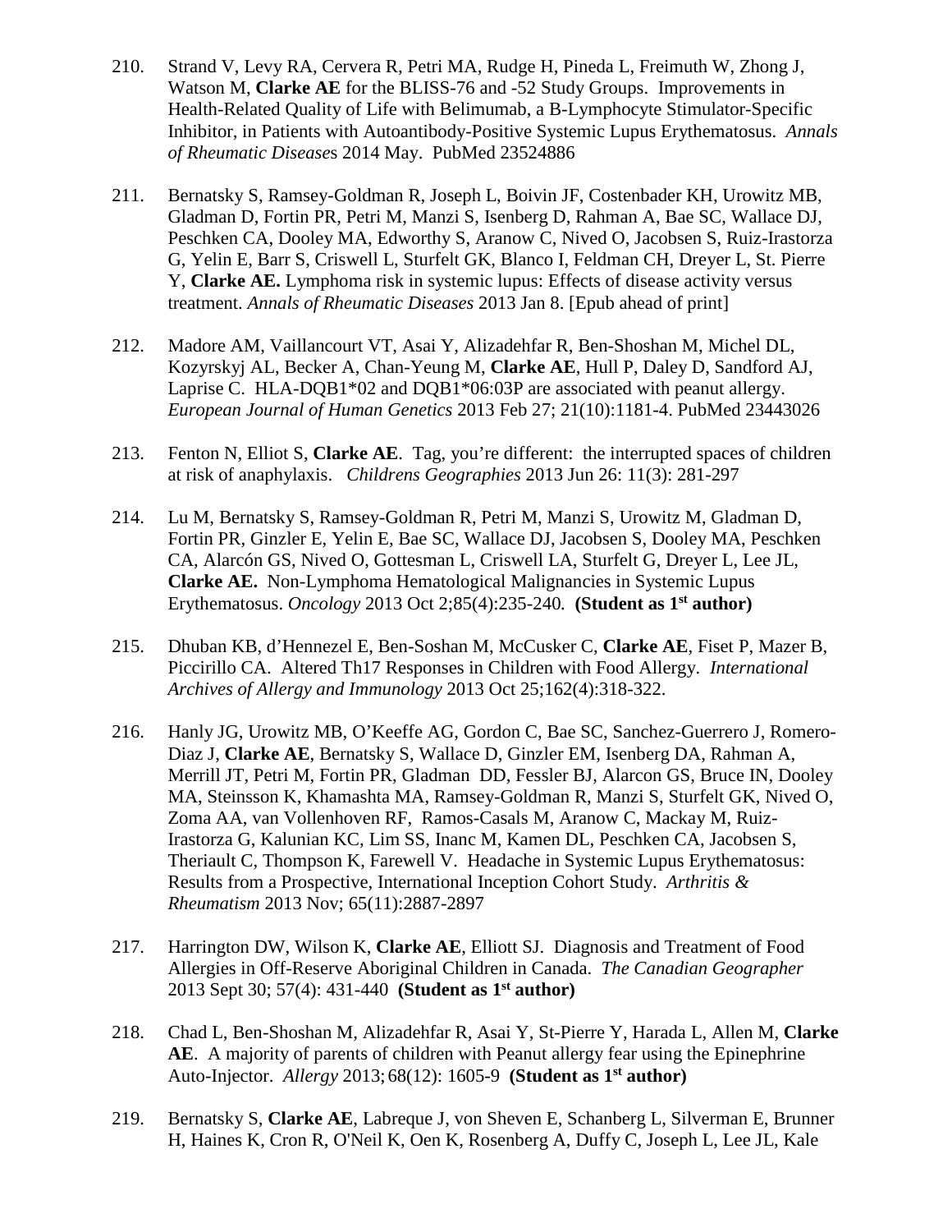210. Strand V, Levy RA, Cervera R, Petri MA, Rudge H, Pineda L, Freimuth W, Zhong J, Watson M, **Clarke AE** for the BLISS-76 and -52 Study Groups. Improvements in Health-Related Quality of Life with Belimumab, a B-Lymphocyte Stimulator-Specific Inhibitor, in Patients with Autoantibody-Positive Systemic Lupus Erythematosus. *Annals of Rheumatic Diseases* 2014 May. PubMed 23524886

211. Bernatsky S, Ramsey-Goldman R, Joseph L, Boivin JF, Costenbader KH, Urowitz MB, Gladman D, Fortin PR, Petri M, Manzi S, Isenberg D, Rahman A, Bae SC, Wallace DJ, Peschken CA, Dooley MA, Edworthy S, Aranow C, Nived O, Jacobsen S, Ruiz-Irastorza G, Yelin E, Barr S, Criswell L, Sturfelt GK, Blanco I, Feldman CH, Dreyer L, St. Pierre Y, **Clarke AE.** Lymphoma risk in systemic lupus: Effects of disease activity versus treatment. *Annals of Rheumatic Diseases* 2013 Jan 8. [Epub ahead of print]

212. Madore AM, Vaillancourt VT, Asai Y, Alizadehfar R, Ben-Shoshan M, Michel DL, Kozyrskyj AL, Becker A, Chan-Yeung M, **Clarke AE**, Hull P, Daley D, Sandford AJ, Laprise C. HLA-DQB1*02 and DQB1*06:03P are associated with peanut allergy. *European Journal of Human Genetics* 2013 Feb 27; 21(10):1181-4. PubMed 23443026

213. Fenton N, Elliot S, **Clarke AE**. Tag, you're different: the interrupted spaces of children at risk of anaphylaxis. *Childrens Geographies* 2013 Jun 26: 11(3): 281-297

214. Lu M, Bernatsky S, Ramsey-Goldman R, Petri M, Manzi S, Urowitz M, Gladman D, Fortin PR, Ginzler E, Yelin E, Bae SC, Wallace DJ, Jacobsen S, Dooley MA, Peschken CA, Alarcón GS, Nived O, Gottesman L, Criswell LA, Sturfelt G, Dreyer L, Lee JL, **Clarke AE.** Non-Lymphoma Hematological Malignancies in Systemic Lupus Erythematosus. *Oncology* 2013 Oct 2;85(4):235-240. **(Student as 1st author)**

215. Dhuban KB, d'Hennezel E, Ben-Soshan M, McCusker C, **Clarke AE**, Fiset P, Mazer B, Piccirillo CA. Altered Th17 Responses in Children with Food Allergy. *International Archives of Allergy and Immunology* 2013 Oct 25;162(4):318-322.

216. Hanly JG, Urowitz MB, O'Keeffe AG, Gordon C, Bae SC, Sanchez-Guerrero J, Romero-Diaz J, **Clarke AE**, Bernatsky S, Wallace D, Ginzler EM, Isenberg DA, Rahman A, Merrill JT, Petri M, Fortin PR, Gladman DD, Fessler BJ, Alarcon GS, Bruce IN, Dooley MA, Steinsson K, Khamashta MA, Ramsey-Goldman R, Manzi S, Sturfelt GK, Nived O, Zoma AA, van Vollenhoven RF, Ramos-Casals M, Aranow C, Mackay M, Ruiz-Irastorza G, Kalunian KC, Lim SS, Inanc M, Kamen DL, Peschken CA, Jacobsen S, Theriault C, Thompson K, Farewell V. Headache in Systemic Lupus Erythematosus: Results from a Prospective, International Inception Cohort Study. *Arthritis & Rheumatism* 2013 Nov; 65(11):2887-2897

217. Harrington DW, Wilson K, **Clarke AE**, Elliott SJ. Diagnosis and Treatment of Food Allergies in Off-Reserve Aboriginal Children in Canada. *The Canadian Geographer* 2013 Sept 30; 57(4): 431-440 **(Student as 1st author)**

218. Chad L, Ben-Shoshan M, Alizadehfar R, Asai Y, St-Pierre Y, Harada L, Allen M, **Clarke AE**. A majority of parents of children with Peanut allergy fear using the Epinephrine Auto-Injector. *Allergy* 2013; 68(12): 1605-9 **(Student as 1st author)**

219. Bernatsky S, **Clarke AE**, Labreque J, von Sheven E, Schanberg L, Silverman E, Brunner H, Haines K, Cron R, O'Neil K, Oen K, Rosenberg A, Duffy C, Joseph L, Lee JL, Kale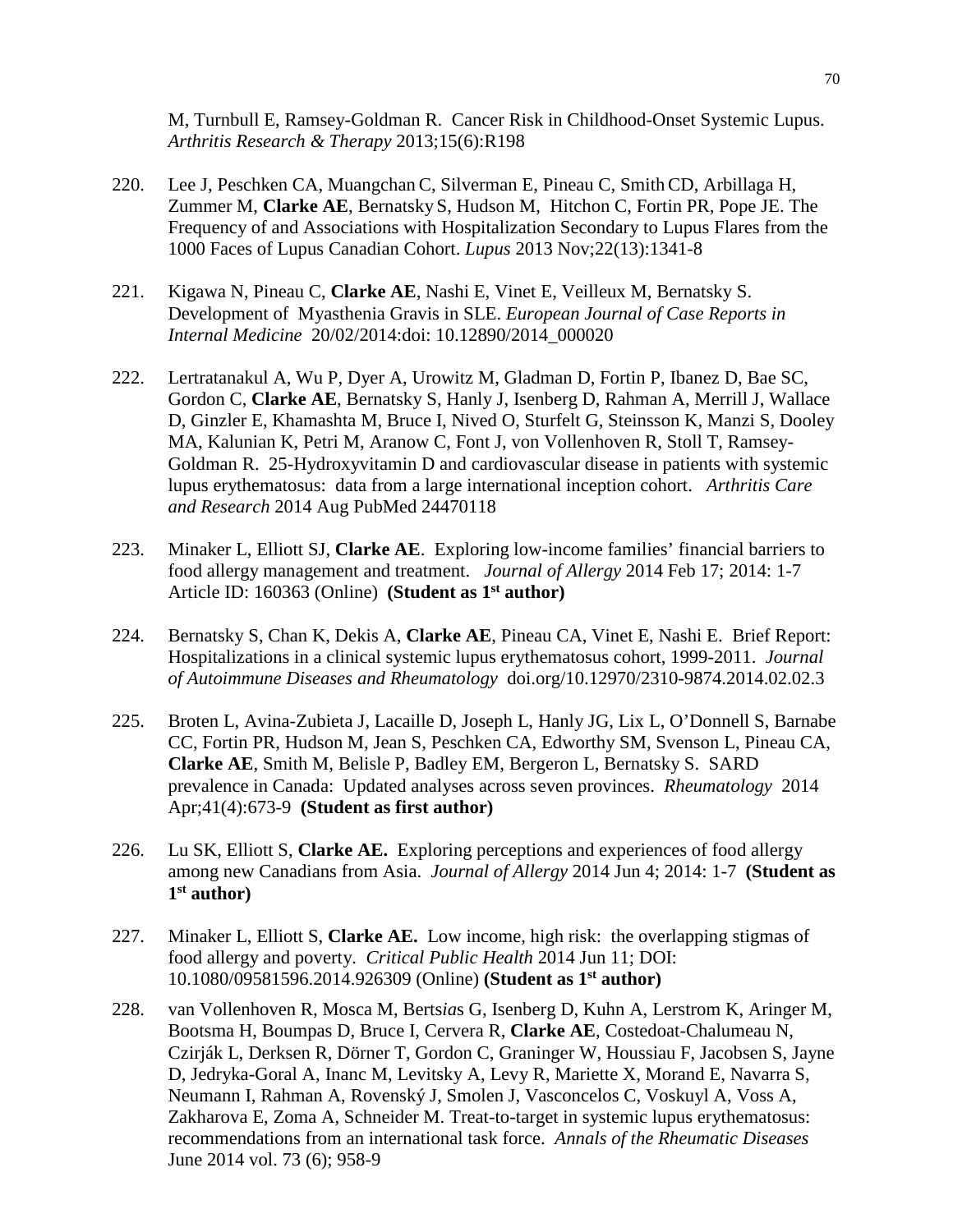M, Turnbull E, Ramsey-Goldman R. Cancer Risk in Childhood-Onset Systemic Lupus. *Arthritis Research & Therapy* 2013;15(6):R198

220. Lee J, Peschken CA, Muangchan C, Silverman E, Pineau C, Smith CD, Arbillaga H, Zummer M, **Clarke AE**, Bernatsky S, Hudson M, Hitchon C, Fortin PR, Pope JE. The Frequency of and Associations with Hospitalization Secondary to Lupus Flares from the 1000 Faces of Lupus Canadian Cohort. *Lupus* 2013 Nov;22(13):1341-8

221. Kigawa N, Pineau C, **Clarke AE**, Nashi E, Vinet E, Veilleux M, Bernatsky S. Development of Myasthenia Gravis in SLE. *European Journal of Case Reports in Internal Medicine* 20/02/2014:doi: 10.12890/2014_000020

222. Lertratanakul A, Wu P, Dyer A, Urowitz M, Gladman D, Fortin P, Ibanez D, Bae SC, Gordon C, **Clarke AE**, Bernatsky S, Hanly J, Isenberg D, Rahman A, Merrill J, Wallace D, Ginzler E, Khamashta M, Bruce I, Nived O, Sturfelt G, Steinsson K, Manzi S, Dooley MA, Kalunian K, Petri M, Aranow C, Font J, von Vollenhoven R, Stoll T, Ramsey-Goldman R. 25-Hydroxyvitamin D and cardiovascular disease in patients with systemic lupus erythematosus: data from a large international inception cohort. *Arthritis Care and Research* 2014 Aug PubMed 24470118

223. Minaker L, Elliott SJ, **Clarke AE**. Exploring low-income families' financial barriers to food allergy management and treatment. *Journal of Allergy* 2014 Feb 17; 2014: 1-7 Article ID: 160363 (Online) **(Student as 1st author)**

224. Bernatsky S, Chan K, Dekis A, **Clarke AE**, Pineau CA, Vinet E, Nashi E. Brief Report: Hospitalizations in a clinical systemic lupus erythematosus cohort, 1999-2011. *Journal of Autoimmune Diseases and Rheumatology* doi.org/10.12970/2310-9874.2014.02.02.3

225. Broten L, Avina-Zubieta J, Lacaille D, Joseph L, Hanly JG, Lix L, O'Donnell S, Barnabe CC, Fortin PR, Hudson M, Jean S, Peschken CA, Edworthy SM, Svenson L, Pineau CA, **Clarke AE**, Smith M, Belisle P, Badley EM, Bergeron L, Bernatsky S. SARD prevalence in Canada: Updated analyses across seven provinces. *Rheumatology* 2014 Apr;41(4):673-9 **(Student as first author)**

226. Lu SK, Elliott S, **Clarke AE.** Exploring perceptions and experiences of food allergy among new Canadians from Asia. *Journal of Allergy* 2014 Jun 4; 2014: 1-7 **(Student as 1st author)**

227. Minaker L, Elliott S, **Clarke AE.** Low income, high risk: the overlapping stigmas of food allergy and poverty. *Critical Public Health* 2014 Jun 11; DOI: 10.1080/09581596.2014.926309 (Online) **(Student as 1st author)**

228. van Vollenhoven R, Mosca M, Bertsias G, Isenberg D, Kuhn A, Lerstrom K, Aringer M, Bootsma H, Boumpas D, Bruce I, Cervera R, **Clarke AE**, Costedoat-Chalumeau N, Czirják L, Derksen R, Dörner T, Gordon C, Graninger W, Houssiau F, Jacobsen S, Jayne D, Jedryka-Goral A, Inanc M, Levitsky A, Levy R, Mariette X, Morand E, Navarra S, Neumann I, Rahman A, Rovenský J, Smolen J, Vasconcelos C, Voskuyl A, Voss A, Zakharova E, Zoma A, Schneider M. Treat-to-target in systemic lupus erythematosus: recommendations from an international task force. *Annals of the Rheumatic Diseases* June 2014 vol. 73 (6); 958-9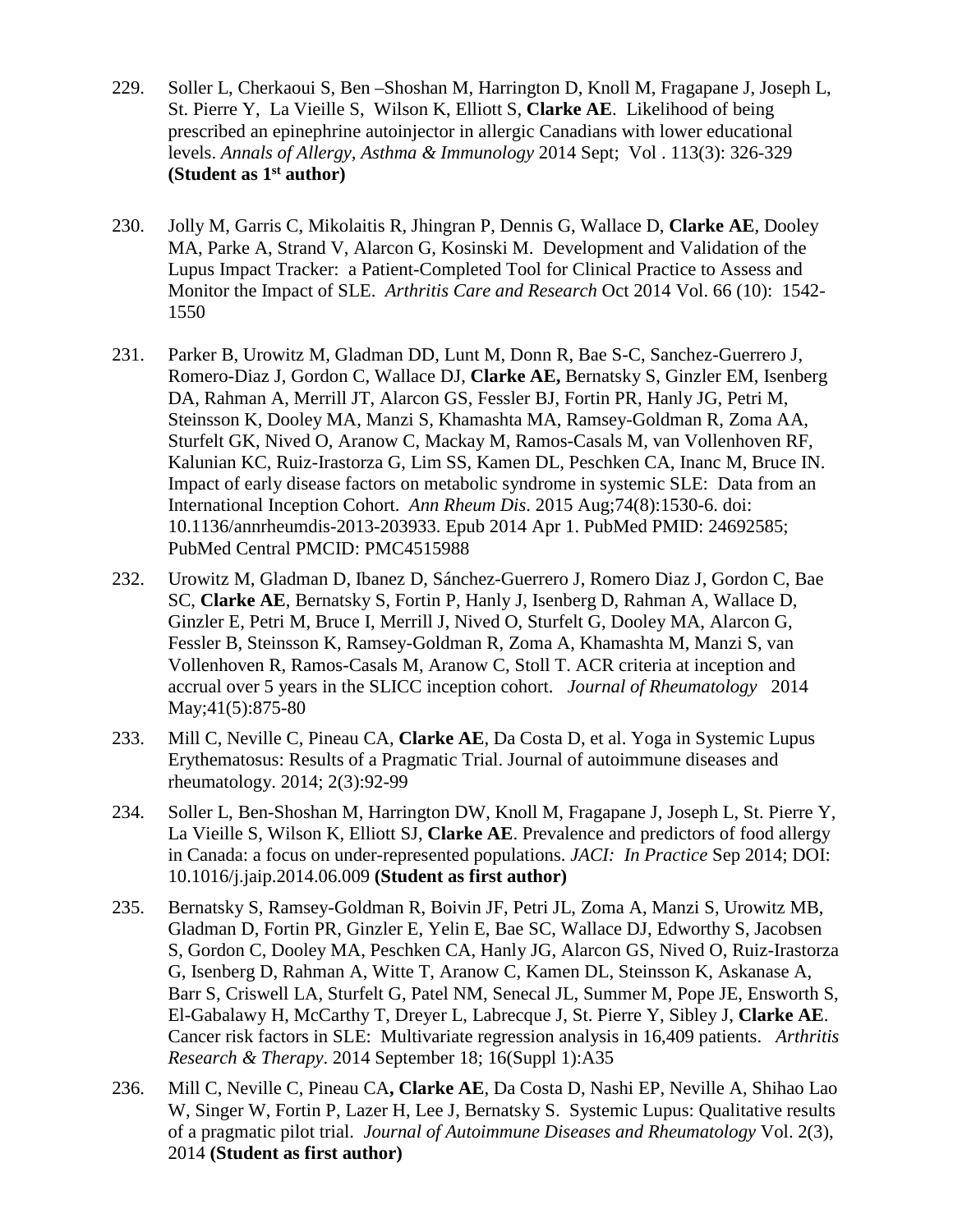229. Soller L, Cherkaoui S, Ben –Shoshan M, Harrington D, Knoll M, Fragapane J, Joseph L, St. Pierre Y, La Vieille S, Wilson K, Elliott S, **Clarke AE**. Likelihood of being prescribed an epinephrine autoinjector in allergic Canadians with lower educational levels. *Annals of Allergy, Asthma & Immunology* 2014 Sept; Vol . 113(3): 326-329 **(Student as 1st author)**

230. Jolly M, Garris C, Mikolaitis R, Jhingran P, Dennis G, Wallace D, **Clarke AE**, Dooley MA, Parke A, Strand V, Alarcon G, Kosinski M. Development and Validation of the Lupus Impact Tracker: a Patient-Completed Tool for Clinical Practice to Assess and Monitor the Impact of SLE. *Arthritis Care and Research* Oct 2014 Vol. 66 (10): 1542-1550

231. Parker B, Urowitz M, Gladman DD, Lunt M, Donn R, Bae S-C, Sanchez-Guerrero J, Romero-Diaz J, Gordon C, Wallace DJ, **Clarke AE,** Bernatsky S, Ginzler EM, Isenberg DA, Rahman A, Merrill JT, Alarcon GS, Fessler BJ, Fortin PR, Hanly JG, Petri M, Steinsson K, Dooley MA, Manzi S, Khamashta MA, Ramsey-Goldman R, Zoma AA, Sturfelt GK, Nived O, Aranow C, Mackay M, Ramos-Casals M, van Vollenhoven RF, Kalunian KC, Ruiz-Irastorza G, Lim SS, Kamen DL, Peschken CA, Inanc M, Bruce IN. Impact of early disease factors on metabolic syndrome in systemic SLE: Data from an International Inception Cohort. *Ann Rheum Dis*. 2015 Aug;74(8):1530-6. doi: 10.1136/annrheumdis-2013-203933. Epub 2014 Apr 1. PubMed PMID: 24692585; PubMed Central PMCID: PMC4515988

232. Urowitz M, Gladman D, Ibanez D, Sánchez-Guerrero J, Romero Diaz J, Gordon C, Bae SC, **Clarke AE**, Bernatsky S, Fortin P, Hanly J, Isenberg D, Rahman A, Wallace D, Ginzler E, Petri M, Bruce I, Merrill J, Nived O, Sturfelt G, Dooley MA, Alarcon G, Fessler B, Steinsson K, Ramsey-Goldman R, Zoma A, Khamashta M, Manzi S, van Vollenhoven R, Ramos-Casals M, Aranow C, Stoll T. ACR criteria at inception and accrual over 5 years in the SLICC inception cohort. *Journal of Rheumatology* 2014 May;41(5):875-80

233. Mill C, Neville C, Pineau CA, **Clarke AE**, Da Costa D, et al. Yoga in Systemic Lupus Erythematosus: Results of a Pragmatic Trial. Journal of autoimmune diseases and rheumatology. 2014; 2(3):92-99

234. Soller L, Ben-Shoshan M, Harrington DW, Knoll M, Fragapane J, Joseph L, St. Pierre Y, La Vieille S, Wilson K, Elliott SJ, **Clarke AE**. Prevalence and predictors of food allergy in Canada: a focus on under-represented populations. *JACI: In Practice* Sep 2014; DOI: 10.1016/j.jaip.2014.06.009 **(Student as first author)**

235. Bernatsky S, Ramsey-Goldman R, Boivin JF, Petri JL, Zoma A, Manzi S, Urowitz MB, Gladman D, Fortin PR, Ginzler E, Yelin E, Bae SC, Wallace DJ, Edworthy S, Jacobsen S, Gordon C, Dooley MA, Peschken CA, Hanly JG, Alarcon GS, Nived O, Ruiz-Irastorza G, Isenberg D, Rahman A, Witte T, Aranow C, Kamen DL, Steinsson K, Askanase A, Barr S, Criswell LA, Sturfelt G, Patel NM, Senecal JL, Summer M, Pope JE, Ensworth S, El-Gabalawy H, McCarthy T, Dreyer L, Labrecque J, St. Pierre Y, Sibley J, **Clarke AE**. Cancer risk factors in SLE: Multivariate regression analysis in 16,409 patients. *Arthritis Research & Therapy*. 2014 September 18; 16(Suppl 1):A35

236. Mill C, Neville C, Pineau CA**, Clarke AE**, Da Costa D, Nashi EP, Neville A, Shihao Lao W, Singer W, Fortin P, Lazer H, Lee J, Bernatsky S. Systemic Lupus: Qualitative results of a pragmatic pilot trial. *Journal of Autoimmune Diseases and Rheumatology* Vol. 2(3), 2014 **(Student as first author)**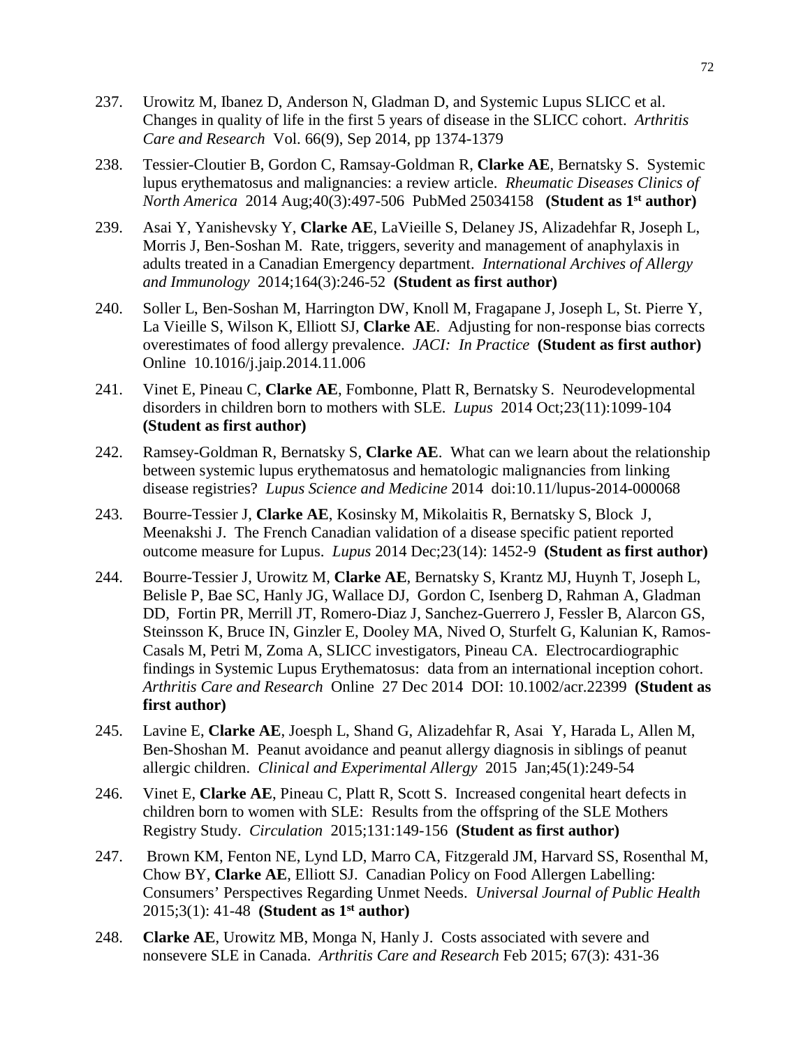237. Urowitz M, Ibanez D, Anderson N, Gladman D, and Systemic Lupus SLICC et al. Changes in quality of life in the first 5 years of disease in the SLICC cohort. *Arthritis Care and Research* Vol. 66(9), Sep 2014, pp 1374-1379

238. Tessier-Cloutier B, Gordon C, Ramsay-Goldman R, **Clarke AE**, Bernatsky S. Systemic lupus erythematosus and malignancies: a review article. *Rheumatic Diseases Clinics of North America* 2014 Aug;40(3):497-506 PubMed 25034158 **(Student as 1st author)**

239. Asai Y, Yanishevsky Y, **Clarke AE**, LaVieille S, Delaney JS, Alizadehfar R, Joseph L, Morris J, Ben-Soshan M. Rate, triggers, severity and management of anaphylaxis in adults treated in a Canadian Emergency department. *International Archives of Allergy and Immunology* 2014;164(3):246-52 **(Student as first author)**

240. Soller L, Ben-Soshan M, Harrington DW, Knoll M, Fragapane J, Joseph L, St. Pierre Y, La Vieille S, Wilson K, Elliott SJ, **Clarke AE**. Adjusting for non-response bias corrects overestimates of food allergy prevalence. *JACI: In Practice* **(Student as first author)** Online 10.1016/j.jaip.2014.11.006

241. Vinet E, Pineau C, **Clarke AE**, Fombonne, Platt R, Bernatsky S. Neurodevelopmental disorders in children born to mothers with SLE. *Lupus* 2014 Oct;23(11):1099-104 **(Student as first author)**

242. Ramsey-Goldman R, Bernatsky S, **Clarke AE**. What can we learn about the relationship between systemic lupus erythematosus and hematologic malignancies from linking disease registries? *Lupus Science and Medicine* 2014 doi:10.11/lupus-2014-000068

243. Bourre-Tessier J, **Clarke AE**, Kosinsky M, Mikolaitis R, Bernatsky S, Block J, Meenakshi J. The French Canadian validation of a disease specific patient reported outcome measure for Lupus. *Lupus* 2014 Dec;23(14): 1452-9 **(Student as first author)**

244. Bourre-Tessier J, Urowitz M, **Clarke AE**, Bernatsky S, Krantz MJ, Huynh T, Joseph L, Belisle P, Bae SC, Hanly JG, Wallace DJ, Gordon C, Isenberg D, Rahman A, Gladman DD, Fortin PR, Merrill JT, Romero-Diaz J, Sanchez-Guerrero J, Fessler B, Alarcon GS, Steinsson K, Bruce IN, Ginzler E, Dooley MA, Nived O, Sturfelt G, Kalunian K, Ramos-Casals M, Petri M, Zoma A, SLICC investigators, Pineau CA. Electrocardiographic findings in Systemic Lupus Erythematosus: data from an international inception cohort. *Arthritis Care and Research* Online 27 Dec 2014 DOI: 10.1002/acr.22399 **(Student as first author)**

245. Lavine E, **Clarke AE**, Joesph L, Shand G, Alizadehfar R, Asai Y, Harada L, Allen M, Ben-Shoshan M. Peanut avoidance and peanut allergy diagnosis in siblings of peanut allergic children. *Clinical and Experimental Allergy* 2015 Jan;45(1):249-54

246. Vinet E, **Clarke AE**, Pineau C, Platt R, Scott S. Increased congenital heart defects in children born to women with SLE: Results from the offspring of the SLE Mothers Registry Study. *Circulation* 2015;131:149-156 **(Student as first author)**

247. Brown KM, Fenton NE, Lynd LD, Marro CA, Fitzgerald JM, Harvard SS, Rosenthal M, Chow BY, **Clarke AE**, Elliott SJ. Canadian Policy on Food Allergen Labelling: Consumers' Perspectives Regarding Unmet Needs. *Universal Journal of Public Health* 2015;3(1): 41-48 **(Student as 1st author)**

248. **Clarke AE**, Urowitz MB, Monga N, Hanly J. Costs associated with severe and nonsevere SLE in Canada. *Arthritis Care and Research* Feb 2015; 67(3): 431-36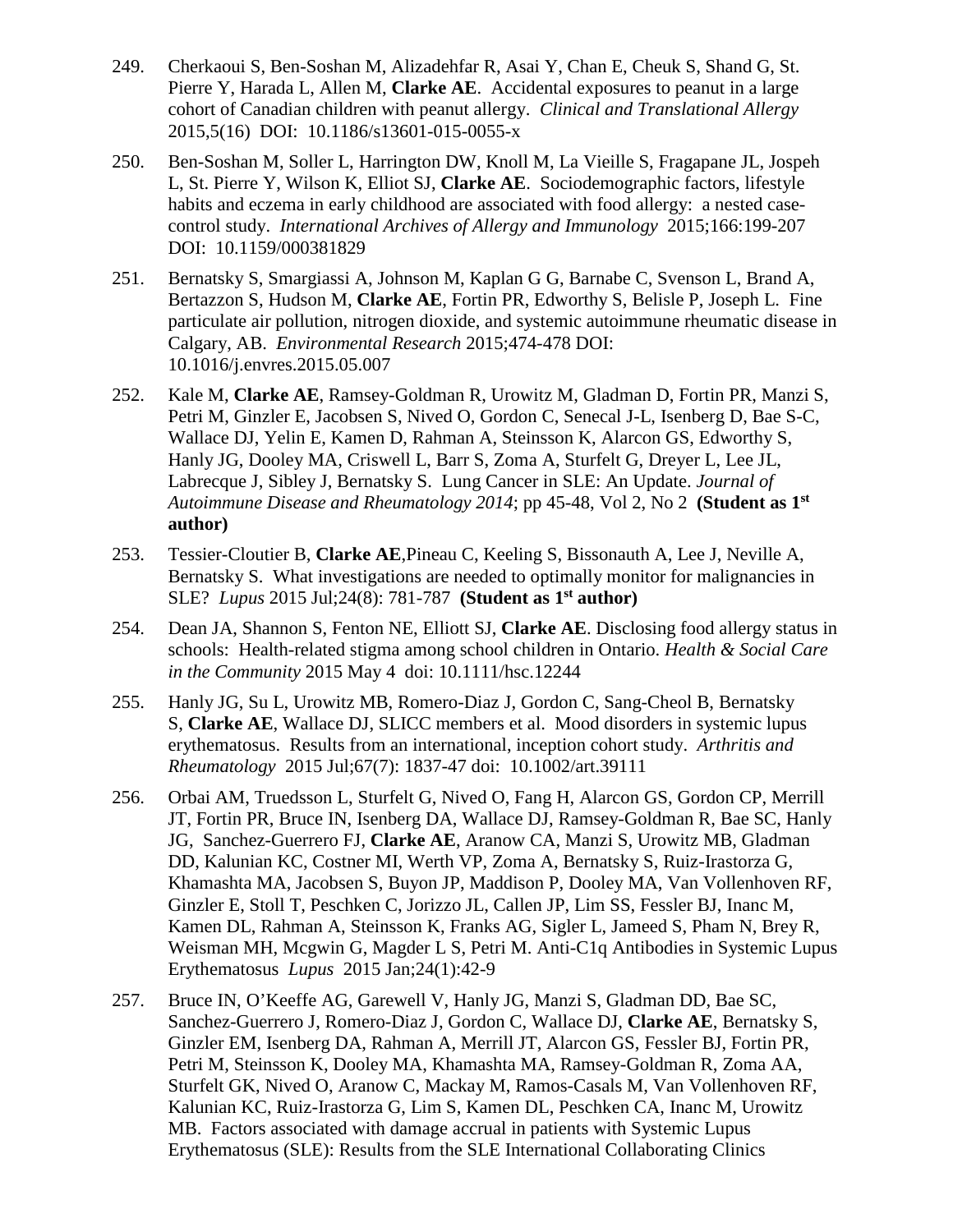249. Cherkaoui S, Ben-Soshan M, Alizadehfar R, Asai Y, Chan E, Cheuk S, Shand G, St. Pierre Y, Harada L, Allen M, **Clarke AE**. Accidental exposures to peanut in a large cohort of Canadian children with peanut allergy. *Clinical and Translational Allergy* 2015,5(16) DOI: 10.1186/s13601-015-0055-x

250. Ben-Soshan M, Soller L, Harrington DW, Knoll M, La Vieille S, Fragapane JL, Jospeh L, St. Pierre Y, Wilson K, Elliot SJ, **Clarke AE**. Sociodemographic factors, lifestyle habits and eczema in early childhood are associated with food allergy: a nested case-control study. *International Archives of Allergy and Immunology* 2015;166:199-207 DOI: 10.1159/000381829

251. Bernatsky S, Smargiassi A, Johnson M, Kaplan G G, Barnabe C, Svenson L, Brand A, Bertazzon S, Hudson M, **Clarke AE**, Fortin PR, Edworthy S, Belisle P, Joseph L. Fine particulate air pollution, nitrogen dioxide, and systemic autoimmune rheumatic disease in Calgary, AB. *Environmental Research* 2015;474-478 DOI: 10.1016/j.envres.2015.05.007

252. Kale M, **Clarke AE**, Ramsey-Goldman R, Urowitz M, Gladman D, Fortin PR, Manzi S, Petri M, Ginzler E, Jacobsen S, Nived O, Gordon C, Senecal J-L, Isenberg D, Bae S-C, Wallace DJ, Yelin E, Kamen D, Rahman A, Steinsson K, Alarcon GS, Edworthy S, Hanly JG, Dooley MA, Criswell L, Barr S, Zoma A, Sturfelt G, Dreyer L, Lee JL, Labrecque J, Sibley J, Bernatsky S. Lung Cancer in SLE: An Update. *Journal of Autoimmune Disease and Rheumatology 2014*; pp 45-48, Vol 2, No 2 **(Student as 1st author)**

253. Tessier-Cloutier B, **Clarke AE**,Pineau C, Keeling S, Bissonauth A, Lee J, Neville A, Bernatsky S. What investigations are needed to optimally monitor for malignancies in SLE? *Lupus* 2015 Jul;24(8): 781-787 **(Student as 1st author)**

254. Dean JA, Shannon S, Fenton NE, Elliott SJ, **Clarke AE**. Disclosing food allergy status in schools: Health-related stigma among school children in Ontario. *Health & Social Care in the Community* 2015 May 4 doi: 10.1111/hsc.12244

255. Hanly JG, Su L, Urowitz MB, Romero-Diaz J, Gordon C, Sang-Cheol B, Bernatsky S, **Clarke AE**, Wallace DJ, SLICC members et al. Mood disorders in systemic lupus erythematosus. Results from an international, inception cohort study. *Arthritis and Rheumatology* 2015 Jul;67(7): 1837-47 doi: 10.1002/art.39111

256. Orbai AM, Truedsson L, Sturfelt G, Nived O, Fang H, Alarcon GS, Gordon CP, Merrill JT, Fortin PR, Bruce IN, Isenberg DA, Wallace DJ, Ramsey-Goldman R, Bae SC, Hanly JG, Sanchez-Guerrero FJ, **Clarke AE**, Aranow CA, Manzi S, Urowitz MB, Gladman DD, Kalunian KC, Costner MI, Werth VP, Zoma A, Bernatsky S, Ruiz-Irastorza G, Khamashta MA, Jacobsen S, Buyon JP, Maddison P, Dooley MA, Van Vollenhoven RF, Ginzler E, Stoll T, Peschken C, Jorizzo JL, Callen JP, Lim SS, Fessler BJ, Inanc M, Kamen DL, Rahman A, Steinsson K, Franks AG, Sigler L, Jameed S, Pham N, Brey R, Weisman MH, Mcgwin G, Magder L S, Petri M. Anti-C1q Antibodies in Systemic Lupus Erythematosus *Lupus* 2015 Jan;24(1):42-9

257. Bruce IN, O'Keeffe AG, Garewell V, Hanly JG, Manzi S, Gladman DD, Bae SC, Sanchez-Guerrero J, Romero-Diaz J, Gordon C, Wallace DJ, **Clarke AE**, Bernatsky S, Ginzler EM, Isenberg DA, Rahman A, Merrill JT, Alarcon GS, Fessler BJ, Fortin PR, Petri M, Steinsson K, Dooley MA, Khamashta MA, Ramsey-Goldman R, Zoma AA, Sturfelt GK, Nived O, Aranow C, Mackay M, Ramos-Casals M, Van Vollenhoven RF, Kalunian KC, Ruiz-Irastorza G, Lim S, Kamen DL, Peschken CA, Inanc M, Urowitz MB. Factors associated with damage accrual in patients with Systemic Lupus Erythematosus (SLE): Results from the SLE International Collaborating Clinics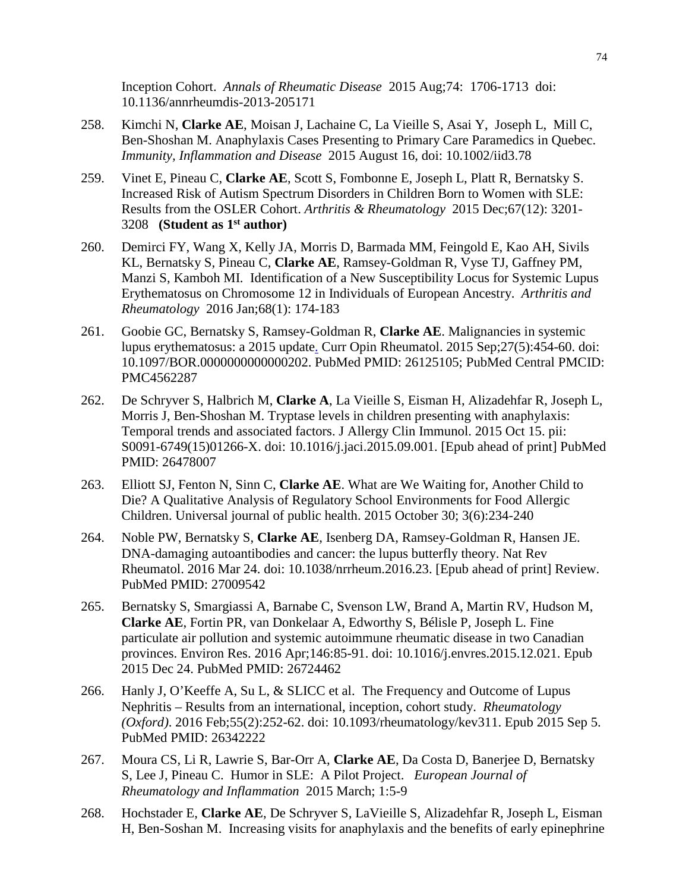Inception Cohort. *Annals of Rheumatic Disease* 2015 Aug;74: 1706-1713 doi: 10.1136/annrheumdis-2013-205171

258. Kimchi N, **Clarke AE**, Moisan J, Lachaine C, La Vieille S, Asai Y, Joseph L, Mill C, Ben-Shoshan M. Anaphylaxis Cases Presenting to Primary Care Paramedics in Quebec. *Immunity, Inflammation and Disease* 2015 August 16, doi: 10.1002/iid3.78

259. Vinet E, Pineau C, **Clarke AE**, Scott S, Fombonne E, Joseph L, Platt R, Bernatsky S. Increased Risk of Autism Spectrum Disorders in Children Born to Women with SLE: Results from the OSLER Cohort. *Arthritis & Rheumatology* 2015 Dec;67(12): 3201-3208 **(Student as 1st author)**

260. Demirci FY, Wang X, Kelly JA, Morris D, Barmada MM, Feingold E, Kao AH, Sivils KL, Bernatsky S, Pineau C, **Clarke AE**, Ramsey-Goldman R, Vyse TJ, Gaffney PM, Manzi S, Kamboh MI. Identification of a New Susceptibility Locus for Systemic Lupus Erythematosus on Chromosome 12 in Individuals of European Ancestry. *Arthritis and Rheumatology* 2016 Jan;68(1): 174-183

261. Goobie GC, Bernatsky S, Ramsey-Goldman R, **Clarke AE**. Malignancies in systemic lupus erythematosus: a 2015 update. Curr Opin Rheumatol. 2015 Sep;27(5):454-60. doi: 10.1097/BOR.0000000000000202. PubMed PMID: 26125105; PubMed Central PMCID: PMC4562287

262. De Schryver S, Halbrich M, **Clarke A**, La Vieille S, Eisman H, Alizadehfar R, Joseph L, Morris J, Ben-Shoshan M. Tryptase levels in children presenting with anaphylaxis: Temporal trends and associated factors. J Allergy Clin Immunol. 2015 Oct 15. pii: S0091-6749(15)01266-X. doi: 10.1016/j.jaci.2015.09.001. [Epub ahead of print] PubMed PMID: 26478007

263. Elliott SJ, Fenton N, Sinn C, **Clarke AE**. What are We Waiting for, Another Child to Die? A Qualitative Analysis of Regulatory School Environments for Food Allergic Children. Universal journal of public health. 2015 October 30; 3(6):234-240

264. Noble PW, Bernatsky S, **Clarke AE**, Isenberg DA, Ramsey-Goldman R, Hansen JE. DNA-damaging autoantibodies and cancer: the lupus butterfly theory. Nat Rev Rheumatol. 2016 Mar 24. doi: 10.1038/nrrheum.2016.23. [Epub ahead of print] Review. PubMed PMID: 27009542

265. Bernatsky S, Smargiassi A, Barnabe C, Svenson LW, Brand A, Martin RV, Hudson M, **Clarke AE**, Fortin PR, van Donkelaar A, Edworthy S, Bélisle P, Joseph L. Fine particulate air pollution and systemic autoimmune rheumatic disease in two Canadian provinces. Environ Res. 2016 Apr;146:85-91. doi: 10.1016/j.envres.2015.12.021. Epub 2015 Dec 24. PubMed PMID: 26724462

266. Hanly J, O'Keeffe A, Su L, & SLICC et al. The Frequency and Outcome of Lupus Nephritis – Results from an international, inception, cohort study. *Rheumatology (Oxford)*. 2016 Feb;55(2):252-62. doi: 10.1093/rheumatology/kev311. Epub 2015 Sep 5. PubMed PMID: 26342222

267. Moura CS, Li R, Lawrie S, Bar-Orr A, **Clarke AE**, Da Costa D, Banerjee D, Bernatsky S, Lee J, Pineau C. Humor in SLE: A Pilot Project. *European Journal of Rheumatology and Inflammation* 2015 March; 1:5-9

268. Hochstader E, **Clarke AE**, De Schryver S, LaVieille S, Alizadehfar R, Joseph L, Eisman H, Ben-Soshan M. Increasing visits for anaphylaxis and the benefits of early epinephrine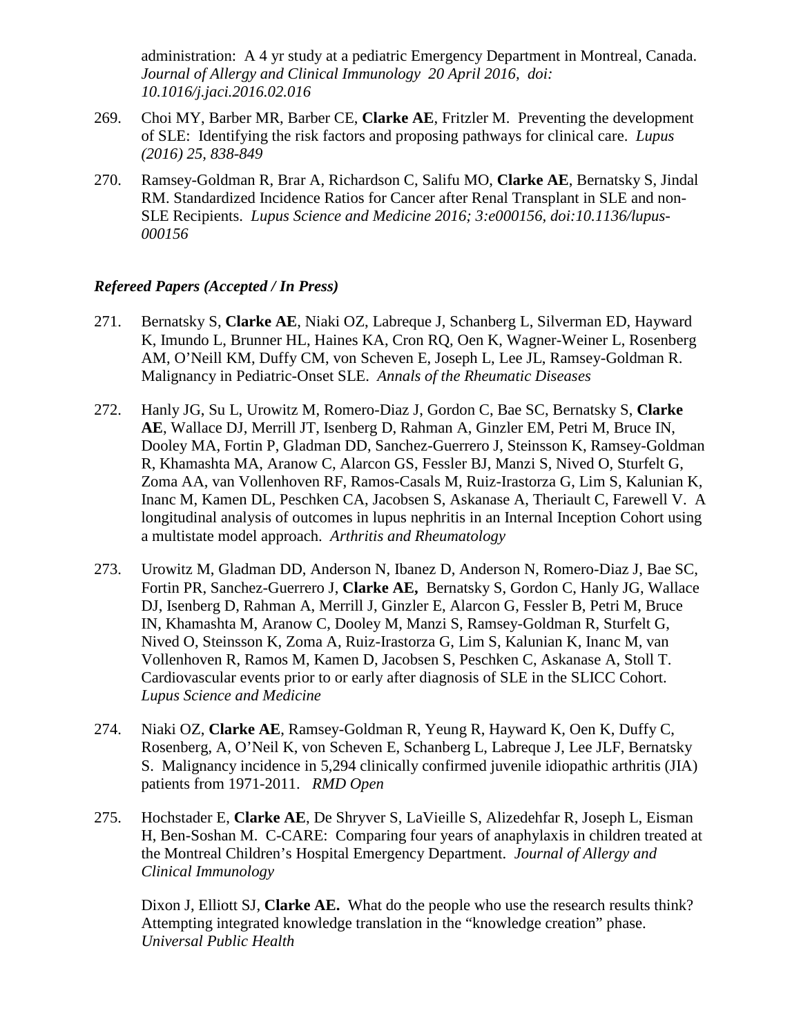administration: A 4 yr study at a pediatric Emergency Department in Montreal, Canada. *Journal of Allergy and Clinical Immunology 20 April 2016, doi: 10.1016/j.jaci.2016.02.016*

269. Choi MY, Barber MR, Barber CE, **Clarke AE**, Fritzler M. Preventing the development of SLE: Identifying the risk factors and proposing pathways for clinical care. *Lupus (2016) 25, 838-849*

270. Ramsey-Goldman R, Brar A, Richardson C, Salifu MO, **Clarke AE**, Bernatsky S, Jindal RM. Standardized Incidence Ratios for Cancer after Renal Transplant in SLE and non-SLE Recipients. *Lupus Science and Medicine 2016; 3:e000156, doi:10.1136/lupus-000156*

***Refereed Papers (Accepted / In Press)***

271. Bernatsky S, **Clarke AE**, Niaki OZ, Labreque J, Schanberg L, Silverman ED, Hayward K, Imundo L, Brunner HL, Haines KA, Cron RQ, Oen K, Wagner-Weiner L, Rosenberg AM, O'Neill KM, Duffy CM, von Scheven E, Joseph L, Lee JL, Ramsey-Goldman R. Malignancy in Pediatric-Onset SLE. *Annals of the Rheumatic Diseases*

272. Hanly JG, Su L, Urowitz M, Romero-Diaz J, Gordon C, Bae SC, Bernatsky S, **Clarke AE**, Wallace DJ, Merrill JT, Isenberg D, Rahman A, Ginzler EM, Petri M, Bruce IN, Dooley MA, Fortin P, Gladman DD, Sanchez-Guerrero J, Steinsson K, Ramsey-Goldman R, Khamashta MA, Aranow C, Alarcon GS, Fessler BJ, Manzi S, Nived O, Sturfelt G, Zoma AA, van Vollenhoven RF, Ramos-Casals M, Ruiz-Irastorza G, Lim S, Kalunian K, Inanc M, Kamen DL, Peschken CA, Jacobsen S, Askanase A, Theriault C, Farewell V. A longitudinal analysis of outcomes in lupus nephritis in an Internal Inception Cohort using a multistate model approach. *Arthritis and Rheumatology*

273. Urowitz M, Gladman DD, Anderson N, Ibanez D, Anderson N, Romero-Diaz J, Bae SC, Fortin PR, Sanchez-Guerrero J, **Clarke AE,** Bernatsky S, Gordon C, Hanly JG, Wallace DJ, Isenberg D, Rahman A, Merrill J, Ginzler E, Alarcon G, Fessler B, Petri M, Bruce IN, Khamashta M, Aranow C, Dooley M, Manzi S, Ramsey-Goldman R, Sturfelt G, Nived O, Steinsson K, Zoma A, Ruiz-Irastorza G, Lim S, Kalunian K, Inanc M, van Vollenhoven R, Ramos M, Kamen D, Jacobsen S, Peschken C, Askanase A, Stoll T. Cardiovascular events prior to or early after diagnosis of SLE in the SLICC Cohort. *Lupus Science and Medicine*

274. Niaki OZ, **Clarke AE**, Ramsey-Goldman R, Yeung R, Hayward K, Oen K, Duffy C, Rosenberg, A, O'Neil K, von Scheven E, Schanberg L, Labreque J, Lee JLF, Bernatsky S. Malignancy incidence in 5,294 clinically confirmed juvenile idiopathic arthritis (JIA) patients from 1971-2011. *RMD Open*

275. Hochstader E, **Clarke AE**, De Shryver S, LaVieille S, Alizedehfar R, Joseph L, Eisman H, Ben-Soshan M. C-CARE: Comparing four years of anaphylaxis in children treated at the Montreal Children's Hospital Emergency Department. *Journal of Allergy and Clinical Immunology*

Dixon J, Elliott SJ, **Clarke AE.** What do the people who use the research results think? Attempting integrated knowledge translation in the "knowledge creation" phase. *Universal Public Health*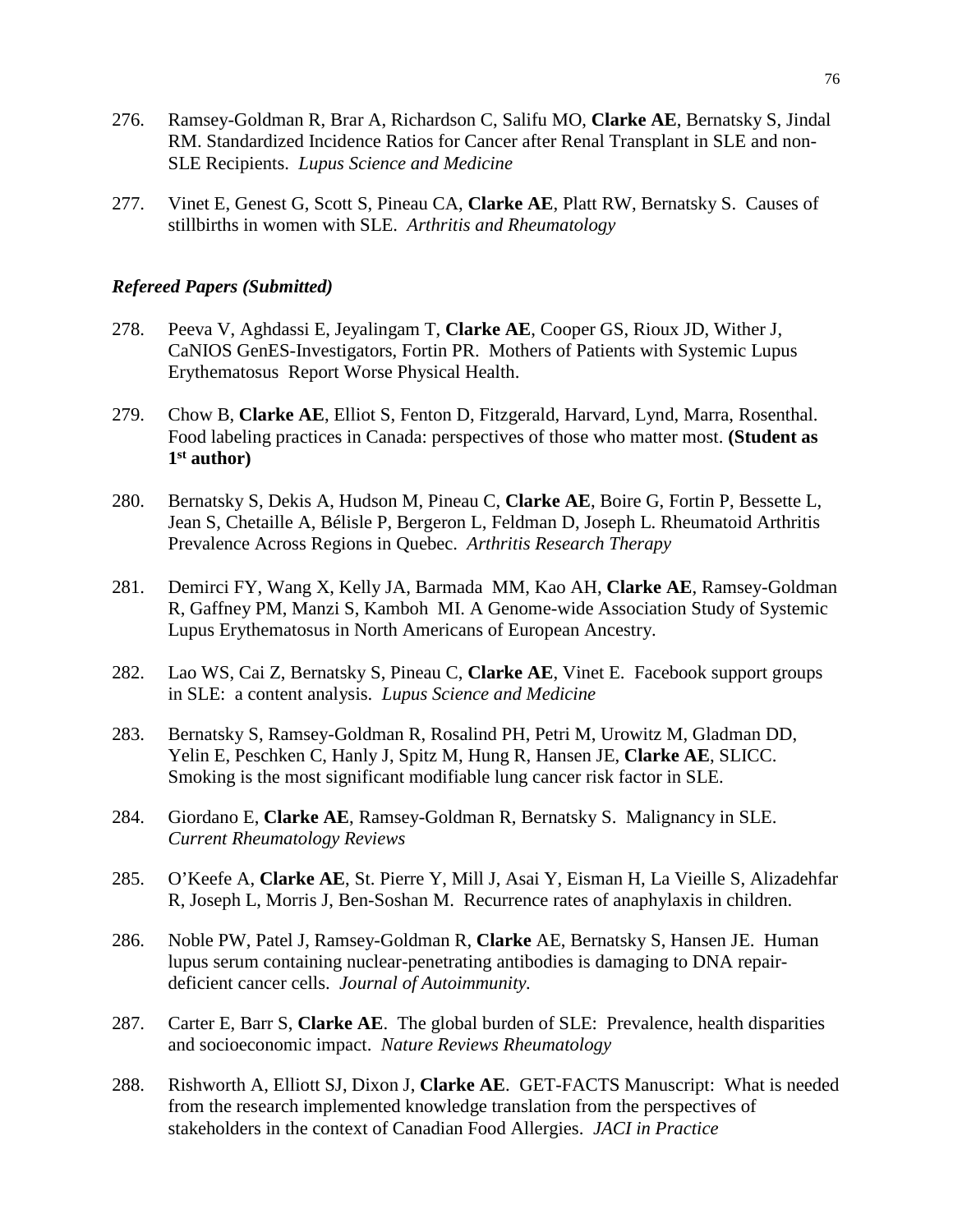276. Ramsey-Goldman R, Brar A, Richardson C, Salifu MO, **Clarke AE**, Bernatsky S, Jindal RM. Standardized Incidence Ratios for Cancer after Renal Transplant in SLE and non-SLE Recipients. *Lupus Science and Medicine*

277. Vinet E, Genest G, Scott S, Pineau CA, **Clarke AE**, Platt RW, Bernatsky S. Causes of stillbirths in women with SLE. *Arthritis and Rheumatology*

### ***Refereed Papers (Submitted)***

278. Peeva V, Aghdassi E, Jeyalingam T, **Clarke AE**, Cooper GS, Rioux JD, Wither J, CaNIOS GenES-Investigators, Fortin PR. Mothers of Patients with Systemic Lupus Erythematosus Report Worse Physical Health.

279. Chow B, **Clarke AE**, Elliot S, Fenton D, Fitzgerald, Harvard, Lynd, Marra, Rosenthal. Food labeling practices in Canada: perspectives of those who matter most. **(Student as 1st author)**

280. Bernatsky S, Dekis A, Hudson M, Pineau C, **Clarke AE**, Boire G, Fortin P, Bessette L, Jean S, Chetaille A, Bélisle P, Bergeron L, Feldman D, Joseph L. Rheumatoid Arthritis Prevalence Across Regions in Quebec. *Arthritis Research Therapy*

281. Demirci FY, Wang X, Kelly JA, Barmada MM, Kao AH, **Clarke AE**, Ramsey-Goldman R, Gaffney PM, Manzi S, Kamboh MI. A Genome-wide Association Study of Systemic Lupus Erythematosus in North Americans of European Ancestry.

282. Lao WS, Cai Z, Bernatsky S, Pineau C, **Clarke AE**, Vinet E. Facebook support groups in SLE: a content analysis. *Lupus Science and Medicine*

283. Bernatsky S, Ramsey-Goldman R, Rosalind PH, Petri M, Urowitz M, Gladman DD, Yelin E, Peschken C, Hanly J, Spitz M, Hung R, Hansen JE, **Clarke AE**, SLICC. Smoking is the most significant modifiable lung cancer risk factor in SLE.

284. Giordano E, **Clarke AE**, Ramsey-Goldman R, Bernatsky S. Malignancy in SLE. *Current Rheumatology Reviews*

285. O'Keefe A, **Clarke AE**, St. Pierre Y, Mill J, Asai Y, Eisman H, La Vieille S, Alizadehfar R, Joseph L, Morris J, Ben-Soshan M. Recurrence rates of anaphylaxis in children.

286. Noble PW, Patel J, Ramsey-Goldman R, **Clarke** AE, Bernatsky S, Hansen JE. Human lupus serum containing nuclear-penetrating antibodies is damaging to DNA repair-deficient cancer cells. *Journal of Autoimmunity.*

287. Carter E, Barr S, **Clarke AE**. The global burden of SLE: Prevalence, health disparities and socioeconomic impact. *Nature Reviews Rheumatology*

288. Rishworth A, Elliott SJ, Dixon J, **Clarke AE**. GET-FACTS Manuscript: What is needed from the research implemented knowledge translation from the perspectives of stakeholders in the context of Canadian Food Allergies. *JACI in Practice*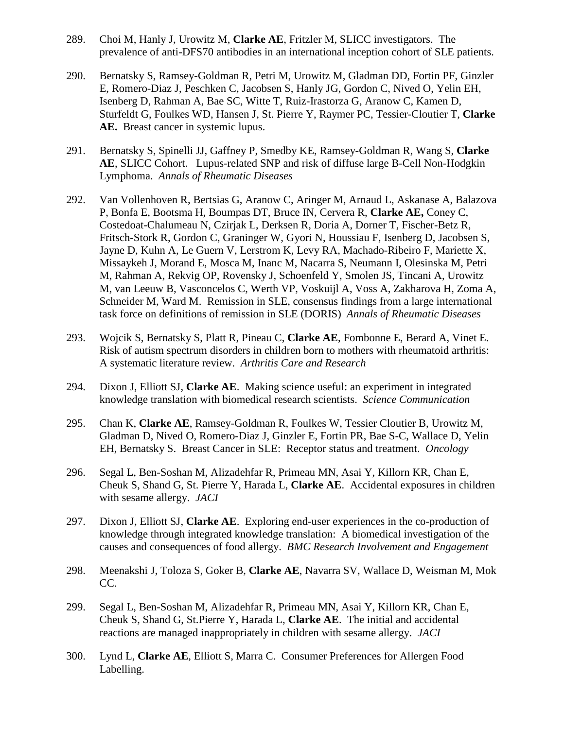289. Choi M, Hanly J, Urowitz M, **Clarke AE**, Fritzler M, SLICC investigators. The prevalence of anti-DFS70 antibodies in an international inception cohort of SLE patients.

290. Bernatsky S, Ramsey-Goldman R, Petri M, Urowitz M, Gladman DD, Fortin PF, Ginzler E, Romero-Diaz J, Peschken C, Jacobsen S, Hanly JG, Gordon C, Nived O, Yelin EH, Isenberg D, Rahman A, Bae SC, Witte T, Ruiz-Irastorza G, Aranow C, Kamen D, Sturfeldt G, Foulkes WD, Hansen J, St. Pierre Y, Raymer PC, Tessier-Cloutier T, **Clarke AE.** Breast cancer in systemic lupus.

291. Bernatsky S, Spinelli JJ, Gaffney P, Smedby KE, Ramsey-Goldman R, Wang S, **Clarke AE**, SLICC Cohort. Lupus-related SNP and risk of diffuse large B-Cell Non-Hodgkin Lymphoma. *Annals of Rheumatic Diseases*

292. Van Vollenhoven R, Bertsias G, Aranow C, Aringer M, Arnaud L, Askanase A, Balazova P, Bonfa E, Bootsma H, Boumpas DT, Bruce IN, Cervera R, **Clarke AE,** Coney C, Costedoat-Chalumeau N, Czirjak L, Derksen R, Doria A, Dorner T, Fischer-Betz R, Fritsch-Stork R, Gordon C, Graninger W, Gyori N, Houssiau F, Isenberg D, Jacobsen S, Jayne D, Kuhn A, Le Guern V, Lerstrom K, Levy RA, Machado-Ribeiro F, Mariette X, Missaykeh J, Morand E, Mosca M, Inanc M, Nacarra S, Neumann I, Olesinska M, Petri M, Rahman A, Rekvig OP, Rovensky J, Schoenfeld Y, Smolen JS, Tincani A, Urowitz M, van Leeuw B, Vasconcelos C, Werth VP, Voskuijl A, Voss A, Zakharova H, Zoma A, Schneider M, Ward M. Remission in SLE, consensus findings from a large international task force on definitions of remission in SLE (DORIS) *Annals of Rheumatic Diseases*

293. Wojcik S, Bernatsky S, Platt R, Pineau C, **Clarke AE**, Fombonne E, Berard A, Vinet E. Risk of autism spectrum disorders in children born to mothers with rheumatoid arthritis: A systematic literature review. *Arthritis Care and Research*

294. Dixon J, Elliott SJ, **Clarke AE**. Making science useful: an experiment in integrated knowledge translation with biomedical research scientists. *Science Communication*

295. Chan K, **Clarke AE**, Ramsey-Goldman R, Foulkes W, Tessier Cloutier B, Urowitz M, Gladman D, Nived O, Romero-Diaz J, Ginzler E, Fortin PR, Bae S-C, Wallace D, Yelin EH, Bernatsky S. Breast Cancer in SLE: Receptor status and treatment. *Oncology*

296. Segal L, Ben-Soshan M, Alizadehfar R, Primeau MN, Asai Y, Killorn KR, Chan E, Cheuk S, Shand G, St. Pierre Y, Harada L, **Clarke AE**. Accidental exposures in children with sesame allergy. *JACI*

297. Dixon J, Elliott SJ, **Clarke AE**. Exploring end-user experiences in the co-production of knowledge through integrated knowledge translation: A biomedical investigation of the causes and consequences of food allergy. *BMC Research Involvement and Engagement*

298. Meenakshi J, Toloza S, Goker B, **Clarke AE**, Navarra SV, Wallace D, Weisman M, Mok CC.

299. Segal L, Ben-Soshan M, Alizadehfar R, Primeau MN, Asai Y, Killorn KR, Chan E, Cheuk S, Shand G, St.Pierre Y, Harada L, **Clarke AE**. The initial and accidental reactions are managed inappropriately in children with sesame allergy. *JACI*

300. Lynd L, **Clarke AE**, Elliott S, Marra C. Consumer Preferences for Allergen Food Labelling.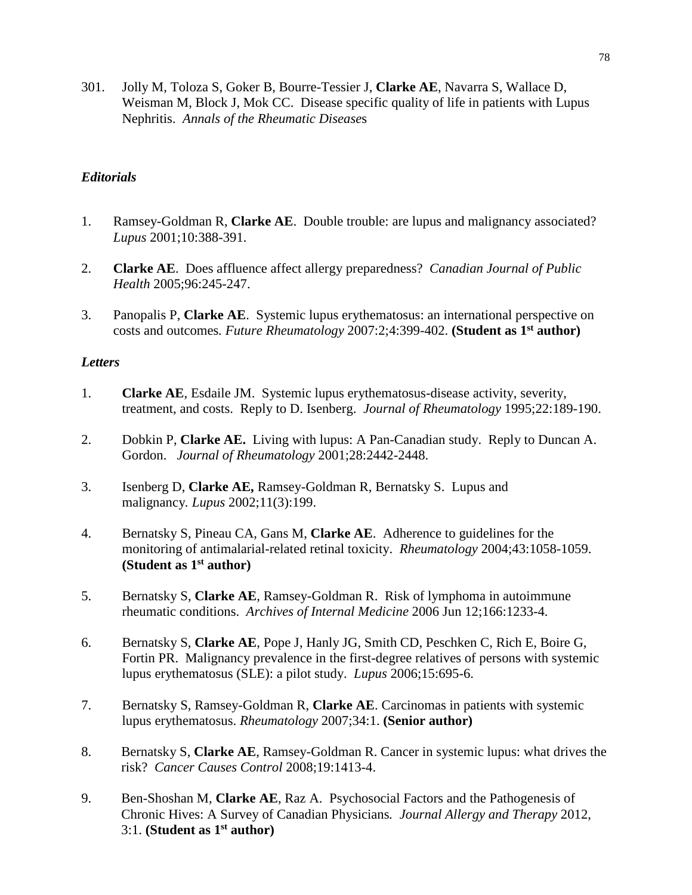301. Jolly M, Toloza S, Goker B, Bourre-Tessier J, **Clarke AE**, Navarra S, Wallace D, Weisman M, Block J, Mok CC. Disease specific quality of life in patients with Lupus Nephritis. *Annals of the Rheumatic Disease*s

### *Editorials*

1. Ramsey-Goldman R, **Clarke AE**. Double trouble: are lupus and malignancy associated? *Lupus* 2001;10:388-391.

2. **Clarke AE**. Does affluence affect allergy preparedness? *Canadian Journal of Public Health* 2005;96:245-247.

3. Panopalis P, **Clarke AE**. Systemic lupus erythematosus: an international perspective on costs and outcomes. *Future Rheumatology* 2007:2;4:399-402. **(Student as 1st author)**

### *Letters*

1. **Clarke AE**, Esdaile JM. Systemic lupus erythematosus-disease activity, severity, treatment, and costs. Reply to D. Isenberg. *Journal of Rheumatology* 1995;22:189-190.

2. Dobkin P, **Clarke AE.** Living with lupus: A Pan-Canadian study. Reply to Duncan A. Gordon. *Journal of Rheumatology* 2001;28:2442-2448.

3. Isenberg D, **Clarke AE,** Ramsey-Goldman R, Bernatsky S. Lupus and malignancy. *Lupus* 2002;11(3):199.

4. Bernatsky S, Pineau CA, Gans M, **Clarke AE**. Adherence to guidelines for the monitoring of antimalarial-related retinal toxicity. *Rheumatology* 2004;43:1058-1059. **(Student as 1st author)**

5. Bernatsky S, **Clarke AE**, Ramsey-Goldman R. Risk of lymphoma in autoimmune rheumatic conditions. *Archives of Internal Medicine* 2006 Jun 12;166:1233-4.

6. Bernatsky S, **Clarke AE**, Pope J, Hanly JG, Smith CD, Peschken C, Rich E, Boire G, Fortin PR. Malignancy prevalence in the first-degree relatives of persons with systemic lupus erythematosus (SLE): a pilot study. *Lupus* 2006;15:695-6.

7. Bernatsky S, Ramsey-Goldman R, **Clarke AE**. Carcinomas in patients with systemic lupus erythematosus. *Rheumatology* 2007;34:1. **(Senior author)**

8. Bernatsky S, **Clarke AE**, Ramsey-Goldman R. Cancer in systemic lupus: what drives the risk? *Cancer Causes Control* 2008;19:1413-4.

9. Ben-Shoshan M, **Clarke AE**, Raz A. Psychosocial Factors and the Pathogenesis of Chronic Hives: A Survey of Canadian Physicians. *Journal Allergy and Therapy* 2012, 3:1. **(Student as 1st author)**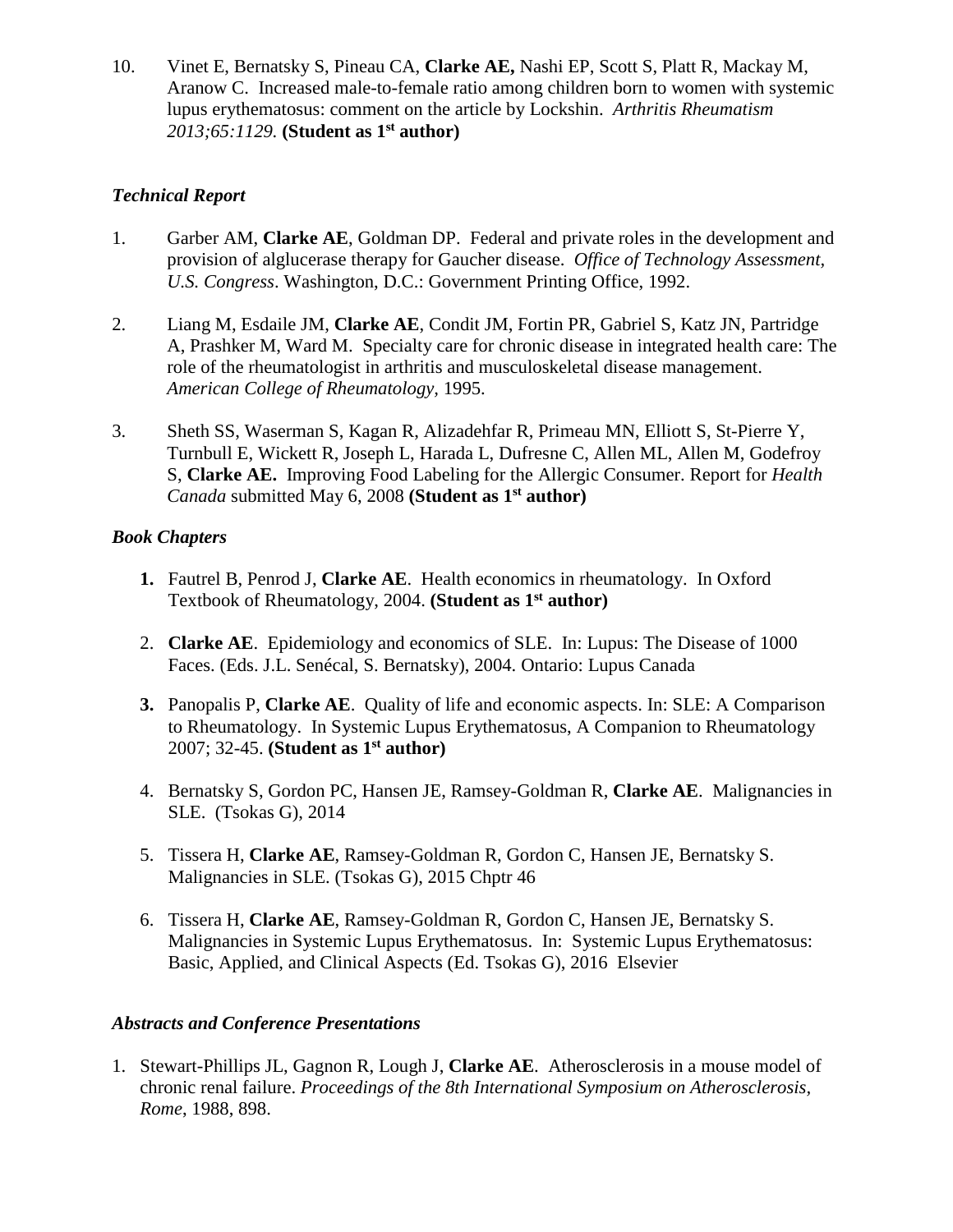10. Vinet E, Bernatsky S, Pineau CA, **Clarke AE,** Nashi EP, Scott S, Platt R, Mackay M, Aranow C. Increased male-to-female ratio among children born to women with systemic lupus erythematosus: comment on the article by Lockshin. *Arthritis Rheumatism 2013;65:1129.* **(Student as 1st author)**

### *Technical Report*

1. Garber AM, **Clarke AE**, Goldman DP. Federal and private roles in the development and provision of alglucerase therapy for Gaucher disease. *Office of Technology Assessment, U.S. Congress*. Washington, D.C.: Government Printing Office, 1992.

2. Liang M, Esdaile JM, **Clarke AE**, Condit JM, Fortin PR, Gabriel S, Katz JN, Partridge A, Prashker M, Ward M. Specialty care for chronic disease in integrated health care: The role of the rheumatologist in arthritis and musculoskeletal disease management. *American College of Rheumatology*, 1995.

3. Sheth SS, Waserman S, Kagan R, Alizadehfar R, Primeau MN, Elliott S, St-Pierre Y, Turnbull E, Wickett R, Joseph L, Harada L, Dufresne C, Allen ML, Allen M, Godefroy S, **Clarke AE.** Improving Food Labeling for the Allergic Consumer. Report for *Health Canada* submitted May 6, 2008 **(Student as 1st author)**

### *Book Chapters*

1. Fautrel B, Penrod J, **Clarke AE**. Health economics in rheumatology. In Oxford Textbook of Rheumatology, 2004. **(Student as 1st author)**

2. **Clarke AE**. Epidemiology and economics of SLE. In: Lupus: The Disease of 1000 Faces. (Eds. J.L. Senécal, S. Bernatsky), 2004. Ontario: Lupus Canada

3. Panopalis P, **Clarke AE**. Quality of life and economic aspects. In: SLE: A Comparison to Rheumatology. In Systemic Lupus Erythematosus, A Companion to Rheumatology 2007; 32-45. **(Student as 1st author)**

4. Bernatsky S, Gordon PC, Hansen JE, Ramsey-Goldman R, **Clarke AE**. Malignancies in SLE. (Tsokas G), 2014

5. Tissera H, **Clarke AE**, Ramsey-Goldman R, Gordon C, Hansen JE, Bernatsky S. Malignancies in SLE. (Tsokas G), 2015 Chptr 46

6. Tissera H, **Clarke AE**, Ramsey-Goldman R, Gordon C, Hansen JE, Bernatsky S. Malignancies in Systemic Lupus Erythematosus. In: Systemic Lupus Erythematosus: Basic, Applied, and Clinical Aspects (Ed. Tsokas G), 2016 Elsevier

### *Abstracts and Conference Presentations*

1. Stewart-Phillips JL, Gagnon R, Lough J, **Clarke AE**. Atherosclerosis in a mouse model of chronic renal failure. *Proceedings of the 8th International Symposium on Atherosclerosis, Rome*, 1988, 898.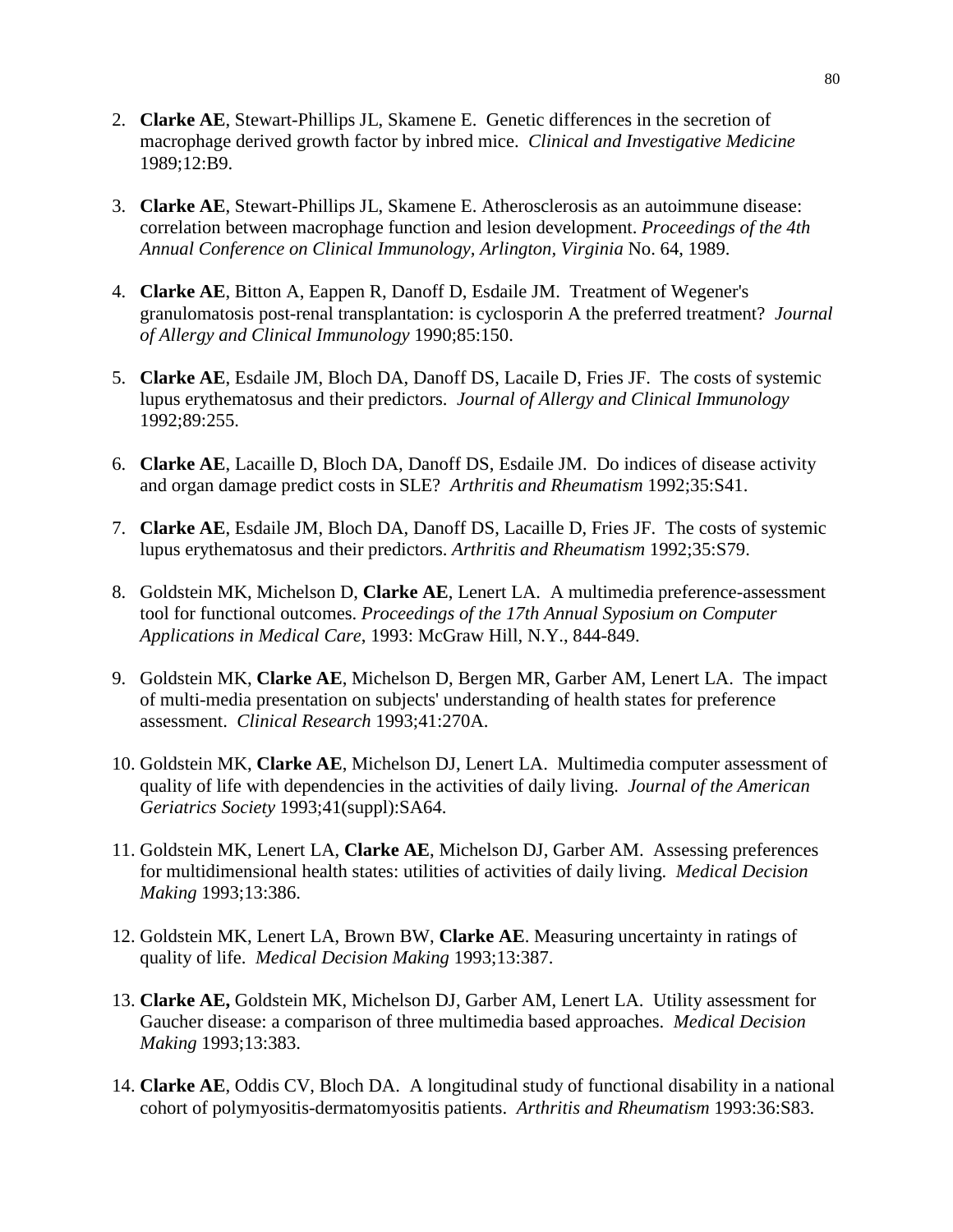2. **Clarke AE**, Stewart-Phillips JL, Skamene E. Genetic differences in the secretion of macrophage derived growth factor by inbred mice. *Clinical and Investigative Medicine* 1989;12:B9.

3. **Clarke AE**, Stewart-Phillips JL, Skamene E. Atherosclerosis as an autoimmune disease: correlation between macrophage function and lesion development. *Proceedings of the 4th Annual Conference on Clinical Immunology, Arlington, Virginia* No. 64, 1989.

4. **Clarke AE**, Bitton A, Eappen R, Danoff D, Esdaile JM. Treatment of Wegener's granulomatosis post-renal transplantation: is cyclosporin A the preferred treatment? *Journal of Allergy and Clinical Immunology* 1990;85:150.

5. **Clarke AE**, Esdaile JM, Bloch DA, Danoff DS, Lacaile D, Fries JF. The costs of systemic lupus erythematosus and their predictors. *Journal of Allergy and Clinical Immunology* 1992;89:255.

6. **Clarke AE**, Lacaille D, Bloch DA, Danoff DS, Esdaile JM. Do indices of disease activity and organ damage predict costs in SLE? *Arthritis and Rheumatism* 1992;35:S41.

7. **Clarke AE**, Esdaile JM, Bloch DA, Danoff DS, Lacaille D, Fries JF. The costs of systemic lupus erythematosus and their predictors. *Arthritis and Rheumatism* 1992;35:S79.

8. Goldstein MK, Michelson D, **Clarke AE**, Lenert LA. A multimedia preference-assessment tool for functional outcomes. *Proceedings of the 17th Annual Syposium on Computer Applications in Medical Care*, 1993: McGraw Hill, N.Y., 844-849.

9. Goldstein MK, **Clarke AE**, Michelson D, Bergen MR, Garber AM, Lenert LA. The impact of multi-media presentation on subjects' understanding of health states for preference assessment. *Clinical Research* 1993;41:270A.

10. Goldstein MK, **Clarke AE**, Michelson DJ, Lenert LA. Multimedia computer assessment of quality of life with dependencies in the activities of daily living. *Journal of the American Geriatrics Society* 1993;41(suppl):SA64.

11. Goldstein MK, Lenert LA, **Clarke AE**, Michelson DJ, Garber AM. Assessing preferences for multidimensional health states: utilities of activities of daily living. *Medical Decision Making* 1993;13:386.

12. Goldstein MK, Lenert LA, Brown BW, **Clarke AE**. Measuring uncertainty in ratings of quality of life. *Medical Decision Making* 1993;13:387.

13. **Clarke AE,** Goldstein MK, Michelson DJ, Garber AM, Lenert LA. Utility assessment for Gaucher disease: a comparison of three multimedia based approaches. *Medical Decision Making* 1993;13:383.

14. **Clarke AE**, Oddis CV, Bloch DA. A longitudinal study of functional disability in a national cohort of polymyositis-dermatomyositis patients. *Arthritis and Rheumatism* 1993:36:S83.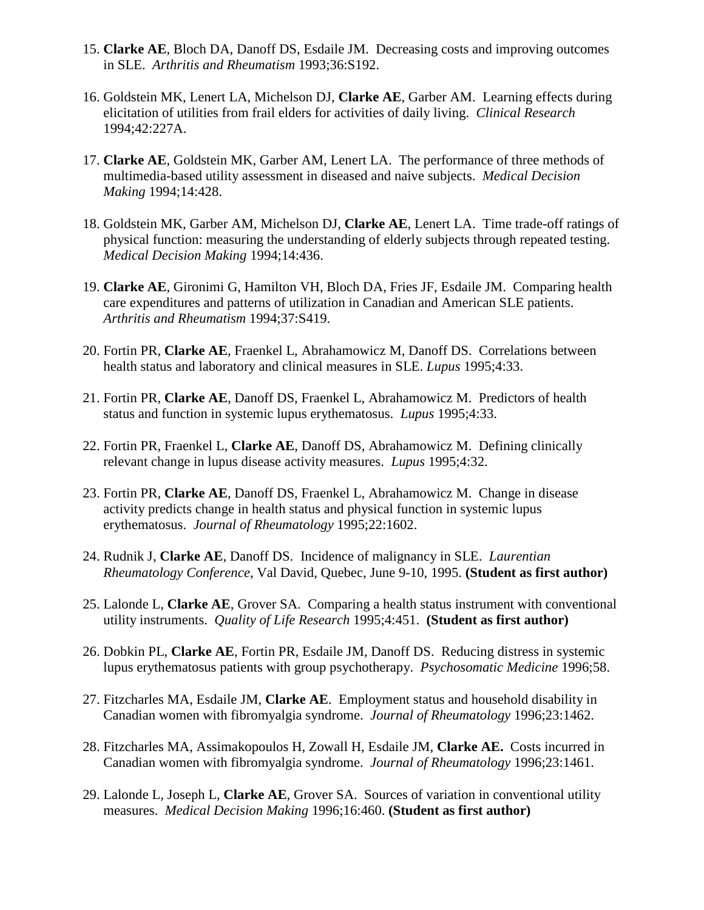15. **Clarke AE**, Bloch DA, Danoff DS, Esdaile JM. Decreasing costs and improving outcomes in SLE. *Arthritis and Rheumatism* 1993;36:S192.

16. Goldstein MK, Lenert LA, Michelson DJ, **Clarke AE**, Garber AM. Learning effects during elicitation of utilities from frail elders for activities of daily living. *Clinical Research* 1994;42:227A.

17. **Clarke AE**, Goldstein MK, Garber AM, Lenert LA. The performance of three methods of multimedia-based utility assessment in diseased and naive subjects. *Medical Decision Making* 1994;14:428.

18. Goldstein MK, Garber AM, Michelson DJ, **Clarke AE**, Lenert LA. Time trade-off ratings of physical function: measuring the understanding of elderly subjects through repeated testing. *Medical Decision Making* 1994;14:436.

19. **Clarke AE**, Gironimi G, Hamilton VH, Bloch DA, Fries JF, Esdaile JM. Comparing health care expenditures and patterns of utilization in Canadian and American SLE patients. *Arthritis and Rheumatism* 1994;37:S419.

20. Fortin PR, **Clarke AE**, Fraenkel L, Abrahamowicz M, Danoff DS. Correlations between health status and laboratory and clinical measures in SLE. *Lupus* 1995;4:33.

21. Fortin PR, **Clarke AE**, Danoff DS, Fraenkel L, Abrahamowicz M. Predictors of health status and function in systemic lupus erythematosus. *Lupus* 1995;4:33.

22. Fortin PR, Fraenkel L, **Clarke AE**, Danoff DS, Abrahamowicz M. Defining clinically relevant change in lupus disease activity measures. *Lupus* 1995;4:32.

23. Fortin PR, **Clarke AE**, Danoff DS, Fraenkel L, Abrahamowicz M. Change in disease activity predicts change in health status and physical function in systemic lupus erythematosus. *Journal of Rheumatology* 1995;22:1602.

24. Rudnik J, **Clarke AE**, Danoff DS. Incidence of malignancy in SLE. *Laurentian Rheumatology Conference*, Val David, Quebec, June 9-10, 1995. **(Student as first author)**

25. Lalonde L, **Clarke AE**, Grover SA. Comparing a health status instrument with conventional utility instruments. *Quality of Life Research* 1995;4:451. **(Student as first author)**

26. Dobkin PL, **Clarke AE**, Fortin PR, Esdaile JM, Danoff DS. Reducing distress in systemic lupus erythematosus patients with group psychotherapy. *Psychosomatic Medicine* 1996;58.

27. Fitzcharles MA, Esdaile JM, **Clarke AE**. Employment status and household disability in Canadian women with fibromyalgia syndrome. *Journal of Rheumatology* 1996;23:1462.

28. Fitzcharles MA, Assimakopoulos H, Zowall H, Esdaile JM, **Clarke AE.** Costs incurred in Canadian women with fibromyalgia syndrome. *Journal of Rheumatology* 1996;23:1461.

29. Lalonde L, Joseph L, **Clarke AE**, Grover SA. Sources of variation in conventional utility measures. *Medical Decision Making* 1996;16:460. **(Student as first author)**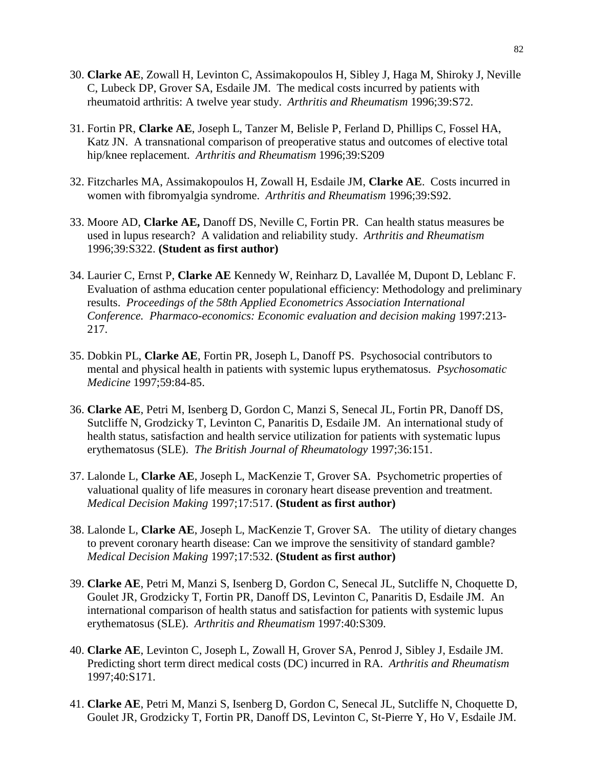30. **Clarke AE**, Zowall H, Levinton C, Assimakopoulos H, Sibley J, Haga M, Shiroky J, Neville C, Lubeck DP, Grover SA, Esdaile JM. The medical costs incurred by patients with rheumatoid arthritis: A twelve year study. *Arthritis and Rheumatism* 1996;39:S72.

31. Fortin PR, **Clarke AE**, Joseph L, Tanzer M, Belisle P, Ferland D, Phillips C, Fossel HA, Katz JN. A transnational comparison of preoperative status and outcomes of elective total hip/knee replacement. *Arthritis and Rheumatism* 1996;39:S209

32. Fitzcharles MA, Assimakopoulos H, Zowall H, Esdaile JM, **Clarke AE**. Costs incurred in women with fibromyalgia syndrome. *Arthritis and Rheumatism* 1996;39:S92.

33. Moore AD, **Clarke AE,** Danoff DS, Neville C, Fortin PR. Can health status measures be used in lupus research? A validation and reliability study. *Arthritis and Rheumatism* 1996;39:S322. **(Student as first author)**

34. Laurier C, Ernst P, **Clarke AE** Kennedy W, Reinharz D, Lavallée M, Dupont D, Leblanc F. Evaluation of asthma education center populational efficiency: Methodology and preliminary results. *Proceedings of the 58th Applied Econometrics Association International Conference. Pharmaco-economics: Economic evaluation and decision making* 1997:213-217.

35. Dobkin PL, **Clarke AE**, Fortin PR, Joseph L, Danoff PS. Psychosocial contributors to mental and physical health in patients with systemic lupus erythematosus. *Psychosomatic Medicine* 1997;59:84-85.

36. **Clarke AE**, Petri M, Isenberg D, Gordon C, Manzi S, Senecal JL, Fortin PR, Danoff DS, Sutcliffe N, Grodzicky T, Levinton C, Panaritis D, Esdaile JM. An international study of health status, satisfaction and health service utilization for patients with systematic lupus erythematosus (SLE). *The British Journal of Rheumatology* 1997;36:151.

37. Lalonde L, **Clarke AE**, Joseph L, MacKenzie T, Grover SA. Psychometric properties of valuational quality of life measures in coronary heart disease prevention and treatment. *Medical Decision Making* 1997;17:517. **(Student as first author)**

38. Lalonde L, **Clarke AE**, Joseph L, MacKenzie T, Grover SA. The utility of dietary changes to prevent coronary hearth disease: Can we improve the sensitivity of standard gamble? *Medical Decision Making* 1997;17:532. **(Student as first author)**

39. **Clarke AE**, Petri M, Manzi S, Isenberg D, Gordon C, Senecal JL, Sutcliffe N, Choquette D, Goulet JR, Grodzicky T, Fortin PR, Danoff DS, Levinton C, Panaritis D, Esdaile JM. An international comparison of health status and satisfaction for patients with systemic lupus erythematosus (SLE). *Arthritis and Rheumatism* 1997:40:S309.

40. **Clarke AE**, Levinton C, Joseph L, Zowall H, Grover SA, Penrod J, Sibley J, Esdaile JM. Predicting short term direct medical costs (DC) incurred in RA. *Arthritis and Rheumatism* 1997;40:S171.

41. **Clarke AE**, Petri M, Manzi S, Isenberg D, Gordon C, Senecal JL, Sutcliffe N, Choquette D, Goulet JR, Grodzicky T, Fortin PR, Danoff DS, Levinton C, St-Pierre Y, Ho V, Esdaile JM.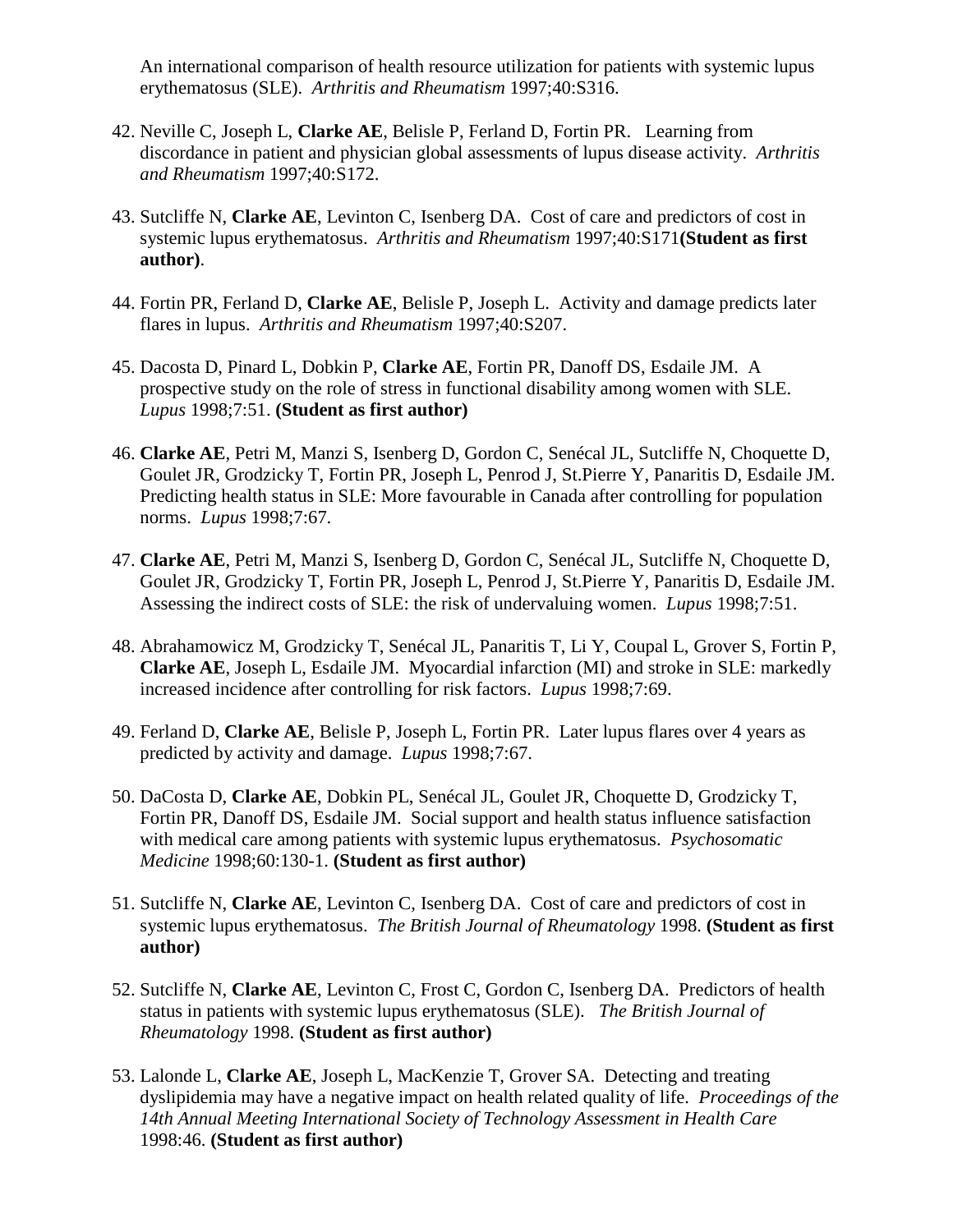An international comparison of health resource utilization for patients with systemic lupus erythematosus (SLE). *Arthritis and Rheumatism* 1997;40:S316.

42. Neville C, Joseph L, **Clarke AE**, Belisle P, Ferland D, Fortin PR. Learning from discordance in patient and physician global assessments of lupus disease activity. *Arthritis and Rheumatism* 1997;40:S172.

43. Sutcliffe N, **Clarke AE**, Levinton C, Isenberg DA. Cost of care and predictors of cost in systemic lupus erythematosus. *Arthritis and Rheumatism* 1997;40:S171**(Student as first author)**.

44. Fortin PR, Ferland D, **Clarke AE**, Belisle P, Joseph L. Activity and damage predicts later flares in lupus. *Arthritis and Rheumatism* 1997;40:S207.

45. Dacosta D, Pinard L, Dobkin P, **Clarke AE**, Fortin PR, Danoff DS, Esdaile JM. A prospective study on the role of stress in functional disability among women with SLE. *Lupus* 1998;7:51. **(Student as first author)**

46. **Clarke AE**, Petri M, Manzi S, Isenberg D, Gordon C, Senécal JL, Sutcliffe N, Choquette D, Goulet JR, Grodzicky T, Fortin PR, Joseph L, Penrod J, St.Pierre Y, Panaritis D, Esdaile JM. Predicting health status in SLE: More favourable in Canada after controlling for population norms. *Lupus* 1998;7:67.

47. **Clarke AE**, Petri M, Manzi S, Isenberg D, Gordon C, Senécal JL, Sutcliffe N, Choquette D, Goulet JR, Grodzicky T, Fortin PR, Joseph L, Penrod J, St.Pierre Y, Panaritis D, Esdaile JM. Assessing the indirect costs of SLE: the risk of undervaluing women. *Lupus* 1998;7:51.

48. Abrahamowicz M, Grodzicky T, Senécal JL, Panaritis T, Li Y, Coupal L, Grover S, Fortin P, **Clarke AE**, Joseph L, Esdaile JM. Myocardial infarction (MI) and stroke in SLE: markedly increased incidence after controlling for risk factors. *Lupus* 1998;7:69.

49. Ferland D, **Clarke AE**, Belisle P, Joseph L, Fortin PR. Later lupus flares over 4 years as predicted by activity and damage. *Lupus* 1998;7:67.

50. DaCosta D, **Clarke AE**, Dobkin PL, Senécal JL, Goulet JR, Choquette D, Grodzicky T, Fortin PR, Danoff DS, Esdaile JM. Social support and health status influence satisfaction with medical care among patients with systemic lupus erythematosus. *Psychosomatic Medicine* 1998;60:130-1. **(Student as first author)**

51. Sutcliffe N, **Clarke AE**, Levinton C, Isenberg DA. Cost of care and predictors of cost in systemic lupus erythematosus. *The British Journal of Rheumatology* 1998. **(Student as first author)**

52. Sutcliffe N, **Clarke AE**, Levinton C, Frost C, Gordon C, Isenberg DA. Predictors of health status in patients with systemic lupus erythematosus (SLE). *The British Journal of Rheumatology* 1998. **(Student as first author)**

53. Lalonde L, **Clarke AE**, Joseph L, MacKenzie T, Grover SA. Detecting and treating dyslipidemia may have a negative impact on health related quality of life. *Proceedings of the 14th Annual Meeting International Society of Technology Assessment in Health Care* 1998:46. **(Student as first author)**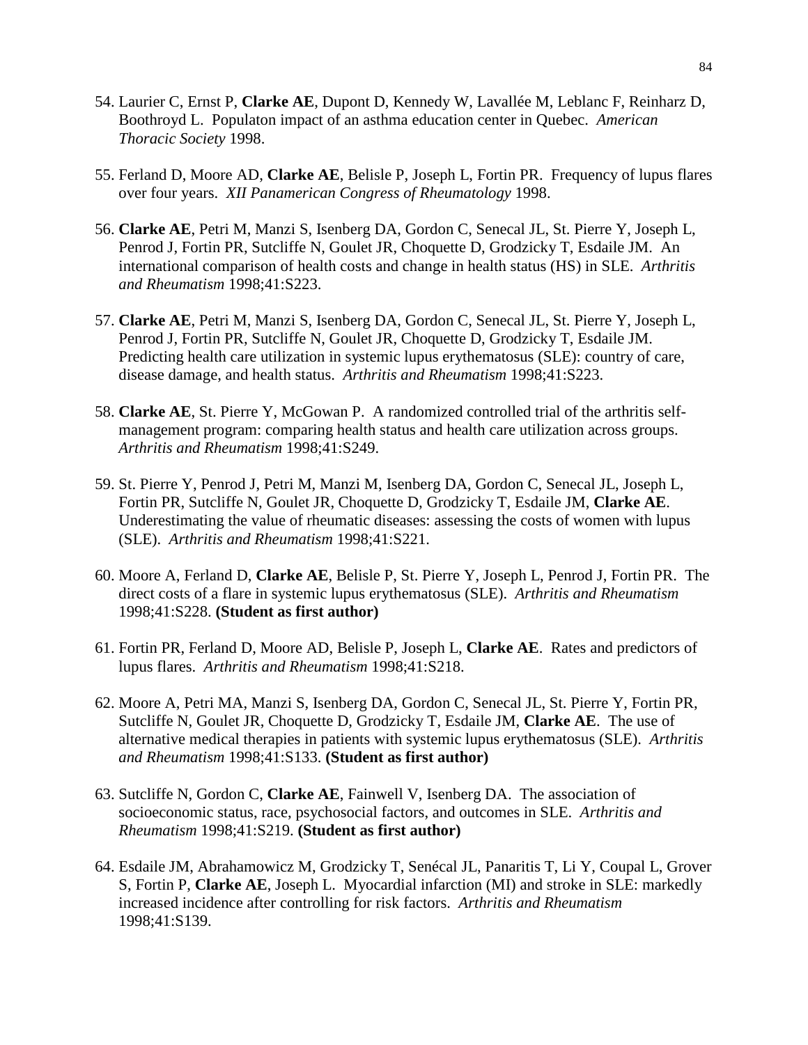54. Laurier C, Ernst P, **Clarke AE**, Dupont D, Kennedy W, Lavallée M, Leblanc F, Reinharz D, Boothroyd L. Populaton impact of an asthma education center in Quebec. *American Thoracic Society* 1998.

55. Ferland D, Moore AD, **Clarke AE**, Belisle P, Joseph L, Fortin PR. Frequency of lupus flares over four years. *XII Panamerican Congress of Rheumatology* 1998.

56. **Clarke AE**, Petri M, Manzi S, Isenberg DA, Gordon C, Senecal JL, St. Pierre Y, Joseph L, Penrod J, Fortin PR, Sutcliffe N, Goulet JR, Choquette D, Grodzicky T, Esdaile JM. An international comparison of health costs and change in health status (HS) in SLE. *Arthritis and Rheumatism* 1998;41:S223.

57. **Clarke AE**, Petri M, Manzi S, Isenberg DA, Gordon C, Senecal JL, St. Pierre Y, Joseph L, Penrod J, Fortin PR, Sutcliffe N, Goulet JR, Choquette D, Grodzicky T, Esdaile JM. Predicting health care utilization in systemic lupus erythematosus (SLE): country of care, disease damage, and health status. *Arthritis and Rheumatism* 1998;41:S223.

58. **Clarke AE**, St. Pierre Y, McGowan P. A randomized controlled trial of the arthritis self-management program: comparing health status and health care utilization across groups. *Arthritis and Rheumatism* 1998;41:S249.

59. St. Pierre Y, Penrod J, Petri M, Manzi M, Isenberg DA, Gordon C, Senecal JL, Joseph L, Fortin PR, Sutcliffe N, Goulet JR, Choquette D, Grodzicky T, Esdaile JM, **Clarke AE**. Underestimating the value of rheumatic diseases: assessing the costs of women with lupus (SLE). *Arthritis and Rheumatism* 1998;41:S221.

60. Moore A, Ferland D, **Clarke AE**, Belisle P, St. Pierre Y, Joseph L, Penrod J, Fortin PR. The direct costs of a flare in systemic lupus erythematosus (SLE). *Arthritis and Rheumatism* 1998;41:S228. **(Student as first author)**

61. Fortin PR, Ferland D, Moore AD, Belisle P, Joseph L, **Clarke AE**. Rates and predictors of lupus flares. *Arthritis and Rheumatism* 1998;41:S218.

62. Moore A, Petri MA, Manzi S, Isenberg DA, Gordon C, Senecal JL, St. Pierre Y, Fortin PR, Sutcliffe N, Goulet JR, Choquette D, Grodzicky T, Esdaile JM, **Clarke AE**. The use of alternative medical therapies in patients with systemic lupus erythematosus (SLE). *Arthritis and Rheumatism* 1998;41:S133. **(Student as first author)**

63. Sutcliffe N, Gordon C, **Clarke AE**, Fainwell V, Isenberg DA. The association of socioeconomic status, race, psychosocial factors, and outcomes in SLE. *Arthritis and Rheumatism* 1998;41:S219. **(Student as first author)**

64. Esdaile JM, Abrahamowicz M, Grodzicky T, Senécal JL, Panaritis T, Li Y, Coupal L, Grover S, Fortin P, **Clarke AE**, Joseph L. Myocardial infarction (MI) and stroke in SLE: markedly increased incidence after controlling for risk factors. *Arthritis and Rheumatism* 1998;41:S139.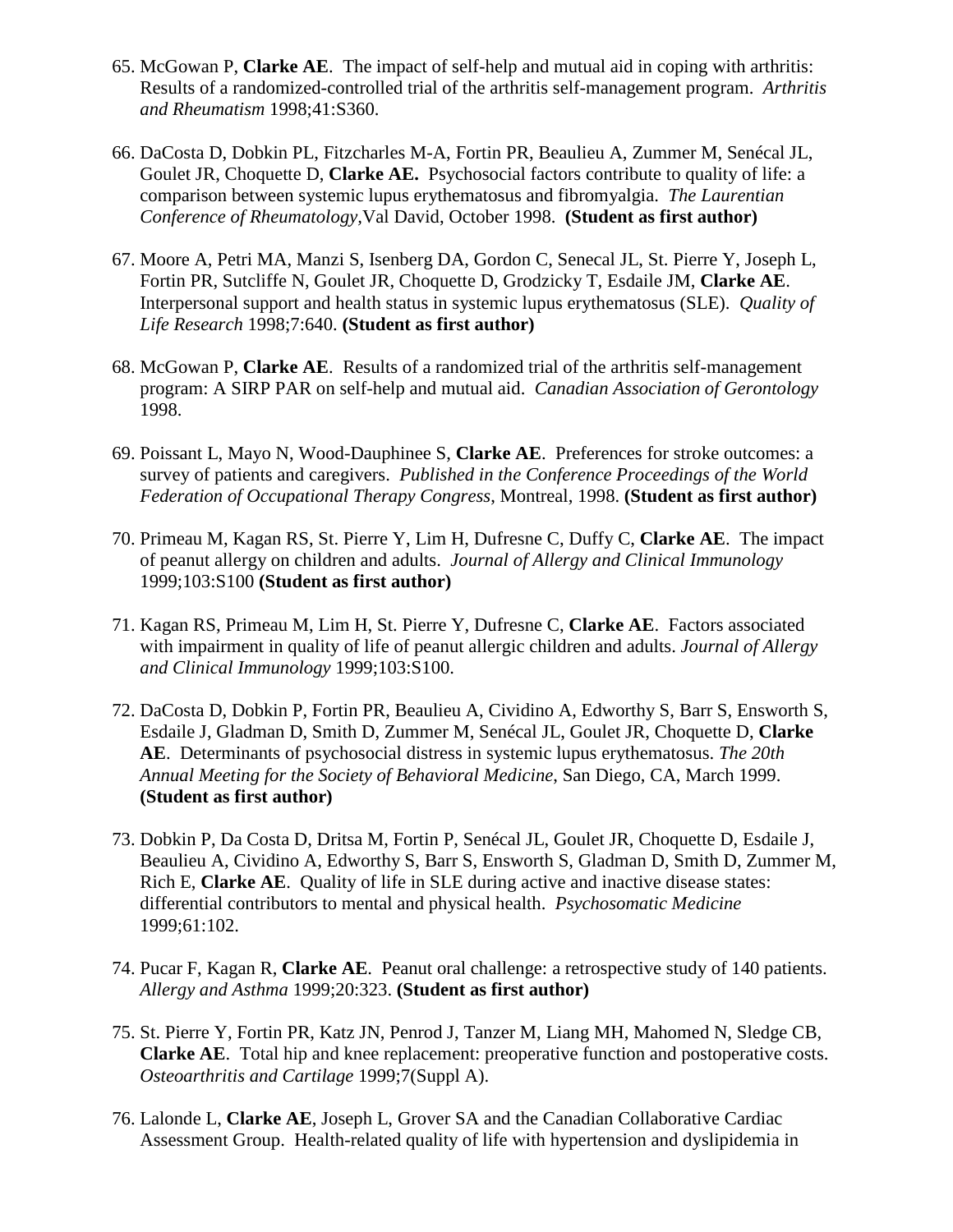65. McGowan P, **Clarke AE**. The impact of self-help and mutual aid in coping with arthritis: Results of a randomized-controlled trial of the arthritis self-management program. *Arthritis and Rheumatism* 1998;41:S360.

66. DaCosta D, Dobkin PL, Fitzcharles M-A, Fortin PR, Beaulieu A, Zummer M, Senécal JL, Goulet JR, Choquette D, **Clarke AE.** Psychosocial factors contribute to quality of life: a comparison between systemic lupus erythematosus and fibromyalgia. *The Laurentian Conference of Rheumatology*,Val David, October 1998. **(Student as first author)**

67. Moore A, Petri MA, Manzi S, Isenberg DA, Gordon C, Senecal JL, St. Pierre Y, Joseph L, Fortin PR, Sutcliffe N, Goulet JR, Choquette D, Grodzicky T, Esdaile JM, **Clarke AE**. Interpersonal support and health status in systemic lupus erythematosus (SLE). *Quality of Life Research* 1998;7:640. **(Student as first author)**

68. McGowan P, **Clarke AE**. Results of a randomized trial of the arthritis self-management program: A SIRP PAR on self-help and mutual aid. *Canadian Association of Gerontology* 1998.

69. Poissant L, Mayo N, Wood-Dauphinee S, **Clarke AE**. Preferences for stroke outcomes: a survey of patients and caregivers. *Published in the Conference Proceedings of the World Federation of Occupational Therapy Congress*, Montreal, 1998. **(Student as first author)**

70. Primeau M, Kagan RS, St. Pierre Y, Lim H, Dufresne C, Duffy C, **Clarke AE**. The impact of peanut allergy on children and adults. *Journal of Allergy and Clinical Immunology* 1999;103:S100 **(Student as first author)**

71. Kagan RS, Primeau M, Lim H, St. Pierre Y, Dufresne C, **Clarke AE**. Factors associated with impairment in quality of life of peanut allergic children and adults. *Journal of Allergy and Clinical Immunology* 1999;103:S100.

72. DaCosta D, Dobkin P, Fortin PR, Beaulieu A, Cividino A, Edworthy S, Barr S, Ensworth S, Esdaile J, Gladman D, Smith D, Zummer M, Senécal JL, Goulet JR, Choquette D, **Clarke AE**. Determinants of psychosocial distress in systemic lupus erythematosus. *The 20th Annual Meeting for the Society of Behavioral Medicine*, San Diego, CA, March 1999. **(Student as first author)**

73. Dobkin P, Da Costa D, Dritsa M, Fortin P, Senécal JL, Goulet JR, Choquette D, Esdaile J, Beaulieu A, Cividino A, Edworthy S, Barr S, Ensworth S, Gladman D, Smith D, Zummer M, Rich E, **Clarke AE**. Quality of life in SLE during active and inactive disease states: differential contributors to mental and physical health. *Psychosomatic Medicine* 1999;61:102.

74. Pucar F, Kagan R, **Clarke AE**. Peanut oral challenge: a retrospective study of 140 patients. *Allergy and Asthma* 1999;20:323. **(Student as first author)**

75. St. Pierre Y, Fortin PR, Katz JN, Penrod J, Tanzer M, Liang MH, Mahomed N, Sledge CB, **Clarke AE**. Total hip and knee replacement: preoperative function and postoperative costs. *Osteoarthritis and Cartilage* 1999;7(Suppl A).

76. Lalonde L, **Clarke AE**, Joseph L, Grover SA and the Canadian Collaborative Cardiac Assessment Group. Health-related quality of life with hypertension and dyslipidemia in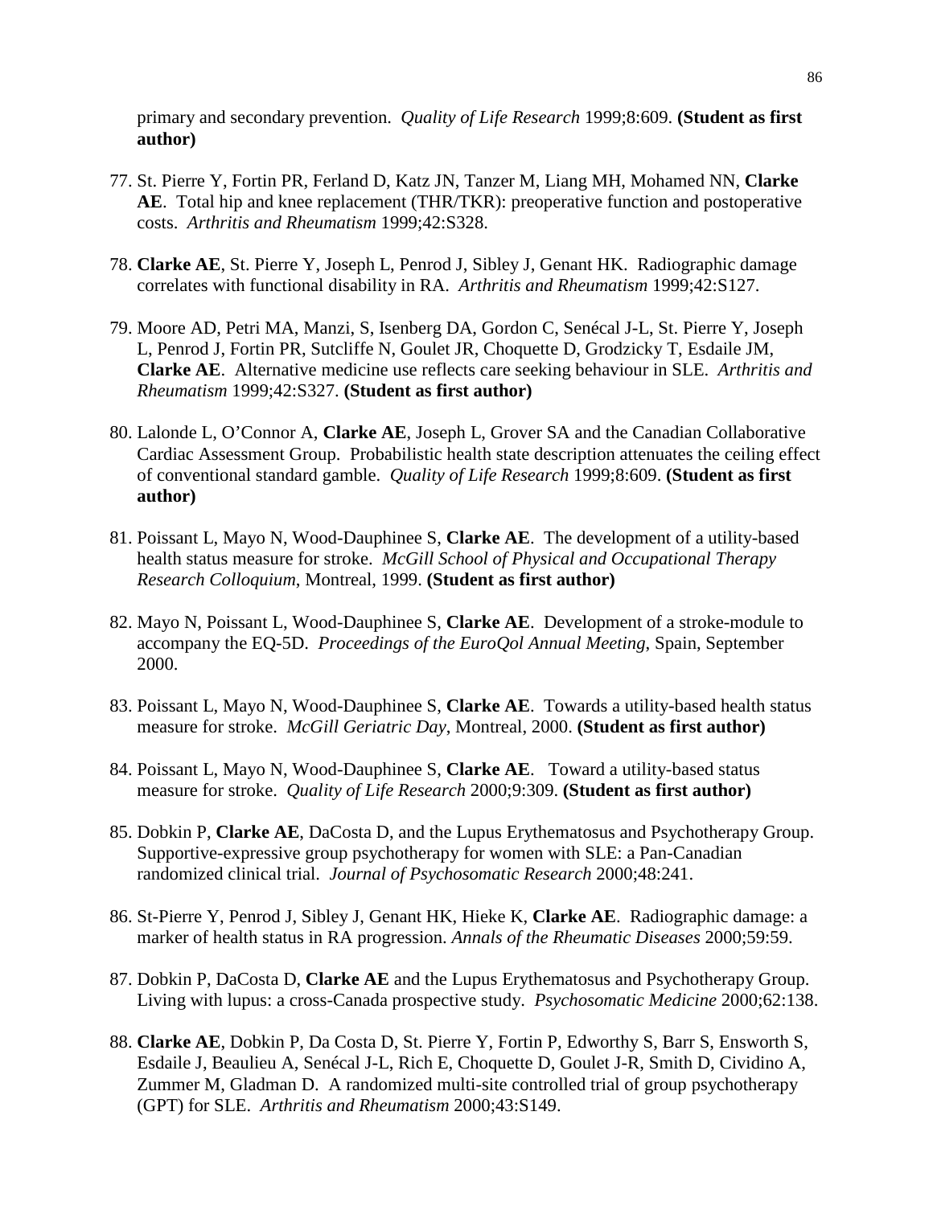primary and secondary prevention. *Quality of Life Research* 1999;8:609. **(Student as first author)**

77. St. Pierre Y, Fortin PR, Ferland D, Katz JN, Tanzer M, Liang MH, Mohamed NN, **Clarke AE**. Total hip and knee replacement (THR/TKR): preoperative function and postoperative costs. *Arthritis and Rheumatism* 1999;42:S328.

78. **Clarke AE**, St. Pierre Y, Joseph L, Penrod J, Sibley J, Genant HK. Radiographic damage correlates with functional disability in RA. *Arthritis and Rheumatism* 1999;42:S127.

79. Moore AD, Petri MA, Manzi, S, Isenberg DA, Gordon C, Senécal J-L, St. Pierre Y, Joseph L, Penrod J, Fortin PR, Sutcliffe N, Goulet JR, Choquette D, Grodzicky T, Esdaile JM, **Clarke AE**. Alternative medicine use reflects care seeking behaviour in SLE. *Arthritis and Rheumatism* 1999;42:S327. **(Student as first author)**

80. Lalonde L, O'Connor A, **Clarke AE**, Joseph L, Grover SA and the Canadian Collaborative Cardiac Assessment Group. Probabilistic health state description attenuates the ceiling effect of conventional standard gamble. *Quality of Life Research* 1999;8:609. **(Student as first author)**

81. Poissant L, Mayo N, Wood-Dauphinee S, **Clarke AE**. The development of a utility-based health status measure for stroke. *McGill School of Physical and Occupational Therapy Research Colloquium*, Montreal, 1999. **(Student as first author)**

82. Mayo N, Poissant L, Wood-Dauphinee S, **Clarke AE**. Development of a stroke-module to accompany the EQ-5D. *Proceedings of the EuroQol Annual Meeting*, Spain, September 2000.

83. Poissant L, Mayo N, Wood-Dauphinee S, **Clarke AE**. Towards a utility-based health status measure for stroke. *McGill Geriatric Day*, Montreal, 2000. **(Student as first author)**

84. Poissant L, Mayo N, Wood-Dauphinee S, **Clarke AE**. Toward a utility-based status measure for stroke. *Quality of Life Research* 2000;9:309. **(Student as first author)**

85. Dobkin P, **Clarke AE**, DaCosta D, and the Lupus Erythematosus and Psychotherapy Group. Supportive-expressive group psychotherapy for women with SLE: a Pan-Canadian randomized clinical trial. *Journal of Psychosomatic Research* 2000;48:241.

86. St-Pierre Y, Penrod J, Sibley J, Genant HK, Hieke K, **Clarke AE**. Radiographic damage: a marker of health status in RA progression. *Annals of the Rheumatic Diseases* 2000;59:59.

87. Dobkin P, DaCosta D, **Clarke AE** and the Lupus Erythematosus and Psychotherapy Group. Living with lupus: a cross-Canada prospective study. *Psychosomatic Medicine* 2000;62:138.

88. **Clarke AE**, Dobkin P, Da Costa D, St. Pierre Y, Fortin P, Edworthy S, Barr S, Ensworth S, Esdaile J, Beaulieu A, Senécal J-L, Rich E, Choquette D, Goulet J-R, Smith D, Cividino A, Zummer M, Gladman D. A randomized multi-site controlled trial of group psychotherapy (GPT) for SLE. *Arthritis and Rheumatism* 2000;43:S149.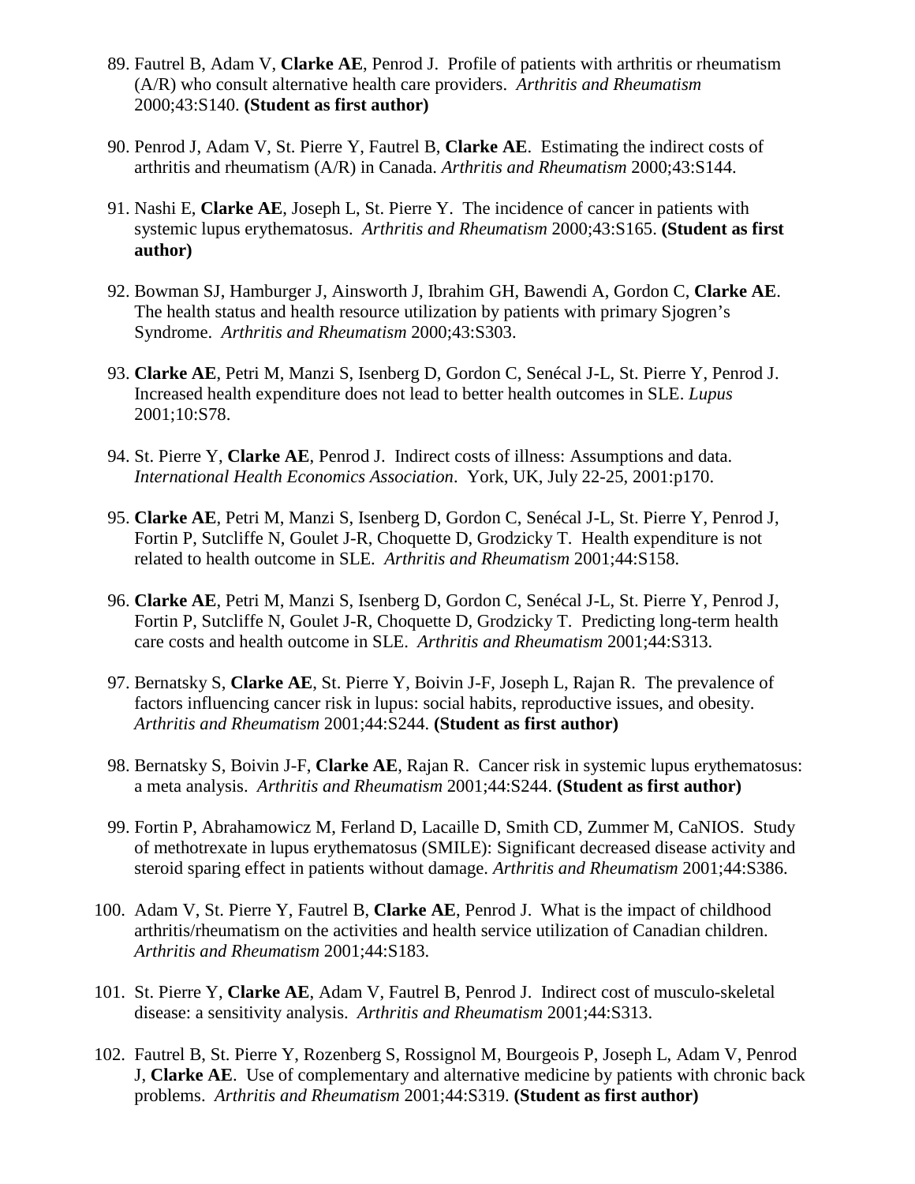89. Fautrel B, Adam V, **Clarke AE**, Penrod J. Profile of patients with arthritis or rheumatism (A/R) who consult alternative health care providers. *Arthritis and Rheumatism* 2000;43:S140. **(Student as first author)**

90. Penrod J, Adam V, St. Pierre Y, Fautrel B, **Clarke AE**. Estimating the indirect costs of arthritis and rheumatism (A/R) in Canada. *Arthritis and Rheumatism* 2000;43:S144.

91. Nashi E, **Clarke AE**, Joseph L, St. Pierre Y. The incidence of cancer in patients with systemic lupus erythematosus. *Arthritis and Rheumatism* 2000;43:S165. **(Student as first author)**

92. Bowman SJ, Hamburger J, Ainsworth J, Ibrahim GH, Bawendi A, Gordon C, **Clarke AE**. The health status and health resource utilization by patients with primary Sjogren's Syndrome. *Arthritis and Rheumatism* 2000;43:S303.

93. **Clarke AE**, Petri M, Manzi S, Isenberg D, Gordon C, Senécal J-L, St. Pierre Y, Penrod J. Increased health expenditure does not lead to better health outcomes in SLE. *Lupus* 2001;10:S78.

94. St. Pierre Y, **Clarke AE**, Penrod J. Indirect costs of illness: Assumptions and data. *International Health Economics Association*. York, UK, July 22-25, 2001:p170.

95. **Clarke AE**, Petri M, Manzi S, Isenberg D, Gordon C, Senécal J-L, St. Pierre Y, Penrod J, Fortin P, Sutcliffe N, Goulet J-R, Choquette D, Grodzicky T. Health expenditure is not related to health outcome in SLE. *Arthritis and Rheumatism* 2001;44:S158.

96. **Clarke AE**, Petri M, Manzi S, Isenberg D, Gordon C, Senécal J-L, St. Pierre Y, Penrod J, Fortin P, Sutcliffe N, Goulet J-R, Choquette D, Grodzicky T. Predicting long-term health care costs and health outcome in SLE. *Arthritis and Rheumatism* 2001;44:S313.

97. Bernatsky S, **Clarke AE**, St. Pierre Y, Boivin J-F, Joseph L, Rajan R. The prevalence of factors influencing cancer risk in lupus: social habits, reproductive issues, and obesity. *Arthritis and Rheumatism* 2001;44:S244. **(Student as first author)**

98. Bernatsky S, Boivin J-F, **Clarke AE**, Rajan R. Cancer risk in systemic lupus erythematosus: a meta analysis. *Arthritis and Rheumatism* 2001;44:S244. **(Student as first author)**

99. Fortin P, Abrahamowicz M, Ferland D, Lacaille D, Smith CD, Zummer M, CaNIOS. Study of methotrexate in lupus erythematosus (SMILE): Significant decreased disease activity and steroid sparing effect in patients without damage. *Arthritis and Rheumatism* 2001;44:S386.

100. Adam V, St. Pierre Y, Fautrel B, **Clarke AE**, Penrod J. What is the impact of childhood arthritis/rheumatism on the activities and health service utilization of Canadian children. *Arthritis and Rheumatism* 2001;44:S183.

101. St. Pierre Y, **Clarke AE**, Adam V, Fautrel B, Penrod J. Indirect cost of musculo-skeletal disease: a sensitivity analysis. *Arthritis and Rheumatism* 2001;44:S313.

102. Fautrel B, St. Pierre Y, Rozenberg S, Rossignol M, Bourgeois P, Joseph L, Adam V, Penrod J, **Clarke AE**. Use of complementary and alternative medicine by patients with chronic back problems. *Arthritis and Rheumatism* 2001;44:S319. **(Student as first author)**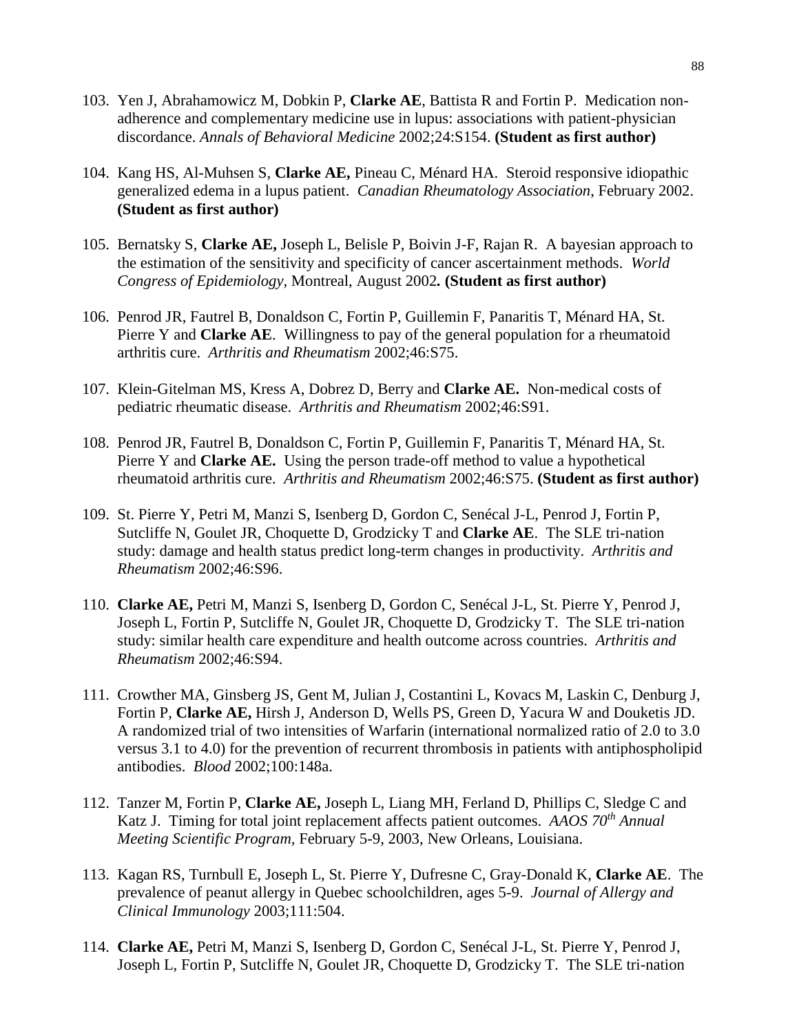103. Yen J, Abrahamowicz M, Dobkin P, **Clarke AE**, Battista R and Fortin P. Medication non-adherence and complementary medicine use in lupus: associations with patient-physician discordance. *Annals of Behavioral Medicine* 2002;24:S154. **(Student as first author)**

104. Kang HS, Al-Muhsen S, **Clarke AE,** Pineau C, Ménard HA. Steroid responsive idiopathic generalized edema in a lupus patient. *Canadian Rheumatology Association*, February 2002. **(Student as first author)**

105. Bernatsky S, **Clarke AE,** Joseph L, Belisle P, Boivin J-F, Rajan R. A bayesian approach to the estimation of the sensitivity and specificity of cancer ascertainment methods. *World Congress of Epidemiology*, Montreal, August 2002**. (Student as first author)**

106. Penrod JR, Fautrel B, Donaldson C, Fortin P, Guillemin F, Panaritis T, Ménard HA, St. Pierre Y and **Clarke AE**. Willingness to pay of the general population for a rheumatoid arthritis cure. *Arthritis and Rheumatism* 2002;46:S75.

107. Klein-Gitelman MS, Kress A, Dobrez D, Berry and **Clarke AE.** Non-medical costs of pediatric rheumatic disease. *Arthritis and Rheumatism* 2002;46:S91.

108. Penrod JR, Fautrel B, Donaldson C, Fortin P, Guillemin F, Panaritis T, Ménard HA, St. Pierre Y and **Clarke AE.** Using the person trade-off method to value a hypothetical rheumatoid arthritis cure. *Arthritis and Rheumatism* 2002;46:S75. **(Student as first author)**

109. St. Pierre Y, Petri M, Manzi S, Isenberg D, Gordon C, Senécal J-L, Penrod J, Fortin P, Sutcliffe N, Goulet JR, Choquette D, Grodzicky T and **Clarke AE**. The SLE tri-nation study: damage and health status predict long-term changes in productivity. *Arthritis and Rheumatism* 2002;46:S96.

110. **Clarke AE,** Petri M, Manzi S, Isenberg D, Gordon C, Senécal J-L, St. Pierre Y, Penrod J, Joseph L, Fortin P, Sutcliffe N, Goulet JR, Choquette D, Grodzicky T. The SLE tri-nation study: similar health care expenditure and health outcome across countries. *Arthritis and Rheumatism* 2002;46:S94.

111. Crowther MA, Ginsberg JS, Gent M, Julian J, Costantini L, Kovacs M, Laskin C, Denburg J, Fortin P, **Clarke AE,** Hirsh J, Anderson D, Wells PS, Green D, Yacura W and Douketis JD. A randomized trial of two intensities of Warfarin (international normalized ratio of 2.0 to 3.0 versus 3.1 to 4.0) for the prevention of recurrent thrombosis in patients with antiphospholipid antibodies. *Blood* 2002;100:148a.

112. Tanzer M, Fortin P, **Clarke AE,** Joseph L, Liang MH, Ferland D, Phillips C, Sledge C and Katz J. Timing for total joint replacement affects patient outcomes. *AAOS 70th Annual Meeting Scientific Program,* February 5-9, 2003, New Orleans, Louisiana.

113. Kagan RS, Turnbull E, Joseph L, St. Pierre Y, Dufresne C, Gray-Donald K, **Clarke AE**. The prevalence of peanut allergy in Quebec schoolchildren, ages 5-9. *Journal of Allergy and Clinical Immunology* 2003;111:504.

114. **Clarke AE,** Petri M, Manzi S, Isenberg D, Gordon C, Senécal J-L, St. Pierre Y, Penrod J, Joseph L, Fortin P, Sutcliffe N, Goulet JR, Choquette D, Grodzicky T. The SLE tri-nation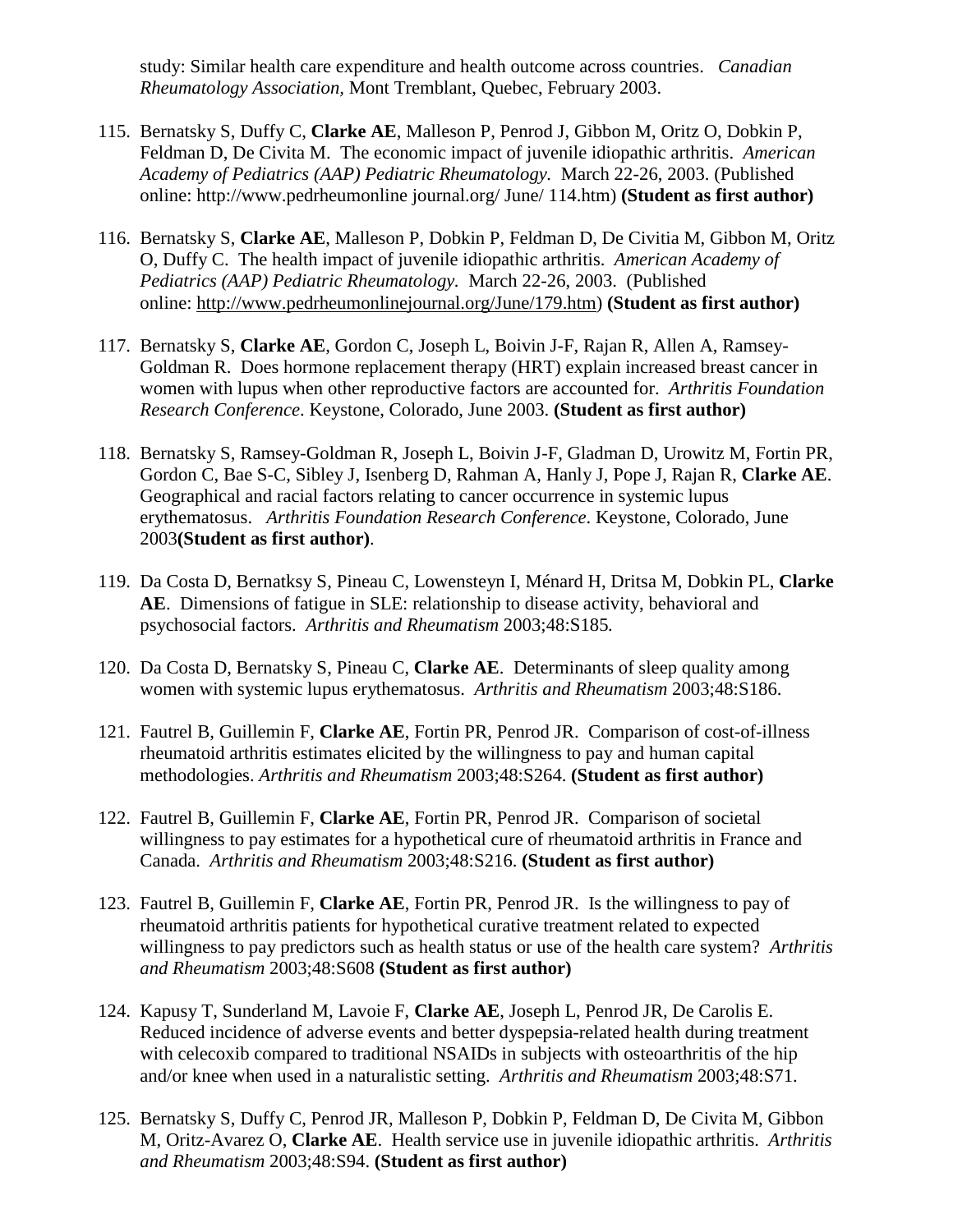study: Similar health care expenditure and health outcome across countries. *Canadian Rheumatology Association*, Mont Tremblant, Quebec, February 2003.

115. Bernatsky S, Duffy C, **Clarke AE**, Malleson P, Penrod J, Gibbon M, Oritz O, Dobkin P, Feldman D, De Civita M. The economic impact of juvenile idiopathic arthritis. *American Academy of Pediatrics (AAP) Pediatric Rheumatology.* March 22-26, 2003. (Published online: http://www.pedrheumonline journal.org/ June/ 114.htm) **(Student as first author)**

116. Bernatsky S, **Clarke AE**, Malleson P, Dobkin P, Feldman D, De Civitia M, Gibbon M, Oritz O, Duffy C. The health impact of juvenile idiopathic arthritis. *American Academy of Pediatrics (AAP) Pediatric Rheumatology.* March 22-26, 2003. (Published online: http://www.pedrheumonlinejournal.org/June/179.htm) **(Student as first author)**

117. Bernatsky S, **Clarke AE**, Gordon C, Joseph L, Boivin J-F, Rajan R, Allen A, Ramsey-Goldman R. Does hormone replacement therapy (HRT) explain increased breast cancer in women with lupus when other reproductive factors are accounted for. *Arthritis Foundation Research Conference*. Keystone, Colorado, June 2003. **(Student as first author)**

118. Bernatsky S, Ramsey-Goldman R, Joseph L, Boivin J-F, Gladman D, Urowitz M, Fortin PR, Gordon C, Bae S-C, Sibley J, Isenberg D, Rahman A, Hanly J, Pope J, Rajan R, **Clarke AE**. Geographical and racial factors relating to cancer occurrence in systemic lupus erythematosus. *Arthritis Foundation Research Conference*. Keystone, Colorado, June 2003**(Student as first author)**.

119. Da Costa D, Bernatksy S, Pineau C, Lowensteyn I, Ménard H, Dritsa M, Dobkin PL, **Clarke AE**. Dimensions of fatigue in SLE: relationship to disease activity, behavioral and psychosocial factors. *Arthritis and Rheumatism* 2003;48:S185*.*

120. Da Costa D, Bernatsky S, Pineau C, **Clarke AE**. Determinants of sleep quality among women with systemic lupus erythematosus. *Arthritis and Rheumatism* 2003;48:S186.

121. Fautrel B, Guillemin F, **Clarke AE**, Fortin PR, Penrod JR. Comparison of cost-of-illness rheumatoid arthritis estimates elicited by the willingness to pay and human capital methodologies. *Arthritis and Rheumatism* 2003;48:S264. **(Student as first author)**

122. Fautrel B, Guillemin F, **Clarke AE**, Fortin PR, Penrod JR. Comparison of societal willingness to pay estimates for a hypothetical cure of rheumatoid arthritis in France and Canada. *Arthritis and Rheumatism* 2003;48:S216. **(Student as first author)**

123. Fautrel B, Guillemin F, **Clarke AE**, Fortin PR, Penrod JR. Is the willingness to pay of rheumatoid arthritis patients for hypothetical curative treatment related to expected willingness to pay predictors such as health status or use of the health care system? *Arthritis and Rheumatism* 2003;48:S608 **(Student as first author)**

124. Kapusy T, Sunderland M, Lavoie F, **Clarke AE**, Joseph L, Penrod JR, De Carolis E. Reduced incidence of adverse events and better dyspepsia-related health during treatment with celecoxib compared to traditional NSAIDs in subjects with osteoarthritis of the hip and/or knee when used in a naturalistic setting. *Arthritis and Rheumatism* 2003;48:S71.

125. Bernatsky S, Duffy C, Penrod JR, Malleson P, Dobkin P, Feldman D, De Civita M, Gibbon M, Oritz-Avarez O, **Clarke AE**. Health service use in juvenile idiopathic arthritis. *Arthritis and Rheumatism* 2003;48:S94. **(Student as first author)**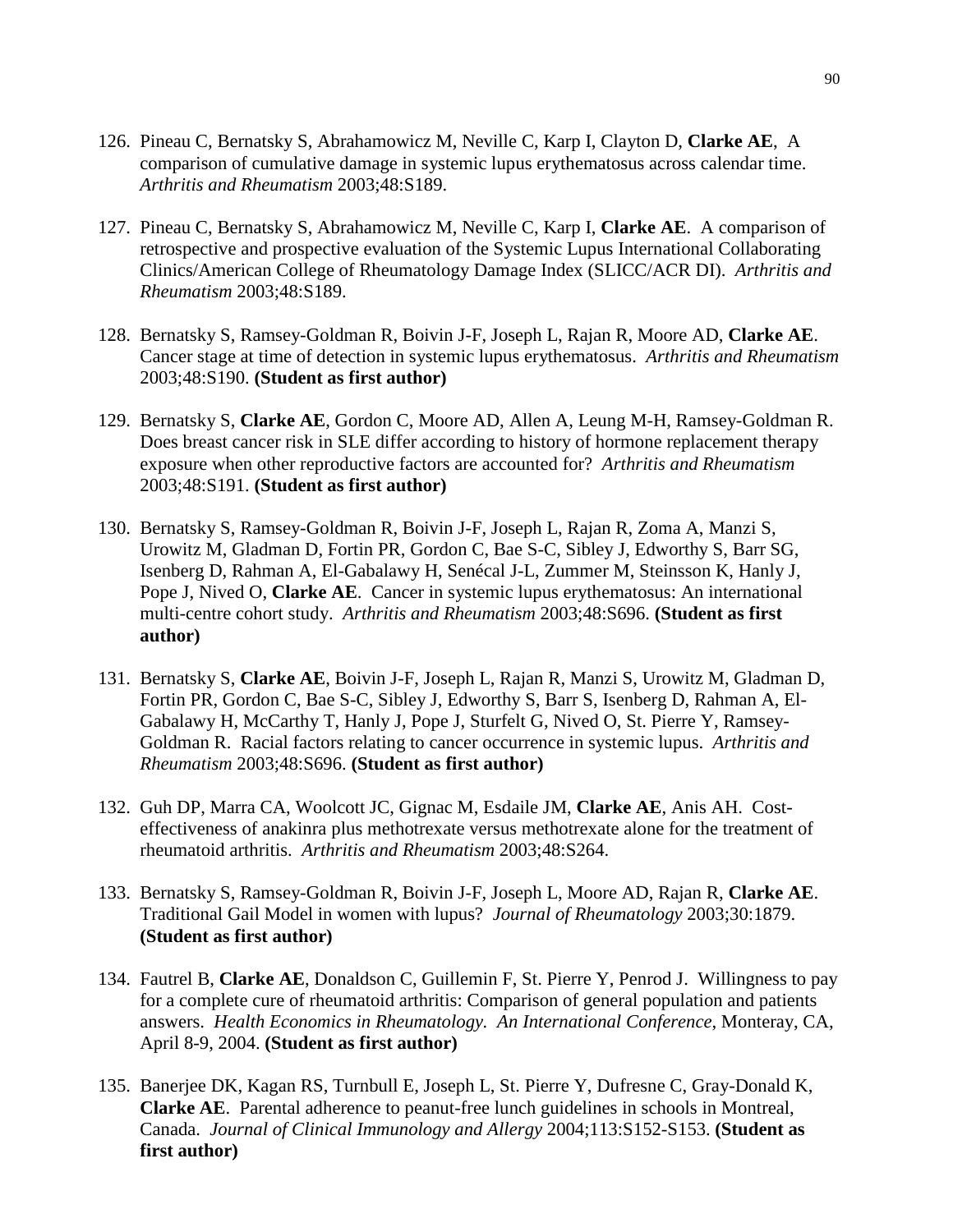126. Pineau C, Bernatsky S, Abrahamowicz M, Neville C, Karp I, Clayton D, **Clarke AE**, A comparison of cumulative damage in systemic lupus erythematosus across calendar time. *Arthritis and Rheumatism* 2003;48:S189.

127. Pineau C, Bernatsky S, Abrahamowicz M, Neville C, Karp I, **Clarke AE**. A comparison of retrospective and prospective evaluation of the Systemic Lupus International Collaborating Clinics/American College of Rheumatology Damage Index (SLICC/ACR DI). *Arthritis and Rheumatism* 2003;48:S189.

128. Bernatsky S, Ramsey-Goldman R, Boivin J-F, Joseph L, Rajan R, Moore AD, **Clarke AE**. Cancer stage at time of detection in systemic lupus erythematosus. *Arthritis and Rheumatism* 2003;48:S190. **(Student as first author)**

129. Bernatsky S, **Clarke AE**, Gordon C, Moore AD, Allen A, Leung M-H, Ramsey-Goldman R. Does breast cancer risk in SLE differ according to history of hormone replacement therapy exposure when other reproductive factors are accounted for? *Arthritis and Rheumatism* 2003;48:S191. **(Student as first author)**

130. Bernatsky S, Ramsey-Goldman R, Boivin J-F, Joseph L, Rajan R, Zoma A, Manzi S, Urowitz M, Gladman D, Fortin PR, Gordon C, Bae S-C, Sibley J, Edworthy S, Barr SG, Isenberg D, Rahman A, El-Gabalawy H, Senécal J-L, Zummer M, Steinsson K, Hanly J, Pope J, Nived O, **Clarke AE**. Cancer in systemic lupus erythematosus: An international multi-centre cohort study. *Arthritis and Rheumatism* 2003;48:S696. **(Student as first author)**

131. Bernatsky S, **Clarke AE**, Boivin J-F, Joseph L, Rajan R, Manzi S, Urowitz M, Gladman D, Fortin PR, Gordon C, Bae S-C, Sibley J, Edworthy S, Barr S, Isenberg D, Rahman A, El-Gabalawy H, McCarthy T, Hanly J, Pope J, Sturfelt G, Nived O, St. Pierre Y, Ramsey-Goldman R. Racial factors relating to cancer occurrence in systemic lupus. *Arthritis and Rheumatism* 2003;48:S696. **(Student as first author)**

132. Guh DP, Marra CA, Woolcott JC, Gignac M, Esdaile JM, **Clarke AE**, Anis AH. Cost-effectiveness of anakinra plus methotrexate versus methotrexate alone for the treatment of rheumatoid arthritis. *Arthritis and Rheumatism* 2003;48:S264.

133. Bernatsky S, Ramsey-Goldman R, Boivin J-F, Joseph L, Moore AD, Rajan R, **Clarke AE**. Traditional Gail Model in women with lupus? *Journal of Rheumatology* 2003;30:1879. **(Student as first author)**

134. Fautrel B, **Clarke AE**, Donaldson C, Guillemin F, St. Pierre Y, Penrod J. Willingness to pay for a complete cure of rheumatoid arthritis: Comparison of general population and patients answers. *Health Economics in Rheumatology. An International Conference*, Monteray, CA, April 8-9, 2004. **(Student as first author)**

135. Banerjee DK, Kagan RS, Turnbull E, Joseph L, St. Pierre Y, Dufresne C, Gray-Donald K, **Clarke AE**. Parental adherence to peanut-free lunch guidelines in schools in Montreal, Canada. *Journal of Clinical Immunology and Allergy* 2004;113:S152-S153. **(Student as first author)**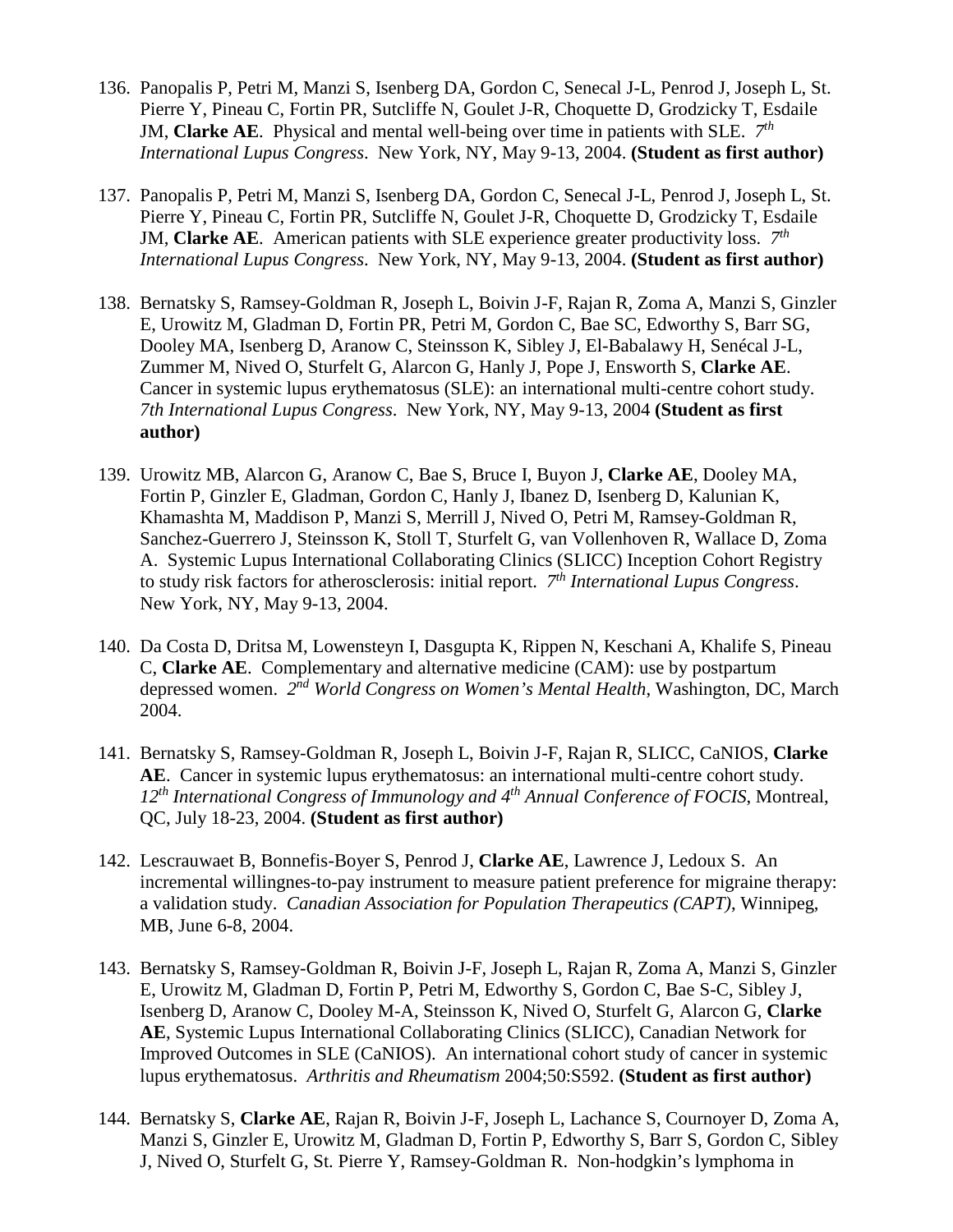136. Panopalis P, Petri M, Manzi S, Isenberg DA, Gordon C, Senecal J-L, Penrod J, Joseph L, St. Pierre Y, Pineau C, Fortin PR, Sutcliffe N, Goulet J-R, Choquette D, Grodzicky T, Esdaile JM, **Clarke AE**. Physical and mental well-being over time in patients with SLE. *7th International Lupus Congress*. New York, NY, May 9-13, 2004. **(Student as first author)**

137. Panopalis P, Petri M, Manzi S, Isenberg DA, Gordon C, Senecal J-L, Penrod J, Joseph L, St. Pierre Y, Pineau C, Fortin PR, Sutcliffe N, Goulet J-R, Choquette D, Grodzicky T, Esdaile JM, **Clarke AE**. American patients with SLE experience greater productivity loss. *7th International Lupus Congress*. New York, NY, May 9-13, 2004. **(Student as first author)**

138. Bernatsky S, Ramsey-Goldman R, Joseph L, Boivin J-F, Rajan R, Zoma A, Manzi S, Ginzler E, Urowitz M, Gladman D, Fortin PR, Petri M, Gordon C, Bae SC, Edworthy S, Barr SG, Dooley MA, Isenberg D, Aranow C, Steinsson K, Sibley J, El-Babalawy H, Senécal J-L, Zummer M, Nived O, Sturfelt G, Alarcon G, Hanly J, Pope J, Ensworth S, **Clarke AE**. Cancer in systemic lupus erythematosus (SLE): an international multi-centre cohort study. *7th International Lupus Congress*. New York, NY, May 9-13, 2004 **(Student as first author)**

139. Urowitz MB, Alarcon G, Aranow C, Bae S, Bruce I, Buyon J, **Clarke AE**, Dooley MA, Fortin P, Ginzler E, Gladman, Gordon C, Hanly J, Ibanez D, Isenberg D, Kalunian K, Khamashta M, Maddison P, Manzi S, Merrill J, Nived O, Petri M, Ramsey-Goldman R, Sanchez-Guerrero J, Steinsson K, Stoll T, Sturfelt G, van Vollenhoven R, Wallace D, Zoma A. Systemic Lupus International Collaborating Clinics (SLICC) Inception Cohort Registry to study risk factors for atherosclerosis: initial report. *7th International Lupus Congress*. New York, NY, May 9-13, 2004.

140. Da Costa D, Dritsa M, Lowensteyn I, Dasgupta K, Rippen N, Keschani A, Khalife S, Pineau C, **Clarke AE**. Complementary and alternative medicine (CAM): use by postpartum depressed women. *2nd World Congress on Women's Mental Health*, Washington, DC, March 2004.

141. Bernatsky S, Ramsey-Goldman R, Joseph L, Boivin J-F, Rajan R, SLICC, CaNIOS, **Clarke AE**. Cancer in systemic lupus erythematosus: an international multi-centre cohort study. *12th International Congress of Immunology and 4th Annual Conference of FOCIS*, Montreal, QC, July 18-23, 2004. **(Student as first author)**

142. Lescrauwaet B, Bonnefis-Boyer S, Penrod J, **Clarke AE**, Lawrence J, Ledoux S. An incremental willingnes-to-pay instrument to measure patient preference for migraine therapy: a validation study. *Canadian Association for Population Therapeutics (CAPT)*, Winnipeg, MB, June 6-8, 2004.

143. Bernatsky S, Ramsey-Goldman R, Boivin J-F, Joseph L, Rajan R, Zoma A, Manzi S, Ginzler E, Urowitz M, Gladman D, Fortin P, Petri M, Edworthy S, Gordon C, Bae S-C, Sibley J, Isenberg D, Aranow C, Dooley M-A, Steinsson K, Nived O, Sturfelt G, Alarcon G, **Clarke AE**, Systemic Lupus International Collaborating Clinics (SLICC), Canadian Network for Improved Outcomes in SLE (CaNIOS). An international cohort study of cancer in systemic lupus erythematosus. *Arthritis and Rheumatism* 2004;50:S592. **(Student as first author)**

144. Bernatsky S, **Clarke AE**, Rajan R, Boivin J-F, Joseph L, Lachance S, Cournoyer D, Zoma A, Manzi S, Ginzler E, Urowitz M, Gladman D, Fortin P, Edworthy S, Barr S, Gordon C, Sibley J, Nived O, Sturfelt G, St. Pierre Y, Ramsey-Goldman R. Non-hodgkin's lymphoma in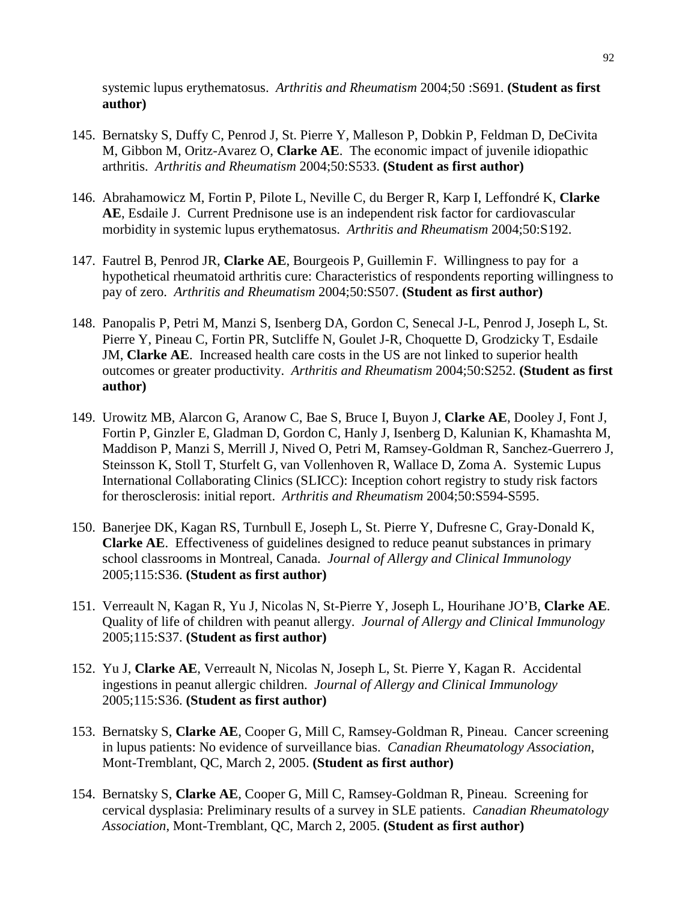systemic lupus erythematosus. *Arthritis and Rheumatism* 2004;50 :S691. **(Student as first author)**

145. Bernatsky S, Duffy C, Penrod J, St. Pierre Y, Malleson P, Dobkin P, Feldman D, DeCivita M, Gibbon M, Oritz-Avarez O, **Clarke AE**. The economic impact of juvenile idiopathic arthritis. *Arthritis and Rheumatism* 2004;50:S533. **(Student as first author)**

146. Abrahamowicz M, Fortin P, Pilote L, Neville C, du Berger R, Karp I, Leffondré K, **Clarke AE**, Esdaile J. Current Prednisone use is an independent risk factor for cardiovascular morbidity in systemic lupus erythematosus. *Arthritis and Rheumatism* 2004;50:S192.

147. Fautrel B, Penrod JR, **Clarke AE**, Bourgeois P, Guillemin F. Willingness to pay for a hypothetical rheumatoid arthritis cure: Characteristics of respondents reporting willingness to pay of zero. *Arthritis and Rheumatism* 2004;50:S507. **(Student as first author)**

148. Panopalis P, Petri M, Manzi S, Isenberg DA, Gordon C, Senecal J-L, Penrod J, Joseph L, St. Pierre Y, Pineau C, Fortin PR, Sutcliffe N, Goulet J-R, Choquette D, Grodzicky T, Esdaile JM, **Clarke AE**. Increased health care costs in the US are not linked to superior health outcomes or greater productivity. *Arthritis and Rheumatism* 2004;50:S252. **(Student as first author)**

149. Urowitz MB, Alarcon G, Aranow C, Bae S, Bruce I, Buyon J, **Clarke AE**, Dooley J, Font J, Fortin P, Ginzler E, Gladman D, Gordon C, Hanly J, Isenberg D, Kalunian K, Khamashta M, Maddison P, Manzi S, Merrill J, Nived O, Petri M, Ramsey-Goldman R, Sanchez-Guerrero J, Steinsson K, Stoll T, Sturfelt G, van Vollenhoven R, Wallace D, Zoma A. Systemic Lupus International Collaborating Clinics (SLICC): Inception cohort registry to study risk factors for therosclerosis: initial report. *Arthritis and Rheumatism* 2004;50:S594-S595.

150. Banerjee DK, Kagan RS, Turnbull E, Joseph L, St. Pierre Y, Dufresne C, Gray-Donald K, **Clarke AE**. Effectiveness of guidelines designed to reduce peanut substances in primary school classrooms in Montreal, Canada. *Journal of Allergy and Clinical Immunology* 2005;115:S36. **(Student as first author)**

151. Verreault N, Kagan R, Yu J, Nicolas N, St-Pierre Y, Joseph L, Hourihane JO'B, **Clarke AE**. Quality of life of children with peanut allergy. *Journal of Allergy and Clinical Immunology* 2005;115:S37. **(Student as first author)**

152. Yu J, **Clarke AE**, Verreault N, Nicolas N, Joseph L, St. Pierre Y, Kagan R. Accidental ingestions in peanut allergic children. *Journal of Allergy and Clinical Immunology* 2005;115:S36. **(Student as first author)**

153. Bernatsky S, **Clarke AE**, Cooper G, Mill C, Ramsey-Goldman R, Pineau. Cancer screening in lupus patients: No evidence of surveillance bias. *Canadian Rheumatology Association*, Mont-Tremblant, QC, March 2, 2005. **(Student as first author)**

154. Bernatsky S, **Clarke AE**, Cooper G, Mill C, Ramsey-Goldman R, Pineau. Screening for cervical dysplasia: Preliminary results of a survey in SLE patients. *Canadian Rheumatology Association*, Mont-Tremblant, QC, March 2, 2005. **(Student as first author)**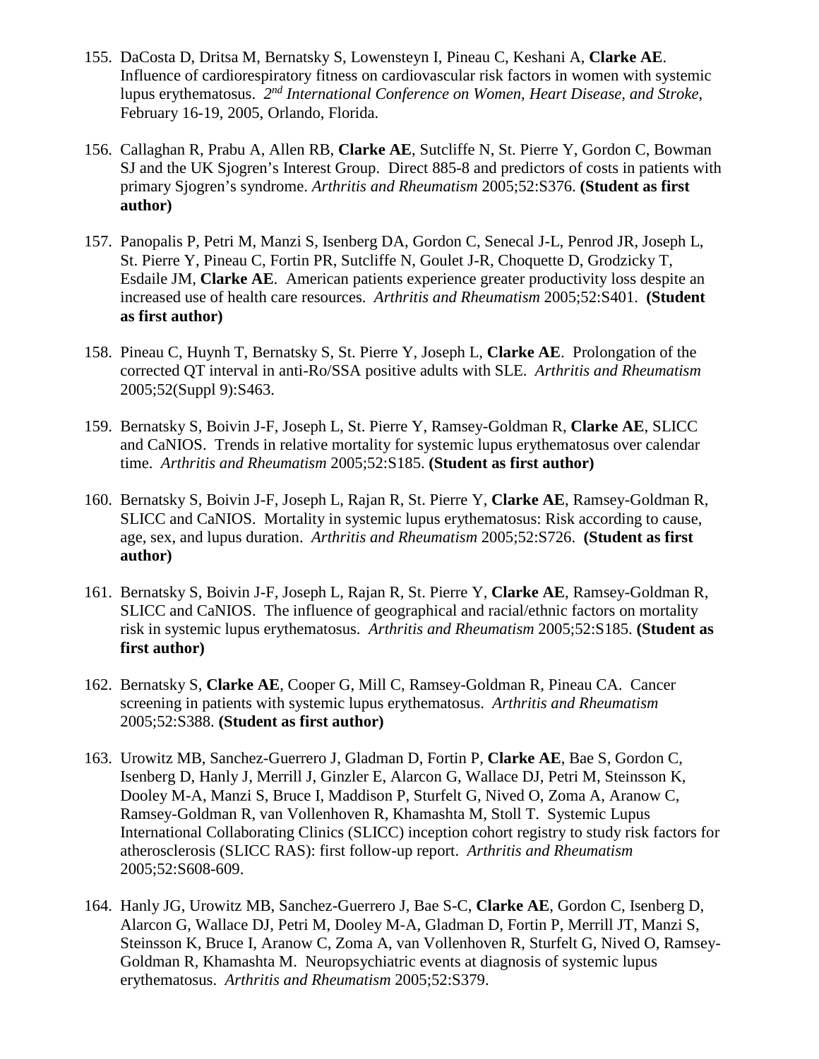155. DaCosta D, Dritsa M, Bernatsky S, Lowensteyn I, Pineau C, Keshani A, **Clarke AE**. Influence of cardiorespiratory fitness on cardiovascular risk factors in women with systemic lupus erythematosus. *2nd International Conference on Women, Heart Disease, and Stroke*, February 16-19, 2005, Orlando, Florida.

156. Callaghan R, Prabu A, Allen RB, **Clarke AE**, Sutcliffe N, St. Pierre Y, Gordon C, Bowman SJ and the UK Sjogren's Interest Group. Direct 885-8 and predictors of costs in patients with primary Sjogren's syndrome. *Arthritis and Rheumatism* 2005;52:S376. **(Student as first author)**

157. Panopalis P, Petri M, Manzi S, Isenberg DA, Gordon C, Senecal J-L, Penrod JR, Joseph L, St. Pierre Y, Pineau C, Fortin PR, Sutcliffe N, Goulet J-R, Choquette D, Grodzicky T, Esdaile JM, **Clarke AE**. American patients experience greater productivity loss despite an increased use of health care resources. *Arthritis and Rheumatism* 2005;52:S401. **(Student as first author)**

158. Pineau C, Huynh T, Bernatsky S, St. Pierre Y, Joseph L, **Clarke AE**. Prolongation of the corrected QT interval in anti-Ro/SSA positive adults with SLE. *Arthritis and Rheumatism* 2005;52(Suppl 9):S463.

159. Bernatsky S, Boivin J-F, Joseph L, St. Pierre Y, Ramsey-Goldman R, **Clarke AE**, SLICC and CaNIOS. Trends in relative mortality for systemic lupus erythematosus over calendar time. *Arthritis and Rheumatism* 2005;52:S185. **(Student as first author)**

160. Bernatsky S, Boivin J-F, Joseph L, Rajan R, St. Pierre Y, **Clarke AE**, Ramsey-Goldman R, SLICC and CaNIOS. Mortality in systemic lupus erythematosus: Risk according to cause, age, sex, and lupus duration. *Arthritis and Rheumatism* 2005;52:S726. **(Student as first author)**

161. Bernatsky S, Boivin J-F, Joseph L, Rajan R, St. Pierre Y, **Clarke AE**, Ramsey-Goldman R, SLICC and CaNIOS. The influence of geographical and racial/ethnic factors on mortality risk in systemic lupus erythematosus. *Arthritis and Rheumatism* 2005;52:S185. **(Student as first author)**

162. Bernatsky S, **Clarke AE**, Cooper G, Mill C, Ramsey-Goldman R, Pineau CA. Cancer screening in patients with systemic lupus erythematosus. *Arthritis and Rheumatism* 2005;52:S388. **(Student as first author)**

163. Urowitz MB, Sanchez-Guerrero J, Gladman D, Fortin P, **Clarke AE**, Bae S, Gordon C, Isenberg D, Hanly J, Merrill J, Ginzler E, Alarcon G, Wallace DJ, Petri M, Steinsson K, Dooley M-A, Manzi S, Bruce I, Maddison P, Sturfelt G, Nived O, Zoma A, Aranow C, Ramsey-Goldman R, van Vollenhoven R, Khamashta M, Stoll T. Systemic Lupus International Collaborating Clinics (SLICC) inception cohort registry to study risk factors for atherosclerosis (SLICC RAS): first follow-up report. *Arthritis and Rheumatism* 2005;52:S608-609.

164. Hanly JG, Urowitz MB, Sanchez-Guerrero J, Bae S-C, **Clarke AE**, Gordon C, Isenberg D, Alarcon G, Wallace DJ, Petri M, Dooley M-A, Gladman D, Fortin P, Merrill JT, Manzi S, Steinsson K, Bruce I, Aranow C, Zoma A, van Vollenhoven R, Sturfelt G, Nived O, Ramsey-Goldman R, Khamashta M. Neuropsychiatric events at diagnosis of systemic lupus erythematosus. *Arthritis and Rheumatism* 2005;52:S379.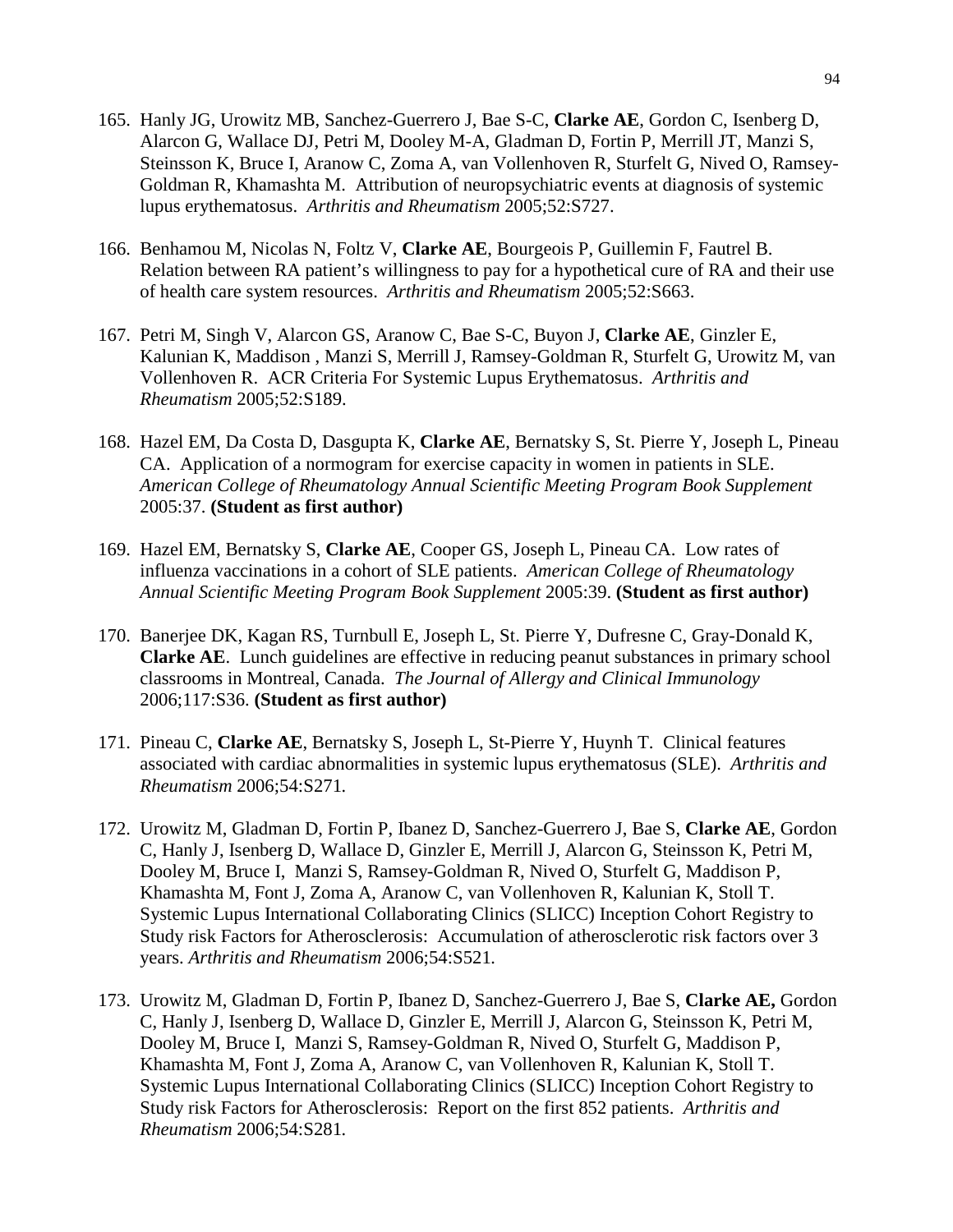165. Hanly JG, Urowitz MB, Sanchez-Guerrero J, Bae S-C, **Clarke AE**, Gordon C, Isenberg D, Alarcon G, Wallace DJ, Petri M, Dooley M-A, Gladman D, Fortin P, Merrill JT, Manzi S, Steinsson K, Bruce I, Aranow C, Zoma A, van Vollenhoven R, Sturfelt G, Nived O, Ramsey-Goldman R, Khamashta M. Attribution of neuropsychiatric events at diagnosis of systemic lupus erythematosus. *Arthritis and Rheumatism* 2005;52:S727.

166. Benhamou M, Nicolas N, Foltz V, **Clarke AE**, Bourgeois P, Guillemin F, Fautrel B. Relation between RA patient's willingness to pay for a hypothetical cure of RA and their use of health care system resources. *Arthritis and Rheumatism* 2005;52:S663.

167. Petri M, Singh V, Alarcon GS, Aranow C, Bae S-C, Buyon J, **Clarke AE**, Ginzler E, Kalunian K, Maddison , Manzi S, Merrill J, Ramsey-Goldman R, Sturfelt G, Urowitz M, van Vollenhoven R. ACR Criteria For Systemic Lupus Erythematosus. *Arthritis and Rheumatism* 2005;52:S189.

168. Hazel EM, Da Costa D, Dasgupta K, **Clarke AE**, Bernatsky S, St. Pierre Y, Joseph L, Pineau CA. Application of a normogram for exercise capacity in women in patients in SLE. *American College of Rheumatology Annual Scientific Meeting Program Book Supplement* 2005:37. **(Student as first author)**

169. Hazel EM, Bernatsky S, **Clarke AE**, Cooper GS, Joseph L, Pineau CA. Low rates of influenza vaccinations in a cohort of SLE patients. *American College of Rheumatology Annual Scientific Meeting Program Book Supplement* 2005:39. **(Student as first author)**

170. Banerjee DK, Kagan RS, Turnbull E, Joseph L, St. Pierre Y, Dufresne C, Gray-Donald K, **Clarke AE**. Lunch guidelines are effective in reducing peanut substances in primary school classrooms in Montreal, Canada. *The Journal of Allergy and Clinical Immunology* 2006;117:S36. **(Student as first author)**

171. Pineau C, **Clarke AE**, Bernatsky S, Joseph L, St-Pierre Y, Huynh T. Clinical features associated with cardiac abnormalities in systemic lupus erythematosus (SLE). *Arthritis and Rheumatism* 2006;54:S271.

172. Urowitz M, Gladman D, Fortin P, Ibanez D, Sanchez-Guerrero J, Bae S, **Clarke AE**, Gordon C, Hanly J, Isenberg D, Wallace D, Ginzler E, Merrill J, Alarcon G, Steinsson K, Petri M, Dooley M, Bruce I, Manzi S, Ramsey-Goldman R, Nived O, Sturfelt G, Maddison P, Khamashta M, Font J, Zoma A, Aranow C, van Vollenhoven R, Kalunian K, Stoll T. Systemic Lupus International Collaborating Clinics (SLICC) Inception Cohort Registry to Study risk Factors for Atherosclerosis: Accumulation of atherosclerotic risk factors over 3 years. *Arthritis and Rheumatism* 2006;54:S521.

173. Urowitz M, Gladman D, Fortin P, Ibanez D, Sanchez-Guerrero J, Bae S, **Clarke AE,** Gordon C, Hanly J, Isenberg D, Wallace D, Ginzler E, Merrill J, Alarcon G, Steinsson K, Petri M, Dooley M, Bruce I, Manzi S, Ramsey-Goldman R, Nived O, Sturfelt G, Maddison P, Khamashta M, Font J, Zoma A, Aranow C, van Vollenhoven R, Kalunian K, Stoll T. Systemic Lupus International Collaborating Clinics (SLICC) Inception Cohort Registry to Study risk Factors for Atherosclerosis: Report on the first 852 patients. *Arthritis and Rheumatism* 2006;54:S281.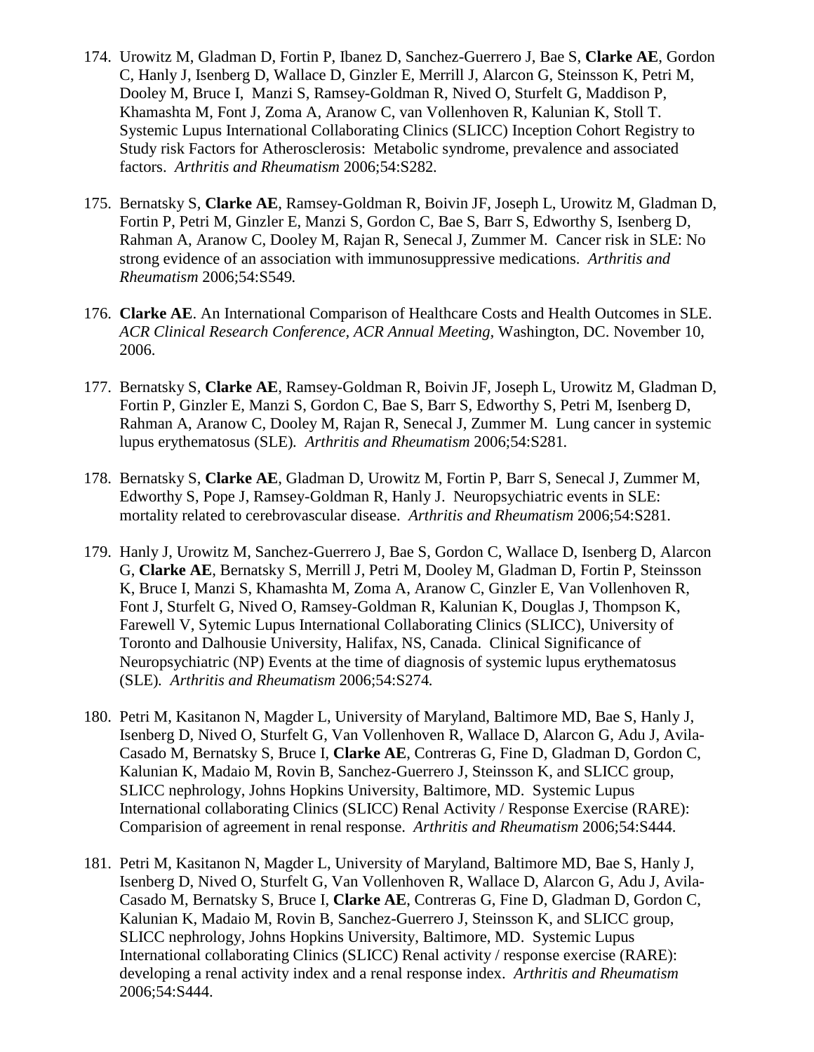174. Urowitz M, Gladman D, Fortin P, Ibanez D, Sanchez-Guerrero J, Bae S, **Clarke AE**, Gordon C, Hanly J, Isenberg D, Wallace D, Ginzler E, Merrill J, Alarcon G, Steinsson K, Petri M, Dooley M, Bruce I, Manzi S, Ramsey-Goldman R, Nived O, Sturfelt G, Maddison P, Khamashta M, Font J, Zoma A, Aranow C, van Vollenhoven R, Kalunian K, Stoll T. Systemic Lupus International Collaborating Clinics (SLICC) Inception Cohort Registry to Study risk Factors for Atherosclerosis: Metabolic syndrome, prevalence and associated factors. *Arthritis and Rheumatism* 2006;54:S282.

175. Bernatsky S, **Clarke AE**, Ramsey-Goldman R, Boivin JF, Joseph L, Urowitz M, Gladman D, Fortin P, Petri M, Ginzler E, Manzi S, Gordon C, Bae S, Barr S, Edworthy S, Isenberg D, Rahman A, Aranow C, Dooley M, Rajan R, Senecal J, Zummer M. Cancer risk in SLE: No strong evidence of an association with immunosuppressive medications. *Arthritis and Rheumatism* 2006;54:S549.

176. **Clarke AE**. An International Comparison of Healthcare Costs and Health Outcomes in SLE. *ACR Clinical Research Conference, ACR Annual Meeting*, Washington, DC. November 10, 2006.

177. Bernatsky S, **Clarke AE**, Ramsey-Goldman R, Boivin JF, Joseph L, Urowitz M, Gladman D, Fortin P, Ginzler E, Manzi S, Gordon C, Bae S, Barr S, Edworthy S, Petri M, Isenberg D, Rahman A, Aranow C, Dooley M, Rajan R, Senecal J, Zummer M. Lung cancer in systemic lupus erythematosus (SLE). *Arthritis and Rheumatism* 2006;54:S281.

178. Bernatsky S, **Clarke AE**, Gladman D, Urowitz M, Fortin P, Barr S, Senecal J, Zummer M, Edworthy S, Pope J, Ramsey-Goldman R, Hanly J. Neuropsychiatric events in SLE: mortality related to cerebrovascular disease. *Arthritis and Rheumatism* 2006;54:S281.

179. Hanly J, Urowitz M, Sanchez-Guerrero J, Bae S, Gordon C, Wallace D, Isenberg D, Alarcon G, **Clarke AE**, Bernatsky S, Merrill J, Petri M, Dooley M, Gladman D, Fortin P, Steinsson K, Bruce I, Manzi S, Khamashta M, Zoma A, Aranow C, Ginzler E, Van Vollenhoven R, Font J, Sturfelt G, Nived O, Ramsey-Goldman R, Kalunian K, Douglas J, Thompson K, Farewell V, Sytemic Lupus International Collaborating Clinics (SLICC), University of Toronto and Dalhousie University, Halifax, NS, Canada. Clinical Significance of Neuropsychiatric (NP) Events at the time of diagnosis of systemic lupus erythematosus (SLE). *Arthritis and Rheumatism* 2006;54:S274.

180. Petri M, Kasitanon N, Magder L, University of Maryland, Baltimore MD, Bae S, Hanly J, Isenberg D, Nived O, Sturfelt G, Van Vollenhoven R, Wallace D, Alarcon G, Adu J, Avila-Casado M, Bernatsky S, Bruce I, **Clarke AE**, Contreras G, Fine D, Gladman D, Gordon C, Kalunian K, Madaio M, Rovin B, Sanchez-Guerrero J, Steinsson K, and SLICC group, SLICC nephrology, Johns Hopkins University, Baltimore, MD. Systemic Lupus International collaborating Clinics (SLICC) Renal Activity / Response Exercise (RARE): Comparision of agreement in renal response. *Arthritis and Rheumatism* 2006;54:S444.

181. Petri M, Kasitanon N, Magder L, University of Maryland, Baltimore MD, Bae S, Hanly J, Isenberg D, Nived O, Sturfelt G, Van Vollenhoven R, Wallace D, Alarcon G, Adu J, Avila-Casado M, Bernatsky S, Bruce I, **Clarke AE**, Contreras G, Fine D, Gladman D, Gordon C, Kalunian K, Madaio M, Rovin B, Sanchez-Guerrero J, Steinsson K, and SLICC group, SLICC nephrology, Johns Hopkins University, Baltimore, MD. Systemic Lupus International collaborating Clinics (SLICC) Renal activity / response exercise (RARE): developing a renal activity index and a renal response index. *Arthritis and Rheumatism* 2006;54:S444.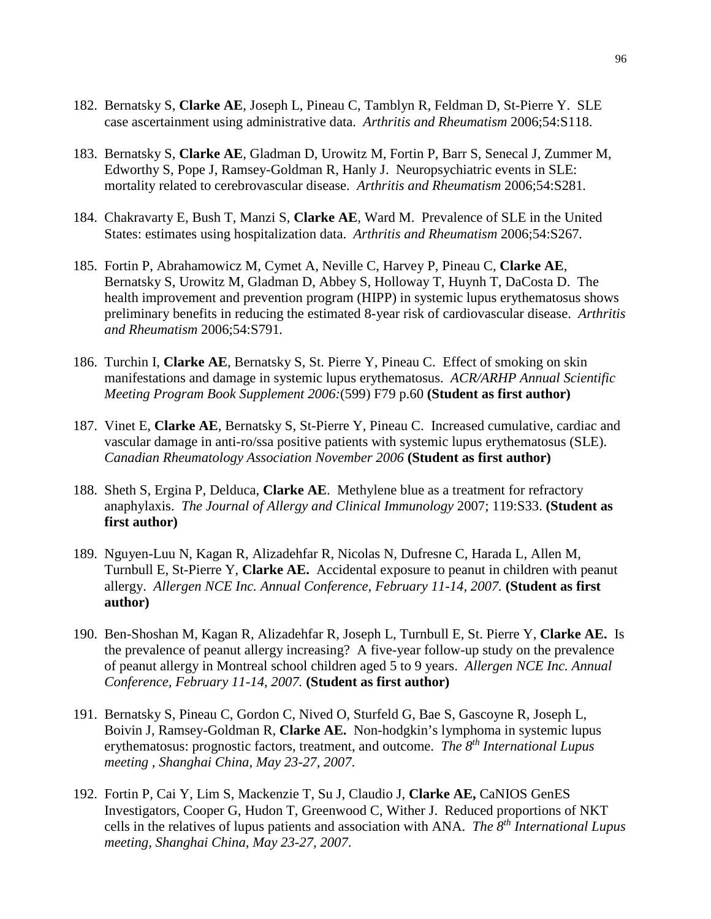182. Bernatsky S, **Clarke AE**, Joseph L, Pineau C, Tamblyn R, Feldman D, St-Pierre Y. SLE case ascertainment using administrative data. *Arthritis and Rheumatism* 2006;54:S118.

183. Bernatsky S, **Clarke AE**, Gladman D, Urowitz M, Fortin P, Barr S, Senecal J, Zummer M, Edworthy S, Pope J, Ramsey-Goldman R, Hanly J. Neuropsychiatric events in SLE: mortality related to cerebrovascular disease. *Arthritis and Rheumatism* 2006;54:S281.

184. Chakravarty E, Bush T, Manzi S, **Clarke AE**, Ward M. Prevalence of SLE in the United States: estimates using hospitalization data. *Arthritis and Rheumatism* 2006;54:S267.

185. Fortin P, Abrahamowicz M, Cymet A, Neville C, Harvey P, Pineau C, **Clarke AE**, Bernatsky S, Urowitz M, Gladman D, Abbey S, Holloway T, Huynh T, DaCosta D. The health improvement and prevention program (HIPP) in systemic lupus erythematosus shows preliminary benefits in reducing the estimated 8-year risk of cardiovascular disease. *Arthritis and Rheumatism* 2006;54:S791.

186. Turchin I, **Clarke AE**, Bernatsky S, St. Pierre Y, Pineau C. Effect of smoking on skin manifestations and damage in systemic lupus erythematosus. *ACR/ARHP Annual Scientific Meeting Program Book Supplement 2006:*(599) F79 p.60 **(Student as first author)**

187. Vinet E, **Clarke AE**, Bernatsky S, St-Pierre Y, Pineau C. Increased cumulative, cardiac and vascular damage in anti-ro/ssa positive patients with systemic lupus erythematosus (SLE). *Canadian Rheumatology Association November 2006* **(Student as first author)**

188. Sheth S, Ergina P, Delduca, **Clarke AE**. Methylene blue as a treatment for refractory anaphylaxis. *The Journal of Allergy and Clinical Immunology* 2007; 119:S33. **(Student as first author)**

189. Nguyen-Luu N, Kagan R, Alizadehfar R, Nicolas N, Dufresne C, Harada L, Allen M, Turnbull E, St-Pierre Y, **Clarke AE.** Accidental exposure to peanut in children with peanut allergy. *Allergen NCE Inc. Annual Conference, February 11-14, 2007.* **(Student as first author)**

190. Ben-Shoshan M, Kagan R, Alizadehfar R, Joseph L, Turnbull E, St. Pierre Y, **Clarke AE.** Is the prevalence of peanut allergy increasing? A five-year follow-up study on the prevalence of peanut allergy in Montreal school children aged 5 to 9 years. *Allergen NCE Inc. Annual Conference, February 11-14, 2007.* **(Student as first author)**

191. Bernatsky S, Pineau C, Gordon C, Nived O, Sturfeld G, Bae S, Gascoyne R, Joseph L, Boivin J, Ramsey-Goldman R, **Clarke AE.** Non-hodgkin's lymphoma in systemic lupus erythematosus: prognostic factors, treatment, and outcome. *The 8th International Lupus meeting , Shanghai China, May 23-27, 2007*.

192. Fortin P, Cai Y, Lim S, Mackenzie T, Su J, Claudio J, **Clarke AE,** CaNIOS GenES Investigators, Cooper G, Hudon T, Greenwood C, Wither J. Reduced proportions of NKT cells in the relatives of lupus patients and association with ANA. *The 8th International Lupus meeting, Shanghai China, May 23-27, 2007*.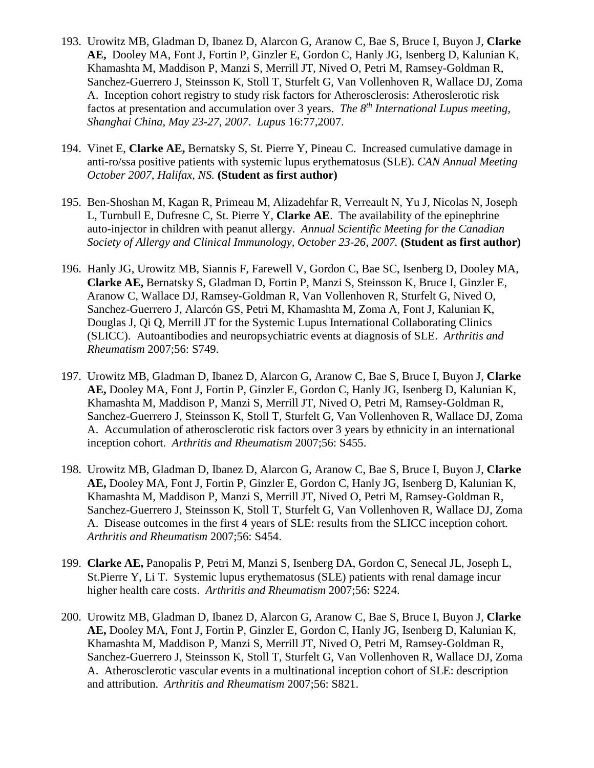193. Urowitz MB, Gladman D, Ibanez D, Alarcon G, Aranow C, Bae S, Bruce I, Buyon J, **Clarke AE,** Dooley MA, Font J, Fortin P, Ginzler E, Gordon C, Hanly JG, Isenberg D, Kalunian K, Khamashta M, Maddison P, Manzi S, Merrill JT, Nived O, Petri M, Ramsey-Goldman R, Sanchez-Guerrero J, Steinsson K, Stoll T, Sturfelt G, Van Vollenhoven R, Wallace DJ, Zoma A. Inception cohort registry to study risk factors for Atherosclerosis: Atheroslerotic risk factos at presentation and accumulation over 3 years. *The 8th International Lupus meeting, Shanghai China, May 23-27, 2007*. *Lupus* 16:77,2007.

194. Vinet E, **Clarke AE,** Bernatsky S, St. Pierre Y, Pineau C. Increased cumulative damage in anti-ro/ssa positive patients with systemic lupus erythematosus (SLE). *CAN Annual Meeting October 2007, Halifax, NS.* **(Student as first author)**

195. Ben-Shoshan M, Kagan R, Primeau M, Alizadehfar R, Verreault N, Yu J, Nicolas N, Joseph L, Turnbull E, Dufresne C, St. Pierre Y, **Clarke AE**. The availability of the epinephrine auto-injector in children with peanut allergy. *Annual Scientific Meeting for the Canadian Society of Allergy and Clinical Immunology, October 23-26, 2007.* **(Student as first author)**

196. Hanly JG, Urowitz MB, Siannis F, Farewell V, Gordon C, Bae SC, Isenberg D, Dooley MA, **Clarke AE,** Bernatsky S, Gladman D, Fortin P, Manzi S, Steinsson K, Bruce I, Ginzler E, Aranow C, Wallace DJ, Ramsey-Goldman R, Van Vollenhoven R, Sturfelt G, Nived O, Sanchez-Guerrero J, Alarcón GS, Petri M, Khamashta M, Zoma A, Font J, Kalunian K, Douglas J, Qi Q, Merrill JT for the Systemic Lupus International Collaborating Clinics (SLICC). Autoantibodies and neuropsychiatric events at diagnosis of SLE. *Arthritis and Rheumatism* 2007;56: S749.

197. Urowitz MB, Gladman D, Ibanez D, Alarcon G, Aranow C, Bae S, Bruce I, Buyon J, **Clarke AE,** Dooley MA, Font J, Fortin P, Ginzler E, Gordon C, Hanly JG, Isenberg D, Kalunian K, Khamashta M, Maddison P, Manzi S, Merrill JT, Nived O, Petri M, Ramsey-Goldman R, Sanchez-Guerrero J, Steinsson K, Stoll T, Sturfelt G, Van Vollenhoven R, Wallace DJ, Zoma A. Accumulation of atherosclerotic risk factors over 3 years by ethnicity in an international inception cohort. *Arthritis and Rheumatism* 2007;56: S455.

198. Urowitz MB, Gladman D, Ibanez D, Alarcon G, Aranow C, Bae S, Bruce I, Buyon J, **Clarke AE,** Dooley MA, Font J, Fortin P, Ginzler E, Gordon C, Hanly JG, Isenberg D, Kalunian K, Khamashta M, Maddison P, Manzi S, Merrill JT, Nived O, Petri M, Ramsey-Goldman R, Sanchez-Guerrero J, Steinsson K, Stoll T, Sturfelt G, Van Vollenhoven R, Wallace DJ, Zoma A. Disease outcomes in the first 4 years of SLE: results from the SLICC inception cohort. *Arthritis and Rheumatism* 2007;56: S454.

199. **Clarke AE,** Panopalis P, Petri M, Manzi S, Isenberg DA, Gordon C, Senecal JL, Joseph L, St.Pierre Y, Li T. Systemic lupus erythematosus (SLE) patients with renal damage incur higher health care costs. *Arthritis and Rheumatism* 2007;56: S224.

200. Urowitz MB, Gladman D, Ibanez D, Alarcon G, Aranow C, Bae S, Bruce I, Buyon J, **Clarke AE,** Dooley MA, Font J, Fortin P, Ginzler E, Gordon C, Hanly JG, Isenberg D, Kalunian K, Khamashta M, Maddison P, Manzi S, Merrill JT, Nived O, Petri M, Ramsey-Goldman R, Sanchez-Guerrero J, Steinsson K, Stoll T, Sturfelt G, Van Vollenhoven R, Wallace DJ, Zoma A. Atherosclerotic vascular events in a multinational inception cohort of SLE: description and attribution. *Arthritis and Rheumatism* 2007;56: S821.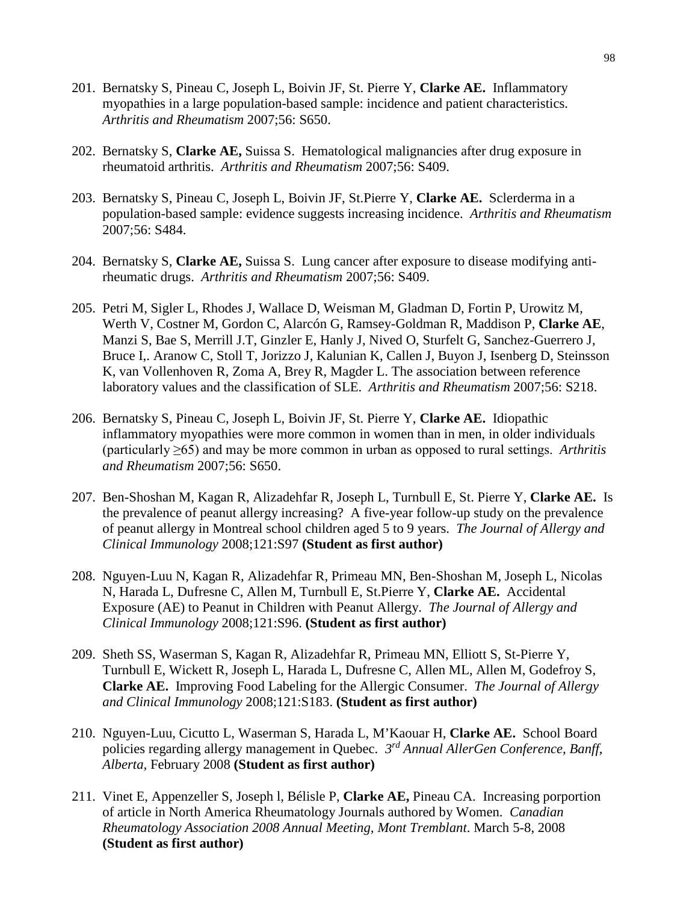201. Bernatsky S, Pineau C, Joseph L, Boivin JF, St. Pierre Y, **Clarke AE.** Inflammatory myopathies in a large population-based sample: incidence and patient characteristics. *Arthritis and Rheumatism* 2007;56: S650.

202. Bernatsky S, **Clarke AE,** Suissa S. Hematological malignancies after drug exposure in rheumatoid arthritis. *Arthritis and Rheumatism* 2007;56: S409.

203. Bernatsky S, Pineau C, Joseph L, Boivin JF, St.Pierre Y, **Clarke AE.** Sclerderma in a population-based sample: evidence suggests increasing incidence. *Arthritis and Rheumatism* 2007;56: S484.

204. Bernatsky S, **Clarke AE,** Suissa S. Lung cancer after exposure to disease modifying anti-rheumatic drugs. *Arthritis and Rheumatism* 2007;56: S409.

205. Petri M, Sigler L, Rhodes J, Wallace D, Weisman M, Gladman D, Fortin P, Urowitz M, Werth V, Costner M, Gordon C, Alarcón G, Ramsey-Goldman R, Maddison P, **Clarke AE**, Manzi S, Bae S, Merrill J.T, Ginzler E, Hanly J, Nived O, Sturfelt G, Sanchez-Guerrero J, Bruce I,. Aranow C, Stoll T, Jorizzo J, Kalunian K, Callen J, Buyon J, Isenberg D, Steinsson K, van Vollenhoven R, Zoma A, Brey R, Magder L. The association between reference laboratory values and the classification of SLE. *Arthritis and Rheumatism* 2007;56: S218.

206. Bernatsky S, Pineau C, Joseph L, Boivin JF, St. Pierre Y, **Clarke AE.** Idiopathic inflammatory myopathies were more common in women than in men, in older individuals (particularly ≥65) and may be more common in urban as opposed to rural settings. *Arthritis and Rheumatism* 2007;56: S650.

207. Ben-Shoshan M, Kagan R, Alizadehfar R, Joseph L, Turnbull E, St. Pierre Y, **Clarke AE.** Is the prevalence of peanut allergy increasing? A five-year follow-up study on the prevalence of peanut allergy in Montreal school children aged 5 to 9 years. *The Journal of Allergy and Clinical Immunology* 2008;121:S97 **(Student as first author)**

208. Nguyen-Luu N, Kagan R, Alizadehfar R, Primeau MN, Ben-Shoshan M, Joseph L, Nicolas N, Harada L, Dufresne C, Allen M, Turnbull E, St.Pierre Y, **Clarke AE.** Accidental Exposure (AE) to Peanut in Children with Peanut Allergy. *The Journal of Allergy and Clinical Immunology* 2008;121:S96. **(Student as first author)**

209. Sheth SS, Waserman S, Kagan R, Alizadehfar R, Primeau MN, Elliott S, St-Pierre Y, Turnbull E, Wickett R, Joseph L, Harada L, Dufresne C, Allen ML, Allen M, Godefroy S, **Clarke AE.** Improving Food Labeling for the Allergic Consumer. *The Journal of Allergy and Clinical Immunology* 2008;121:S183. **(Student as first author)**

210. Nguyen-Luu, Cicutto L, Waserman S, Harada L, M'Kaouar H, **Clarke AE.** School Board policies regarding allergy management in Quebec. *3rd Annual AllerGen Conference, Banff, Alberta*, February 2008 **(Student as first author)**

211. Vinet E, Appenzeller S, Joseph l, Bélisle P, **Clarke AE,** Pineau CA. Increasing porportion of article in North America Rheumatology Journals authored by Women. *Canadian Rheumatology Association 2008 Annual Meeting, Mont Tremblant*. March 5-8, 2008 **(Student as first author)**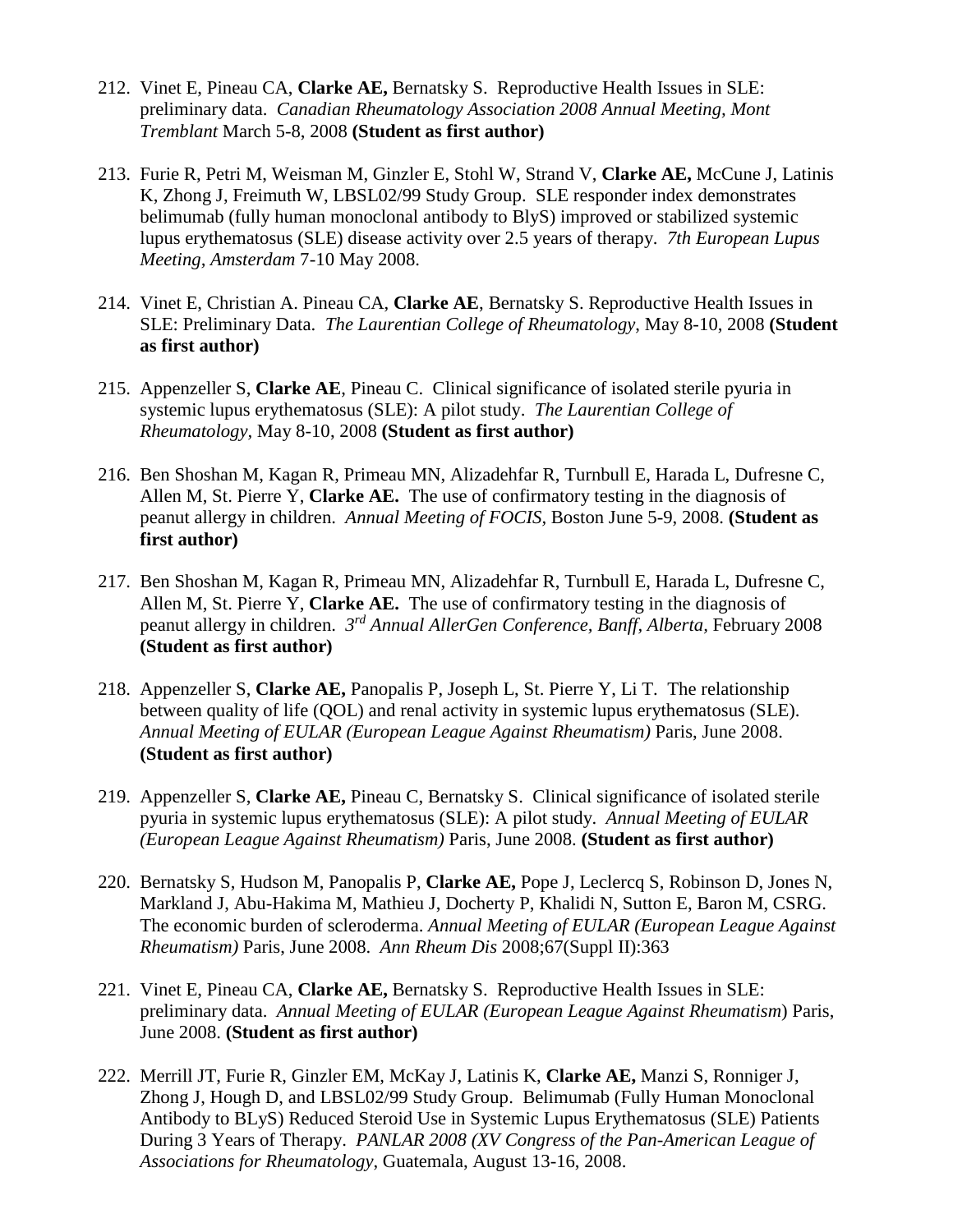212. Vinet E, Pineau CA, **Clarke AE,** Bernatsky S. Reproductive Health Issues in SLE: preliminary data. *Canadian Rheumatology Association 2008 Annual Meeting, Mont Tremblant* March 5-8, 2008 **(Student as first author)**

213. Furie R, Petri M, Weisman M, Ginzler E, Stohl W, Strand V, **Clarke AE,** McCune J, Latinis K, Zhong J, Freimuth W, LBSL02/99 Study Group. SLE responder index demonstrates belimumab (fully human monoclonal antibody to BlyS) improved or stabilized systemic lupus erythematosus (SLE) disease activity over 2.5 years of therapy. *7th European Lupus Meeting, Amsterdam* 7-10 May 2008.

214. Vinet E, Christian A. Pineau CA, **Clarke AE**, Bernatsky S. Reproductive Health Issues in SLE: Preliminary Data. *The Laurentian College of Rheumatology*, May 8-10, 2008 **(Student as first author)**

215. Appenzeller S, **Clarke AE**, Pineau C. Clinical significance of isolated sterile pyuria in systemic lupus erythematosus (SLE): A pilot study. *The Laurentian College of Rheumatology,* May 8-10, 2008 **(Student as first author)**

216. Ben Shoshan M, Kagan R, Primeau MN, Alizadehfar R, Turnbull E, Harada L, Dufresne C, Allen M, St. Pierre Y, **Clarke AE.** The use of confirmatory testing in the diagnosis of peanut allergy in children. *Annual Meeting of FOCIS*, Boston June 5-9, 2008. **(Student as first author)**

217. Ben Shoshan M, Kagan R, Primeau MN, Alizadehfar R, Turnbull E, Harada L, Dufresne C, Allen M, St. Pierre Y, **Clarke AE.** The use of confirmatory testing in the diagnosis of peanut allergy in children. *3rd Annual AllerGen Conference, Banff, Alberta*, February 2008 **(Student as first author)**

218. Appenzeller S, **Clarke AE,** Panopalis P, Joseph L, St. Pierre Y, Li T. The relationship between quality of life (QOL) and renal activity in systemic lupus erythematosus (SLE). *Annual Meeting of EULAR (European League Against Rheumatism)* Paris, June 2008. **(Student as first author)**

219. Appenzeller S, **Clarke AE,** Pineau C, Bernatsky S. Clinical significance of isolated sterile pyuria in systemic lupus erythematosus (SLE): A pilot study. *Annual Meeting of EULAR (European League Against Rheumatism)* Paris, June 2008. **(Student as first author)**

220. Bernatsky S, Hudson M, Panopalis P, **Clarke AE,** Pope J, Leclercq S, Robinson D, Jones N, Markland J, Abu-Hakima M, Mathieu J, Docherty P, Khalidi N, Sutton E, Baron M, CSRG. The economic burden of scleroderma. *Annual Meeting of EULAR (European League Against Rheumatism)* Paris, June 2008. *Ann Rheum Dis* 2008;67(Suppl II):363

221. Vinet E, Pineau CA, **Clarke AE,** Bernatsky S. Reproductive Health Issues in SLE: preliminary data. *Annual Meeting of EULAR (European League Against Rheumatism*) Paris, June 2008. **(Student as first author)**

222. Merrill JT, Furie R, Ginzler EM, McKay J, Latinis K, **Clarke AE,** Manzi S, Ronniger J, Zhong J, Hough D, and LBSL02/99 Study Group. Belimumab (Fully Human Monoclonal Antibody to BLyS) Reduced Steroid Use in Systemic Lupus Erythematosus (SLE) Patients During 3 Years of Therapy. *PANLAR 2008 (XV Congress of the Pan-American League of Associations for Rheumatology*, Guatemala, August 13-16, 2008.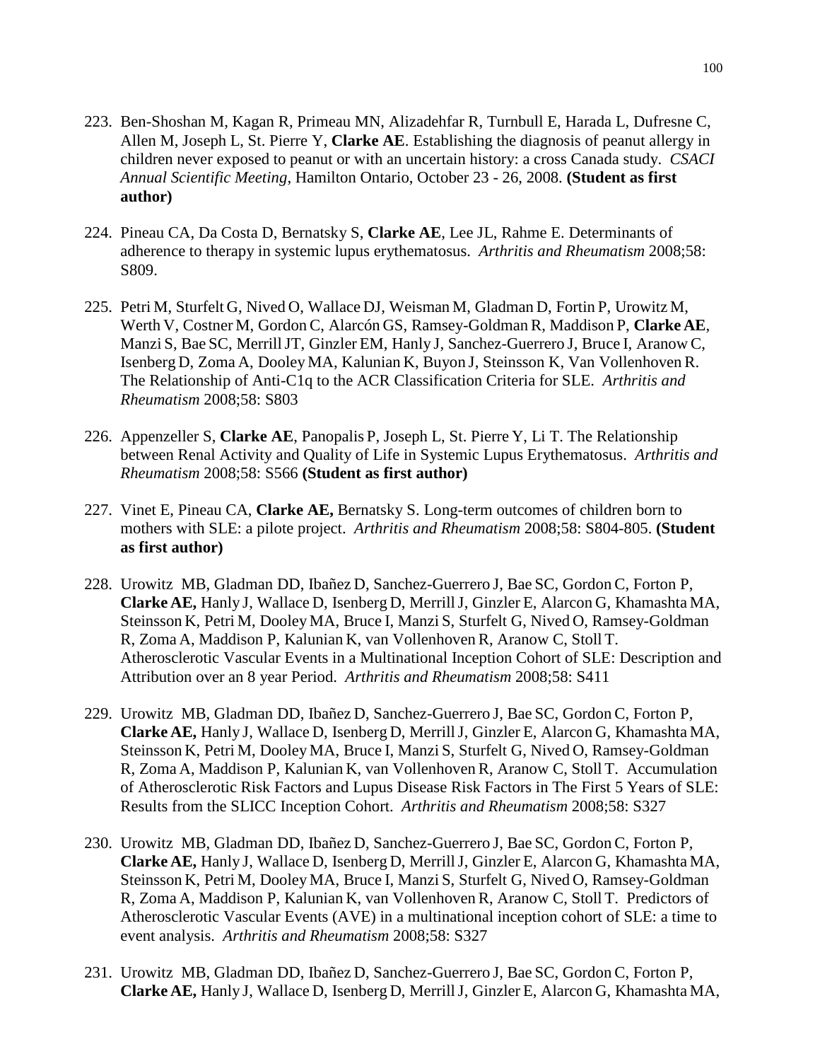223. Ben-Shoshan M, Kagan R, Primeau MN, Alizadehfar R, Turnbull E, Harada L, Dufresne C, Allen M, Joseph L, St. Pierre Y, **Clarke AE**. Establishing the diagnosis of peanut allergy in children never exposed to peanut or with an uncertain history: a cross Canada study. *CSACI Annual Scientific Meeting*, Hamilton Ontario, October 23 - 26, 2008. **(Student as first author)**

224. Pineau CA, Da Costa D, Bernatsky S, **Clarke AE**, Lee JL, Rahme E. Determinants of adherence to therapy in systemic lupus erythematosus. *Arthritis and Rheumatism* 2008;58: S809.

225. Petri M, Sturfelt G, Nived O, Wallace DJ, Weisman M, Gladman D, Fortin P, Urowitz M, Werth V, Costner M, Gordon C, Alarcón GS, Ramsey-Goldman R, Maddison P, **Clarke AE**, Manzi S, Bae SC, Merrill JT, Ginzler EM, Hanly J, Sanchez-Guerrero J, Bruce I, Aranow C, Isenberg D, Zoma A, Dooley MA, Kalunian K, Buyon J, Steinsson K, Van Vollenhoven R. The Relationship of Anti-C1q to the ACR Classification Criteria for SLE. *Arthritis and Rheumatism* 2008;58: S803

226. Appenzeller S, **Clarke AE**, Panopalis P, Joseph L, St. Pierre Y, Li T. The Relationship between Renal Activity and Quality of Life in Systemic Lupus Erythematosus. *Arthritis and Rheumatism* 2008;58: S566 **(Student as first author)**

227. Vinet E, Pineau CA, **Clarke AE,** Bernatsky S. Long-term outcomes of children born to mothers with SLE: a pilote project. *Arthritis and Rheumatism* 2008;58: S804-805. **(Student as first author)**

228. Urowitz MB, Gladman DD, Ibañez D, Sanchez-Guerrero J, Bae SC, Gordon C, Forton P, **Clarke AE,** Hanly J, Wallace D, Isenberg D, Merrill J, Ginzler E, Alarcon G, Khamashta MA, Steinsson K, Petri M, Dooley MA, Bruce I, Manzi S, Sturfelt G, Nived O, Ramsey-Goldman R, Zoma A, Maddison P, Kalunian K, van Vollenhoven R, Aranow C, Stoll T. Atherosclerotic Vascular Events in a Multinational Inception Cohort of SLE: Description and Attribution over an 8 year Period. *Arthritis and Rheumatism* 2008;58: S411

229. Urowitz MB, Gladman DD, Ibañez D, Sanchez-Guerrero J, Bae SC, Gordon C, Forton P, **Clarke AE,** Hanly J, Wallace D, Isenberg D, Merrill J, Ginzler E, Alarcon G, Khamashta MA, Steinsson K, Petri M, Dooley MA, Bruce I, Manzi S, Sturfelt G, Nived O, Ramsey-Goldman R, Zoma A, Maddison P, Kalunian K, van Vollenhoven R, Aranow C, Stoll T. Accumulation of Atherosclerotic Risk Factors and Lupus Disease Risk Factors in The First 5 Years of SLE: Results from the SLICC Inception Cohort. *Arthritis and Rheumatism* 2008;58: S327

230. Urowitz MB, Gladman DD, Ibañez D, Sanchez-Guerrero J, Bae SC, Gordon C, Forton P, **Clarke AE,** Hanly J, Wallace D, Isenberg D, Merrill J, Ginzler E, Alarcon G, Khamashta MA, Steinsson K, Petri M, Dooley MA, Bruce I, Manzi S, Sturfelt G, Nived O, Ramsey-Goldman R, Zoma A, Maddison P, Kalunian K, van Vollenhoven R, Aranow C, Stoll T. Predictors of Atherosclerotic Vascular Events (AVE) in a multinational inception cohort of SLE: a time to event analysis. *Arthritis and Rheumatism* 2008;58: S327

231. Urowitz MB, Gladman DD, Ibañez D, Sanchez-Guerrero J, Bae SC, Gordon C, Forton P, **Clarke AE,** Hanly J, Wallace D, Isenberg D, Merrill J, Ginzler E, Alarcon G, Khamashta MA,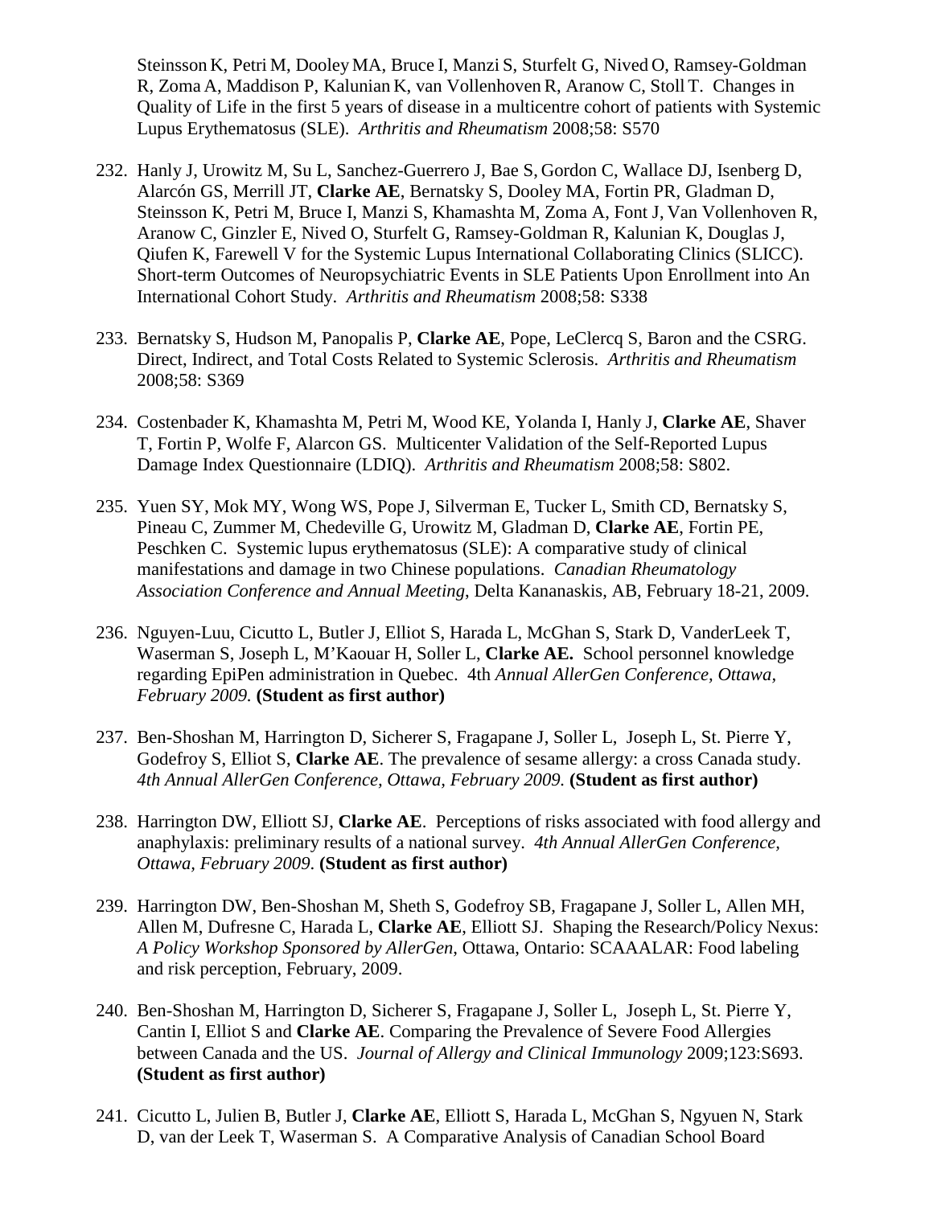Steinsson K, Petri M, Dooley MA, Bruce I, Manzi S, Sturfelt G, Nived O, Ramsey-Goldman R, Zoma A, Maddison P, Kalunian K, van Vollenhoven R, Aranow C, Stoll T. Changes in Quality of Life in the first 5 years of disease in a multicentre cohort of patients with Systemic Lupus Erythematosus (SLE). *Arthritis and Rheumatism* 2008;58: S570

232. Hanly J, Urowitz M, Su L, Sanchez-Guerrero J, Bae S, Gordon C, Wallace DJ, Isenberg D, Alarcón GS, Merrill JT, **Clarke AE**, Bernatsky S, Dooley MA, Fortin PR, Gladman D, Steinsson K, Petri M, Bruce I, Manzi S, Khamashta M, Zoma A, Font J, Van Vollenhoven R, Aranow C, Ginzler E, Nived O, Sturfelt G, Ramsey-Goldman R, Kalunian K, Douglas J, Qiufen K, Farewell V for the Systemic Lupus International Collaborating Clinics (SLICC). Short-term Outcomes of Neuropsychiatric Events in SLE Patients Upon Enrollment into An International Cohort Study. *Arthritis and Rheumatism* 2008;58: S338

233. Bernatsky S, Hudson M, Panopalis P, **Clarke AE**, Pope, LeClercq S, Baron and the CSRG. Direct, Indirect, and Total Costs Related to Systemic Sclerosis. *Arthritis and Rheumatism* 2008;58: S369

234. Costenbader K, Khamashta M, Petri M, Wood KE, Yolanda I, Hanly J, **Clarke AE**, Shaver T, Fortin P, Wolfe F, Alarcon GS. Multicenter Validation of the Self-Reported Lupus Damage Index Questionnaire (LDIQ). *Arthritis and Rheumatism* 2008;58: S802.

235. Yuen SY, Mok MY, Wong WS, Pope J, Silverman E, Tucker L, Smith CD, Bernatsky S, Pineau C, Zummer M, Chedeville G, Urowitz M, Gladman D, **Clarke AE**, Fortin PE, Peschken C. Systemic lupus erythematosus (SLE): A comparative study of clinical manifestations and damage in two Chinese populations. *Canadian Rheumatology Association Conference and Annual Meeting*, Delta Kananaskis, AB, February 18-21, 2009.

236. Nguyen-Luu, Cicutto L, Butler J, Elliot S, Harada L, McGhan S, Stark D, VanderLeek T, Waserman S, Joseph L, M'Kaouar H, Soller L, **Clarke AE.** School personnel knowledge regarding EpiPen administration in Quebec. 4th *Annual AllerGen Conference, Ottawa, February 2009.* **(Student as first author)**

237. Ben-Shoshan M, Harrington D, Sicherer S, Fragapane J, Soller L, Joseph L, St. Pierre Y, Godefroy S, Elliot S, **Clarke AE**. The prevalence of sesame allergy: a cross Canada study. *4th Annual AllerGen Conference, Ottawa, February 2009.* **(Student as first author)**

238. Harrington DW, Elliott SJ, **Clarke AE**. Perceptions of risks associated with food allergy and anaphylaxis: preliminary results of a national survey. *4th Annual AllerGen Conference, Ottawa, February 2009*. **(Student as first author)**

239. Harrington DW, Ben-Shoshan M, Sheth S, Godefroy SB, Fragapane J, Soller L, Allen MH, Allen M, Dufresne C, Harada L, **Clarke AE**, Elliott SJ. Shaping the Research/Policy Nexus: *A Policy Workshop Sponsored by AllerGen*, Ottawa, Ontario: SCAAALAR: Food labeling and risk perception, February, 2009.

240. Ben-Shoshan M, Harrington D, Sicherer S, Fragapane J, Soller L, Joseph L, St. Pierre Y, Cantin I, Elliot S and **Clarke AE**. Comparing the Prevalence of Severe Food Allergies between Canada and the US. *Journal of Allergy and Clinical Immunology* 2009;123:S693. **(Student as first author)**

241. Cicutto L, Julien B, Butler J, **Clarke AE**, Elliott S, Harada L, McGhan S, Ngyuen N, Stark D, van der Leek T, Waserman S. A Comparative Analysis of Canadian School Board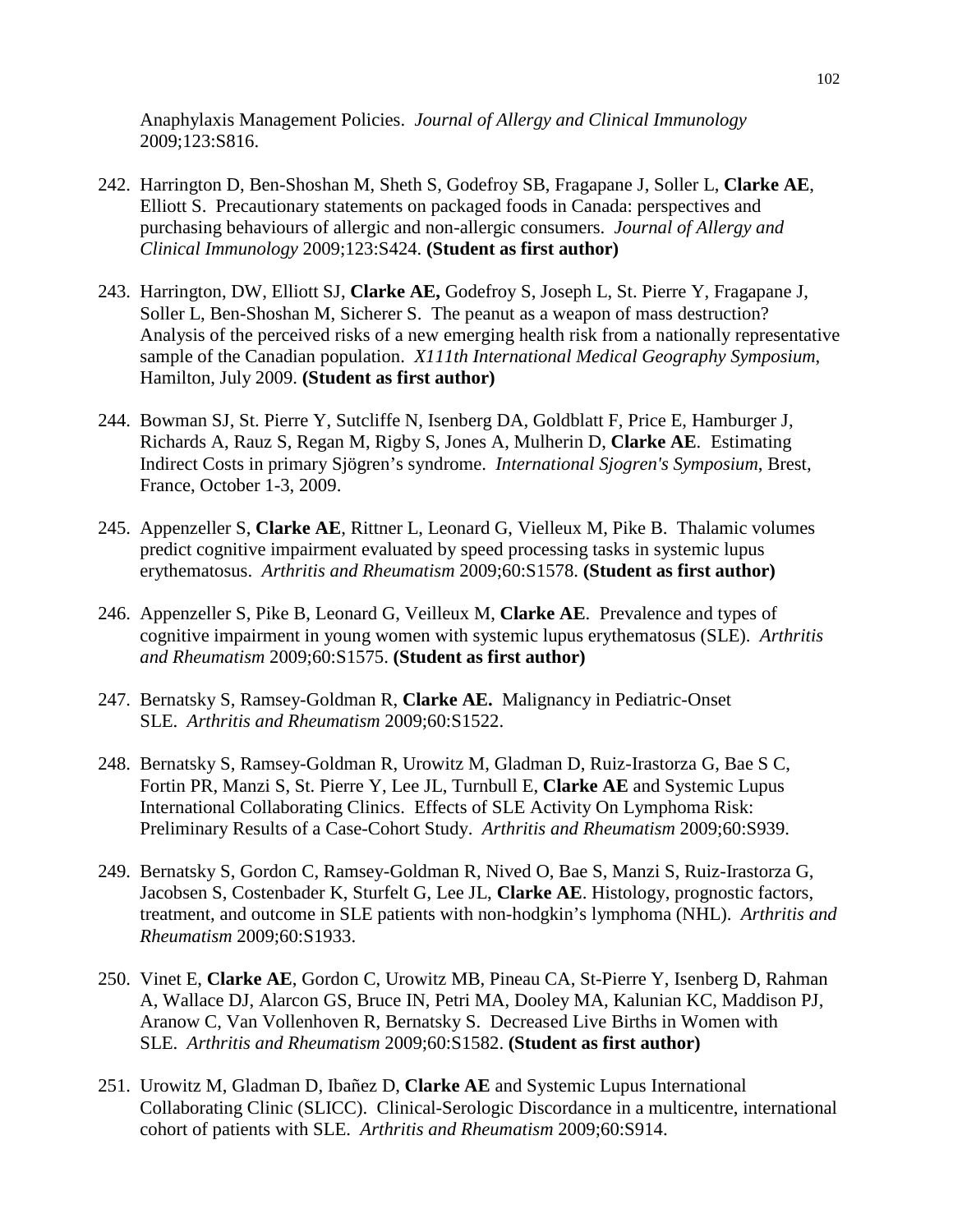Anaphylaxis Management Policies. *Journal of Allergy and Clinical Immunology* 2009;123:S816.

242. Harrington D, Ben-Shoshan M, Sheth S, Godefroy SB, Fragapane J, Soller L, **Clarke AE**, Elliott S. Precautionary statements on packaged foods in Canada: perspectives and purchasing behaviours of allergic and non-allergic consumers. *Journal of Allergy and Clinical Immunology* 2009;123:S424. **(Student as first author)**

243. Harrington, DW, Elliott SJ, **Clarke AE,** Godefroy S, Joseph L, St. Pierre Y, Fragapane J, Soller L, Ben-Shoshan M, Sicherer S. The peanut as a weapon of mass destruction? Analysis of the perceived risks of a new emerging health risk from a nationally representative sample of the Canadian population. *X111th International Medical Geography Symposium*, Hamilton, July 2009. **(Student as first author)**

244. Bowman SJ, St. Pierre Y, Sutcliffe N, Isenberg DA, Goldblatt F, Price E, Hamburger J, Richards A, Rauz S, Regan M, Rigby S, Jones A, Mulherin D, **Clarke AE**. Estimating Indirect Costs in primary Sjögren's syndrome. *International Sjogren's Symposium*, Brest, France, October 1-3, 2009.

245. Appenzeller S, **Clarke AE**, Rittner L, Leonard G, Vielleux M, Pike B. Thalamic volumes predict cognitive impairment evaluated by speed processing tasks in systemic lupus erythematosus. *Arthritis and Rheumatism* 2009;60:S1578. **(Student as first author)**

246. Appenzeller S, Pike B, Leonard G, Veilleux M, **Clarke AE**. Prevalence and types of cognitive impairment in young women with systemic lupus erythematosus (SLE). *Arthritis and Rheumatism* 2009;60:S1575. **(Student as first author)**

247. Bernatsky S, Ramsey-Goldman R, **Clarke AE.** Malignancy in Pediatric-Onset SLE. *Arthritis and Rheumatism* 2009;60:S1522.

248. Bernatsky S, Ramsey-Goldman R, Urowitz M, Gladman D, Ruiz-Irastorza G, Bae S C, Fortin PR, Manzi S, St. Pierre Y, Lee JL, Turnbull E, **Clarke AE** and Systemic Lupus International Collaborating Clinics. Effects of SLE Activity On Lymphoma Risk: Preliminary Results of a Case-Cohort Study. *Arthritis and Rheumatism* 2009;60:S939.

249. Bernatsky S, Gordon C, Ramsey-Goldman R, Nived O, Bae S, Manzi S, Ruiz-Irastorza G, Jacobsen S, Costenbader K, Sturfelt G, Lee JL, **Clarke AE**. Histology, prognostic factors, treatment, and outcome in SLE patients with non-hodgkin's lymphoma (NHL). *Arthritis and Rheumatism* 2009;60:S1933.

250. Vinet E, **Clarke AE**, Gordon C, Urowitz MB, Pineau CA, St-Pierre Y, Isenberg D, Rahman A, Wallace DJ, Alarcon GS, Bruce IN, Petri MA, Dooley MA, Kalunian KC, Maddison PJ, Aranow C, Van Vollenhoven R, Bernatsky S. Decreased Live Births in Women with SLE. *Arthritis and Rheumatism* 2009;60:S1582. **(Student as first author)**

251. Urowitz M, Gladman D, Ibañez D, **Clarke AE** and Systemic Lupus International Collaborating Clinic (SLICC). Clinical-Serologic Discordance in a multicentre, international cohort of patients with SLE. *Arthritis and Rheumatism* 2009;60:S914.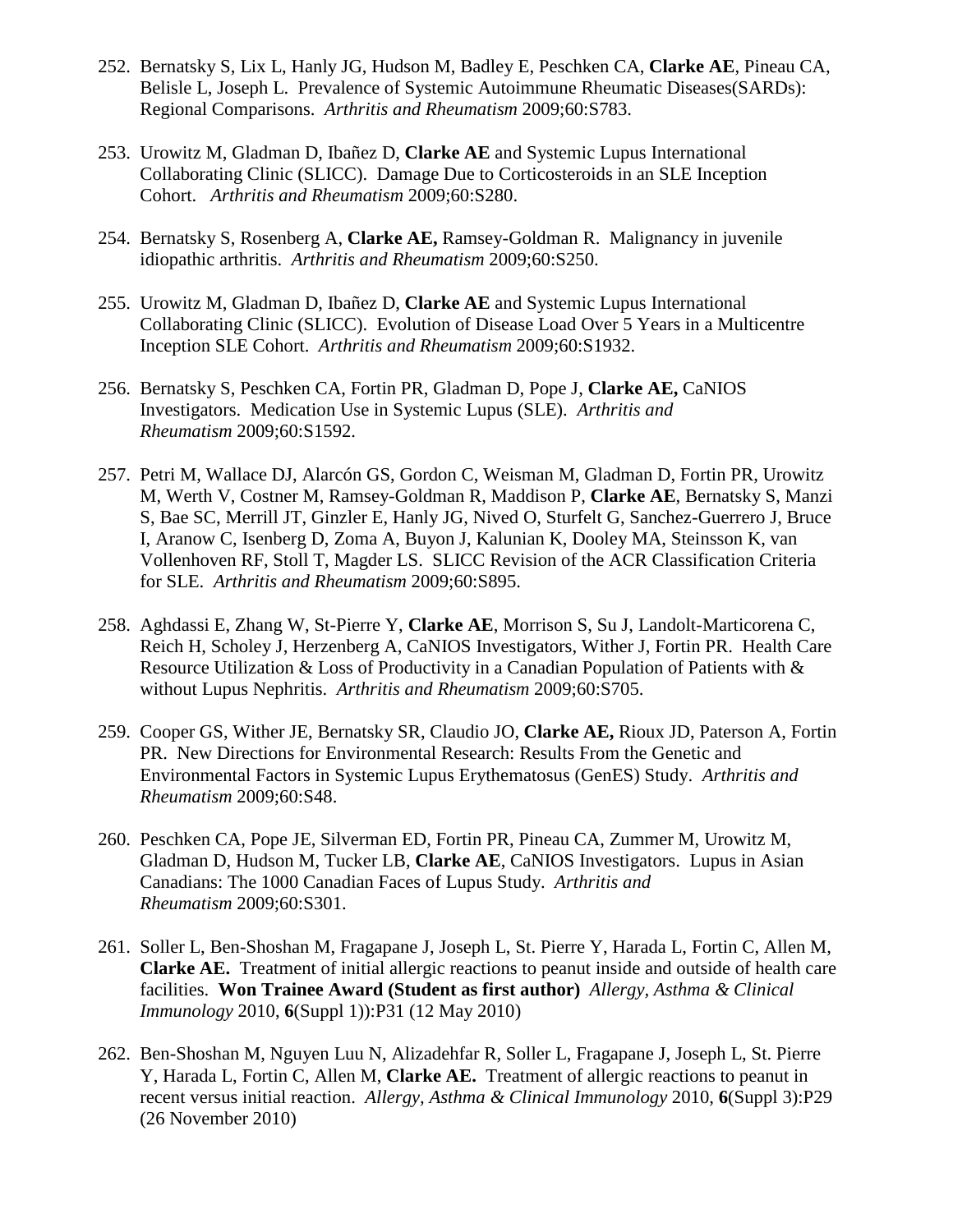252. Bernatsky S, Lix L, Hanly JG, Hudson M, Badley E, Peschken CA, **Clarke AE**, Pineau CA, Belisle L, Joseph L. Prevalence of Systemic Autoimmune Rheumatic Diseases(SARDs): Regional Comparisons. *Arthritis and Rheumatism* 2009;60:S783.

253. Urowitz M, Gladman D, Ibañez D, **Clarke AE** and Systemic Lupus International Collaborating Clinic (SLICC). Damage Due to Corticosteroids in an SLE Inception Cohort. *Arthritis and Rheumatism* 2009;60:S280.

254. Bernatsky S, Rosenberg A, **Clarke AE,** Ramsey-Goldman R. Malignancy in juvenile idiopathic arthritis. *Arthritis and Rheumatism* 2009;60:S250.

255. Urowitz M, Gladman D, Ibañez D, **Clarke AE** and Systemic Lupus International Collaborating Clinic (SLICC). Evolution of Disease Load Over 5 Years in a Multicentre Inception SLE Cohort. *Arthritis and Rheumatism* 2009;60:S1932.

256. Bernatsky S, Peschken CA, Fortin PR, Gladman D, Pope J, **Clarke AE,** CaNIOS Investigators. Medication Use in Systemic Lupus (SLE). *Arthritis and Rheumatism* 2009;60:S1592.

257. Petri M, Wallace DJ, Alarcón GS, Gordon C, Weisman M, Gladman D, Fortin PR, Urowitz M, Werth V, Costner M, Ramsey-Goldman R, Maddison P, **Clarke AE**, Bernatsky S, Manzi S, Bae SC, Merrill JT, Ginzler E, Hanly JG, Nived O, Sturfelt G, Sanchez-Guerrero J, Bruce I, Aranow C, Isenberg D, Zoma A, Buyon J, Kalunian K, Dooley MA, Steinsson K, van Vollenhoven RF, Stoll T, Magder LS. SLICC Revision of the ACR Classification Criteria for SLE. *Arthritis and Rheumatism* 2009;60:S895.

258. Aghdassi E, Zhang W, St-Pierre Y, **Clarke AE**, Morrison S, Su J, Landolt-Marticorena C, Reich H, Scholey J, Herzenberg A, CaNIOS Investigators, Wither J, Fortin PR. Health Care Resource Utilization & Loss of Productivity in a Canadian Population of Patients with & without Lupus Nephritis. *Arthritis and Rheumatism* 2009;60:S705.

259. Cooper GS, Wither JE, Bernatsky SR, Claudio JO, **Clarke AE,** Rioux JD, Paterson A, Fortin PR. New Directions for Environmental Research: Results From the Genetic and Environmental Factors in Systemic Lupus Erythematosus (GenES) Study. *Arthritis and Rheumatism* 2009;60:S48.

260. Peschken CA, Pope JE, Silverman ED, Fortin PR, Pineau CA, Zummer M, Urowitz M, Gladman D, Hudson M, Tucker LB, **Clarke AE**, CaNIOS Investigators. Lupus in Asian Canadians: The 1000 Canadian Faces of Lupus Study. *Arthritis and Rheumatism* 2009;60:S301.

261. Soller L, Ben-Shoshan M, Fragapane J, Joseph L, St. Pierre Y, Harada L, Fortin C, Allen M, **Clarke AE.** Treatment of initial allergic reactions to peanut inside and outside of health care facilities. **Won Trainee Award (Student as first author)** *Allergy, Asthma & Clinical Immunology* 2010, **6**(Suppl 1)):P31 (12 May 2010)

262. Ben-Shoshan M, Nguyen Luu N, Alizadehfar R, Soller L, Fragapane J, Joseph L, St. Pierre Y, Harada L, Fortin C, Allen M, **Clarke AE.** Treatment of allergic reactions to peanut in recent versus initial reaction. *Allergy, Asthma & Clinical Immunology* 2010, **6**(Suppl 3):P29 (26 November 2010)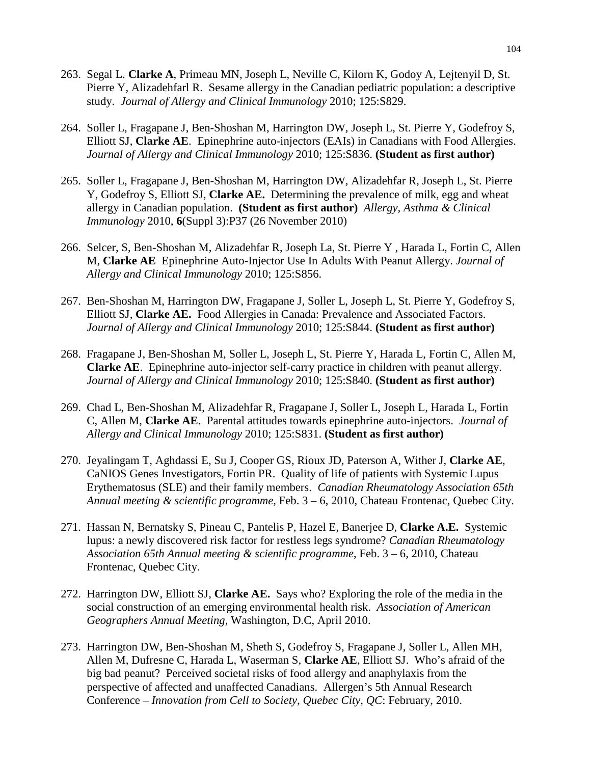263. Segal L. **Clarke A**, Primeau MN, Joseph L, Neville C, Kilorn K, Godoy A, Lejtenyil D, St. Pierre Y, Alizadehfarl R. Sesame allergy in the Canadian pediatric population: a descriptive study. *Journal of Allergy and Clinical Immunology* 2010; 125:S829.

264. Soller L, Fragapane J, Ben-Shoshan M, Harrington DW, Joseph L, St. Pierre Y, Godefroy S, Elliott SJ, **Clarke AE**. Epinephrine auto-injectors (EAIs) in Canadians with Food Allergies. *Journal of Allergy and Clinical Immunology* 2010; 125:S836. **(Student as first author)**

265. Soller L, Fragapane J, Ben-Shoshan M, Harrington DW, Alizadehfar R, Joseph L, St. Pierre Y, Godefroy S, Elliott SJ, **Clarke AE.** Determining the prevalence of milk, egg and wheat allergy in Canadian population. **(Student as first author)** *Allergy, Asthma & Clinical Immunology* 2010, **6**(Suppl 3):P37 (26 November 2010)

266. Selcer, S, Ben-Shoshan M, Alizadehfar R, Joseph La, St. Pierre Y , Harada L, Fortin C, Allen M, **Clarke AE** Epinephrine Auto-Injector Use In Adults With Peanut Allergy. *Journal of Allergy and Clinical Immunology* 2010; 125:S856.

267. Ben-Shoshan M, Harrington DW, Fragapane J, Soller L, Joseph L, St. Pierre Y, Godefroy S, Elliott SJ, **Clarke AE.** Food Allergies in Canada: Prevalence and Associated Factors. *Journal of Allergy and Clinical Immunology* 2010; 125:S844. **(Student as first author)**

268. Fragapane J, Ben-Shoshan M, Soller L, Joseph L, St. Pierre Y, Harada L, Fortin C, Allen M, **Clarke AE**. Epinephrine auto-injector self-carry practice in children with peanut allergy. *Journal of Allergy and Clinical Immunology* 2010; 125:S840. **(Student as first author)**

269. Chad L, Ben-Shoshan M, Alizadehfar R, Fragapane J, Soller L, Joseph L, Harada L, Fortin C, Allen M, **Clarke AE**. Parental attitudes towards epinephrine auto-injectors. *Journal of Allergy and Clinical Immunology* 2010; 125:S831. **(Student as first author)**

270. Jeyalingam T, Aghdassi E, Su J, Cooper GS, Rioux JD, Paterson A, Wither J, **Clarke AE**, CaNIOS Genes Investigators, Fortin PR. Quality of life of patients with Systemic Lupus Erythematosus (SLE) and their family members. *Canadian Rheumatology Association 65th Annual meeting & scientific programme*, Feb. 3 – 6, 2010, Chateau Frontenac, Quebec City.

271. Hassan N, Bernatsky S, Pineau C, Pantelis P, Hazel E, Banerjee D, **Clarke A.E.** Systemic lupus: a newly discovered risk factor for restless legs syndrome? *Canadian Rheumatology Association 65th Annual meeting & scientific programme*, Feb. 3 – 6, 2010, Chateau Frontenac, Quebec City.

272. Harrington DW, Elliott SJ, **Clarke AE.** Says who? Exploring the role of the media in the social construction of an emerging environmental health risk. *Association of American Geographers Annual Meeting*, Washington, D.C, April 2010.

273. Harrington DW, Ben-Shoshan M, Sheth S, Godefroy S, Fragapane J, Soller L, Allen MH, Allen M, Dufresne C, Harada L, Waserman S, **Clarke AE**, Elliott SJ. Who's afraid of the big bad peanut? Perceived societal risks of food allergy and anaphylaxis from the perspective of affected and unaffected Canadians. Allergen's 5th Annual Research Conference – *Innovation from Cell to Society, Quebec City, QC*: February, 2010.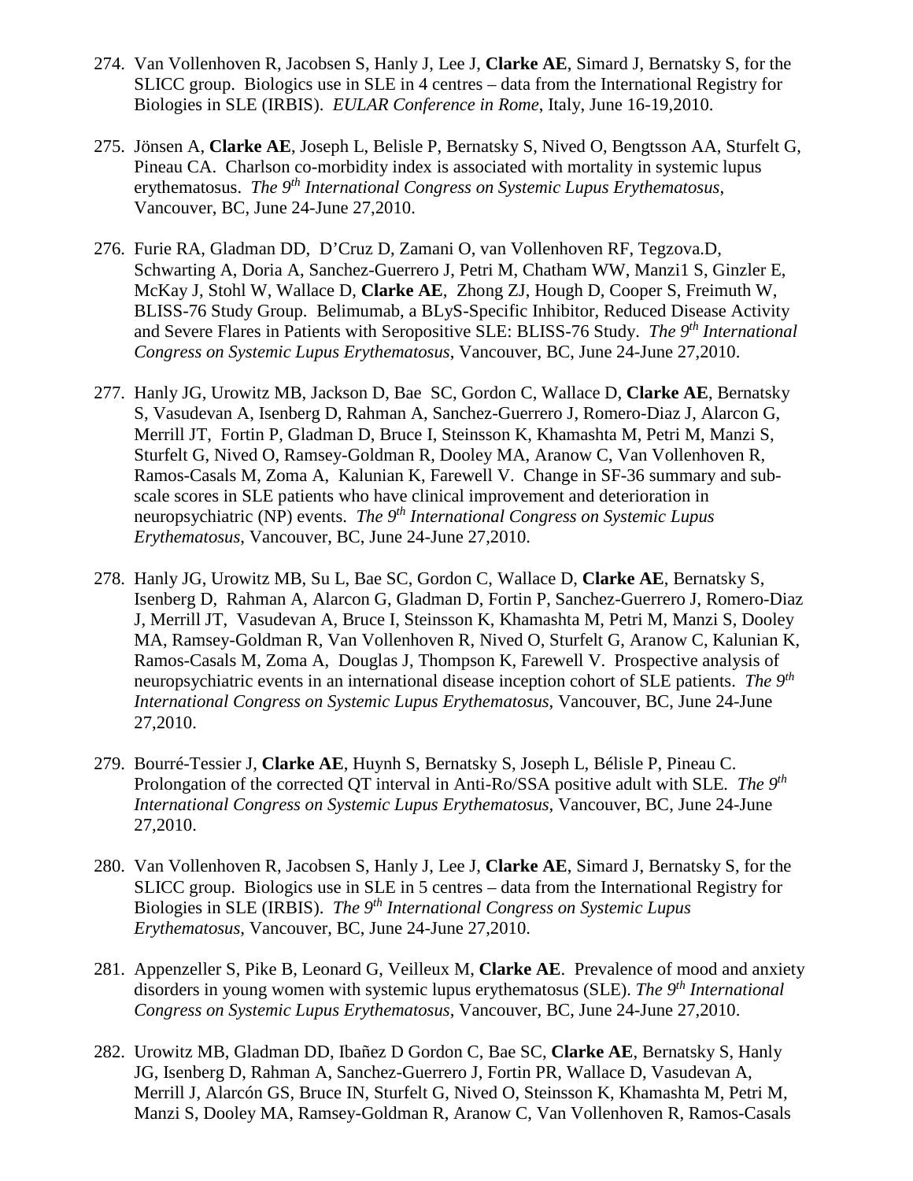274. Van Vollenhoven R, Jacobsen S, Hanly J, Lee J, **Clarke AE**, Simard J, Bernatsky S, for the SLICC group. Biologics use in SLE in 4 centres – data from the International Registry for Biologies in SLE (IRBIS). *EULAR Conference in Rome*, Italy, June 16-19,2010.

275. Jönsen A, **Clarke AE**, Joseph L, Belisle P, Bernatsky S, Nived O, Bengtsson AA, Sturfelt G, Pineau CA. Charlson co-morbidity index is associated with mortality in systemic lupus erythematosus. *The 9th International Congress on Systemic Lupus Erythematosus*, Vancouver, BC, June 24-June 27,2010.

276. Furie RA, Gladman DD, D'Cruz D, Zamani O, van Vollenhoven RF, Tegzova.D, Schwarting A, Doria A, Sanchez-Guerrero J, Petri M, Chatham WW, Manzi1 S, Ginzler E, McKay J, Stohl W, Wallace D, **Clarke AE**, Zhong ZJ, Hough D, Cooper S, Freimuth W, BLISS-76 Study Group. Belimumab, a BLyS-Specific Inhibitor, Reduced Disease Activity and Severe Flares in Patients with Seropositive SLE: BLISS-76 Study. *The 9th International Congress on Systemic Lupus Erythematosus*, Vancouver, BC, June 24-June 27,2010.

277. Hanly JG, Urowitz MB, Jackson D, Bae SC, Gordon C, Wallace D, **Clarke AE**, Bernatsky S, Vasudevan A, Isenberg D, Rahman A, Sanchez-Guerrero J, Romero-Diaz J, Alarcon G, Merrill JT, Fortin P, Gladman D, Bruce I, Steinsson K, Khamashta M, Petri M, Manzi S, Sturfelt G, Nived O, Ramsey-Goldman R, Dooley MA, Aranow C, Van Vollenhoven R, Ramos-Casals M, Zoma A, Kalunian K, Farewell V. Change in SF-36 summary and sub-scale scores in SLE patients who have clinical improvement and deterioration in neuropsychiatric (NP) events. *The 9th International Congress on Systemic Lupus Erythematosus*, Vancouver, BC, June 24-June 27,2010.

278. Hanly JG, Urowitz MB, Su L, Bae SC, Gordon C, Wallace D, **Clarke AE**, Bernatsky S, Isenberg D, Rahman A, Alarcon G, Gladman D, Fortin P, Sanchez-Guerrero J, Romero-Diaz J, Merrill JT, Vasudevan A, Bruce I, Steinsson K, Khamashta M, Petri M, Manzi S, Dooley MA, Ramsey-Goldman R, Van Vollenhoven R, Nived O, Sturfelt G, Aranow C, Kalunian K, Ramos-Casals M, Zoma A, Douglas J, Thompson K, Farewell V. Prospective analysis of neuropsychiatric events in an international disease inception cohort of SLE patients. *The 9th International Congress on Systemic Lupus Erythematosus*, Vancouver, BC, June 24-June 27,2010.

279. Bourré-Tessier J, **Clarke AE**, Huynh S, Bernatsky S, Joseph L, Bélisle P, Pineau C. Prolongation of the corrected QT interval in Anti-Ro/SSA positive adult with SLE. *The 9th International Congress on Systemic Lupus Erythematosus*, Vancouver, BC, June 24-June 27,2010.

280. Van Vollenhoven R, Jacobsen S, Hanly J, Lee J, **Clarke AE**, Simard J, Bernatsky S, for the SLICC group. Biologics use in SLE in 5 centres – data from the International Registry for Biologies in SLE (IRBIS). *The 9th International Congress on Systemic Lupus Erythematosus*, Vancouver, BC, June 24-June 27,2010.

281. Appenzeller S, Pike B, Leonard G, Veilleux M, **Clarke AE**. Prevalence of mood and anxiety disorders in young women with systemic lupus erythematosus (SLE). *The 9th International Congress on Systemic Lupus Erythematosus*, Vancouver, BC, June 24-June 27,2010.

282. Urowitz MB, Gladman DD, Ibañez D Gordon C, Bae SC, **Clarke AE**, Bernatsky S, Hanly JG, Isenberg D, Rahman A, Sanchez-Guerrero J, Fortin PR, Wallace D, Vasudevan A, Merrill J, Alarcón GS, Bruce IN, Sturfelt G, Nived O, Steinsson K, Khamashta M, Petri M, Manzi S, Dooley MA, Ramsey-Goldman R, Aranow C, Van Vollenhoven R, Ramos-Casals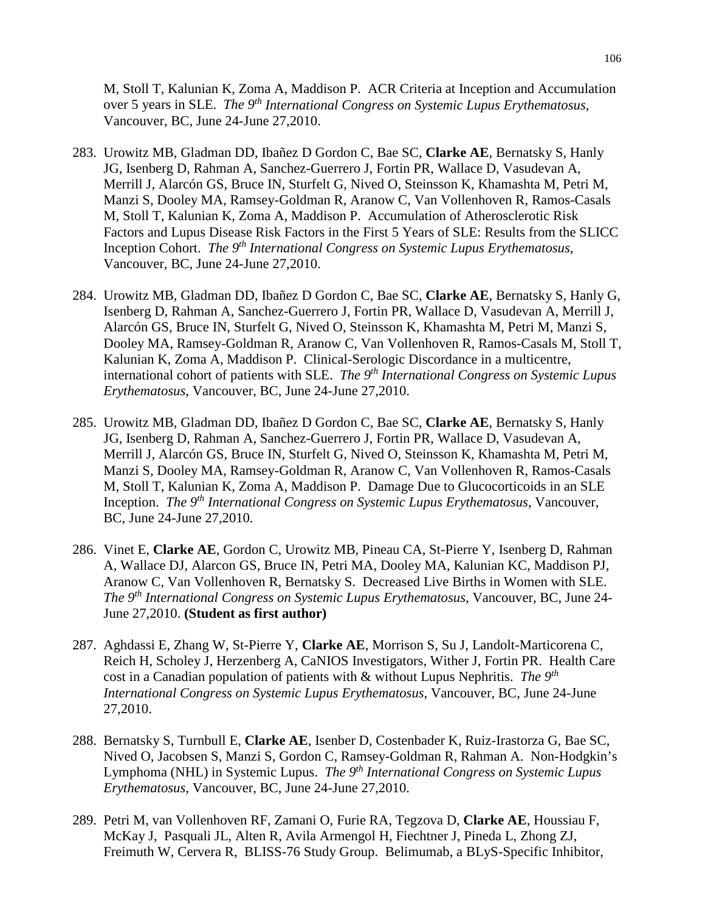M, Stoll T, Kalunian K, Zoma A, Maddison P. ACR Criteria at Inception and Accumulation over 5 years in SLE. *The 9th International Congress on Systemic Lupus Erythematosus*, Vancouver, BC, June 24-June 27,2010.

283. Urowitz MB, Gladman DD, Ibañez D Gordon C, Bae SC, **Clarke AE**, Bernatsky S, Hanly JG, Isenberg D, Rahman A, Sanchez-Guerrero J, Fortin PR, Wallace D, Vasudevan A, Merrill J, Alarcón GS, Bruce IN, Sturfelt G, Nived O, Steinsson K, Khamashta M, Petri M, Manzi S, Dooley MA, Ramsey-Goldman R, Aranow C, Van Vollenhoven R, Ramos-Casals M, Stoll T, Kalunian K, Zoma A, Maddison P. Accumulation of Atherosclerotic Risk Factors and Lupus Disease Risk Factors in the First 5 Years of SLE: Results from the SLICC Inception Cohort. *The 9th International Congress on Systemic Lupus Erythematosus*, Vancouver, BC, June 24-June 27,2010.

284. Urowitz MB, Gladman DD, Ibañez D Gordon C, Bae SC, **Clarke AE**, Bernatsky S, Hanly G, Isenberg D, Rahman A, Sanchez-Guerrero J, Fortin PR, Wallace D, Vasudevan A, Merrill J, Alarcón GS, Bruce IN, Sturfelt G, Nived O, Steinsson K, Khamashta M, Petri M, Manzi S, Dooley MA, Ramsey-Goldman R, Aranow C, Van Vollenhoven R, Ramos-Casals M, Stoll T, Kalunian K, Zoma A, Maddison P. Clinical-Serologic Discordance in a multicentre, international cohort of patients with SLE. *The 9th International Congress on Systemic Lupus Erythematosus*, Vancouver, BC, June 24-June 27,2010.

285. Urowitz MB, Gladman DD, Ibañez D Gordon C, Bae SC, **Clarke AE**, Bernatsky S, Hanly JG, Isenberg D, Rahman A, Sanchez-Guerrero J, Fortin PR, Wallace D, Vasudevan A, Merrill J, Alarcón GS, Bruce IN, Sturfelt G, Nived O, Steinsson K, Khamashta M, Petri M, Manzi S, Dooley MA, Ramsey-Goldman R, Aranow C, Van Vollenhoven R, Ramos-Casals M, Stoll T, Kalunian K, Zoma A, Maddison P. Damage Due to Glucocorticoids in an SLE Inception. *The 9th International Congress on Systemic Lupus Erythematosus*, Vancouver, BC, June 24-June 27,2010.

286. Vinet E, **Clarke AE**, Gordon C, Urowitz MB, Pineau CA, St-Pierre Y, Isenberg D, Rahman A, Wallace DJ, Alarcon GS, Bruce IN, Petri MA, Dooley MA, Kalunian KC, Maddison PJ, Aranow C, Van Vollenhoven R, Bernatsky S. Decreased Live Births in Women with SLE. *The 9th International Congress on Systemic Lupus Erythematosus*, Vancouver, BC, June 24-June 27,2010. **(Student as first author)**

287. Aghdassi E, Zhang W, St-Pierre Y, **Clarke AE**, Morrison S, Su J, Landolt-Marticorena C, Reich H, Scholey J, Herzenberg A, CaNIOS Investigators, Wither J, Fortin PR. Health Care cost in a Canadian population of patients with & without Lupus Nephritis. *The 9th International Congress on Systemic Lupus Erythematosus*, Vancouver, BC, June 24-June 27,2010.

288. Bernatsky S, Turnbull E, **Clarke AE**, Isenber D, Costenbader K, Ruiz-Irastorza G, Bae SC, Nived O, Jacobsen S, Manzi S, Gordon C, Ramsey-Goldman R, Rahman A. Non-Hodgkin's Lymphoma (NHL) in Systemic Lupus. *The 9th International Congress on Systemic Lupus Erythematosus*, Vancouver, BC, June 24-June 27,2010.

289. Petri M, van Vollenhoven RF, Zamani O, Furie RA, Tegzova D, **Clarke AE**, Houssiau F, McKay J, Pasquali JL, Alten R, Avila Armengol H, Fiechtner J, Pineda L, Zhong ZJ, Freimuth W, Cervera R, BLISS-76 Study Group. Belimumab, a BLyS-Specific Inhibitor,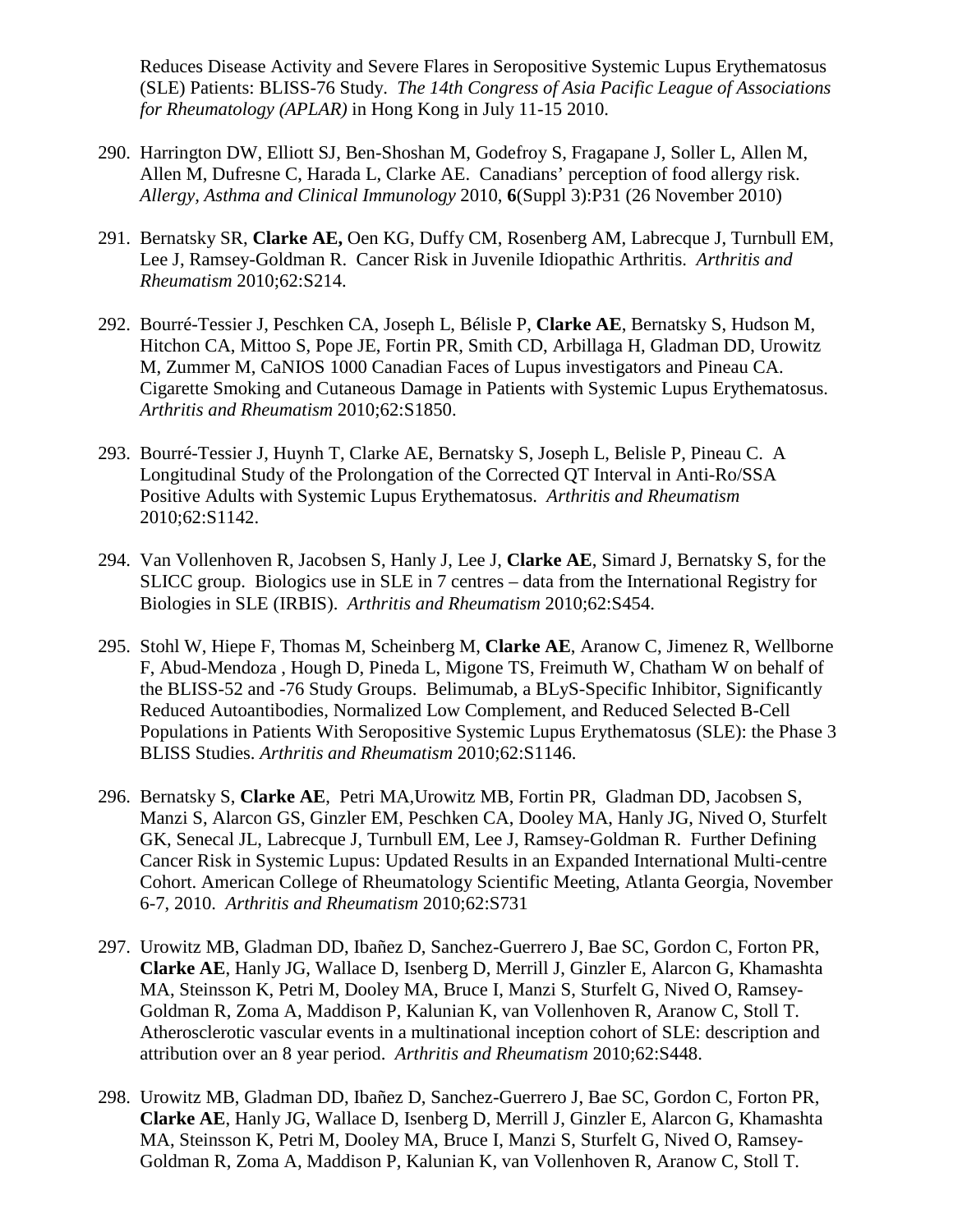Reduces Disease Activity and Severe Flares in Seropositive Systemic Lupus Erythematosus (SLE) Patients: BLISS-76 Study. *The 14th Congress of Asia Pacific League of Associations for Rheumatology (APLAR)* in Hong Kong in July 11-15 2010.

290. Harrington DW, Elliott SJ, Ben-Shoshan M, Godefroy S, Fragapane J, Soller L, Allen M, Allen M, Dufresne C, Harada L, Clarke AE. Canadians' perception of food allergy risk. *Allergy, Asthma and Clinical Immunology* 2010, **6**(Suppl 3):P31 (26 November 2010)

291. Bernatsky SR, **Clarke AE,** Oen KG, Duffy CM, Rosenberg AM, Labrecque J, Turnbull EM, Lee J, Ramsey-Goldman R. Cancer Risk in Juvenile Idiopathic Arthritis. *Arthritis and Rheumatism* 2010;62:S214.

292. Bourré-Tessier J, Peschken CA, Joseph L, Bélisle P, **Clarke AE**, Bernatsky S, Hudson M, Hitchon CA, Mittoo S, Pope JE, Fortin PR, Smith CD, Arbillaga H, Gladman DD, Urowitz M, Zummer M, CaNIOS 1000 Canadian Faces of Lupus investigators and Pineau CA. Cigarette Smoking and Cutaneous Damage in Patients with Systemic Lupus Erythematosus. *Arthritis and Rheumatism* 2010;62:S1850.

293. Bourré-Tessier J, Huynh T, Clarke AE, Bernatsky S, Joseph L, Belisle P, Pineau C. A Longitudinal Study of the Prolongation of the Corrected QT Interval in Anti-Ro/SSA Positive Adults with Systemic Lupus Erythematosus. *Arthritis and Rheumatism* 2010;62:S1142.

294. Van Vollenhoven R, Jacobsen S, Hanly J, Lee J, **Clarke AE**, Simard J, Bernatsky S, for the SLICC group. Biologics use in SLE in 7 centres – data from the International Registry for Biologies in SLE (IRBIS). *Arthritis and Rheumatism* 2010;62:S454.

295. Stohl W, Hiepe F, Thomas M, Scheinberg M, **Clarke AE**, Aranow C, Jimenez R, Wellborne F, Abud-Mendoza , Hough D, Pineda L, Migone TS, Freimuth W, Chatham W on behalf of the BLISS-52 and -76 Study Groups. Belimumab, a BLyS-Specific Inhibitor, Significantly Reduced Autoantibodies, Normalized Low Complement, and Reduced Selected B-Cell Populations in Patients With Seropositive Systemic Lupus Erythematosus (SLE): the Phase 3 BLISS Studies. *Arthritis and Rheumatism* 2010;62:S1146.

296. Bernatsky S, **Clarke AE**, Petri MA,Urowitz MB, Fortin PR, Gladman DD, Jacobsen S, Manzi S, Alarcon GS, Ginzler EM, Peschken CA, Dooley MA, Hanly JG, Nived O, Sturfelt GK, Senecal JL, Labrecque J, Turnbull EM, Lee J, Ramsey-Goldman R. Further Defining Cancer Risk in Systemic Lupus: Updated Results in an Expanded International Multi-centre Cohort. American College of Rheumatology Scientific Meeting, Atlanta Georgia, November 6-7, 2010. *Arthritis and Rheumatism* 2010;62:S731

297. Urowitz MB, Gladman DD, Ibañez D, Sanchez-Guerrero J, Bae SC, Gordon C, Forton PR, **Clarke AE**, Hanly JG, Wallace D, Isenberg D, Merrill J, Ginzler E, Alarcon G, Khamashta MA, Steinsson K, Petri M, Dooley MA, Bruce I, Manzi S, Sturfelt G, Nived O, Ramsey-Goldman R, Zoma A, Maddison P, Kalunian K, van Vollenhoven R, Aranow C, Stoll T. Atherosclerotic vascular events in a multinational inception cohort of SLE: description and attribution over an 8 year period. *Arthritis and Rheumatism* 2010;62:S448.

298. Urowitz MB, Gladman DD, Ibañez D, Sanchez-Guerrero J, Bae SC, Gordon C, Forton PR, **Clarke AE**, Hanly JG, Wallace D, Isenberg D, Merrill J, Ginzler E, Alarcon G, Khamashta MA, Steinsson K, Petri M, Dooley MA, Bruce I, Manzi S, Sturfelt G, Nived O, Ramsey-Goldman R, Zoma A, Maddison P, Kalunian K, van Vollenhoven R, Aranow C, Stoll T.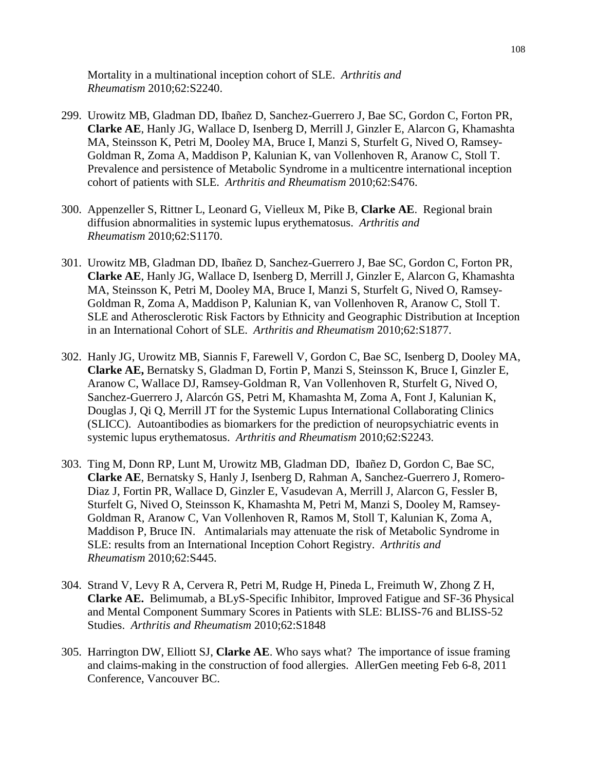Mortality in a multinational inception cohort of SLE. *Arthritis and Rheumatism* 2010;62:S2240.

299. Urowitz MB, Gladman DD, Ibañez D, Sanchez-Guerrero J, Bae SC, Gordon C, Forton PR, **Clarke AE**, Hanly JG, Wallace D, Isenberg D, Merrill J, Ginzler E, Alarcon G, Khamashta MA, Steinsson K, Petri M, Dooley MA, Bruce I, Manzi S, Sturfelt G, Nived O, Ramsey-Goldman R, Zoma A, Maddison P, Kalunian K, van Vollenhoven R, Aranow C, Stoll T. Prevalence and persistence of Metabolic Syndrome in a multicentre international inception cohort of patients with SLE. *Arthritis and Rheumatism* 2010;62:S476.

300. Appenzeller S, Rittner L, Leonard G, Vielleux M, Pike B, **Clarke AE**. Regional brain diffusion abnormalities in systemic lupus erythematosus. *Arthritis and Rheumatism* 2010;62:S1170.

301. Urowitz MB, Gladman DD, Ibañez D, Sanchez-Guerrero J, Bae SC, Gordon C, Forton PR, **Clarke AE**, Hanly JG, Wallace D, Isenberg D, Merrill J, Ginzler E, Alarcon G, Khamashta MA, Steinsson K, Petri M, Dooley MA, Bruce I, Manzi S, Sturfelt G, Nived O, Ramsey-Goldman R, Zoma A, Maddison P, Kalunian K, van Vollenhoven R, Aranow C, Stoll T. SLE and Atherosclerotic Risk Factors by Ethnicity and Geographic Distribution at Inception in an International Cohort of SLE. *Arthritis and Rheumatism* 2010;62:S1877.

302. Hanly JG, Urowitz MB, Siannis F, Farewell V, Gordon C, Bae SC, Isenberg D, Dooley MA, **Clarke AE,** Bernatsky S, Gladman D, Fortin P, Manzi S, Steinsson K, Bruce I, Ginzler E, Aranow C, Wallace DJ, Ramsey-Goldman R, Van Vollenhoven R, Sturfelt G, Nived O, Sanchez-Guerrero J, Alarcón GS, Petri M, Khamashta M, Zoma A, Font J, Kalunian K, Douglas J, Qi Q, Merrill JT for the Systemic Lupus International Collaborating Clinics (SLICC). Autoantibodies as biomarkers for the prediction of neuropsychiatric events in systemic lupus erythematosus. *Arthritis and Rheumatism* 2010;62:S2243.

303. Ting M, Donn RP, Lunt M, Urowitz MB, Gladman DD, Ibañez D, Gordon C, Bae SC, **Clarke AE**, Bernatsky S, Hanly J, Isenberg D, Rahman A, Sanchez-Guerrero J, Romero-Diaz J, Fortin PR, Wallace D, Ginzler E, Vasudevan A, Merrill J, Alarcon G, Fessler B, Sturfelt G, Nived O, Steinsson K, Khamashta M, Petri M, Manzi S, Dooley M, Ramsey-Goldman R, Aranow C, Van Vollenhoven R, Ramos M, Stoll T, Kalunian K, Zoma A, Maddison P, Bruce IN. Antimalarials may attenuate the risk of Metabolic Syndrome in SLE: results from an International Inception Cohort Registry. *Arthritis and Rheumatism* 2010;62:S445.

304. Strand V, Levy R A, Cervera R, Petri M, Rudge H, Pineda L, Freimuth W, Zhong Z H, **Clarke AE.** Belimumab, a BLyS-Specific Inhibitor, Improved Fatigue and SF-36 Physical and Mental Component Summary Scores in Patients with SLE: BLISS-76 and BLISS-52 Studies. *Arthritis and Rheumatism* 2010;62:S1848

305. Harrington DW, Elliott SJ, **Clarke AE**. Who says what? The importance of issue framing and claims-making in the construction of food allergies. AllerGen meeting Feb 6-8, 2011 Conference, Vancouver BC.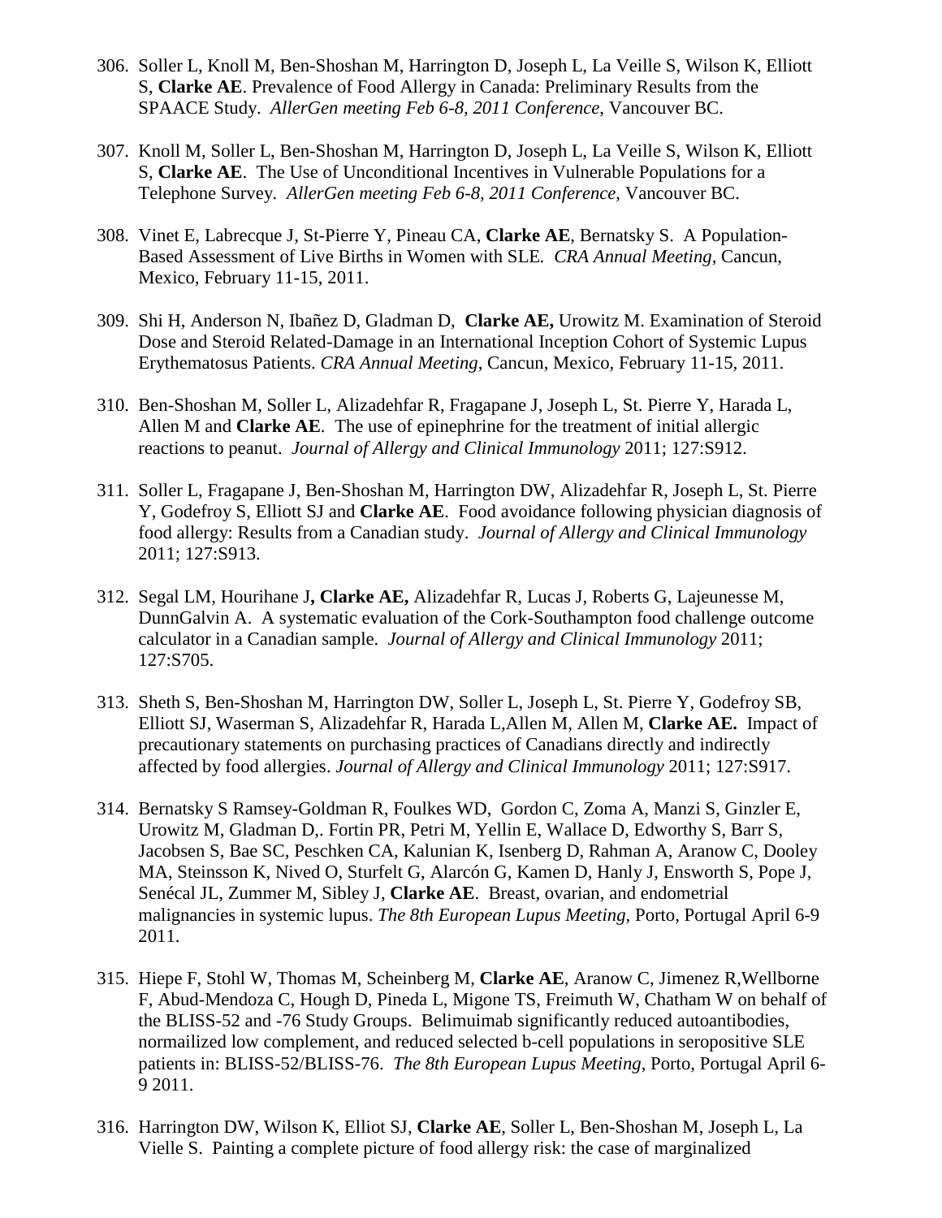306. Soller L, Knoll M, Ben-Shoshan M, Harrington D, Joseph L, La Veille S, Wilson K, Elliott S, **Clarke AE**. Prevalence of Food Allergy in Canada: Preliminary Results from the SPAACE Study. *AllerGen meeting Feb 6-8, 2011 Conference*, Vancouver BC.

307. Knoll M, Soller L, Ben-Shoshan M, Harrington D, Joseph L, La Veille S, Wilson K, Elliott S, **Clarke AE**. The Use of Unconditional Incentives in Vulnerable Populations for a Telephone Survey. *AllerGen meeting Feb 6-8, 2011 Conference*, Vancouver BC.

308. Vinet E, Labrecque J, St-Pierre Y, Pineau CA, **Clarke AE**, Bernatsky S. A Population-Based Assessment of Live Births in Women with SLE. *CRA Annual Meeting*, Cancun, Mexico, February 11-15, 2011.

309. Shi H, Anderson N, Ibañez D, Gladman D, **Clarke AE,** Urowitz M. Examination of Steroid Dose and Steroid Related-Damage in an International Inception Cohort of Systemic Lupus Erythematosus Patients. *CRA Annual Meeting*, Cancun, Mexico, February 11-15, 2011.

310. Ben-Shoshan M, Soller L, Alizadehfar R, Fragapane J, Joseph L, St. Pierre Y, Harada L, Allen M and **Clarke AE**. The use of epinephrine for the treatment of initial allergic reactions to peanut. *Journal of Allergy and Clinical Immunology* 2011; 127:S912.

311. Soller L, Fragapane J, Ben-Shoshan M, Harrington DW, Alizadehfar R, Joseph L, St. Pierre Y, Godefroy S, Elliott SJ and **Clarke AE**. Food avoidance following physician diagnosis of food allergy: Results from a Canadian study. *Journal of Allergy and Clinical Immunology* 2011; 127:S913.

312. Segal LM, Hourihane J**, Clarke AE,** Alizadehfar R, Lucas J, Roberts G, Lajeunesse M, DunnGalvin A. A systematic evaluation of the Cork-Southampton food challenge outcome calculator in a Canadian sample. *Journal of Allergy and Clinical Immunology* 2011; 127:S705.

313. Sheth S, Ben-Shoshan M, Harrington DW, Soller L, Joseph L, St. Pierre Y, Godefroy SB, Elliott SJ, Waserman S, Alizadehfar R, Harada L,Allen M, Allen M, **Clarke AE.** Impact of precautionary statements on purchasing practices of Canadians directly and indirectly affected by food allergies. *Journal of Allergy and Clinical Immunology* 2011; 127:S917.

314. Bernatsky S Ramsey-Goldman R, Foulkes WD, Gordon C, Zoma A, Manzi S, Ginzler E, Urowitz M, Gladman D,. Fortin PR, Petri M, Yellin E, Wallace D, Edworthy S, Barr S, Jacobsen S, Bae SC, Peschken CA, Kalunian K, Isenberg D, Rahman A, Aranow C, Dooley MA, Steinsson K, Nived O, Sturfelt G, Alarcón G, Kamen D, Hanly J, Ensworth S, Pope J, Senécal JL, Zummer M, Sibley J, **Clarke AE**. Breast, ovarian, and endometrial malignancies in systemic lupus. *The 8th European Lupus Meeting*, Porto, Portugal April 6-9 2011.

315. Hiepe F, Stohl W, Thomas M, Scheinberg M, **Clarke AE**, Aranow C, Jimenez R,Wellborne F, Abud-Mendoza C, Hough D, Pineda L, Migone TS, Freimuth W, Chatham W on behalf of the BLISS-52 and -76 Study Groups. Belimuimab significantly reduced autoantibodies, normailized low complement, and reduced selected b-cell populations in seropositive SLE patients in: BLISS-52/BLISS-76. *The 8th European Lupus Meeting*, Porto, Portugal April 6-9 2011.

316. Harrington DW, Wilson K, Elliot SJ, **Clarke AE**, Soller L, Ben-Shoshan M, Joseph L, La Vielle S. Painting a complete picture of food allergy risk: the case of marginalized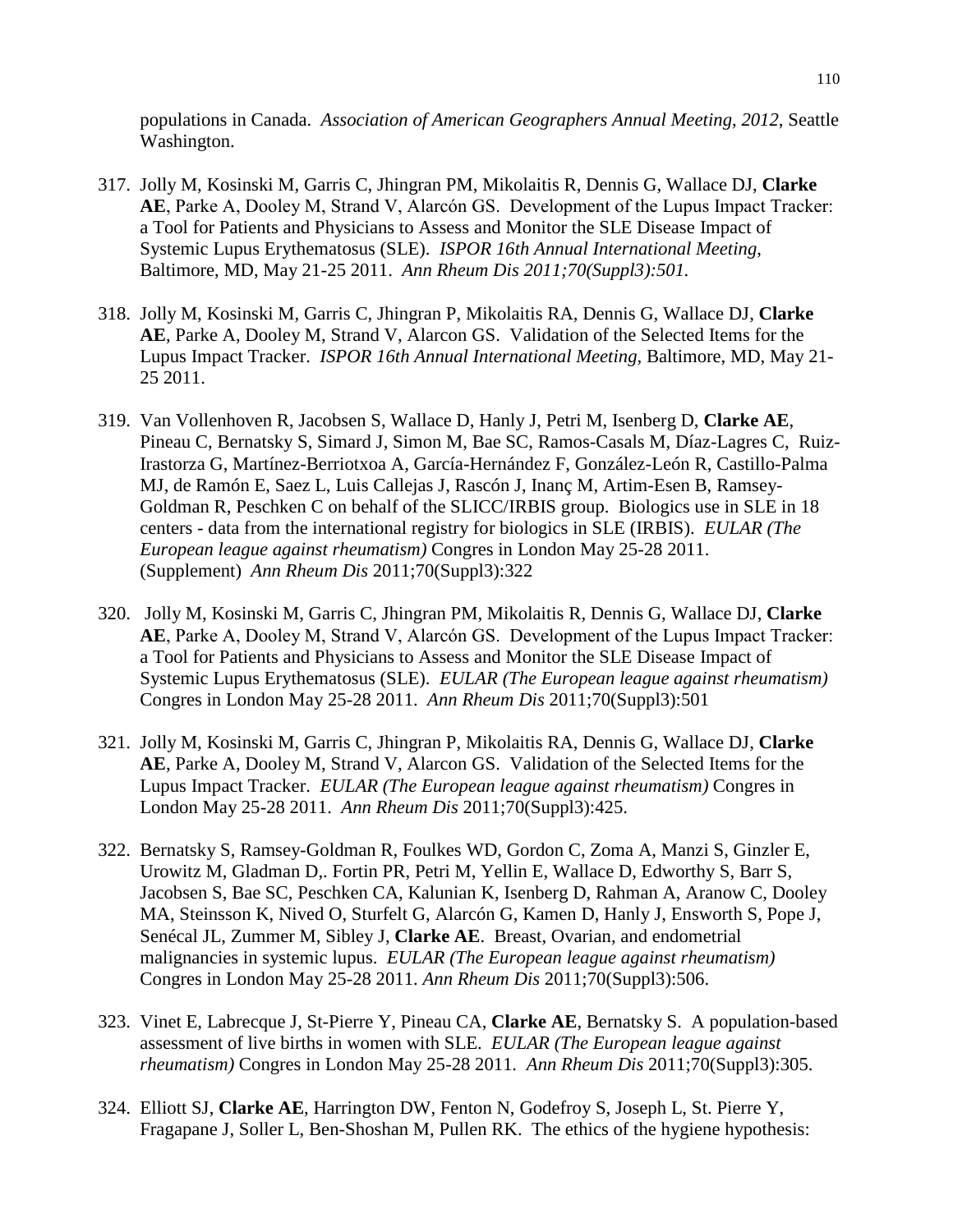populations in Canada. *Association of American Geographers Annual Meeting, 2012,* Seattle Washington.

317. Jolly M, Kosinski M, Garris C, Jhingran PM, Mikolaitis R, Dennis G, Wallace DJ, **Clarke AE**, Parke A, Dooley M, Strand V, Alarcón GS. Development of the Lupus Impact Tracker: a Tool for Patients and Physicians to Assess and Monitor the SLE Disease Impact of Systemic Lupus Erythematosus (SLE). *ISPOR 16th Annual International Meeting*, Baltimore, MD, May 21-25 2011. *Ann Rheum Dis 2011;70(Suppl3):501.*

318. Jolly M, Kosinski M, Garris C, Jhingran P, Mikolaitis RA, Dennis G, Wallace DJ, **Clarke AE**, Parke A, Dooley M, Strand V, Alarcon GS. Validation of the Selected Items for the Lupus Impact Tracker. *ISPOR 16th Annual International Meeting*, Baltimore, MD, May 21-25 2011.

319. Van Vollenhoven R, Jacobsen S, Wallace D, Hanly J, Petri M, Isenberg D, **Clarke AE**, Pineau C, Bernatsky S, Simard J, Simon M, Bae SC, Ramos-Casals M, Díaz-Lagres C, Ruiz-Irastorza G, Martínez-Berriotxoa A, García-Hernández F, González-León R, Castillo-Palma MJ, de Ramón E, Saez L, Luis Callejas J, Rascón J, Inanç M, Artim-Esen B, Ramsey-Goldman R, Peschken C on behalf of the SLICC/IRBIS group. Biologics use in SLE in 18 centers - data from the international registry for biologics in SLE (IRBIS). *EULAR (The European league against rheumatism)* Congres in London May 25-28 2011. (Supplement) *Ann Rheum Dis* 2011;70(Suppl3):322

320. Jolly M, Kosinski M, Garris C, Jhingran PM, Mikolaitis R, Dennis G, Wallace DJ, **Clarke AE**, Parke A, Dooley M, Strand V, Alarcón GS. Development of the Lupus Impact Tracker: a Tool for Patients and Physicians to Assess and Monitor the SLE Disease Impact of Systemic Lupus Erythematosus (SLE). *EULAR (The European league against rheumatism)* Congres in London May 25-28 2011. *Ann Rheum Dis* 2011;70(Suppl3):501

321. Jolly M, Kosinski M, Garris C, Jhingran P, Mikolaitis RA, Dennis G, Wallace DJ, **Clarke AE**, Parke A, Dooley M, Strand V, Alarcon GS. Validation of the Selected Items for the Lupus Impact Tracker. *EULAR (The European league against rheumatism)* Congres in London May 25-28 2011. *Ann Rheum Dis* 2011;70(Suppl3):425.

322. Bernatsky S, Ramsey-Goldman R, Foulkes WD, Gordon C, Zoma A, Manzi S, Ginzler E, Urowitz M, Gladman D,. Fortin PR, Petri M, Yellin E, Wallace D, Edworthy S, Barr S, Jacobsen S, Bae SC, Peschken CA, Kalunian K, Isenberg D, Rahman A, Aranow C, Dooley MA, Steinsson K, Nived O, Sturfelt G, Alarcón G, Kamen D, Hanly J, Ensworth S, Pope J, Senécal JL, Zummer M, Sibley J, **Clarke AE**. Breast, Ovarian, and endometrial malignancies in systemic lupus. *EULAR (The European league against rheumatism)* Congres in London May 25-28 2011. *Ann Rheum Dis* 2011;70(Suppl3):506.

323. Vinet E, Labrecque J, St-Pierre Y, Pineau CA, **Clarke AE**, Bernatsky S. A population-based assessment of live births in women with SLE. *EULAR (The European league against rheumatism)* Congres in London May 25-28 2011. *Ann Rheum Dis* 2011;70(Suppl3):305.

324. Elliott SJ, **Clarke AE**, Harrington DW, Fenton N, Godefroy S, Joseph L, St. Pierre Y, Fragapane J, Soller L, Ben-Shoshan M, Pullen RK. The ethics of the hygiene hypothesis: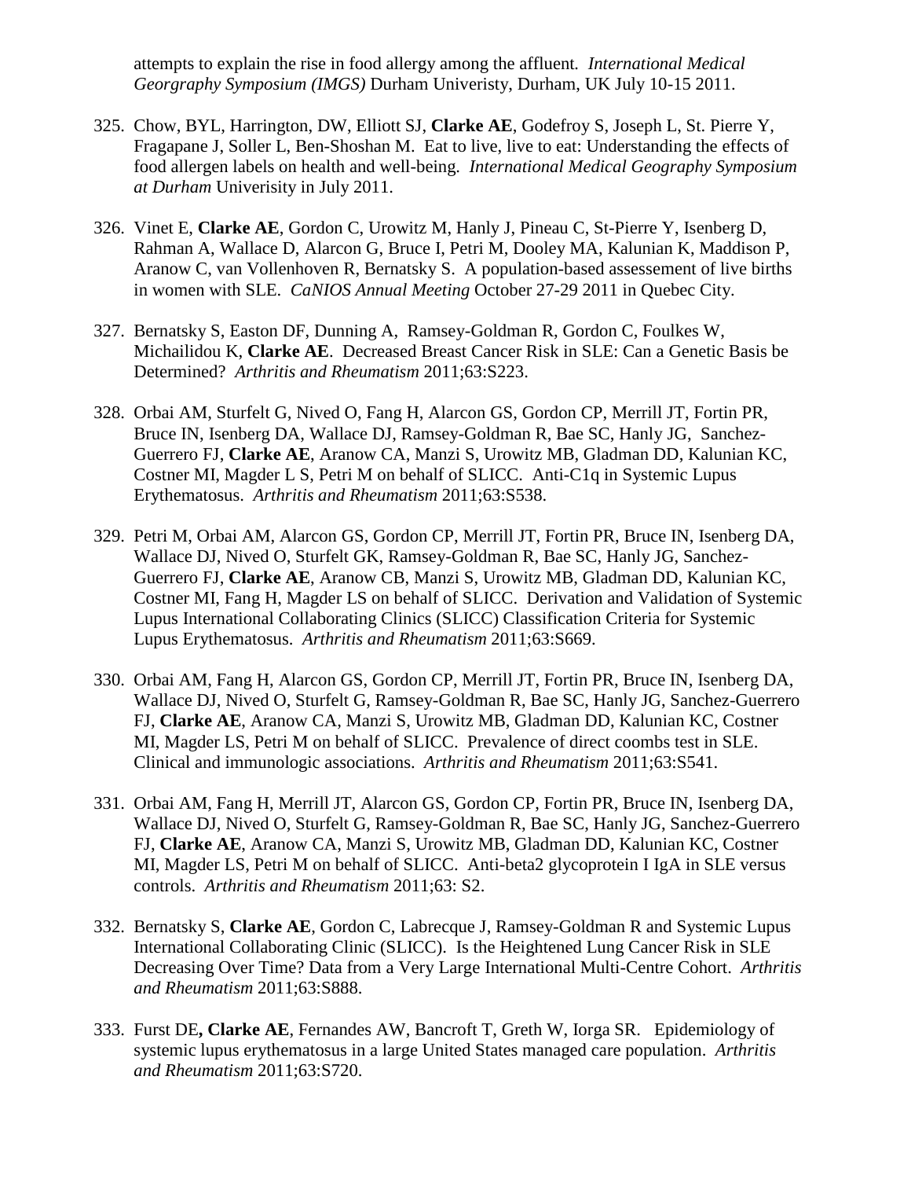attempts to explain the rise in food allergy among the affluent. *International Medical Georgraphy Symposium (IMGS)* Durham Univeristy, Durham, UK July 10-15 2011.

325. Chow, BYL, Harrington, DW, Elliott SJ, **Clarke AE**, Godefroy S, Joseph L, St. Pierre Y, Fragapane J, Soller L, Ben-Shoshan M. Eat to live, live to eat: Understanding the effects of food allergen labels on health and well-being. *International Medical Geography Symposium at Durham* Univerisity in July 2011.

326. Vinet E, **Clarke AE**, Gordon C, Urowitz M, Hanly J, Pineau C, St-Pierre Y, Isenberg D, Rahman A, Wallace D, Alarcon G, Bruce I, Petri M, Dooley MA, Kalunian K, Maddison P, Aranow C, van Vollenhoven R, Bernatsky S. A population-based assessement of live births in women with SLE. *CaNIOS Annual Meeting* October 27-29 2011 in Quebec City.

327. Bernatsky S, Easton DF, Dunning A, Ramsey-Goldman R, Gordon C, Foulkes W, Michailidou K, **Clarke AE**. Decreased Breast Cancer Risk in SLE: Can a Genetic Basis be Determined? *Arthritis and Rheumatism* 2011;63:S223.

328. Orbai AM, Sturfelt G, Nived O, Fang H, Alarcon GS, Gordon CP, Merrill JT, Fortin PR, Bruce IN, Isenberg DA, Wallace DJ, Ramsey-Goldman R, Bae SC, Hanly JG, Sanchez-Guerrero FJ, **Clarke AE**, Aranow CA, Manzi S, Urowitz MB, Gladman DD, Kalunian KC, Costner MI, Magder L S, Petri M on behalf of SLICC. Anti-C1q in Systemic Lupus Erythematosus. *Arthritis and Rheumatism* 2011;63:S538.

329. Petri M, Orbai AM, Alarcon GS, Gordon CP, Merrill JT, Fortin PR, Bruce IN, Isenberg DA, Wallace DJ, Nived O, Sturfelt GK, Ramsey-Goldman R, Bae SC, Hanly JG, Sanchez-Guerrero FJ, **Clarke AE**, Aranow CB, Manzi S, Urowitz MB, Gladman DD, Kalunian KC, Costner MI, Fang H, Magder LS on behalf of SLICC. Derivation and Validation of Systemic Lupus International Collaborating Clinics (SLICC) Classification Criteria for Systemic Lupus Erythematosus. *Arthritis and Rheumatism* 2011;63:S669.

330. Orbai AM, Fang H, Alarcon GS, Gordon CP, Merrill JT, Fortin PR, Bruce IN, Isenberg DA, Wallace DJ, Nived O, Sturfelt G, Ramsey-Goldman R, Bae SC, Hanly JG, Sanchez-Guerrero FJ, **Clarke AE**, Aranow CA, Manzi S, Urowitz MB, Gladman DD, Kalunian KC, Costner MI, Magder LS, Petri M on behalf of SLICC. Prevalence of direct coombs test in SLE. Clinical and immunologic associations. *Arthritis and Rheumatism* 2011;63:S541.

331. Orbai AM, Fang H, Merrill JT, Alarcon GS, Gordon CP, Fortin PR, Bruce IN, Isenberg DA, Wallace DJ, Nived O, Sturfelt G, Ramsey-Goldman R, Bae SC, Hanly JG, Sanchez-Guerrero FJ, **Clarke AE**, Aranow CA, Manzi S, Urowitz MB, Gladman DD, Kalunian KC, Costner MI, Magder LS, Petri M on behalf of SLICC. Anti-beta2 glycoprotein I IgA in SLE versus controls. *Arthritis and Rheumatism* 2011;63: S2.

332. Bernatsky S, **Clarke AE**, Gordon C, Labrecque J, Ramsey-Goldman R and Systemic Lupus International Collaborating Clinic (SLICC). Is the Heightened Lung Cancer Risk in SLE Decreasing Over Time? Data from a Very Large International Multi-Centre Cohort. *Arthritis and Rheumatism* 2011;63:S888.

333. Furst DE**, Clarke AE**, Fernandes AW, Bancroft T, Greth W, Iorga SR. Epidemiology of systemic lupus erythematosus in a large United States managed care population. *Arthritis and Rheumatism* 2011;63:S720.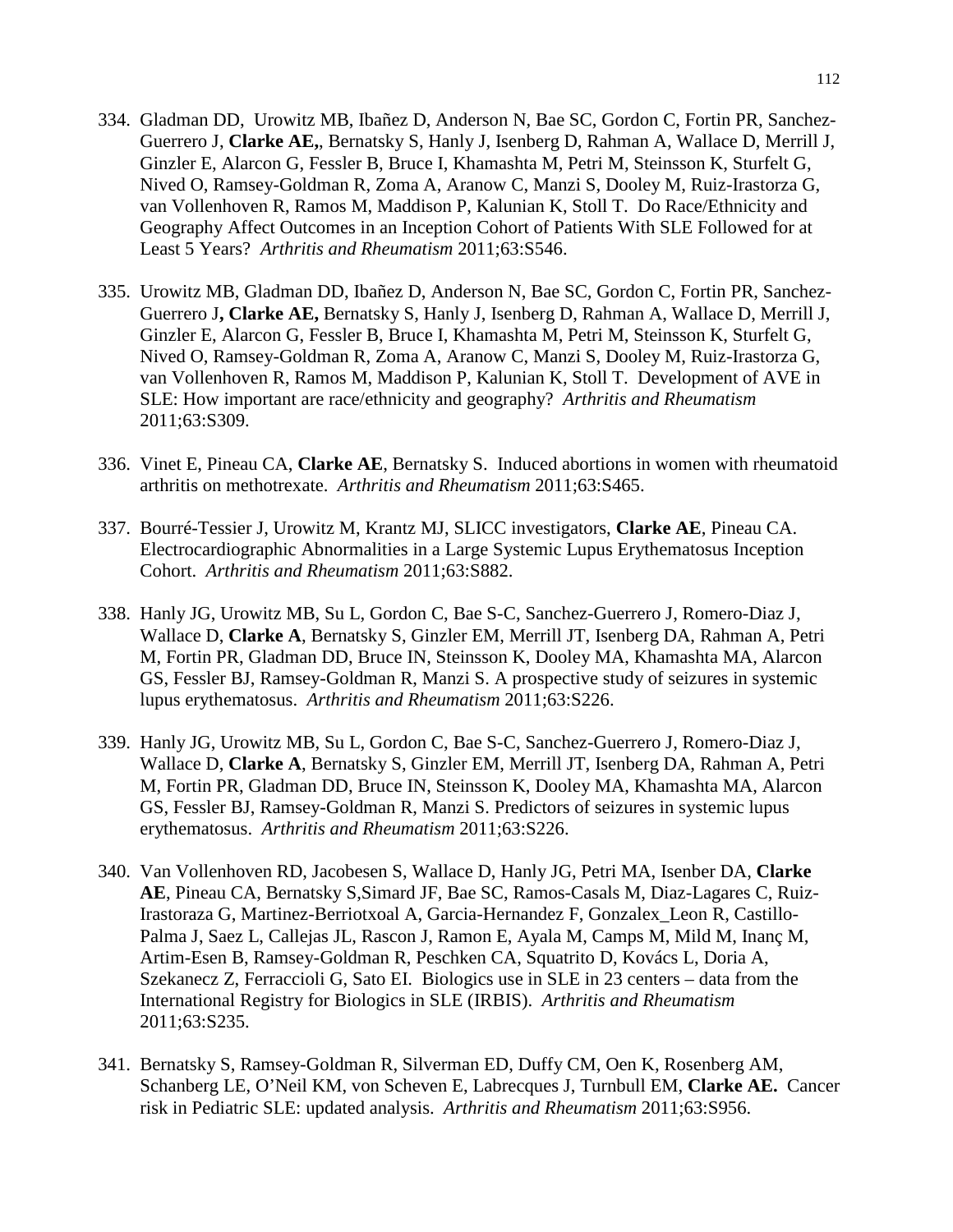334. Gladman DD,  Urowitz MB, Ibañez D, Anderson N, Bae SC, Gordon C, Fortin PR, Sanchez-Guerrero J, **Clarke AE,**, Bernatsky S, Hanly J, Isenberg D, Rahman A, Wallace D, Merrill J, Ginzler E, Alarcon G, Fessler B, Bruce I, Khamashta M, Petri M, Steinsson K, Sturfelt G, Nived O, Ramsey-Goldman R, Zoma A, Aranow C, Manzi S, Dooley M, Ruiz-Irastorza G, van Vollenhoven R, Ramos M, Maddison P, Kalunian K, Stoll T.  Do Race/Ethnicity and Geography Affect Outcomes in an Inception Cohort of Patients With SLE Followed for at Least 5 Years?  *Arthritis and Rheumatism* 2011;63:S546.

335. Urowitz MB, Gladman DD, Ibañez D, Anderson N, Bae SC, Gordon C, Fortin PR, Sanchez-Guerrero J**, Clarke AE,** Bernatsky S, Hanly J, Isenberg D, Rahman A, Wallace D, Merrill J, Ginzler E, Alarcon G, Fessler B, Bruce I, Khamashta M, Petri M, Steinsson K, Sturfelt G, Nived O, Ramsey-Goldman R, Zoma A, Aranow C, Manzi S, Dooley M, Ruiz-Irastorza G, van Vollenhoven R, Ramos M, Maddison P, Kalunian K, Stoll T.  Development of AVE in SLE: How important are race/ethnicity and geography?  *Arthritis and Rheumatism* 2011;63:S309.

336. Vinet E, Pineau CA, **Clarke AE**, Bernatsky S.  Induced abortions in women with rheumatoid arthritis on methotrexate.  *Arthritis and Rheumatism* 2011;63:S465.

337. Bourré-Tessier J, Urowitz M, Krantz MJ, SLICC investigators, **Clarke AE**, Pineau CA. Electrocardiographic Abnormalities in a Large Systemic Lupus Erythematosus Inception Cohort.  *Arthritis and Rheumatism* 2011;63:S882.

338. Hanly JG, Urowitz MB, Su L, Gordon C, Bae S-C, Sanchez-Guerrero J, Romero-Diaz J, Wallace D, **Clarke A**, Bernatsky S, Ginzler EM, Merrill JT, Isenberg DA, Rahman A, Petri M, Fortin PR, Gladman DD, Bruce IN, Steinsson K, Dooley MA, Khamashta MA, Alarcon GS, Fessler BJ, Ramsey-Goldman R, Manzi S. A prospective study of seizures in systemic lupus erythematosus.  *Arthritis and Rheumatism* 2011;63:S226.

339. Hanly JG, Urowitz MB, Su L, Gordon C, Bae S-C, Sanchez-Guerrero J, Romero-Diaz J, Wallace D, **Clarke A**, Bernatsky S, Ginzler EM, Merrill JT, Isenberg DA, Rahman A, Petri M, Fortin PR, Gladman DD, Bruce IN, Steinsson K, Dooley MA, Khamashta MA, Alarcon GS, Fessler BJ, Ramsey-Goldman R, Manzi S. Predictors of seizures in systemic lupus erythematosus.  *Arthritis and Rheumatism* 2011;63:S226.

340. Van Vollenhoven RD, Jacobesen S, Wallace D, Hanly JG, Petri MA, Isenber DA, **Clarke AE**, Pineau CA, Bernatsky S,Simard JF, Bae SC, Ramos-Casals M, Diaz-Lagares C, Ruiz-Irastoraza G, Martinez-Berriotxoal A, Garcia-Hernandez F, Gonzalex_Leon R, Castillo-Palma J, Saez L, Callejas JL, Rascon J, Ramon E, Ayala M, Camps M, Mild M, Inanç M, Artim-Esen B, Ramsey-Goldman R, Peschken CA, Squatrito D, Kovács L, Doria A, Szekanecz Z, Ferraccioli G, Sato EI.  Biologics use in SLE in 23 centers – data from the International Registry for Biologics in SLE (IRBIS).  *Arthritis and Rheumatism* 2011;63:S235.

341. Bernatsky S, Ramsey-Goldman R, Silverman ED, Duffy CM, Oen K, Rosenberg AM, Schanberg LE, O'Neil KM, von Scheven E, Labrecques J, Turnbull EM, **Clarke AE.**  Cancer risk in Pediatric SLE: updated analysis.  *Arthritis and Rheumatism* 2011;63:S956.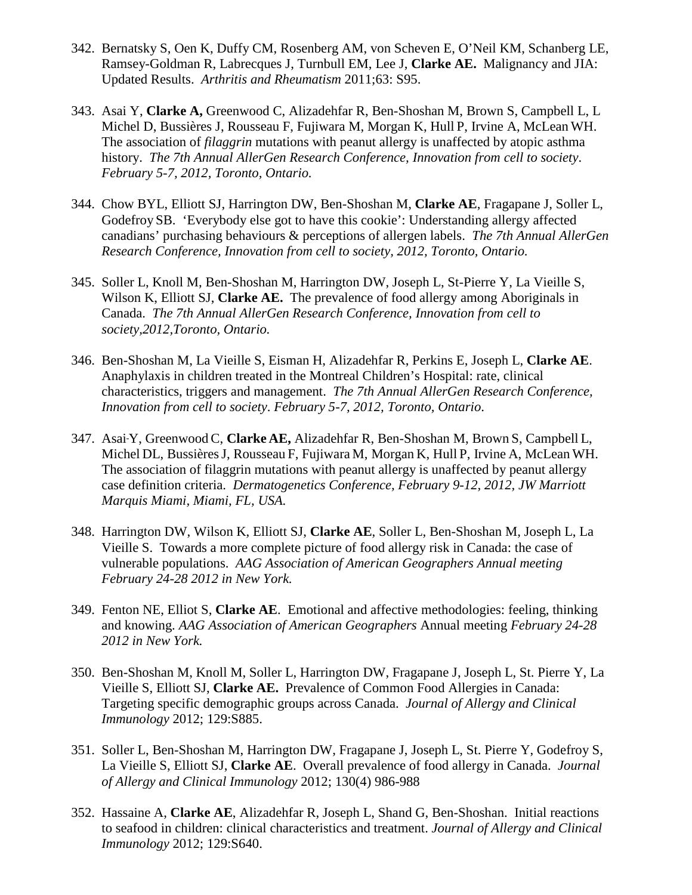342. Bernatsky S, Oen K, Duffy CM, Rosenberg AM, von Scheven E, O'Neil KM, Schanberg LE, Ramsey-Goldman R, Labrecques J, Turnbull EM, Lee J, **Clarke AE.** Malignancy and JIA: Updated Results. *Arthritis and Rheumatism* 2011;63: S95.

343. Asai Y, **Clarke A,** Greenwood C, Alizadehfar R, Ben-Shoshan M, Brown S, Campbell L, L Michel D, Bussières J, Rousseau F, Fujiwara M, Morgan K, Hull P, Irvine A, McLean WH. The association of *filaggrin* mutations with peanut allergy is unaffected by atopic asthma history. *The 7th Annual AllerGen Research Conference, Innovation from cell to society. February 5-7, 2012, Toronto, Ontario.*

344. Chow BYL, Elliott SJ, Harrington DW, Ben-Shoshan M, **Clarke AE**, Fragapane J, Soller L, Godefroy SB. 'Everybody else got to have this cookie': Understanding allergy affected canadians' purchasing behaviours & perceptions of allergen labels. *The 7th Annual AllerGen Research Conference, Innovation from cell to society, 2012, Toronto, Ontario.*

345. Soller L, Knoll M, Ben-Shoshan M, Harrington DW, Joseph L, St-Pierre Y, La Vieille S, Wilson K, Elliott SJ, **Clarke AE.** The prevalence of food allergy among Aboriginals in Canada. *The 7th Annual AllerGen Research Conference, Innovation from cell to society,2012,Toronto, Ontario.*

346. Ben-Shoshan M, La Vieille S, Eisman H, Alizadehfar R, Perkins E, Joseph L, **Clarke AE**. Anaphylaxis in children treated in the Montreal Children's Hospital: rate, clinical characteristics, triggers and management. *The 7th Annual AllerGen Research Conference, Innovation from cell to society. February 5-7, 2012, Toronto, Ontario.*

347. Asai Y, Greenwood C, **Clarke AE,** Alizadehfar R, Ben-Shoshan M, Brown S, Campbell L, Michel DL, Bussières J, Rousseau F, Fujiwara M, Morgan K, Hull P, Irvine A, McLean WH. The association of filaggrin mutations with peanut allergy is unaffected by peanut allergy case definition criteria. *Dermatogenetics Conference, February 9-12, 2012, JW Marriott Marquis Miami, Miami, FL, USA.*

348. Harrington DW, Wilson K, Elliott SJ, **Clarke AE**, Soller L, Ben-Shoshan M, Joseph L, La Vieille S. Towards a more complete picture of food allergy risk in Canada: the case of vulnerable populations. *AAG Association of American Geographers Annual meeting February 24-28 2012 in New York.*

349. Fenton NE, Elliot S, **Clarke AE**. Emotional and affective methodologies: feeling, thinking and knowing. *AAG Association of American Geographers* Annual meeting *February 24-28 2012 in New York.*

350. Ben-Shoshan M, Knoll M, Soller L, Harrington DW, Fragapane J, Joseph L, St. Pierre Y, La Vieille S, Elliott SJ, **Clarke AE.** Prevalence of Common Food Allergies in Canada: Targeting specific demographic groups across Canada. *Journal of Allergy and Clinical Immunology* 2012; 129:S885.

351. Soller L, Ben-Shoshan M, Harrington DW, Fragapane J, Joseph L, St. Pierre Y, Godefroy S, La Vieille S, Elliott SJ, **Clarke AE**. Overall prevalence of food allergy in Canada. *Journal of Allergy and Clinical Immunology* 2012; 130(4) 986-988

352. Hassaine A, **Clarke AE**, Alizadehfar R, Joseph L, Shand G, Ben-Shoshan. Initial reactions to seafood in children: clinical characteristics and treatment. *Journal of Allergy and Clinical Immunology* 2012; 129:S640.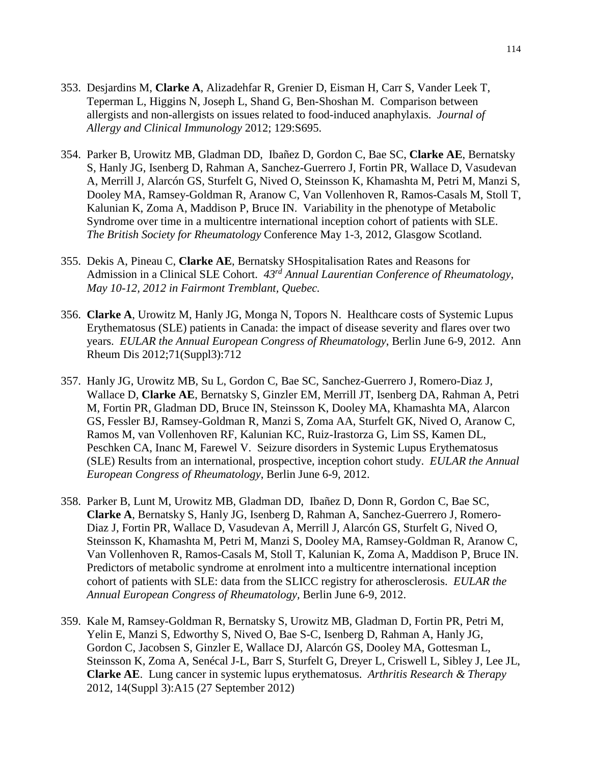353. Desjardins M, **Clarke A**, Alizadehfar R, Grenier D, Eisman H, Carr S, Vander Leek T, Teperman L, Higgins N, Joseph L, Shand G, Ben-Shoshan M. Comparison between allergists and non-allergists on issues related to food-induced anaphylaxis. *Journal of Allergy and Clinical Immunology* 2012; 129:S695.

354. Parker B, Urowitz MB, Gladman DD, Ibañez D, Gordon C, Bae SC, **Clarke AE**, Bernatsky S, Hanly JG, Isenberg D, Rahman A, Sanchez-Guerrero J, Fortin PR, Wallace D, Vasudevan A, Merrill J, Alarcón GS, Sturfelt G, Nived O, Steinsson K, Khamashta M, Petri M, Manzi S, Dooley MA, Ramsey-Goldman R, Aranow C, Van Vollenhoven R, Ramos-Casals M, Stoll T, Kalunian K, Zoma A, Maddison P, Bruce IN. Variability in the phenotype of Metabolic Syndrome over time in a multicentre international inception cohort of patients with SLE. *The British Society for Rheumatology* Conference May 1-3, 2012, Glasgow Scotland.

355. Dekis A, Pineau C, **Clarke AE**, Bernatsky SHospitalisation Rates and Reasons for Admission in a Clinical SLE Cohort. *43rd Annual Laurentian Conference of Rheumatology, May 10-12, 2012 in Fairmont Tremblant, Quebec.*

356. **Clarke A**, Urowitz M, Hanly JG, Monga N, Topors N. Healthcare costs of Systemic Lupus Erythematosus (SLE) patients in Canada: the impact of disease severity and flares over two years. *EULAR the Annual European Congress of Rheumatology*, Berlin June 6-9, 2012. Ann Rheum Dis 2012;71(Suppl3):712

357. Hanly JG, Urowitz MB, Su L, Gordon C, Bae SC, Sanchez-Guerrero J, Romero-Diaz J, Wallace D, **Clarke AE**, Bernatsky S, Ginzler EM, Merrill JT, Isenberg DA, Rahman A, Petri M, Fortin PR, Gladman DD, Bruce IN, Steinsson K, Dooley MA, Khamashta MA, Alarcon GS, Fessler BJ, Ramsey-Goldman R, Manzi S, Zoma AA, Sturfelt GK, Nived O, Aranow C, Ramos M, van Vollenhoven RF, Kalunian KC, Ruiz-Irastorza G, Lim SS, Kamen DL, Peschken CA, Inanc M, Farewel V. Seizure disorders in Systemic Lupus Erythematosus (SLE) Results from an international, prospective, inception cohort study. *EULAR the Annual European Congress of Rheumatology*, Berlin June 6-9, 2012.

358. Parker B, Lunt M, Urowitz MB, Gladman DD, Ibañez D, Donn R, Gordon C, Bae SC, **Clarke A**, Bernatsky S, Hanly JG, Isenberg D, Rahman A, Sanchez-Guerrero J, Romero-Diaz J, Fortin PR, Wallace D, Vasudevan A, Merrill J, Alarcón GS, Sturfelt G, Nived O, Steinsson K, Khamashta M, Petri M, Manzi S, Dooley MA, Ramsey-Goldman R, Aranow C, Van Vollenhoven R, Ramos-Casals M, Stoll T, Kalunian K, Zoma A, Maddison P, Bruce IN. Predictors of metabolic syndrome at enrolment into a multicentre international inception cohort of patients with SLE: data from the SLICC registry for atherosclerosis. *EULAR the Annual European Congress of Rheumatology*, Berlin June 6-9, 2012.

359. Kale M, Ramsey-Goldman R, Bernatsky S, Urowitz MB, Gladman D, Fortin PR, Petri M, Yelin E, Manzi S, Edworthy S, Nived O, Bae S-C, Isenberg D, Rahman A, Hanly JG, Gordon C, Jacobsen S, Ginzler E, Wallace DJ, Alarcón GS, Dooley MA, Gottesman L, Steinsson K, Zoma A, Senécal J-L, Barr S, Sturfelt G, Dreyer L, Criswell L, Sibley J, Lee JL, **Clarke AE**. Lung cancer in systemic lupus erythematosus. *Arthritis Research & Therapy* 2012, 14(Suppl 3):A15 (27 September 2012)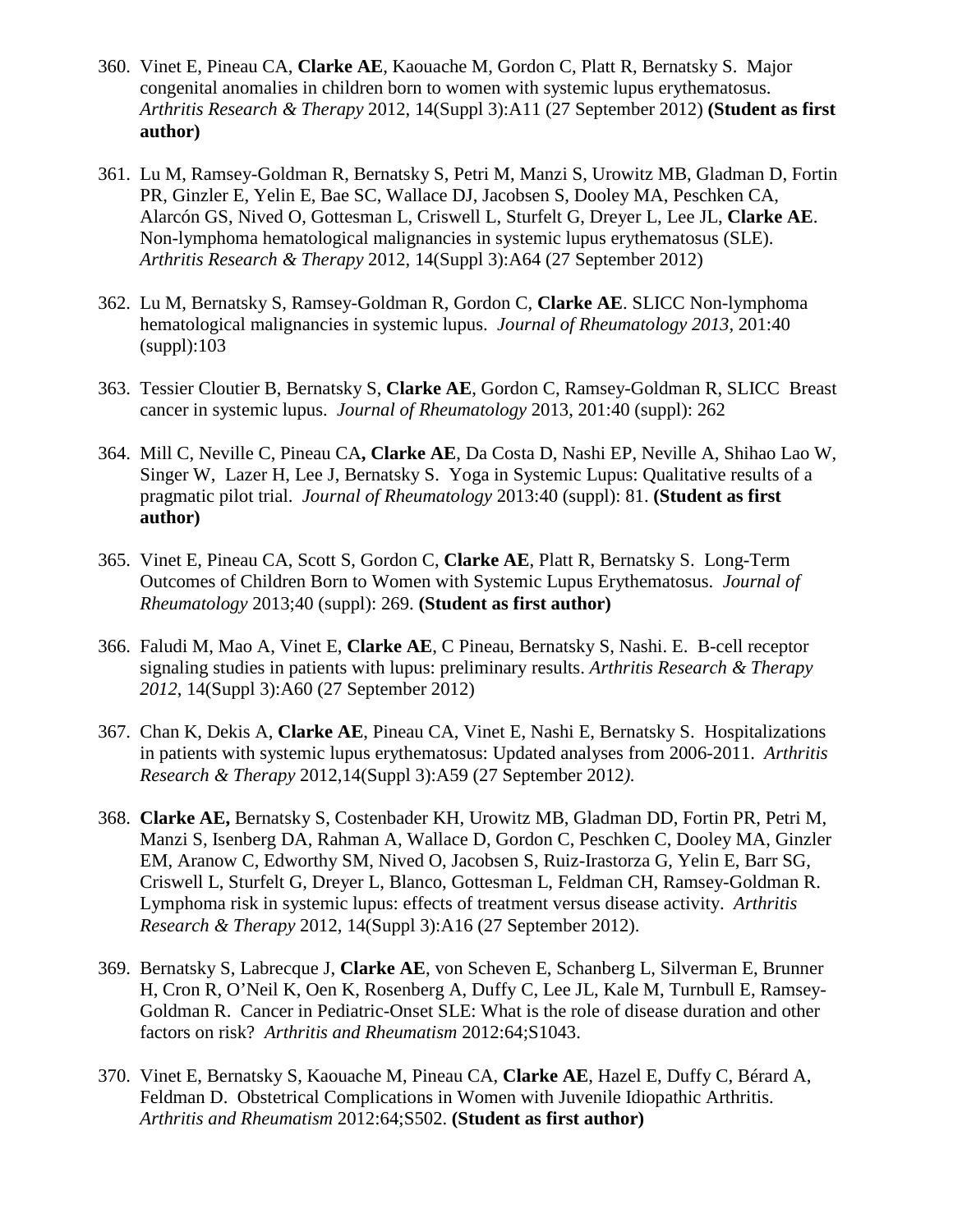360. Vinet E, Pineau CA, **Clarke AE**, Kaouache M, Gordon C, Platt R, Bernatsky S. Major congenital anomalies in children born to women with systemic lupus erythematosus. *Arthritis Research & Therapy* 2012, 14(Suppl 3):A11 (27 September 2012) **(Student as first author)**

361. Lu M, Ramsey-Goldman R, Bernatsky S, Petri M, Manzi S, Urowitz MB, Gladman D, Fortin PR, Ginzler E, Yelin E, Bae SC, Wallace DJ, Jacobsen S, Dooley MA, Peschken CA, Alarcón GS, Nived O, Gottesman L, Criswell L, Sturfelt G, Dreyer L, Lee JL, **Clarke AE**. Non-lymphoma hematological malignancies in systemic lupus erythematosus (SLE). *Arthritis Research & Therapy* 2012, 14(Suppl 3):A64 (27 September 2012)

362. Lu M, Bernatsky S, Ramsey-Goldman R, Gordon C, **Clarke AE**. SLICC Non-lymphoma hematological malignancies in systemic lupus. *Journal of Rheumatology 2013*, 201:40 (suppl):103

363. Tessier Cloutier B, Bernatsky S, **Clarke AE**, Gordon C, Ramsey-Goldman R, SLICC Breast cancer in systemic lupus. *Journal of Rheumatology* 2013, 201:40 (suppl): 262

364. Mill C, Neville C, Pineau CA**, Clarke AE**, Da Costa D, Nashi EP, Neville A, Shihao Lao W, Singer W, Lazer H, Lee J, Bernatsky S. Yoga in Systemic Lupus: Qualitative results of a pragmatic pilot trial. *Journal of Rheumatology* 2013:40 (suppl): 81. **(Student as first author)**

365. Vinet E, Pineau CA, Scott S, Gordon C, **Clarke AE**, Platt R, Bernatsky S. Long-Term Outcomes of Children Born to Women with Systemic Lupus Erythematosus. *Journal of Rheumatology* 2013;40 (suppl): 269. **(Student as first author)**

366. Faludi M, Mao A, Vinet E, **Clarke AE**, C Pineau, Bernatsky S, Nashi. E. B-cell receptor signaling studies in patients with lupus: preliminary results. *Arthritis Research & Therapy 2012*, 14(Suppl 3):A60 (27 September 2012)

367. Chan K, Dekis A, **Clarke AE**, Pineau CA, Vinet E, Nashi E, Bernatsky S. Hospitalizations in patients with systemic lupus erythematosus: Updated analyses from 2006-2011. *Arthritis Research & Therapy* 2012,14(Suppl 3):A59 (27 September 2012*).*

368. **Clarke AE,** Bernatsky S, Costenbader KH, Urowitz MB, Gladman DD, Fortin PR, Petri M, Manzi S, Isenberg DA, Rahman A, Wallace D, Gordon C, Peschken C, Dooley MA, Ginzler EM, Aranow C, Edworthy SM, Nived O, Jacobsen S, Ruiz-Irastorza G, Yelin E, Barr SG, Criswell L, Sturfelt G, Dreyer L, Blanco, Gottesman L, Feldman CH, Ramsey-Goldman R. Lymphoma risk in systemic lupus: effects of treatment versus disease activity. *Arthritis Research & Therapy* 2012, 14(Suppl 3):A16 (27 September 2012).

369. Bernatsky S, Labrecque J, **Clarke AE**, von Scheven E, Schanberg L, Silverman E, Brunner H, Cron R, O'Neil K, Oen K, Rosenberg A, Duffy C, Lee JL, Kale M, Turnbull E, Ramsey-Goldman R. Cancer in Pediatric-Onset SLE: What is the role of disease duration and other factors on risk? *Arthritis and Rheumatism* 2012:64;S1043.

370. Vinet E, Bernatsky S, Kaouache M, Pineau CA, **Clarke AE**, Hazel E, Duffy C, Bérard A, Feldman D. Obstetrical Complications in Women with Juvenile Idiopathic Arthritis. *Arthritis and Rheumatism* 2012:64;S502. **(Student as first author)**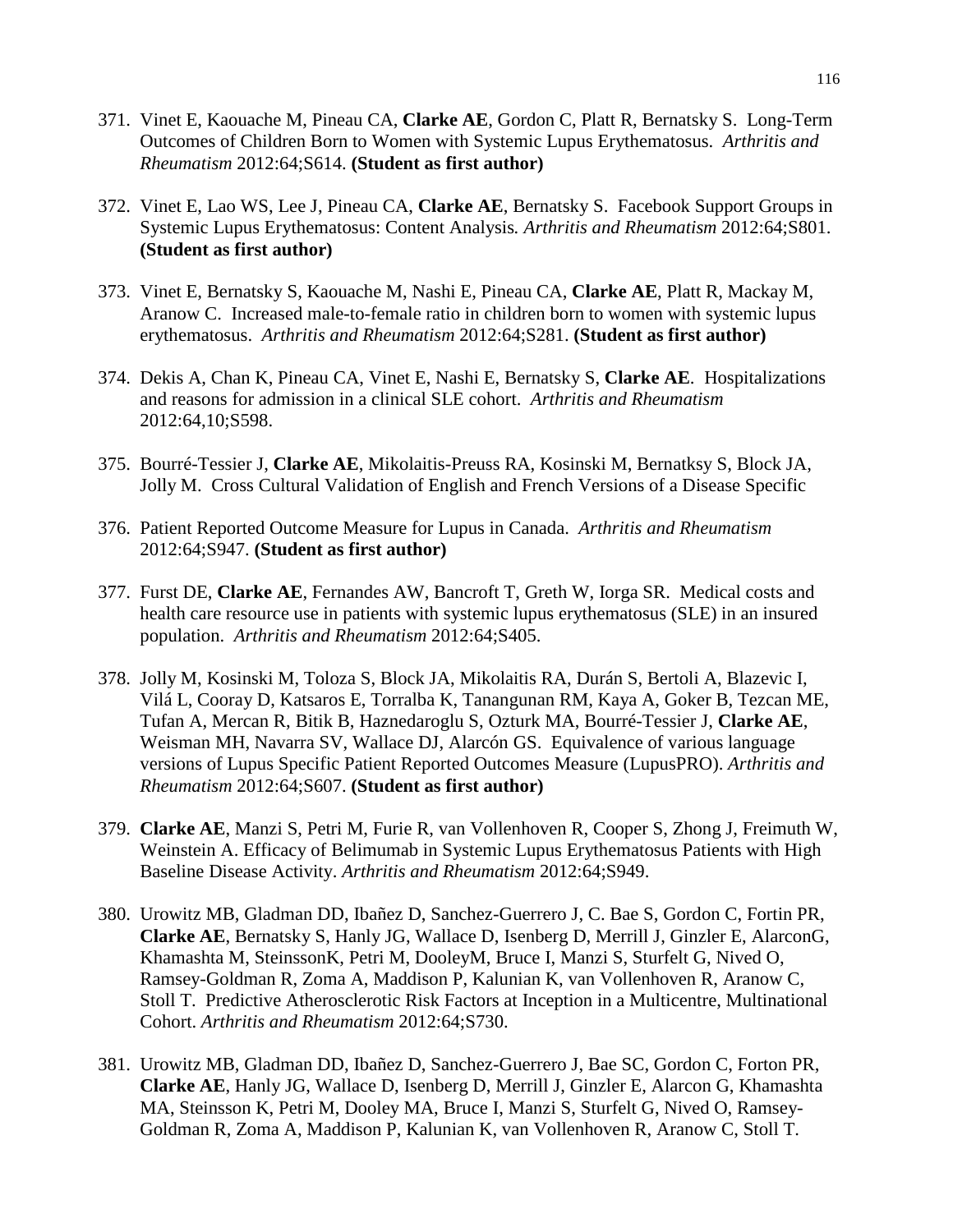371. Vinet E, Kaouache M, Pineau CA, **Clarke AE**, Gordon C, Platt R, Bernatsky S. Long-Term Outcomes of Children Born to Women with Systemic Lupus Erythematosus. *Arthritis and Rheumatism* 2012:64;S614. **(Student as first author)**

372. Vinet E, Lao WS, Lee J, Pineau CA, **Clarke AE**, Bernatsky S. Facebook Support Groups in Systemic Lupus Erythematosus: Content Analysis*. Arthritis and Rheumatism* 2012:64;S801. **(Student as first author)**

373. Vinet E, Bernatsky S, Kaouache M, Nashi E, Pineau CA, **Clarke AE**, Platt R, Mackay M, Aranow C. Increased male-to-female ratio in children born to women with systemic lupus erythematosus. *Arthritis and Rheumatism* 2012:64;S281. **(Student as first author)**

374. Dekis A, Chan K, Pineau CA, Vinet E, Nashi E, Bernatsky S, **Clarke AE**. Hospitalizations and reasons for admission in a clinical SLE cohort. *Arthritis and Rheumatism* 2012:64,10;S598.

375. Bourré-Tessier J, **Clarke AE**, Mikolaitis-Preuss RA, Kosinski M, Bernatksy S, Block JA, Jolly M. Cross Cultural Validation of English and French Versions of a Disease Specific

376. Patient Reported Outcome Measure for Lupus in Canada. *Arthritis and Rheumatism* 2012:64;S947. **(Student as first author)**

377. Furst DE, **Clarke AE**, Fernandes AW, Bancroft T, Greth W, Iorga SR. Medical costs and health care resource use in patients with systemic lupus erythematosus (SLE) in an insured population. *Arthritis and Rheumatism* 2012:64;S405.

378. Jolly M, Kosinski M, Toloza S, Block JA, Mikolaitis RA, Durán S, Bertoli A, Blazevic I, Vilá L, Cooray D, Katsaros E, Torralba K, Tanangunan RM, Kaya A, Goker B, Tezcan ME, Tufan A, Mercan R, Bitik B, Haznedaroglu S, Ozturk MA, Bourré-Tessier J, **Clarke AE**, Weisman MH, Navarra SV, Wallace DJ, Alarcón GS. Equivalence of various language versions of Lupus Specific Patient Reported Outcomes Measure (LupusPRO). *Arthritis and Rheumatism* 2012:64;S607. **(Student as first author)**

379. **Clarke AE**, Manzi S, Petri M, Furie R, van Vollenhoven R, Cooper S, Zhong J, Freimuth W, Weinstein A. Efficacy of Belimumab in Systemic Lupus Erythematosus Patients with High Baseline Disease Activity. *Arthritis and Rheumatism* 2012:64;S949.

380. Urowitz MB, Gladman DD, Ibañez D, Sanchez-Guerrero J, C. Bae S, Gordon C, Fortin PR, **Clarke AE**, Bernatsky S, Hanly JG, Wallace D, Isenberg D, Merrill J, Ginzler E, AlarconG, Khamashta M, SteinssonK, Petri M, DooleyM, Bruce I, Manzi S, Sturfelt G, Nived O, Ramsey-Goldman R, Zoma A, Maddison P, Kalunian K, van Vollenhoven R, Aranow C, Stoll T. Predictive Atherosclerotic Risk Factors at Inception in a Multicentre, Multinational Cohort. *Arthritis and Rheumatism* 2012:64;S730.

381. Urowitz MB, Gladman DD, Ibañez D, Sanchez-Guerrero J, Bae SC, Gordon C, Forton PR, **Clarke AE**, Hanly JG, Wallace D, Isenberg D, Merrill J, Ginzler E, Alarcon G, Khamashta MA, Steinsson K, Petri M, Dooley MA, Bruce I, Manzi S, Sturfelt G, Nived O, Ramsey-Goldman R, Zoma A, Maddison P, Kalunian K, van Vollenhoven R, Aranow C, Stoll T.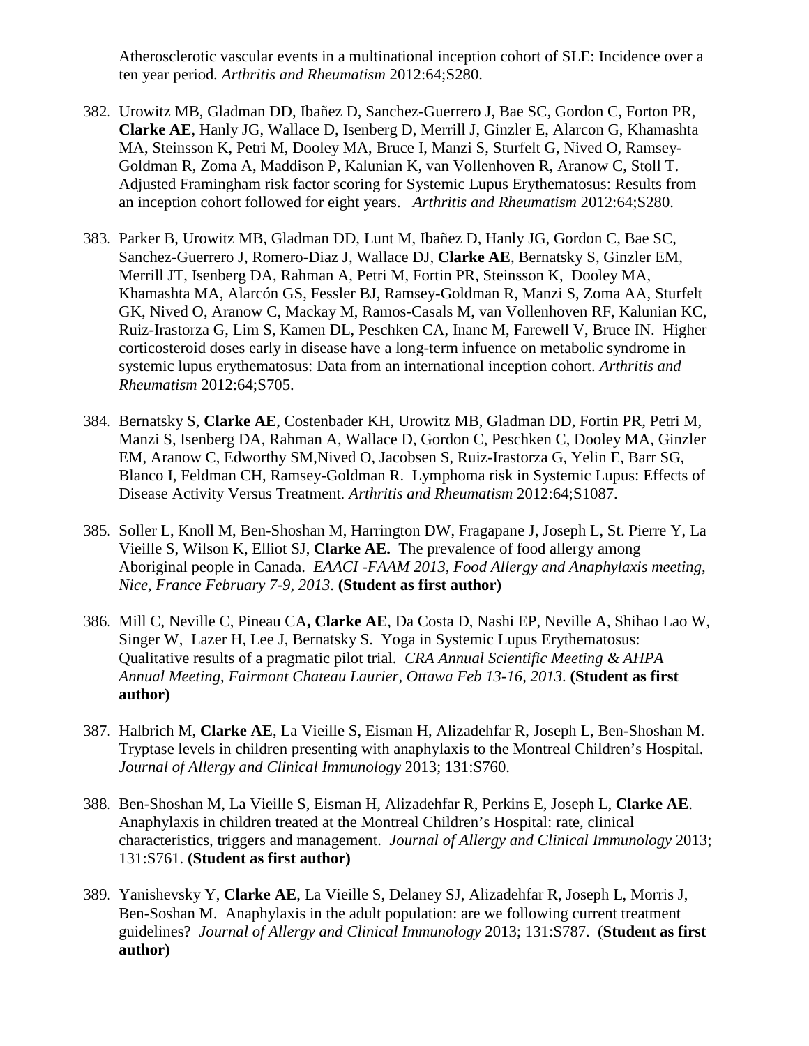Atherosclerotic vascular events in a multinational inception cohort of SLE: Incidence over a ten year period. *Arthritis and Rheumatism* 2012:64;S280.

382. Urowitz MB, Gladman DD, Ibañez D, Sanchez-Guerrero J, Bae SC, Gordon C, Forton PR, **Clarke AE**, Hanly JG, Wallace D, Isenberg D, Merrill J, Ginzler E, Alarcon G, Khamashta MA, Steinsson K, Petri M, Dooley MA, Bruce I, Manzi S, Sturfelt G, Nived O, Ramsey-Goldman R, Zoma A, Maddison P, Kalunian K, van Vollenhoven R, Aranow C, Stoll T. Adjusted Framingham risk factor scoring for Systemic Lupus Erythematosus: Results from an inception cohort followed for eight years. *Arthritis and Rheumatism* 2012:64;S280.

383. Parker B, Urowitz MB, Gladman DD, Lunt M, Ibañez D, Hanly JG, Gordon C, Bae SC, Sanchez-Guerrero J, Romero-Diaz J, Wallace DJ, **Clarke AE**, Bernatsky S, Ginzler EM, Merrill JT, Isenberg DA, Rahman A, Petri M, Fortin PR, Steinsson K, Dooley MA, Khamashta MA, Alarcón GS, Fessler BJ, Ramsey-Goldman R, Manzi S, Zoma AA, Sturfelt GK, Nived O, Aranow C, Mackay M, Ramos-Casals M, van Vollenhoven RF, Kalunian KC, Ruiz-Irastorza G, Lim S, Kamen DL, Peschken CA, Inanc M, Farewell V, Bruce IN. Higher corticosteroid doses early in disease have a long-term infuence on metabolic syndrome in systemic lupus erythematosus: Data from an international inception cohort. *Arthritis and Rheumatism* 2012:64;S705.

384. Bernatsky S, **Clarke AE**, Costenbader KH, Urowitz MB, Gladman DD, Fortin PR, Petri M, Manzi S, Isenberg DA, Rahman A, Wallace D, Gordon C, Peschken C, Dooley MA, Ginzler EM, Aranow C, Edworthy SM,Nived O, Jacobsen S, Ruiz-Irastorza G, Yelin E, Barr SG, Blanco I, Feldman CH, Ramsey-Goldman R. Lymphoma risk in Systemic Lupus: Effects of Disease Activity Versus Treatment. *Arthritis and Rheumatism* 2012:64;S1087.

385. Soller L, Knoll M, Ben-Shoshan M, Harrington DW, Fragapane J, Joseph L, St. Pierre Y, La Vieille S, Wilson K, Elliot SJ, **Clarke AE.** The prevalence of food allergy among Aboriginal people in Canada. *EAACI -FAAM 2013, Food Allergy and Anaphylaxis meeting, Nice, France February 7-9, 2013.* **(Student as first author)**

386. Mill C, Neville C, Pineau CA**, Clarke AE**, Da Costa D, Nashi EP, Neville A, Shihao Lao W, Singer W, Lazer H, Lee J, Bernatsky S. Yoga in Systemic Lupus Erythematosus: Qualitative results of a pragmatic pilot trial. *CRA Annual Scientific Meeting & AHPA Annual Meeting, Fairmont Chateau Laurier, Ottawa Feb 13-16, 2013*. **(Student as first author)**

387. Halbrich M, **Clarke AE**, La Vieille S, Eisman H, Alizadehfar R, Joseph L, Ben-Shoshan M. Tryptase levels in children presenting with anaphylaxis to the Montreal Children's Hospital. *Journal of Allergy and Clinical Immunology* 2013; 131:S760.

388. Ben-Shoshan M, La Vieille S, Eisman H, Alizadehfar R, Perkins E, Joseph L, **Clarke AE**. Anaphylaxis in children treated at the Montreal Children's Hospital: rate, clinical characteristics, triggers and management. *Journal of Allergy and Clinical Immunology* 2013; 131:S761. **(Student as first author)**

389. Yanishevsky Y, **Clarke AE**, La Vieille S, Delaney SJ, Alizadehfar R, Joseph L, Morris J, Ben-Soshan M. Anaphylaxis in the adult population: are we following current treatment guidelines? *Journal of Allergy and Clinical Immunology* 2013; 131:S787. (**Student as first author)**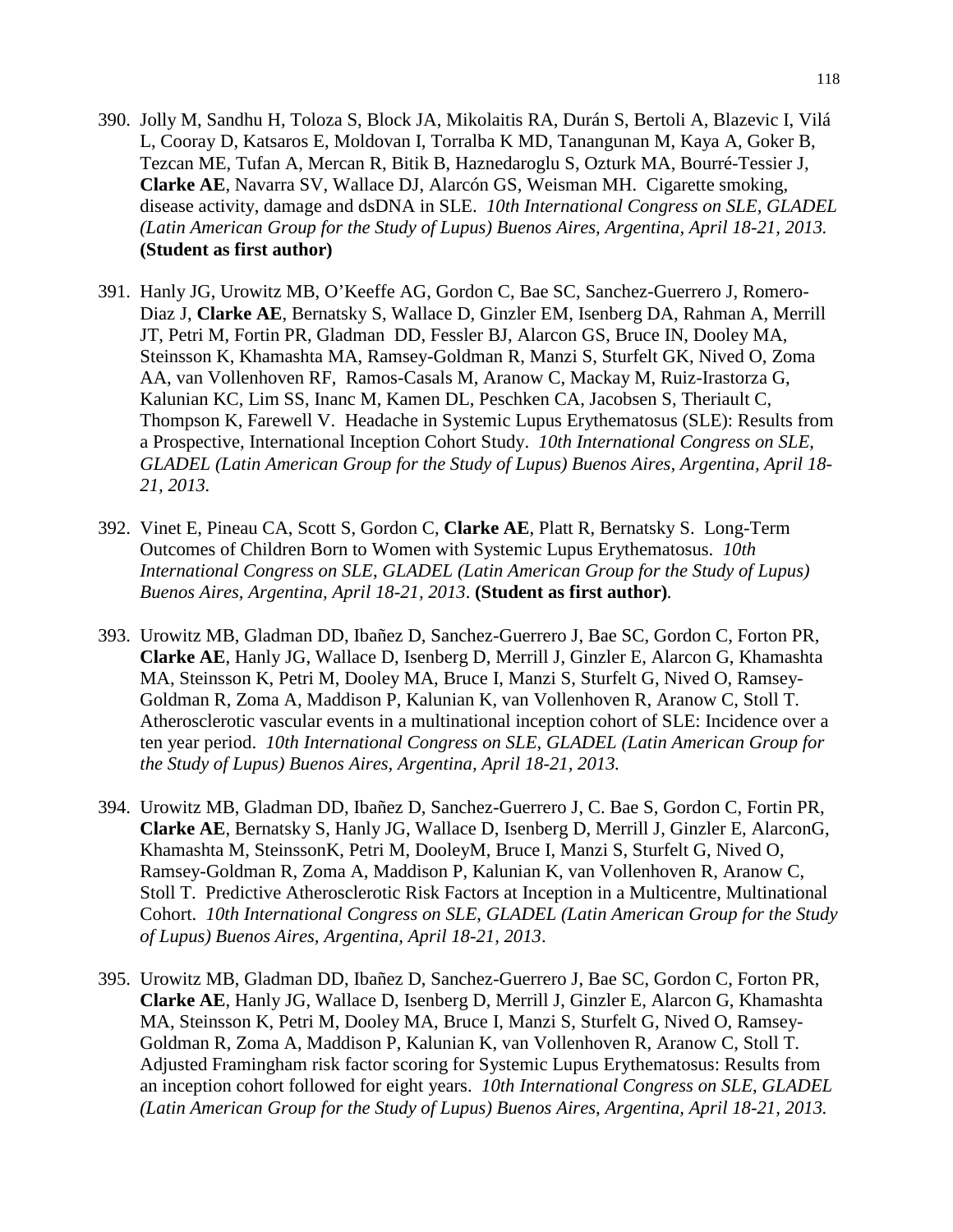390. Jolly M, Sandhu H, Toloza S, Block JA, Mikolaitis RA, Durán S, Bertoli A, Blazevic I, Vilá L, Cooray D, Katsaros E, Moldovan I, Torralba K MD, Tanangunan M, Kaya A, Goker B, Tezcan ME, Tufan A, Mercan R, Bitik B, Haznedaroglu S, Ozturk MA, Bourré-Tessier J, **Clarke AE**, Navarra SV, Wallace DJ, Alarcón GS, Weisman MH. Cigarette smoking, disease activity, damage and dsDNA in SLE. *10th International Congress on SLE, GLADEL (Latin American Group for the Study of Lupus) Buenos Aires, Argentina, April 18-21, 2013.* **(Student as first author)**

391. Hanly JG, Urowitz MB, O'Keeffe AG, Gordon C, Bae SC, Sanchez-Guerrero J, Romero-Diaz J, **Clarke AE**, Bernatsky S, Wallace D, Ginzler EM, Isenberg DA, Rahman A, Merrill JT, Petri M, Fortin PR, Gladman DD, Fessler BJ, Alarcon GS, Bruce IN, Dooley MA, Steinsson K, Khamashta MA, Ramsey-Goldman R, Manzi S, Sturfelt GK, Nived O, Zoma AA, van Vollenhoven RF, Ramos-Casals M, Aranow C, Mackay M, Ruiz-Irastorza G, Kalunian KC, Lim SS, Inanc M, Kamen DL, Peschken CA, Jacobsen S, Theriault C, Thompson K, Farewell V. Headache in Systemic Lupus Erythematosus (SLE): Results from a Prospective, International Inception Cohort Study. *10th International Congress on SLE, GLADEL (Latin American Group for the Study of Lupus) Buenos Aires, Argentina, April 18-21, 2013.*

392. Vinet E, Pineau CA, Scott S, Gordon C, **Clarke AE**, Platt R, Bernatsky S. Long-Term Outcomes of Children Born to Women with Systemic Lupus Erythematosus. *10th International Congress on SLE, GLADEL (Latin American Group for the Study of Lupus) Buenos Aires, Argentina, April 18-21, 2013*. **(Student as first author)**.

393. Urowitz MB, Gladman DD, Ibañez D, Sanchez-Guerrero J, Bae SC, Gordon C, Forton PR, **Clarke AE**, Hanly JG, Wallace D, Isenberg D, Merrill J, Ginzler E, Alarcon G, Khamashta MA, Steinsson K, Petri M, Dooley MA, Bruce I, Manzi S, Sturfelt G, Nived O, Ramsey-Goldman R, Zoma A, Maddison P, Kalunian K, van Vollenhoven R, Aranow C, Stoll T. Atherosclerotic vascular events in a multinational inception cohort of SLE: Incidence over a ten year period. *10th International Congress on SLE, GLADEL (Latin American Group for the Study of Lupus) Buenos Aires, Argentina, April 18-21, 2013.*

394. Urowitz MB, Gladman DD, Ibañez D, Sanchez-Guerrero J, C. Bae S, Gordon C, Fortin PR, **Clarke AE**, Bernatsky S, Hanly JG, Wallace D, Isenberg D, Merrill J, Ginzler E, AlarconG, Khamashta M, SteinssonK, Petri M, DooleyM, Bruce I, Manzi S, Sturfelt G, Nived O, Ramsey-Goldman R, Zoma A, Maddison P, Kalunian K, van Vollenhoven R, Aranow C, Stoll T. Predictive Atherosclerotic Risk Factors at Inception in a Multicentre, Multinational Cohort. *10th International Congress on SLE, GLADEL (Latin American Group for the Study of Lupus) Buenos Aires, Argentina, April 18-21, 2013*.

395. Urowitz MB, Gladman DD, Ibañez D, Sanchez-Guerrero J, Bae SC, Gordon C, Forton PR, **Clarke AE**, Hanly JG, Wallace D, Isenberg D, Merrill J, Ginzler E, Alarcon G, Khamashta MA, Steinsson K, Petri M, Dooley MA, Bruce I, Manzi S, Sturfelt G, Nived O, Ramsey-Goldman R, Zoma A, Maddison P, Kalunian K, van Vollenhoven R, Aranow C, Stoll T. Adjusted Framingham risk factor scoring for Systemic Lupus Erythematosus: Results from an inception cohort followed for eight years. *10th International Congress on SLE, GLADEL (Latin American Group for the Study of Lupus) Buenos Aires, Argentina, April 18-21, 2013.*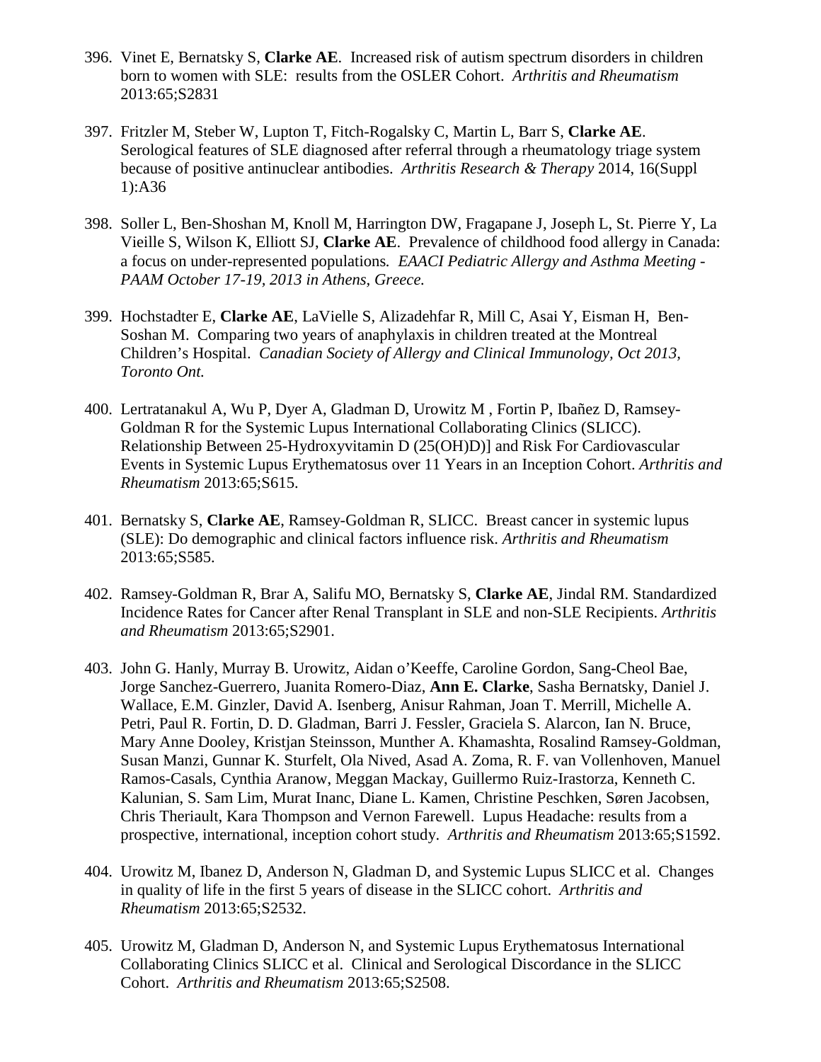396. Vinet E, Bernatsky S, **Clarke AE**. Increased risk of autism spectrum disorders in children born to women with SLE: results from the OSLER Cohort. *Arthritis and Rheumatism* 2013:65;S2831

397. Fritzler M, Steber W, Lupton T, Fitch-Rogalsky C, Martin L, Barr S, **Clarke AE**. Serological features of SLE diagnosed after referral through a rheumatology triage system because of positive antinuclear antibodies. *Arthritis Research & Therapy* 2014, 16(Suppl 1):A36

398. Soller L, Ben-Shoshan M, Knoll M, Harrington DW, Fragapane J, Joseph L, St. Pierre Y, La Vieille S, Wilson K, Elliott SJ, **Clarke AE**. Prevalence of childhood food allergy in Canada: a focus on under-represented populations*. EAACI Pediatric Allergy and Asthma Meeting - PAAM October 17-19, 2013 in Athens, Greece.*

399. Hochstadter E, **Clarke AE**, LaVielle S, Alizadehfar R, Mill C, Asai Y, Eisman H, Ben-Soshan M. Comparing two years of anaphylaxis in children treated at the Montreal Children's Hospital. *Canadian Society of Allergy and Clinical Immunology, Oct 2013, Toronto Ont.*

400. Lertratanakul A, Wu P, Dyer A, Gladman D, Urowitz M , Fortin P, Ibañez D, Ramsey-Goldman R for the Systemic Lupus International Collaborating Clinics (SLICC). Relationship Between 25-Hydroxyvitamin D (25(OH)D)] and Risk For Cardiovascular Events in Systemic Lupus Erythematosus over 11 Years in an Inception Cohort. *Arthritis and Rheumatism* 2013:65;S615.

401. Bernatsky S, **Clarke AE**, Ramsey-Goldman R, SLICC. Breast cancer in systemic lupus (SLE): Do demographic and clinical factors influence risk. *Arthritis and Rheumatism* 2013:65;S585.

402. Ramsey-Goldman R, Brar A, Salifu MO, Bernatsky S, **Clarke AE**, Jindal RM. Standardized Incidence Rates for Cancer after Renal Transplant in SLE and non-SLE Recipients. *Arthritis and Rheumatism* 2013:65;S2901.

403. John G. Hanly, Murray B. Urowitz, Aidan o'Keeffe, Caroline Gordon, Sang-Cheol Bae, Jorge Sanchez-Guerrero, Juanita Romero-Diaz, **Ann E. Clarke**, Sasha Bernatsky, Daniel J. Wallace, E.M. Ginzler, David A. Isenberg, Anisur Rahman, Joan T. Merrill, Michelle A. Petri, Paul R. Fortin, D. D. Gladman, Barri J. Fessler, Graciela S. Alarcon, Ian N. Bruce, Mary Anne Dooley, Kristjan Steinsson, Munther A. Khamashta, Rosalind Ramsey-Goldman, Susan Manzi, Gunnar K. Sturfelt, Ola Nived, Asad A. Zoma, R. F. van Vollenhoven, Manuel Ramos-Casals, Cynthia Aranow, Meggan Mackay, Guillermo Ruiz-Irastorza, Kenneth C. Kalunian, S. Sam Lim, Murat Inanc, Diane L. Kamen, Christine Peschken, Søren Jacobsen, Chris Theriault, Kara Thompson and Vernon Farewell. Lupus Headache: results from a prospective, international, inception cohort study. *Arthritis and Rheumatism* 2013:65;S1592.

404. Urowitz M, Ibanez D, Anderson N, Gladman D, and Systemic Lupus SLICC et al. Changes in quality of life in the first 5 years of disease in the SLICC cohort. *Arthritis and Rheumatism* 2013:65;S2532.

405. Urowitz M, Gladman D, Anderson N, and Systemic Lupus Erythematosus International Collaborating Clinics SLICC et al. Clinical and Serological Discordance in the SLICC Cohort. *Arthritis and Rheumatism* 2013:65;S2508.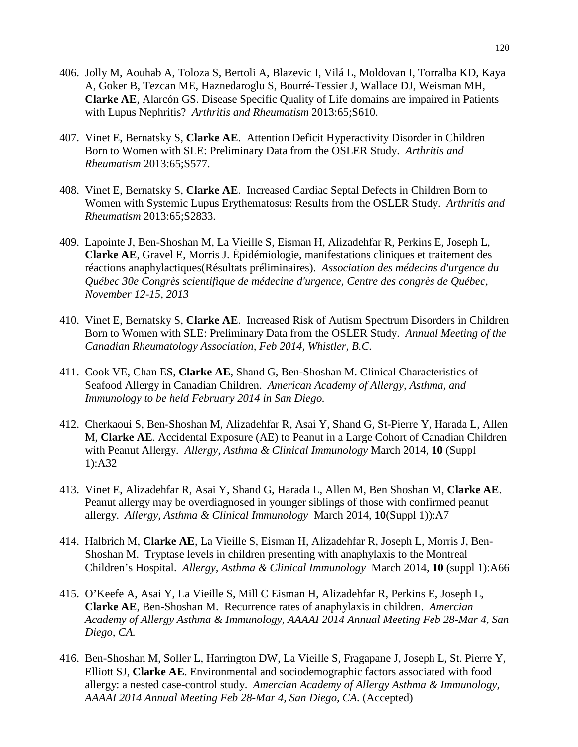406. Jolly M, Aouhab A, Toloza S, Bertoli A, Blazevic I, Vilá L, Moldovan I, Torralba KD, Kaya A, Goker B, Tezcan ME, Haznedaroglu S, Bourré-Tessier J, Wallace DJ, Weisman MH, **Clarke AE**, Alarcón GS. Disease Specific Quality of Life domains are impaired in Patients with Lupus Nephritis? *Arthritis and Rheumatism* 2013:65;S610.

407. Vinet E, Bernatsky S, **Clarke AE**. Attention Deficit Hyperactivity Disorder in Children Born to Women with SLE: Preliminary Data from the OSLER Study. *Arthritis and Rheumatism* 2013:65;S577.

408. Vinet E, Bernatsky S, **Clarke AE**. Increased Cardiac Septal Defects in Children Born to Women with Systemic Lupus Erythematosus: Results from the OSLER Study. *Arthritis and Rheumatism* 2013:65;S2833.

409. Lapointe J, Ben-Shoshan M, La Vieille S, Eisman H, Alizadehfar R, Perkins E, Joseph L, **Clarke AE**, Gravel E, Morris J. Épidémiologie, manifestations cliniques et traitement des réactions anaphylactiques(Résultats préliminaires). *Association des médecins d'urgence du Québec 30e Congrès scientifique de médecine d'urgence, Centre des congrès de Québec, November 12-15, 2013*

410. Vinet E, Bernatsky S, **Clarke AE**. Increased Risk of Autism Spectrum Disorders in Children Born to Women with SLE: Preliminary Data from the OSLER Study. *Annual Meeting of the Canadian Rheumatology Association, Feb 2014, Whistler, B.C.*

411. Cook VE, Chan ES, **Clarke AE**, Shand G, Ben-Shoshan M. Clinical Characteristics of Seafood Allergy in Canadian Children. *American Academy of Allergy, Asthma, and Immunology to be held February 2014 in San Diego.*

412. Cherkaoui S, Ben-Shoshan M, Alizadehfar R, Asai Y, Shand G, St-Pierre Y, Harada L, Allen M, **Clarke AE**. Accidental Exposure (AE) to Peanut in a Large Cohort of Canadian Children with Peanut Allergy. *Allergy, Asthma & Clinical Immunology* March 2014, **10** (Suppl 1):A32

413. Vinet E, Alizadehfar R, Asai Y, Shand G, Harada L, Allen M, Ben Shoshan M, **Clarke AE**. Peanut allergy may be overdiagnosed in younger siblings of those with confirmed peanut allergy. *Allergy, Asthma & Clinical Immunology* March 2014, **10**(Suppl 1)):A7

414. Halbrich M, **Clarke AE**, La Vieille S, Eisman H, Alizadehfar R, Joseph L, Morris J, Ben-Shoshan M. Tryptase levels in children presenting with anaphylaxis to the Montreal Children's Hospital. *Allergy, Asthma & Clinical Immunology* March 2014, **10** (suppl 1):A66

415. O'Keefe A, Asai Y, La Vieille S, Mill C Eisman H, Alizadehfar R, Perkins E, Joseph L, **Clarke AE**, Ben-Shoshan M. Recurrence rates of anaphylaxis in children. *Amercian Academy of Allergy Asthma & Immunology, AAAAI 2014 Annual Meeting Feb 28-Mar 4, San Diego, CA.*

416. Ben-Shoshan M, Soller L, Harrington DW, La Vieille S, Fragapane J, Joseph L, St. Pierre Y, Elliott SJ, **Clarke AE**. Environmental and sociodemographic factors associated with food allergy: a nested case-control study. *Amercian Academy of Allergy Asthma & Immunology, AAAAI 2014 Annual Meeting Feb 28-Mar 4, San Diego, CA.* (Accepted)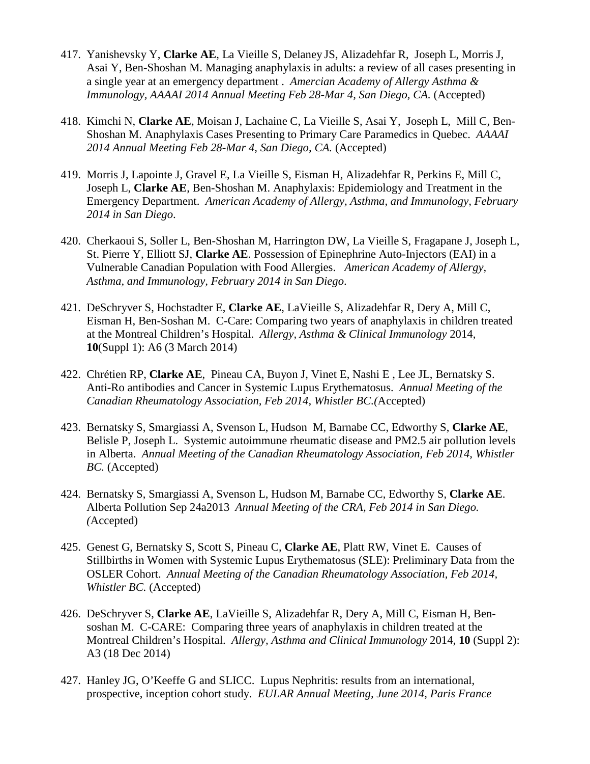417. Yanishevsky Y, **Clarke AE**, La Vieille S, Delaney JS, Alizadehfar R, Joseph L, Morris J, Asai Y, Ben-Shoshan M. Managing anaphylaxis in adults: a review of all cases presenting in a single year at an emergency department . *Amercian Academy of Allergy Asthma & Immunology, AAAAI 2014 Annual Meeting Feb 28-Mar 4, San Diego, CA.* (Accepted)

418. Kimchi N, **Clarke AE**, Moisan J, Lachaine C, La Vieille S, Asai Y, Joseph L, Mill C, Ben-Shoshan M. Anaphylaxis Cases Presenting to Primary Care Paramedics in Quebec. *AAAAI 2014 Annual Meeting Feb 28-Mar 4, San Diego, CA.* (Accepted)

419. Morris J, Lapointe J, Gravel E, La Vieille S, Eisman H, Alizadehfar R, Perkins E, Mill C, Joseph L, **Clarke AE**, Ben-Shoshan M. Anaphylaxis: Epidemiology and Treatment in the Emergency Department. *American Academy of Allergy, Asthma, and Immunology, February 2014 in San Diego*.

420. Cherkaoui S, Soller L, Ben-Shoshan M, Harrington DW, La Vieille S, Fragapane J, Joseph L, St. Pierre Y, Elliott SJ, **Clarke AE**. Possession of Epinephrine Auto-Injectors (EAI) in a Vulnerable Canadian Population with Food Allergies. *American Academy of Allergy, Asthma, and Immunology, February 2014 in San Diego*.

421. DeSchryver S, Hochstadter E, **Clarke AE**, LaVieille S, Alizadehfar R, Dery A, Mill C, Eisman H, Ben-Soshan M. C-Care: Comparing two years of anaphylaxis in children treated at the Montreal Children's Hospital. *Allergy, Asthma & Clinical Immunology* 2014, **10**(Suppl 1): A6 (3 March 2014)

422. Chrétien RP, **Clarke AE**, Pineau CA, Buyon J, Vinet E, Nashi E , Lee JL, Bernatsky S. Anti-Ro antibodies and Cancer in Systemic Lupus Erythematosus. *Annual Meeting of the Canadian Rheumatology Association, Feb 2014, Whistler BC.(*Accepted)

423. Bernatsky S, Smargiassi A, Svenson L, Hudson M, Barnabe CC, Edworthy S, **Clarke AE**, Belisle P, Joseph L. Systemic autoimmune rheumatic disease and PM2.5 air pollution levels in Alberta. *Annual Meeting of the Canadian Rheumatology Association, Feb 2014, Whistler BC.* (Accepted)

424. Bernatsky S, Smargiassi A, Svenson L, Hudson M, Barnabe CC, Edworthy S, **Clarke AE**. Alberta Pollution Sep 24a2013 *Annual Meeting of the CRA, Feb 2014 in San Diego. (*Accepted)

425. Genest G, Bernatsky S, Scott S, Pineau C, **Clarke AE**, Platt RW, Vinet E. Causes of Stillbirths in Women with Systemic Lupus Erythematosus (SLE): Preliminary Data from the OSLER Cohort. *Annual Meeting of the Canadian Rheumatology Association, Feb 2014, Whistler BC.* (Accepted)

426. DeSchryver S, **Clarke AE**, LaVieille S, Alizadehfar R, Dery A, Mill C, Eisman H, Ben-soshan M. C-CARE: Comparing three years of anaphylaxis in children treated at the Montreal Children's Hospital. *Allergy, Asthma and Clinical Immunology* 2014, **10** (Suppl 2): A3 (18 Dec 2014)

427. Hanley JG, O'Keeffe G and SLICC. Lupus Nephritis: results from an international, prospective, inception cohort study. *EULAR Annual Meeting, June 2014, Paris France*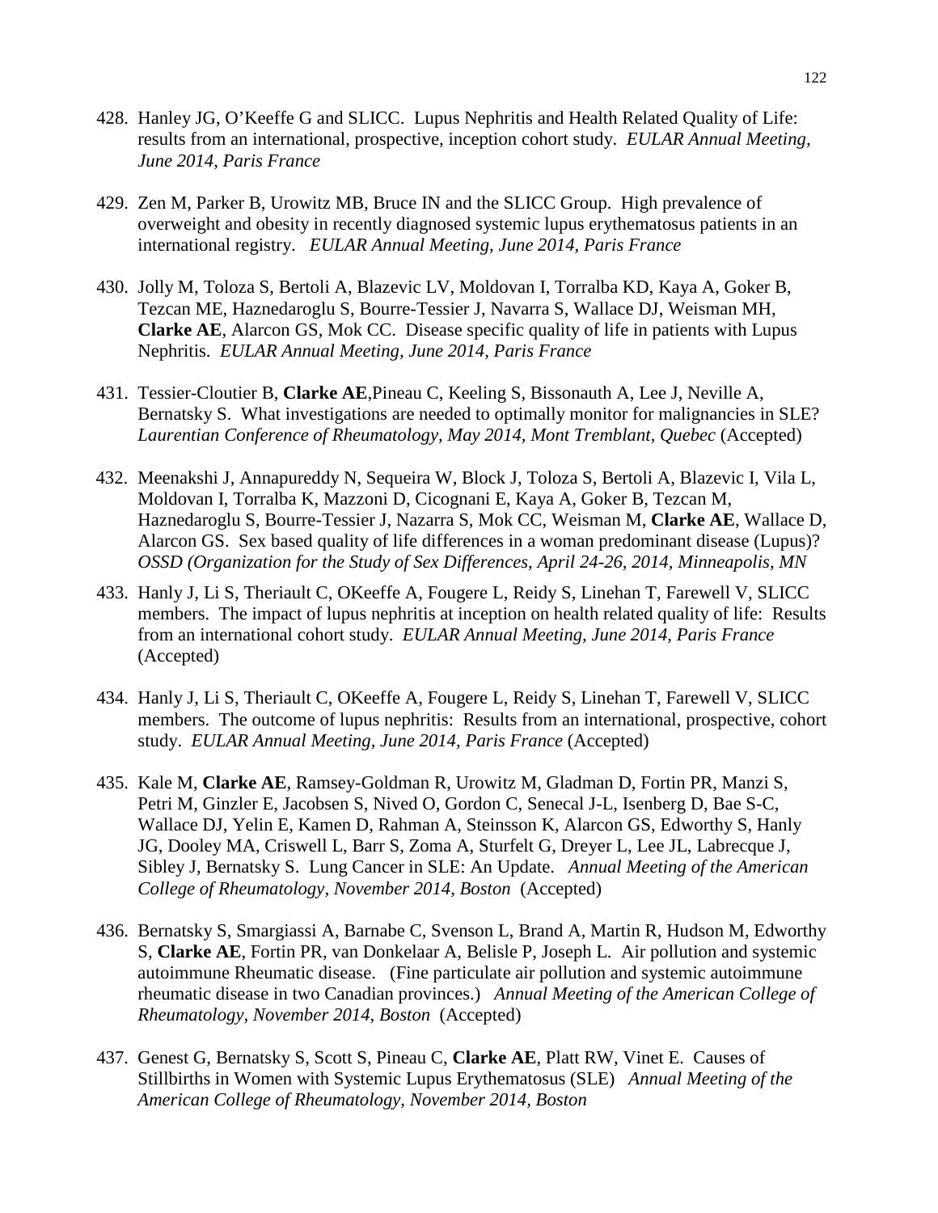428. Hanley JG, O'Keeffe G and SLICC. Lupus Nephritis and Health Related Quality of Life: results from an international, prospective, inception cohort study. *EULAR Annual Meeting, June 2014, Paris France*

429. Zen M, Parker B, Urowitz MB, Bruce IN and the SLICC Group. High prevalence of overweight and obesity in recently diagnosed systemic lupus erythematosus patients in an international registry. *EULAR Annual Meeting, June 2014, Paris France*

430. Jolly M, Toloza S, Bertoli A, Blazevic LV, Moldovan I, Torralba KD, Kaya A, Goker B, Tezcan ME, Haznedaroglu S, Bourre-Tessier J, Navarra S, Wallace DJ, Weisman MH, **Clarke AE**, Alarcon GS, Mok CC. Disease specific quality of life in patients with Lupus Nephritis. *EULAR Annual Meeting, June 2014, Paris France*

431. Tessier-Cloutier B, **Clarke AE**,Pineau C, Keeling S, Bissonauth A, Lee J, Neville A, Bernatsky S. What investigations are needed to optimally monitor for malignancies in SLE? *Laurentian Conference of Rheumatology, May 2014, Mont Tremblant, Quebec* (Accepted)

432. Meenakshi J, Annapureddy N, Sequeira W, Block J, Toloza S, Bertoli A, Blazevic I, Vila L, Moldovan I, Torralba K, Mazzoni D, Cicognani E, Kaya A, Goker B, Tezcan M, Haznedaroglu S, Bourre-Tessier J, Nazarra S, Mok CC, Weisman M, **Clarke AE**, Wallace D, Alarcon GS. Sex based quality of life differences in a woman predominant disease (Lupus)? *OSSD (Organization for the Study of Sex Differences, April 24-26, 2014, Minneapolis, MN*

433. Hanly J, Li S, Theriault C, OKeeffe A, Fougere L, Reidy S, Linehan T, Farewell V, SLICC members. The impact of lupus nephritis at inception on health related quality of life: Results from an international cohort study. *EULAR Annual Meeting, June 2014, Paris France* (Accepted)

434. Hanly J, Li S, Theriault C, OKeeffe A, Fougere L, Reidy S, Linehan T, Farewell V, SLICC members. The outcome of lupus nephritis: Results from an international, prospective, cohort study. *EULAR Annual Meeting, June 2014, Paris France* (Accepted)

435. Kale M, **Clarke AE**, Ramsey-Goldman R, Urowitz M, Gladman D, Fortin PR, Manzi S, Petri M, Ginzler E, Jacobsen S, Nived O, Gordon C, Senecal J-L, Isenberg D, Bae S-C, Wallace DJ, Yelin E, Kamen D, Rahman A, Steinsson K, Alarcon GS, Edworthy S, Hanly JG, Dooley MA, Criswell L, Barr S, Zoma A, Sturfelt G, Dreyer L, Lee JL, Labrecque J, Sibley J, Bernatsky S. Lung Cancer in SLE: An Update. *Annual Meeting of the American College of Rheumatology, November 2014, Boston* (Accepted)

436. Bernatsky S, Smargiassi A, Barnabe C, Svenson L, Brand A, Martin R, Hudson M, Edworthy S, **Clarke AE**, Fortin PR, van Donkelaar A, Belisle P, Joseph L. Air pollution and systemic autoimmune Rheumatic disease. (Fine particulate air pollution and systemic autoimmune rheumatic disease in two Canadian provinces.) *Annual Meeting of the American College of Rheumatology, November 2014, Boston* (Accepted)

437. Genest G, Bernatsky S, Scott S, Pineau C, **Clarke AE**, Platt RW, Vinet E. Causes of Stillbirths in Women with Systemic Lupus Erythematosus (SLE) *Annual Meeting of the American College of Rheumatology, November 2014, Boston*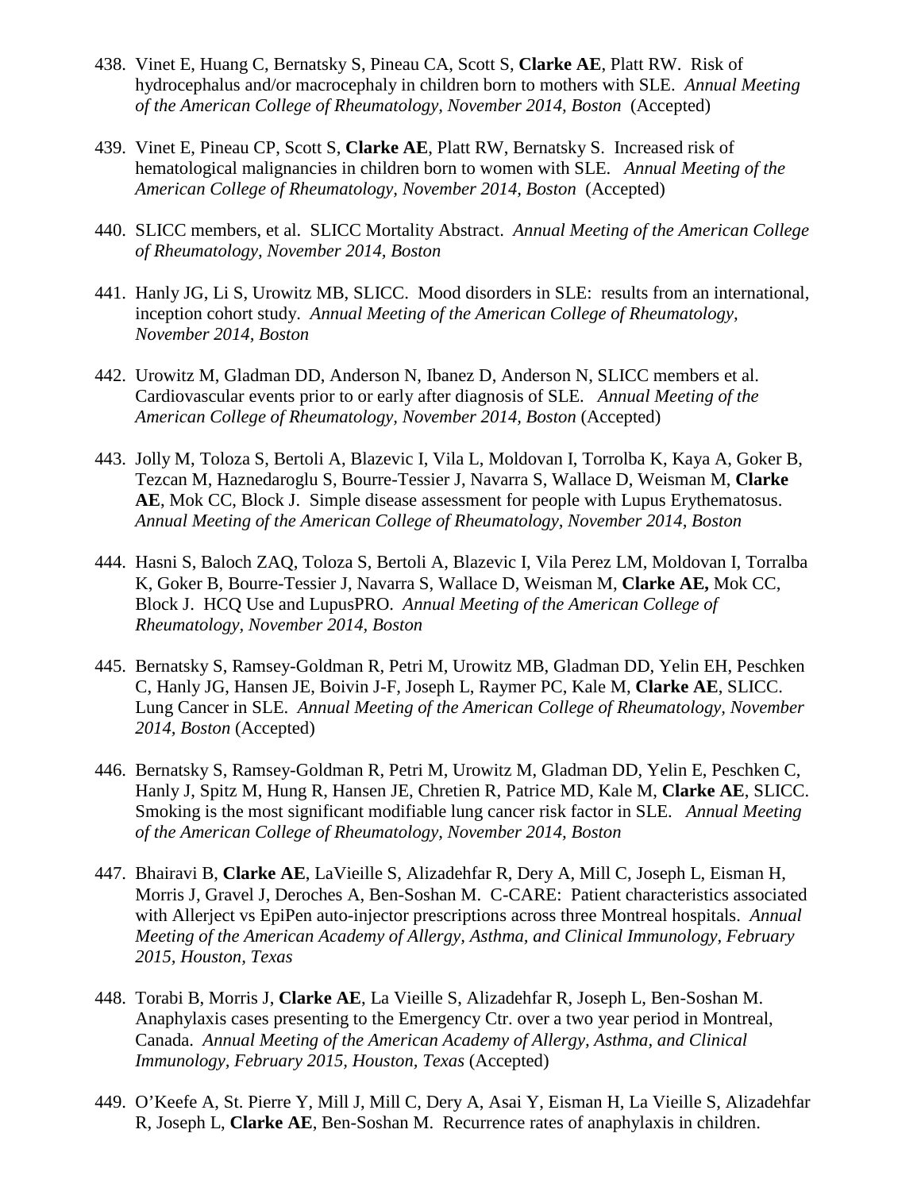438. Vinet E, Huang C, Bernatsky S, Pineau CA, Scott S, **Clarke AE**, Platt RW. Risk of hydrocephalus and/or macrocephaly in children born to mothers with SLE. *Annual Meeting of the American College of Rheumatology, November 2014, Boston* (Accepted)

439. Vinet E, Pineau CP, Scott S, **Clarke AE**, Platt RW, Bernatsky S. Increased risk of hematological malignancies in children born to women with SLE. *Annual Meeting of the American College of Rheumatology, November 2014, Boston* (Accepted)

440. SLICC members, et al. SLICC Mortality Abstract. *Annual Meeting of the American College of Rheumatology, November 2014, Boston*

441. Hanly JG, Li S, Urowitz MB, SLICC. Mood disorders in SLE: results from an international, inception cohort study. *Annual Meeting of the American College of Rheumatology, November 2014, Boston*

442. Urowitz M, Gladman DD, Anderson N, Ibanez D, Anderson N, SLICC members et al. Cardiovascular events prior to or early after diagnosis of SLE. *Annual Meeting of the American College of Rheumatology, November 2014, Boston* (Accepted)

443. Jolly M, Toloza S, Bertoli A, Blazevic I, Vila L, Moldovan I, Torrolba K, Kaya A, Goker B, Tezcan M, Haznedaroglu S, Bourre-Tessier J, Navarra S, Wallace D, Weisman M, **Clarke AE**, Mok CC, Block J. Simple disease assessment for people with Lupus Erythematosus. *Annual Meeting of the American College of Rheumatology, November 2014, Boston*

444. Hasni S, Baloch ZAQ, Toloza S, Bertoli A, Blazevic I, Vila Perez LM, Moldovan I, Torralba K, Goker B, Bourre-Tessier J, Navarra S, Wallace D, Weisman M, **Clarke AE,** Mok CC, Block J. HCQ Use and LupusPRO. *Annual Meeting of the American College of Rheumatology, November 2014, Boston*

445. Bernatsky S, Ramsey-Goldman R, Petri M, Urowitz MB, Gladman DD, Yelin EH, Peschken C, Hanly JG, Hansen JE, Boivin J-F, Joseph L, Raymer PC, Kale M, **Clarke AE**, SLICC. Lung Cancer in SLE. *Annual Meeting of the American College of Rheumatology, November 2014, Boston* (Accepted)

446. Bernatsky S, Ramsey-Goldman R, Petri M, Urowitz M, Gladman DD, Yelin E, Peschken C, Hanly J, Spitz M, Hung R, Hansen JE, Chretien R, Patrice MD, Kale M, **Clarke AE**, SLICC. Smoking is the most significant modifiable lung cancer risk factor in SLE. *Annual Meeting of the American College of Rheumatology, November 2014, Boston*

447. Bhairavi B, **Clarke AE**, LaVieille S, Alizadehfar R, Dery A, Mill C, Joseph L, Eisman H, Morris J, Gravel J, Deroches A, Ben-Soshan M. C-CARE: Patient characteristics associated with Allerject vs EpiPen auto-injector prescriptions across three Montreal hospitals. *Annual Meeting of the American Academy of Allergy, Asthma, and Clinical Immunology, February 2015, Houston, Texas*

448. Torabi B, Morris J, **Clarke AE**, La Vieille S, Alizadehfar R, Joseph L, Ben-Soshan M. Anaphylaxis cases presenting to the Emergency Ctr. over a two year period in Montreal, Canada. *Annual Meeting of the American Academy of Allergy, Asthma, and Clinical Immunology, February 2015, Houston, Texas* (Accepted)

449. O'Keefe A, St. Pierre Y, Mill J, Mill C, Dery A, Asai Y, Eisman H, La Vieille S, Alizadehfar R, Joseph L, **Clarke AE**, Ben-Soshan M. Recurrence rates of anaphylaxis in children.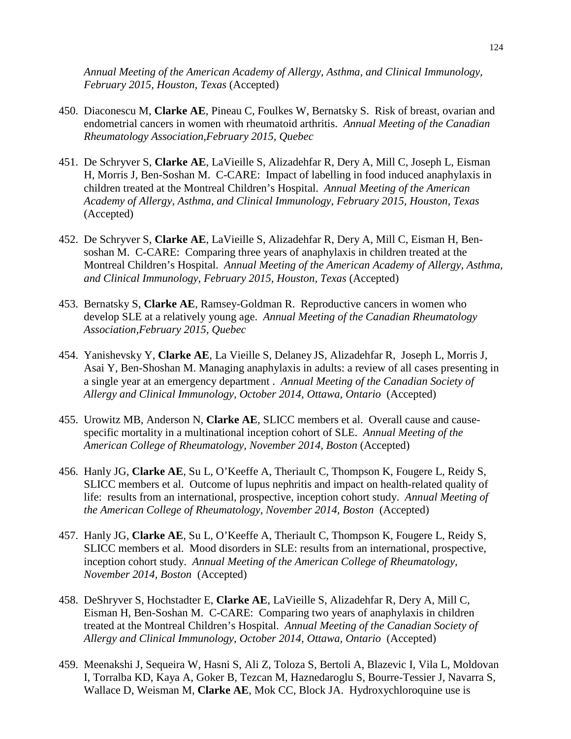*Annual Meeting of the American Academy of Allergy, Asthma, and Clinical Immunology, February 2015, Houston, Texas* (Accepted)

450. Diaconescu M, **Clarke AE**, Pineau C, Foulkes W, Bernatsky S. Risk of breast, ovarian and endometrial cancers in women with rheumatoid arthritis. *Annual Meeting of the Canadian Rheumatology Association,February 2015, Quebec*

451. De Schryver S, **Clarke AE**, LaVieille S, Alizadehfar R, Dery A, Mill C, Joseph L, Eisman H, Morris J, Ben-Soshan M. C-CARE: Impact of labelling in food induced anaphylaxis in children treated at the Montreal Children's Hospital. *Annual Meeting of the American Academy of Allergy, Asthma, and Clinical Immunology, February 2015, Houston, Texas* (Accepted)

452. De Schryver S, **Clarke AE**, LaVieille S, Alizadehfar R, Dery A, Mill C, Eisman H, Ben-soshan M. C-CARE: Comparing three years of anaphylaxis in children treated at the Montreal Children's Hospital. *Annual Meeting of the American Academy of Allergy, Asthma, and Clinical Immunology, February 2015, Houston, Texas* (Accepted)

453. Bernatsky S, **Clarke AE**, Ramsey-Goldman R. Reproductive cancers in women who develop SLE at a relatively young age. *Annual Meeting of the Canadian Rheumatology Association,February 2015, Quebec*

454. Yanishevsky Y, **Clarke AE**, La Vieille S, Delaney JS, Alizadehfar R, Joseph L, Morris J, Asai Y, Ben-Shoshan M. Managing anaphylaxis in adults: a review of all cases presenting in a single year at an emergency department . *Annual Meeting of the Canadian Society of Allergy and Clinical Immunology, October 2014, Ottawa, Ontario* (Accepted)

455. Urowitz MB, Anderson N, **Clarke AE**, SLICC members et al. Overall cause and cause-specific mortality in a multinational inception cohort of SLE. *Annual Meeting of the American College of Rheumatology, November 2014, Boston* (Accepted)

456. Hanly JG, **Clarke AE**, Su L, O'Keeffe A, Theriault C, Thompson K, Fougere L, Reidy S, SLICC members et al. Outcome of lupus nephritis and impact on health-related quality of life: results from an international, prospective, inception cohort study. *Annual Meeting of the American College of Rheumatology, November 2014, Boston* (Accepted)

457. Hanly JG, **Clarke AE**, Su L, O'Keeffe A, Theriault C, Thompson K, Fougere L, Reidy S, SLICC members et al. Mood disorders in SLE: results from an international, prospective, inception cohort study. *Annual Meeting of the American College of Rheumatology, November 2014, Boston* (Accepted)

458. DeShryver S, Hochstadter E, **Clarke AE**, LaVieille S, Alizadehfar R, Dery A, Mill C, Eisman H, Ben-Soshan M. C-CARE: Comparing two years of anaphylaxis in children treated at the Montreal Children's Hospital. *Annual Meeting of the Canadian Society of Allergy and Clinical Immunology, October 2014, Ottawa, Ontario* (Accepted)

459. Meenakshi J, Sequeira W, Hasni S, Ali Z, Toloza S, Bertoli A, Blazevic I, Vila L, Moldovan I, Torralba KD, Kaya A, Goker B, Tezcan M, Haznedaroglu S, Bourre-Tessier J, Navarra S, Wallace D, Weisman M, **Clarke AE**, Mok CC, Block JA. Hydroxychloroquine use is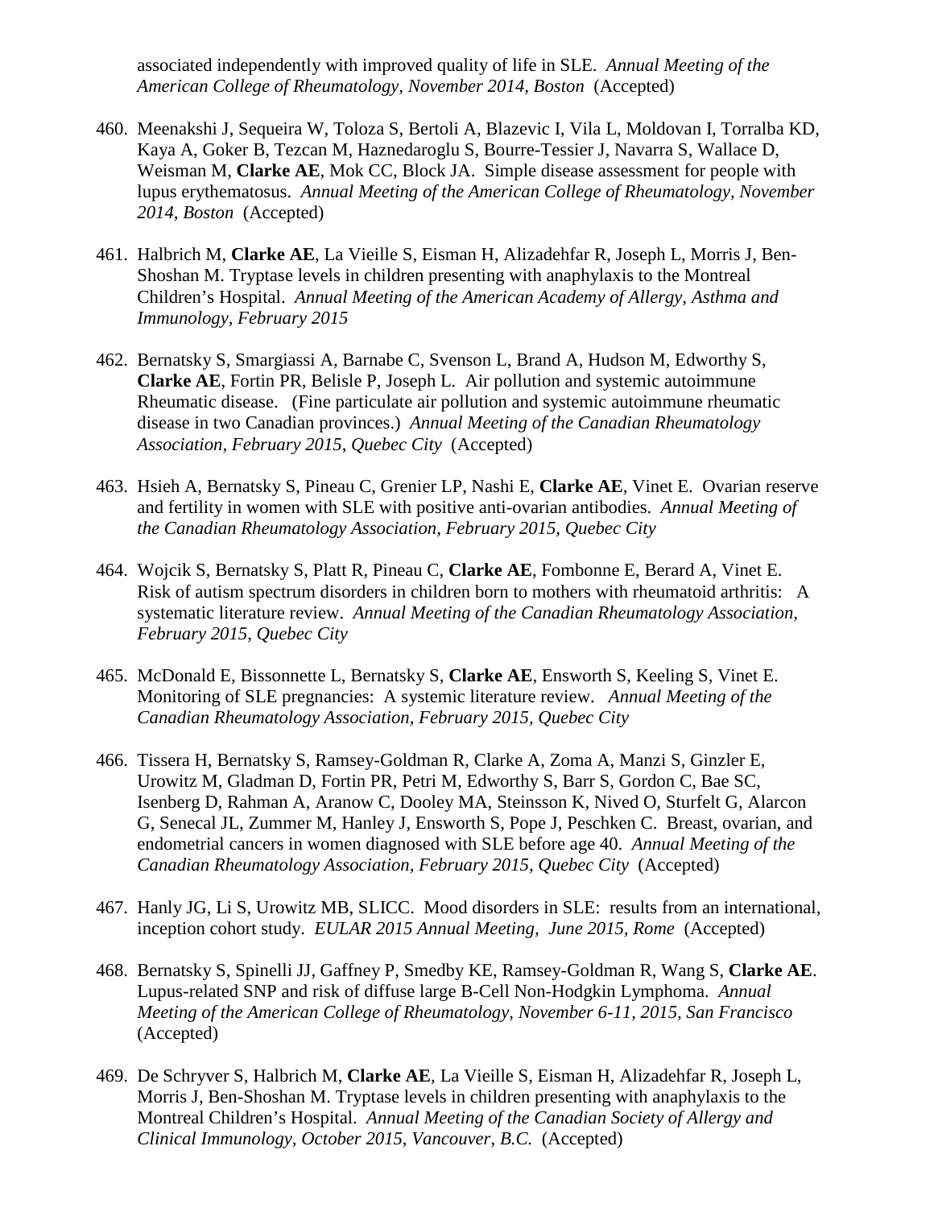associated independently with improved quality of life in SLE. *Annual Meeting of the American College of Rheumatology, November 2014, Boston* (Accepted)

460. Meenakshi J, Sequeira W, Toloza S, Bertoli A, Blazevic I, Vila L, Moldovan I, Torralba KD, Kaya A, Goker B, Tezcan M, Haznedaroglu S, Bourre-Tessier J, Navarra S, Wallace D, Weisman M, **Clarke AE**, Mok CC, Block JA. Simple disease assessment for people with lupus erythematosus. *Annual Meeting of the American College of Rheumatology, November 2014, Boston* (Accepted)

461. Halbrich M, **Clarke AE**, La Vieille S, Eisman H, Alizadehfar R, Joseph L, Morris J, Ben-Shoshan M. Tryptase levels in children presenting with anaphylaxis to the Montreal Children's Hospital. *Annual Meeting of the American Academy of Allergy, Asthma and Immunology, February 2015*

462. Bernatsky S, Smargiassi A, Barnabe C, Svenson L, Brand A, Hudson M, Edworthy S, **Clarke AE**, Fortin PR, Belisle P, Joseph L. Air pollution and systemic autoimmune Rheumatic disease. (Fine particulate air pollution and systemic autoimmune rheumatic disease in two Canadian provinces.) *Annual Meeting of the Canadian Rheumatology Association, February 2015, Quebec City* (Accepted)

463. Hsieh A, Bernatsky S, Pineau C, Grenier LP, Nashi E, **Clarke AE**, Vinet E. Ovarian reserve and fertility in women with SLE with positive anti-ovarian antibodies. *Annual Meeting of the Canadian Rheumatology Association, February 2015, Quebec City*

464. Wojcik S, Bernatsky S, Platt R, Pineau C, **Clarke AE**, Fombonne E, Berard A, Vinet E. Risk of autism spectrum disorders in children born to mothers with rheumatoid arthritis: A systematic literature review. *Annual Meeting of the Canadian Rheumatology Association, February 2015, Quebec City*

465. McDonald E, Bissonnette L, Bernatsky S, **Clarke AE**, Ensworth S, Keeling S, Vinet E. Monitoring of SLE pregnancies: A systemic literature review. *Annual Meeting of the Canadian Rheumatology Association, February 2015, Quebec City*

466. Tissera H, Bernatsky S, Ramsey-Goldman R, Clarke A, Zoma A, Manzi S, Ginzler E, Urowitz M, Gladman D, Fortin PR, Petri M, Edworthy S, Barr S, Gordon C, Bae SC, Isenberg D, Rahman A, Aranow C, Dooley MA, Steinsson K, Nived O, Sturfelt G, Alarcon G, Senecal JL, Zummer M, Hanley J, Ensworth S, Pope J, Peschken C. Breast, ovarian, and endometrial cancers in women diagnosed with SLE before age 40. *Annual Meeting of the Canadian Rheumatology Association, February 2015, Quebec City* (Accepted)

467. Hanly JG, Li S, Urowitz MB, SLICC. Mood disorders in SLE: results from an international, inception cohort study. *EULAR 2015 Annual Meeting, June 2015, Rome* (Accepted)

468. Bernatsky S, Spinelli JJ, Gaffney P, Smedby KE, Ramsey-Goldman R, Wang S, **Clarke AE**. Lupus-related SNP and risk of diffuse large B-Cell Non-Hodgkin Lymphoma. *Annual Meeting of the American College of Rheumatology, November 6-11, 2015, San Francisco* (Accepted)

469. De Schryver S, Halbrich M, **Clarke AE**, La Vieille S, Eisman H, Alizadehfar R, Joseph L, Morris J, Ben-Shoshan M. Tryptase levels in children presenting with anaphylaxis to the Montreal Children's Hospital. *Annual Meeting of the Canadian Society of Allergy and Clinical Immunology, October 2015, Vancouver, B.C.* (Accepted)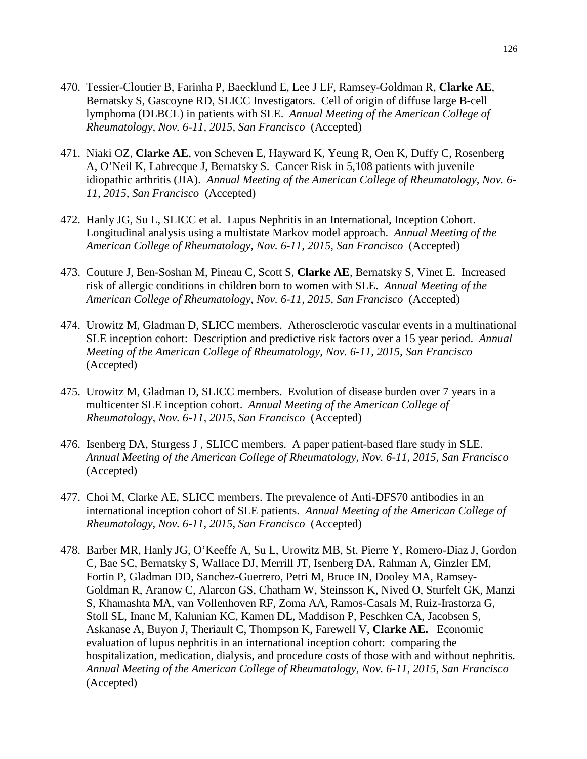470. Tessier-Cloutier B, Farinha P, Baecklund E, Lee J LF, Ramsey-Goldman R, **Clarke AE**, Bernatsky S, Gascoyne RD, SLICC Investigators. Cell of origin of diffuse large B-cell lymphoma (DLBCL) in patients with SLE. *Annual Meeting of the American College of Rheumatology, Nov. 6-11, 2015, San Francisco* (Accepted)

471. Niaki OZ, **Clarke AE**, von Scheven E, Hayward K, Yeung R, Oen K, Duffy C, Rosenberg A, O'Neil K, Labrecque J, Bernatsky S. Cancer Risk in 5,108 patients with juvenile idiopathic arthritis (JIA). *Annual Meeting of the American College of Rheumatology, Nov. 6-11, 2015, San Francisco* (Accepted)

472. Hanly JG, Su L, SLICC et al. Lupus Nephritis in an International, Inception Cohort. Longitudinal analysis using a multistate Markov model approach. *Annual Meeting of the American College of Rheumatology, Nov. 6-11, 2015, San Francisco* (Accepted)

473. Couture J, Ben-Soshan M, Pineau C, Scott S, **Clarke AE**, Bernatsky S, Vinet E. Increased risk of allergic conditions in children born to women with SLE. *Annual Meeting of the American College of Rheumatology, Nov. 6-11, 2015, San Francisco* (Accepted)

474. Urowitz M, Gladman D, SLICC members. Atherosclerotic vascular events in a multinational SLE inception cohort: Description and predictive risk factors over a 15 year period. *Annual Meeting of the American College of Rheumatology, Nov. 6-11, 2015, San Francisco* (Accepted)

475. Urowitz M, Gladman D, SLICC members. Evolution of disease burden over 7 years in a multicenter SLE inception cohort. *Annual Meeting of the American College of Rheumatology, Nov. 6-11, 2015, San Francisco* (Accepted)

476. Isenberg DA, Sturgess J , SLICC members. A paper patient-based flare study in SLE. *Annual Meeting of the American College of Rheumatology, Nov. 6-11, 2015, San Francisco* (Accepted)

477. Choi M, Clarke AE, SLICC members. The prevalence of Anti-DFS70 antibodies in an international inception cohort of SLE patients. *Annual Meeting of the American College of Rheumatology, Nov. 6-11, 2015, San Francisco* (Accepted)

478. Barber MR, Hanly JG, O'Keeffe A, Su L, Urowitz MB, St. Pierre Y, Romero-Diaz J, Gordon C, Bae SC, Bernatsky S, Wallace DJ, Merrill JT, Isenberg DA, Rahman A, Ginzler EM, Fortin P, Gladman DD, Sanchez-Guerrero, Petri M, Bruce IN, Dooley MA, Ramsey-Goldman R, Aranow C, Alarcon GS, Chatham W, Steinsson K, Nived O, Sturfelt GK, Manzi S, Khamashta MA, van Vollenhoven RF, Zoma AA, Ramos-Casals M, Ruiz-Irastorza G, Stoll SL, Inanc M, Kalunian KC, Kamen DL, Maddison P, Peschken CA, Jacobsen S, Askanase A, Buyon J, Theriault C, Thompson K, Farewell V, **Clarke AE.** Economic evaluation of lupus nephritis in an international inception cohort: comparing the hospitalization, medication, dialysis, and procedure costs of those with and without nephritis. *Annual Meeting of the American College of Rheumatology, Nov. 6-11, 2015, San Francisco* (Accepted)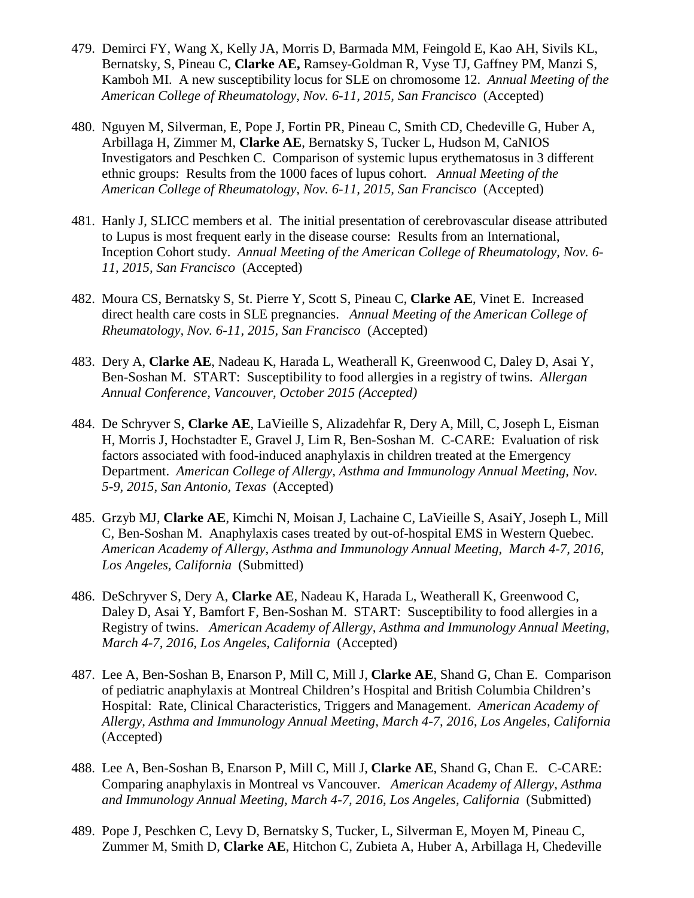479. Demirci FY, Wang X, Kelly JA, Morris D, Barmada MM, Feingold E, Kao AH, Sivils KL, Bernatsky, S, Pineau C, **Clarke AE,** Ramsey-Goldman R, Vyse TJ, Gaffney PM, Manzi S, Kamboh MI. A new susceptibility locus for SLE on chromosome 12. *Annual Meeting of the American College of Rheumatology, Nov. 6-11, 2015, San Francisco* (Accepted)

480. Nguyen M, Silverman, E, Pope J, Fortin PR, Pineau C, Smith CD, Chedeville G, Huber A, Arbillaga H, Zimmer M, **Clarke AE**, Bernatsky S, Tucker L, Hudson M, CaNIOS Investigators and Peschken C. Comparison of systemic lupus erythematosus in 3 different ethnic groups: Results from the 1000 faces of lupus cohort. *Annual Meeting of the American College of Rheumatology, Nov. 6-11, 2015, San Francisco* (Accepted)

481. Hanly J, SLICC members et al. The initial presentation of cerebrovascular disease attributed to Lupus is most frequent early in the disease course: Results from an International, Inception Cohort study. *Annual Meeting of the American College of Rheumatology, Nov. 6-11, 2015, San Francisco* (Accepted)

482. Moura CS, Bernatsky S, St. Pierre Y, Scott S, Pineau C, **Clarke AE**, Vinet E. Increased direct health care costs in SLE pregnancies. *Annual Meeting of the American College of Rheumatology, Nov. 6-11, 2015, San Francisco* (Accepted)

483. Dery A, **Clarke AE**, Nadeau K, Harada L, Weatherall K, Greenwood C, Daley D, Asai Y, Ben-Soshan M. START: Susceptibility to food allergies in a registry of twins. *Allergan Annual Conference, Vancouver, October 2015 (Accepted)*

484. De Schryver S, **Clarke AE**, LaVieille S, Alizadehfar R, Dery A, Mill, C, Joseph L, Eisman H, Morris J, Hochstadter E, Gravel J, Lim R, Ben-Soshan M. C-CARE: Evaluation of risk factors associated with food-induced anaphylaxis in children treated at the Emergency Department. *American College of Allergy, Asthma and Immunology Annual Meeting, Nov. 5-9, 2015, San Antonio, Texas* (Accepted)

485. Grzyb MJ, **Clarke AE**, Kimchi N, Moisan J, Lachaine C, LaVieille S, AsaiY, Joseph L, Mill C, Ben-Soshan M. Anaphylaxis cases treated by out-of-hospital EMS in Western Quebec. *American Academy of Allergy, Asthma and Immunology Annual Meeting, March 4-7, 2016, Los Angeles, California* (Submitted)

486. DeSchryver S, Dery A, **Clarke AE**, Nadeau K, Harada L, Weatherall K, Greenwood C, Daley D, Asai Y, Bamfort F, Ben-Soshan M. START: Susceptibility to food allergies in a Registry of twins. *American Academy of Allergy, Asthma and Immunology Annual Meeting, March 4-7, 2016, Los Angeles, California* (Accepted)

487. Lee A, Ben-Soshan B, Enarson P, Mill C, Mill J, **Clarke AE**, Shand G, Chan E. Comparison of pediatric anaphylaxis at Montreal Children's Hospital and British Columbia Children's Hospital: Rate, Clinical Characteristics, Triggers and Management. *American Academy of Allergy, Asthma and Immunology Annual Meeting, March 4-7, 2016, Los Angeles, California* (Accepted)

488. Lee A, Ben-Soshan B, Enarson P, Mill C, Mill J, **Clarke AE**, Shand G, Chan E. C-CARE: Comparing anaphylaxis in Montreal vs Vancouver. *American Academy of Allergy, Asthma and Immunology Annual Meeting, March 4-7, 2016, Los Angeles, California* (Submitted)

489. Pope J, Peschken C, Levy D, Bernatsky S, Tucker, L, Silverman E, Moyen M, Pineau C, Zummer M, Smith D, **Clarke AE**, Hitchon C, Zubieta A, Huber A, Arbillaga H, Chedeville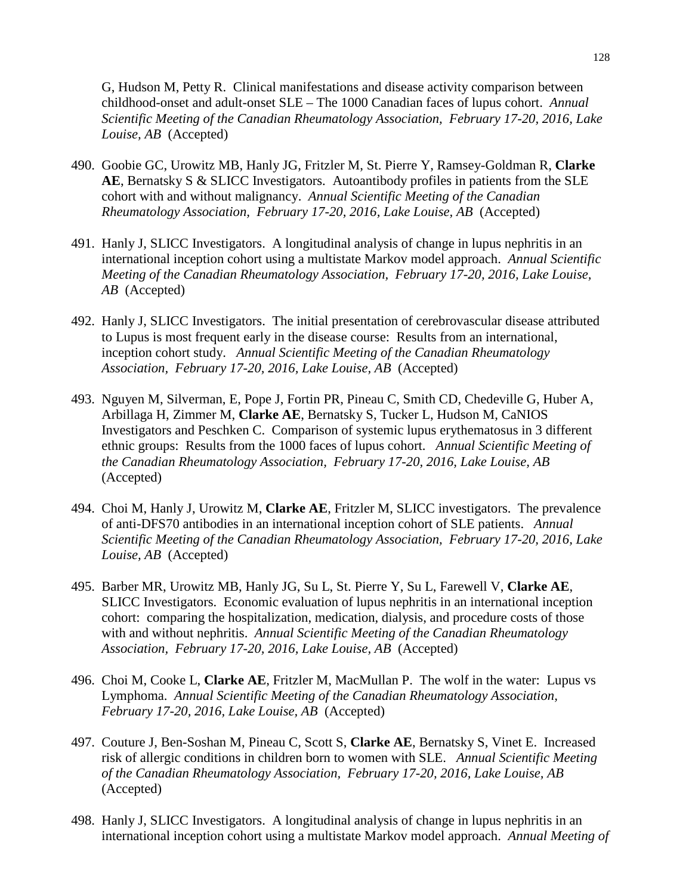G, Hudson M, Petty R. Clinical manifestations and disease activity comparison between childhood-onset and adult-onset SLE – The 1000 Canadian faces of lupus cohort. *Annual Scientific Meeting of the Canadian Rheumatology Association, February 17-20, 2016, Lake Louise, AB* (Accepted)

490. Goobie GC, Urowitz MB, Hanly JG, Fritzler M, St. Pierre Y, Ramsey-Goldman R, **Clarke AE**, Bernatsky S & SLICC Investigators. Autoantibody profiles in patients from the SLE cohort with and without malignancy. *Annual Scientific Meeting of the Canadian Rheumatology Association, February 17-20, 2016, Lake Louise, AB* (Accepted)

491. Hanly J, SLICC Investigators. A longitudinal analysis of change in lupus nephritis in an international inception cohort using a multistate Markov model approach. *Annual Scientific Meeting of the Canadian Rheumatology Association, February 17-20, 2016, Lake Louise, AB* (Accepted)

492. Hanly J, SLICC Investigators. The initial presentation of cerebrovascular disease attributed to Lupus is most frequent early in the disease course: Results from an international, inception cohort study. *Annual Scientific Meeting of the Canadian Rheumatology Association, February 17-20, 2016, Lake Louise, AB* (Accepted)

493. Nguyen M, Silverman, E, Pope J, Fortin PR, Pineau C, Smith CD, Chedeville G, Huber A, Arbillaga H, Zimmer M, **Clarke AE**, Bernatsky S, Tucker L, Hudson M, CaNIOS Investigators and Peschken C. Comparison of systemic lupus erythematosus in 3 different ethnic groups: Results from the 1000 faces of lupus cohort. *Annual Scientific Meeting of the Canadian Rheumatology Association, February 17-20, 2016, Lake Louise, AB* (Accepted)

494. Choi M, Hanly J, Urowitz M, **Clarke AE**, Fritzler M, SLICC investigators. The prevalence of anti-DFS70 antibodies in an international inception cohort of SLE patients. *Annual Scientific Meeting of the Canadian Rheumatology Association, February 17-20, 2016, Lake Louise, AB* (Accepted)

495. Barber MR, Urowitz MB, Hanly JG, Su L, St. Pierre Y, Su L, Farewell V, **Clarke AE**, SLICC Investigators. Economic evaluation of lupus nephritis in an international inception cohort: comparing the hospitalization, medication, dialysis, and procedure costs of those with and without nephritis. *Annual Scientific Meeting of the Canadian Rheumatology Association, February 17-20, 2016, Lake Louise, AB* (Accepted)

496. Choi M, Cooke L, **Clarke AE**, Fritzler M, MacMullan P. The wolf in the water: Lupus vs Lymphoma. *Annual Scientific Meeting of the Canadian Rheumatology Association, February 17-20, 2016, Lake Louise, AB* (Accepted)

497. Couture J, Ben-Soshan M, Pineau C, Scott S, **Clarke AE**, Bernatsky S, Vinet E. Increased risk of allergic conditions in children born to women with SLE. *Annual Scientific Meeting of the Canadian Rheumatology Association, February 17-20, 2016, Lake Louise, AB* (Accepted)

498. Hanly J, SLICC Investigators. A longitudinal analysis of change in lupus nephritis in an international inception cohort using a multistate Markov model approach. *Annual Meeting of*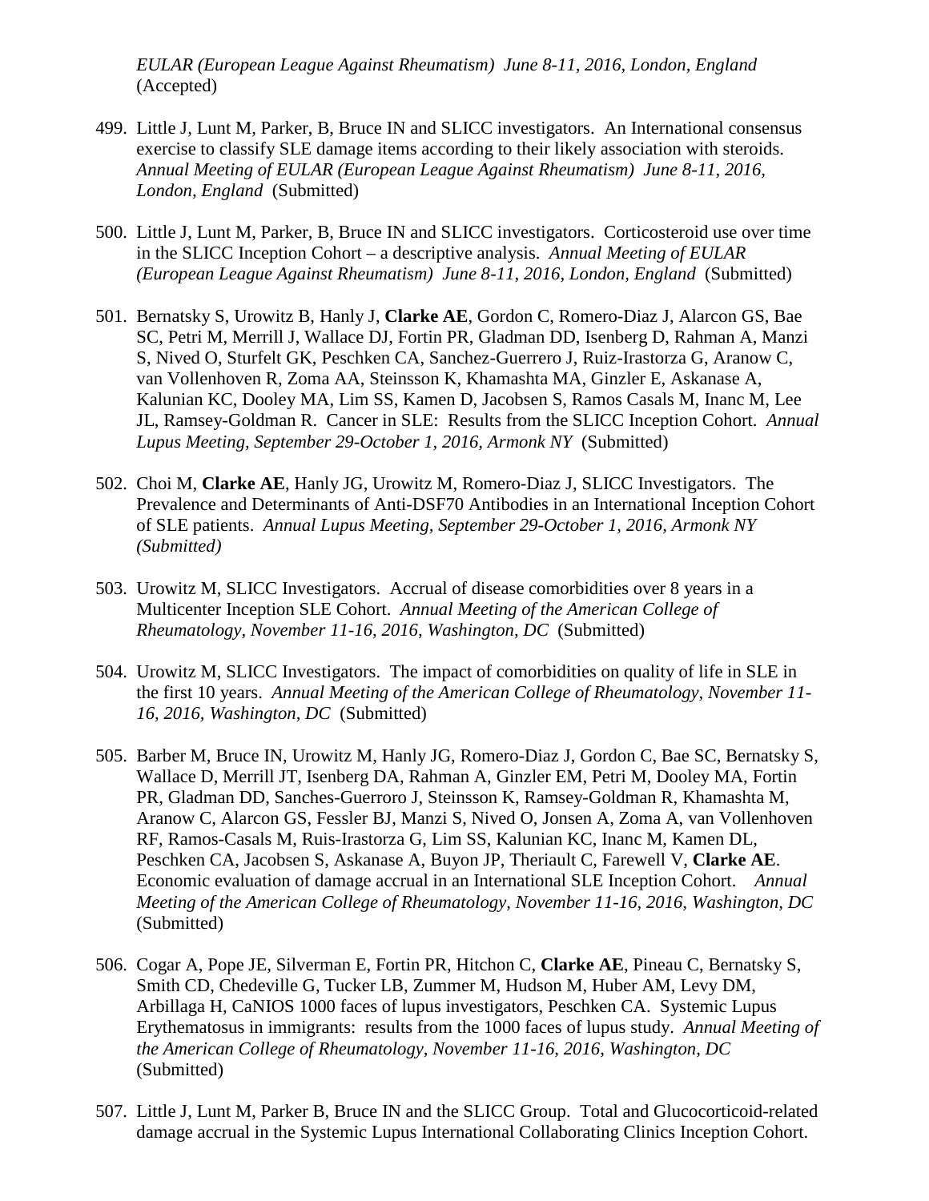*EULAR (European League Against Rheumatism) June 8-11, 2016, London, England* (Accepted)

499. Little J, Lunt M, Parker, B, Bruce IN and SLICC investigators. An International consensus exercise to classify SLE damage items according to their likely association with steroids. *Annual Meeting of EULAR (European League Against Rheumatism) June 8-11, 2016, London, England* (Submitted)

500. Little J, Lunt M, Parker, B, Bruce IN and SLICC investigators. Corticosteroid use over time in the SLICC Inception Cohort – a descriptive analysis. *Annual Meeting of EULAR (European League Against Rheumatism) June 8-11, 2016, London, England* (Submitted)

501. Bernatsky S, Urowitz B, Hanly J, **Clarke AE**, Gordon C, Romero-Diaz J, Alarcon GS, Bae SC, Petri M, Merrill J, Wallace DJ, Fortin PR, Gladman DD, Isenberg D, Rahman A, Manzi S, Nived O, Sturfelt GK, Peschken CA, Sanchez-Guerrero J, Ruiz-Irastorza G, Aranow C, van Vollenhoven R, Zoma AA, Steinsson K, Khamashta MA, Ginzler E, Askanase A, Kalunian KC, Dooley MA, Lim SS, Kamen D, Jacobsen S, Ramos Casals M, Inanc M, Lee JL, Ramsey-Goldman R. Cancer in SLE: Results from the SLICC Inception Cohort. *Annual Lupus Meeting, September 29-October 1, 2016, Armonk NY* (Submitted)

502. Choi M, **Clarke AE**, Hanly JG, Urowitz M, Romero-Diaz J, SLICC Investigators. The Prevalence and Determinants of Anti-DSF70 Antibodies in an International Inception Cohort of SLE patients. *Annual Lupus Meeting, September 29-October 1, 2016, Armonk NY (Submitted)*

503. Urowitz M, SLICC Investigators. Accrual of disease comorbidities over 8 years in a Multicenter Inception SLE Cohort. *Annual Meeting of the American College of Rheumatology, November 11-16, 2016, Washington, DC* (Submitted)

504. Urowitz M, SLICC Investigators. The impact of comorbidities on quality of life in SLE in the first 10 years. *Annual Meeting of the American College of Rheumatology, November 11-16, 2016, Washington, DC* (Submitted)

505. Barber M, Bruce IN, Urowitz M, Hanly JG, Romero-Diaz J, Gordon C, Bae SC, Bernatsky S, Wallace D, Merrill JT, Isenberg DA, Rahman A, Ginzler EM, Petri M, Dooley MA, Fortin PR, Gladman DD, Sanches-Guerroro J, Steinsson K, Ramsey-Goldman R, Khamashta M, Aranow C, Alarcon GS, Fessler BJ, Manzi S, Nived O, Jonsen A, Zoma A, van Vollenhoven RF, Ramos-Casals M, Ruis-Irastorza G, Lim SS, Kalunian KC, Inanc M, Kamen DL, Peschken CA, Jacobsen S, Askanase A, Buyon JP, Theriault C, Farewell V, **Clarke AE**. Economic evaluation of damage accrual in an International SLE Inception Cohort. *Annual Meeting of the American College of Rheumatology, November 11-16, 2016, Washington, DC* (Submitted)

506. Cogar A, Pope JE, Silverman E, Fortin PR, Hitchon C, **Clarke AE**, Pineau C, Bernatsky S, Smith CD, Chedeville G, Tucker LB, Zummer M, Hudson M, Huber AM, Levy DM, Arbillaga H, CaNIOS 1000 faces of lupus investigators, Peschken CA. Systemic Lupus Erythematosus in immigrants: results from the 1000 faces of lupus study. *Annual Meeting of the American College of Rheumatology, November 11-16, 2016, Washington, DC* (Submitted)

507. Little J, Lunt M, Parker B, Bruce IN and the SLICC Group. Total and Glucocorticoid-related damage accrual in the Systemic Lupus International Collaborating Clinics Inception Cohort.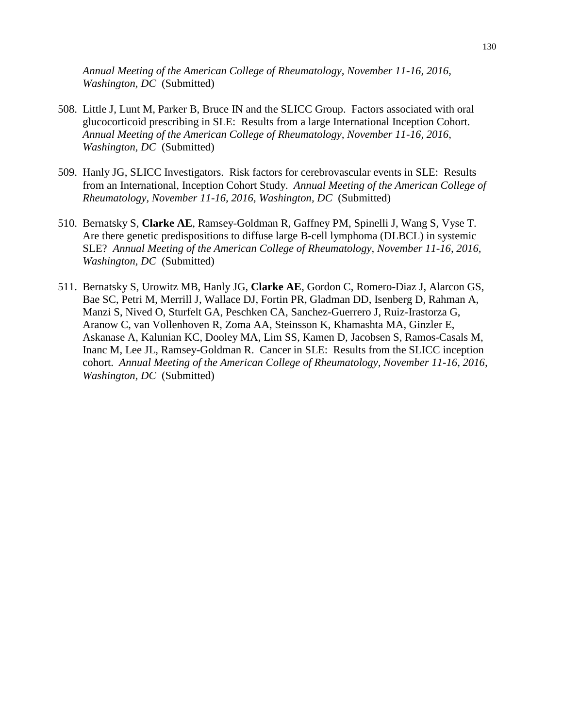*Annual Meeting of the American College of Rheumatology, November 11-16, 2016, Washington, DC* (Submitted)

508. Little J, Lunt M, Parker B, Bruce IN and the SLICC Group. Factors associated with oral glucocorticoid prescribing in SLE: Results from a large International Inception Cohort. *Annual Meeting of the American College of Rheumatology, November 11-16, 2016, Washington, DC* (Submitted)

509. Hanly JG, SLICC Investigators. Risk factors for cerebrovascular events in SLE: Results from an International, Inception Cohort Study. *Annual Meeting of the American College of Rheumatology, November 11-16, 2016, Washington, DC* (Submitted)

510. Bernatsky S, **Clarke AE**, Ramsey-Goldman R, Gaffney PM, Spinelli J, Wang S, Vyse T. Are there genetic predispositions to diffuse large B-cell lymphoma (DLBCL) in systemic SLE? *Annual Meeting of the American College of Rheumatology, November 11-16, 2016, Washington, DC* (Submitted)

511. Bernatsky S, Urowitz MB, Hanly JG, **Clarke AE**, Gordon C, Romero-Diaz J, Alarcon GS, Bae SC, Petri M, Merrill J, Wallace DJ, Fortin PR, Gladman DD, Isenberg D, Rahman A, Manzi S, Nived O, Sturfelt GA, Peschken CA, Sanchez-Guerrero J, Ruiz-Irastorza G, Aranow C, van Vollenhoven R, Zoma AA, Steinsson K, Khamashta MA, Ginzler E, Askanase A, Kalunian KC, Dooley MA, Lim SS, Kamen D, Jacobsen S, Ramos-Casals M, Inanc M, Lee JL, Ramsey-Goldman R. Cancer in SLE: Results from the SLICC inception cohort. *Annual Meeting of the American College of Rheumatology, November 11-16, 2016, Washington, DC* (Submitted)